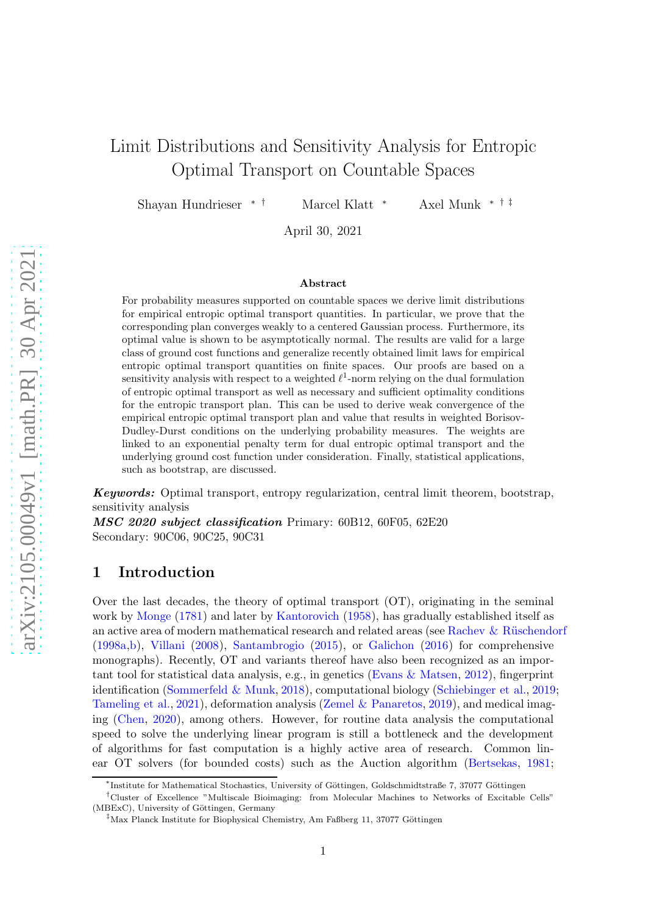# Limit Distributions and Sensitivity Analysis for Entropic Optimal Transport on Countable Spaces

Shayan Hundrieser [\*] [†] Marcel Klatt [\*] Axel Munk [\*] [†] [‡]

April 30, 2021

**Abstract**

For probability measures supported on countable spaces we derive limit distributions for empirical entropic optimal transport quantities. In particular, we prove that the corresponding plan converges weakly to a centered Gaussian process. Furthermore, its optimal value is shown to be asymptotically normal. The results are valid for a large class of ground cost functions and generalize recently obtained limit laws for empirical entropic optimal transport quantities on finite spaces. Our proofs are based on a sensitivity analysis with respect to a weighted $\ell^1$-norm relying on the dual formulation of entropic optimal transport as well as necessary and sufficient optimality conditions for the entropic transport plan. This can be used to derive weak convergence of the empirical entropic optimal transport plan and value that results in weighted Borisov-Dudley-Durst conditions on the underlying probability measures. The weights are linked to an exponential penalty term for dual entropic optimal transport and the underlying ground cost function under consideration. Finally, statistical applications, such as bootstrap, are discussed.

***Keywords:*** Optimal transport, entropy regularization, central limit theorem, bootstrap, sensitivity analysis

***MSC 2020 subject classification*** Primary: 60B12, 60F05, 62E20
Secondary: 90C06, 90C25, 90C31

## 1 Introduction

Over the last decades, the theory of optimal transport (OT), originating in the seminal work by Monge (1781) and later by Kantorovich (1958), has gradually established itself as an active area of modern mathematical research and related areas (see Rachev & Rüschendorf (1998a,b), Villani (2008), Santambrogio (2015), or Galichon (2016) for comprehensive monographs). Recently, OT and variants thereof have also been recognized as an important tool for statistical data analysis, e.g., in genetics (Evans & Matsen, 2012), fingerprint identification (Sommerfeld & Munk, 2018), computational biology (Schiebinger et al., 2019; Tameling et al., 2021), deformation analysis (Zemel & Panaretos, 2019), and medical imaging (Chen, 2020), among others. However, for routine data analysis the computational speed to solve the underlying linear program is still a bottleneck and the development of algorithms for fast computation is a highly active area of research. Common linear OT solvers (for bounded costs) such as the Auction algorithm (Bertsekas, 1981;

---

[\*] Institute for Mathematical Stochastics, University of Göttingen, Goldschmidtstraße 7, 37077 Göttingen

[†] Cluster of Excellence "Multiscale Bioimaging: from Molecular Machines to Networks of Excitable Cells" (MBExC), University of Göttingen, Germany

[‡] Max Planck Institute for Biophysical Chemistry, Am Faßberg 11, 37077 Göttingen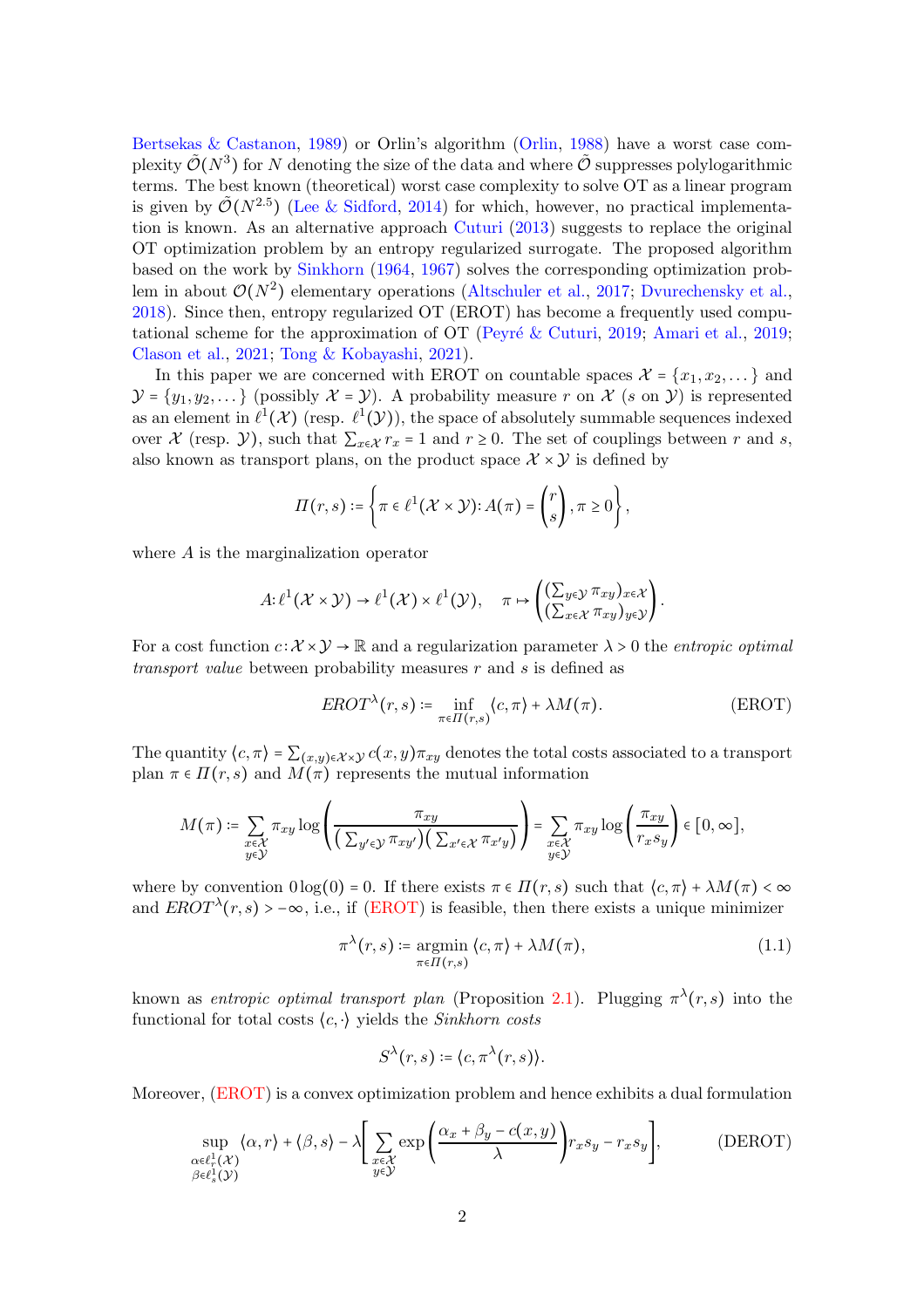Bertsekas & Castanon, 1989) or Orlin's algorithm (Orlin, 1988) have a worst case complexity $\tilde{\mathcal{O}}(N^3)$ for $N$ denoting the size of the data and where $\tilde{\mathcal{O}}$ suppresses polylogarithmic terms. The best known (theoretical) worst case complexity to solve OT as a linear program is given by $\tilde{\mathcal{O}}(N^{2.5})$ (Lee & Sidford, 2014) for which, however, no practical implementation is known. As an alternative approach Cuturi (2013) suggests to replace the original OT optimization problem by an entropy regularized surrogate. The proposed algorithm based on the work by Sinkhorn (1964, 1967) solves the corresponding optimization problem in about $\mathcal{O}(N^2)$ elementary operations (Altschuler et al., 2017; Dvurechensky et al., 2018). Since then, entropy regularized OT (EROT) has become a frequently used computational scheme for the approximation of OT (Peyré & Cuturi, 2019; Amari et al., 2019; Clason et al., 2021; Tong & Kobayashi, 2021).

In this paper we are concerned with EROT on countable spaces $\mathcal{X} = \{x_1, x_2, \dots\}$ and $\mathcal{Y} = \{y_1, y_2, \dots\}$ (possibly $\mathcal{X} = \mathcal{Y}$). A probability measure $r$ on $\mathcal{X}$ ($s$ on $\mathcal{Y}$) is represented as an element in $\ell^1(\mathcal{X})$ (resp. $\ell^1(\mathcal{Y})$), the space of absolutely summable sequences indexed over $\mathcal{X}$ (resp. $\mathcal{Y}$), such that $\sum_{x\in\mathcal{X}} r_x = 1$ and $r \geq 0$. The set of couplings between $r$ and $s$, also known as transport plans, on the product space $\mathcal{X}\times\mathcal{Y}$ is defined by

$$\Pi(r,s) \coloneqq \left\{ \pi \in \ell^1(\mathcal{X}\times\mathcal{Y}) \colon A(\pi) = \begin{pmatrix} r \\ s \end{pmatrix}, \pi \geq 0 \right\},$$

where $A$ is the marginalization operator

$$A \colon \ell^1(\mathcal{X}\times\mathcal{Y}) \to \ell^1(\mathcal{X}) \times \ell^1(\mathcal{Y}), \quad \pi \mapsto \begin{pmatrix} (\sum_{y\in\mathcal{Y}} \pi_{xy})_{x\in\mathcal{X}} \\ (\sum_{x\in\mathcal{X}} \pi_{xy})_{y\in\mathcal{Y}} \end{pmatrix}.$$

For a cost function $c \colon \mathcal{X}\times\mathcal{Y} \to \mathbb{R}$ and a regularization parameter $\lambda > 0$ the *entropic optimal transport value* between probability measures $r$ and $s$ is defined as

$$EROT^{\lambda}(r,s) \coloneqq \inf_{\pi\in\Pi(r,s)} \langle c, \pi\rangle + \lambda M(\pi). \tag{EROT}$$

The quantity $\langle c,\pi\rangle = \sum_{(x,y)\in\mathcal{X}\times\mathcal{Y}} c(x,y)\pi_{xy}$ denotes the total costs associated to a transport plan $\pi \in \Pi(r,s)$ and $M(\pi)$ represents the mutual information

$$M(\pi) \coloneqq \sum_{\substack{x\in\mathcal{X}\\ y\in\mathcal{Y}}} \pi_{xy} \log\left( \frac{\pi_{xy}}{\left(\sum_{y'\in\mathcal{Y}} \pi_{xy'}\right)\left(\sum_{x'\in\mathcal{X}} \pi_{x'y}\right)} \right) = \sum_{\substack{x\in\mathcal{X}\\ y\in\mathcal{Y}}} \pi_{xy} \log\left(\frac{\pi_{xy}}{r_x s_y}\right) \in [0,\infty],$$

where by convention $0\log(0) = 0$. If there exists $\pi \in \Pi(r,s)$ such that $\langle c,\pi\rangle + \lambda M(\pi) < \infty$ and $EROT^{\lambda}(r,s) > -\infty$, i.e., if (EROT) is feasible, then there exists a unique minimizer

$$\pi^{\lambda}(r,s) \coloneqq \operatorname*{argmin}_{\pi\in\Pi(r,s)} \langle c,\pi\rangle + \lambda M(\pi), \tag{1.1}$$

known as *entropic optimal transport plan* (Proposition 2.1). Plugging $\pi^{\lambda}(r,s)$ into the functional for total costs $\langle c,\cdot\rangle$ yields the *Sinkhorn costs*

$$S^{\lambda}(r,s) \coloneqq \langle c, \pi^{\lambda}(r,s)\rangle.$$

Moreover, (EROT) is a convex optimization problem and hence exhibits a dual formulation

$$\sup_{\substack{\alpha\in\ell^1_r(\mathcal{X})\\ \beta\in\ell^1_s(\mathcal{Y})}} \langle \alpha, r\rangle + \langle \beta, s\rangle - \lambda\left[ \sum_{\substack{x\in\mathcal{X}\\ y\in\mathcal{Y}}} \exp\left( \frac{\alpha_x + \beta_y - c(x,y)}{\lambda} \right) r_x s_y - r_x s_y \right], \tag{DEROT}$$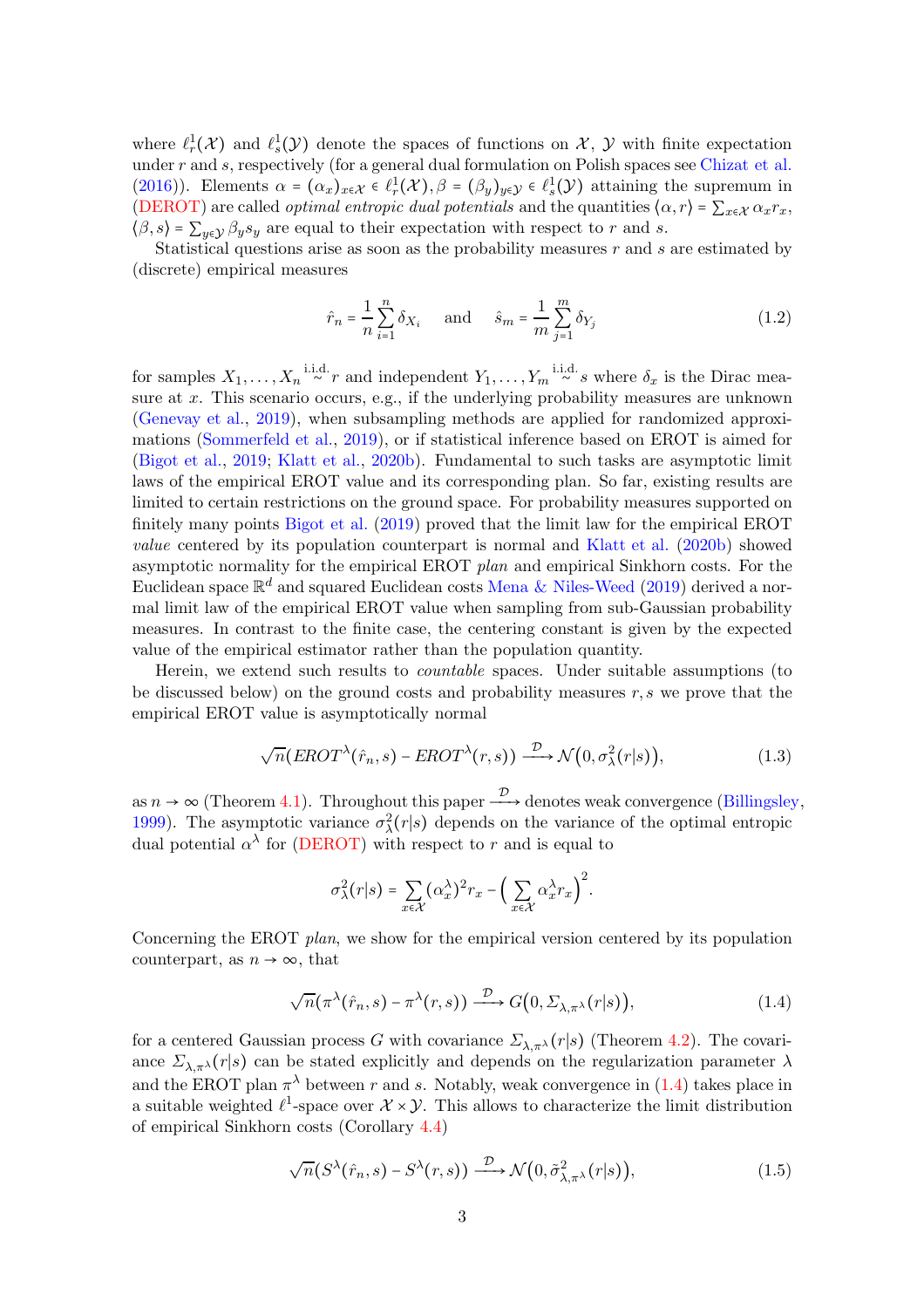where $\ell_r^1(\mathcal{X})$ and $\ell_s^1(\mathcal{Y})$ denote the spaces of functions on $\mathcal{X}$, $\mathcal{Y}$ with finite expectation under $r$ and $s$, respectively (for a general dual formulation on Polish spaces see Chizat et al. (2016)). Elements $\alpha = (\alpha_x)_{x\in\mathcal{X}} \in \ell_r^1(\mathcal{X}), \beta = (\beta_y)_{y\in\mathcal{Y}} \in \ell_s^1(\mathcal{Y})$ attaining the supremum in (DEROT) are called *optimal entropic dual potentials* and the quantities $\langle \alpha, r\rangle = \sum_{x\in\mathcal{X}} \alpha_x r_x$, $\langle \beta, s\rangle = \sum_{y\in\mathcal{Y}} \beta_y s_y$ are equal to their expectation with respect to $r$ and $s$.

Statistical questions arise as soon as the probability measures $r$ and $s$ are estimated by (discrete) empirical measures

$$\hat{r}_n = \frac{1}{n}\sum_{i=1}^{n} \delta_{X_i} \quad \text{and} \quad \hat{s}_m = \frac{1}{m}\sum_{j=1}^{m} \delta_{Y_j} \tag{1.2}$$

for samples $X_1, \ldots, X_n \overset{\text{i.i.d.}}{\sim} r$ and independent $Y_1, \ldots, Y_m \overset{\text{i.i.d.}}{\sim} s$ where $\delta_x$ is the Dirac measure at $x$. This scenario occurs, e.g., if the underlying probability measures are unknown (Genevay et al., 2019), when subsampling methods are applied for randomized approximations (Sommerfeld et al., 2019), or if statistical inference based on EROT is aimed for (Bigot et al., 2019; Klatt et al., 2020b). Fundamental to such tasks are asymptotic limit laws of the empirical EROT value and its corresponding plan. So far, existing results are limited to certain restrictions on the ground space. For probability measures supported on finitely many points Bigot et al. (2019) proved that the limit law for the empirical EROT *value* centered by its population counterpart is normal and Klatt et al. (2020b) showed asymptotic normality for the empirical EROT *plan* and empirical Sinkhorn costs. For the Euclidean space $\mathbb{R}^d$ and squared Euclidean costs Mena & Niles-Weed (2019) derived a normal limit law of the empirical EROT value when sampling from sub-Gaussian probability measures. In contrast to the finite case, the centering constant is given by the expected value of the empirical estimator rather than the population quantity.

Herein, we extend such results to *countable* spaces. Under suitable assumptions (to be discussed below) on the ground costs and probability measures $r, s$ we prove that the empirical EROT value is asymptotically normal

$$\sqrt{n}\big(EROT^{\lambda}(\hat{r}_n, s) - EROT^{\lambda}(r, s)\big) \xrightarrow{\mathcal{D}} \mathcal{N}\big(0, \sigma_\lambda^2(r|s)\big), \tag{1.3}$$

as $n \to \infty$ (Theorem 4.1). Throughout this paper $\xrightarrow{\mathcal{D}}$ denotes weak convergence (Billingsley, 1999). The asymptotic variance $\sigma_\lambda^2(r|s)$ depends on the variance of the optimal entropic dual potential $\alpha^\lambda$ for (DEROT) with respect to $r$ and is equal to

$$\sigma_\lambda^2(r|s) = \sum_{x\in\mathcal{X}} (\alpha_x^\lambda)^2 r_x - \Big(\sum_{x\in\mathcal{X}} \alpha_x^\lambda r_x\Big)^2.$$

Concerning the EROT *plan*, we show for the empirical version centered by its population counterpart, as $n \to \infty$, that

$$\sqrt{n}\big(\pi^{\lambda}(\hat{r}_n, s) - \pi^{\lambda}(r, s)\big) \xrightarrow{\mathcal{D}} G\big(0, \Sigma_{\lambda,\pi^\lambda}(r|s)\big), \tag{1.4}$$

for a centered Gaussian process $G$ with covariance $\Sigma_{\lambda,\pi^\lambda}(r|s)$ (Theorem 4.2). The covariance $\Sigma_{\lambda,\pi^\lambda}(r|s)$ can be stated explicitly and depends on the regularization parameter $\lambda$ and the EROT plan $\pi^\lambda$ between $r$ and $s$. Notably, weak convergence in (1.4) takes place in a suitable weighted $\ell^1$-space over $\mathcal{X} \times \mathcal{Y}$. This allows to characterize the limit distribution of empirical Sinkhorn costs (Corollary 4.4)

$$\sqrt{n}\big(S^{\lambda}(\hat{r}_n, s) - S^{\lambda}(r, s)\big) \xrightarrow{\mathcal{D}} \mathcal{N}\big(0, \tilde{\sigma}^2_{\lambda,\pi^\lambda}(r|s)\big), \tag{1.5}$$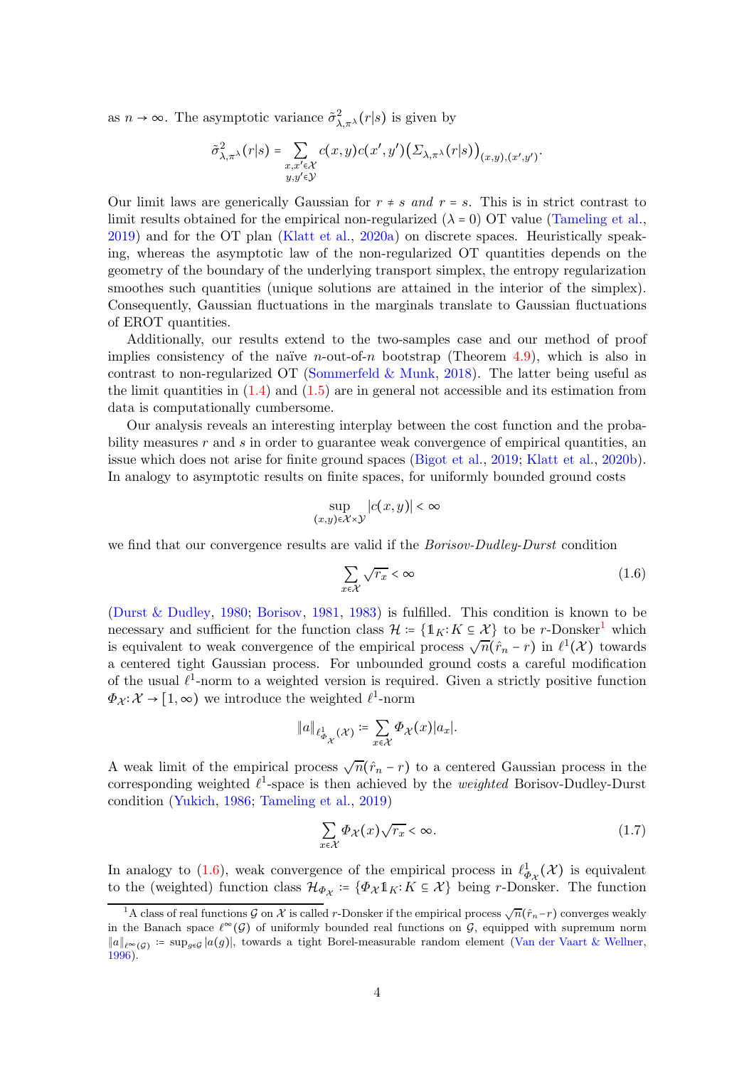as $n \to \infty$. The asymptotic variance $\tilde{\sigma}^2_{\lambda,\pi^\lambda}(r|s)$ is given by

$$\tilde{\sigma}^2_{\lambda,\pi^\lambda}(r|s) = \sum_{\substack{x,x' \in \mathcal{X} \\ y,y' \in \mathcal{Y}}} c(x,y)c(x',y')\big(\Sigma_{\lambda,\pi^\lambda}(r|s)\big)_{(x,y),(x',y')}.$$

Our limit laws are generically Gaussian for $r \neq s$ *and* $r = s$. This is in strict contrast to limit results obtained for the empirical non-regularized ($\lambda = 0$) OT value (Tameling et al., 2019) and for the OT plan (Klatt et al., 2020a) on discrete spaces. Heuristically speaking, whereas the asymptotic law of the non-regularized OT quantities depends on the geometry of the boundary of the underlying transport simplex, the entropy regularization smoothes such quantities (unique solutions are attained in the interior of the simplex). Consequently, Gaussian fluctuations in the marginals translate to Gaussian fluctuations of EROT quantities.

Additionally, our results extend to the two-samples case and our method of proof implies consistency of the naïve $n$-out-of-$n$ bootstrap (Theorem 4.9), which is also in contrast to non-regularized OT (Sommerfeld & Munk, 2018). The latter being useful as the limit quantities in (1.4) and (1.5) are in general not accessible and its estimation from data is computationally cumbersome.

Our analysis reveals an interesting interplay between the cost function and the probability measures $r$ and $s$ in order to guarantee weak convergence of empirical quantities, an issue which does not arise for finite ground spaces (Bigot et al., 2019; Klatt et al., 2020b). In analogy to asymptotic results on finite spaces, for uniformly bounded ground costs

$$\sup_{(x,y)\in\mathcal{X}\times\mathcal{Y}} |c(x,y)| < \infty$$

we find that our convergence results are valid if the *Borisov-Dudley-Durst* condition

$$\sum_{x\in\mathcal{X}} \sqrt{r_x} < \infty \tag{1.6}$$

(Durst & Dudley, 1980; Borisov, 1981, 1983) is fulfilled. This condition is known to be necessary and sufficient for the function class $\mathcal{H} := \{\mathbb{1}_K : K \subseteq \mathcal{X}\}$ to be $r$-Donsker[1] which is equivalent to weak convergence of the empirical process $\sqrt{n}(\hat{r}_n - r)$ in $\ell^1(\mathcal{X})$ towards a centered tight Gaussian process. For unbounded ground costs a careful modification of the usual $\ell^1$-norm to a weighted version is required. Given a strictly positive function $\Phi_{\mathcal{X}} : \mathcal{X} \to [1,\infty)$ we introduce the weighted $\ell^1$-norm

$$\|a\|_{\ell^1_{\Phi_{\mathcal{X}}}(\mathcal{X})} := \sum_{x\in\mathcal{X}} \Phi_{\mathcal{X}}(x)|a_x|.$$

A weak limit of the empirical process $\sqrt{n}(\hat{r}_n - r)$ to a centered Gaussian process in the corresponding weighted $\ell^1$-space is then achieved by the *weighted* Borisov-Dudley-Durst condition (Yukich, 1986; Tameling et al., 2019)

$$\sum_{x\in\mathcal{X}} \Phi_{\mathcal{X}}(x)\sqrt{r_x} < \infty. \tag{1.7}$$

In analogy to (1.6), weak convergence of the empirical process in $\ell^1_{\Phi_{\mathcal{X}}}(\mathcal{X})$ is equivalent to the (weighted) function class $\mathcal{H}_{\Phi_{\mathcal{X}}} := \{\Phi_{\mathcal{X}}\mathbb{1}_K : K \subseteq \mathcal{X}\}$ being $r$-Donsker. The function

[1] A class of real functions $\mathcal{G}$ on $\mathcal{X}$ is called $r$-Donsker if the empirical process $\sqrt{n}(\hat{r}_n - r)$ converges weakly in the Banach space $\ell^\infty(\mathcal{G})$ of uniformly bounded real functions on $\mathcal{G}$, equipped with supremum norm $\|a\|_{\ell^\infty(\mathcal{G})} := \sup_{g\in\mathcal{G}} |a(g)|$, towards a tight Borel-measurable random element (Van der Vaart & Wellner, 1996).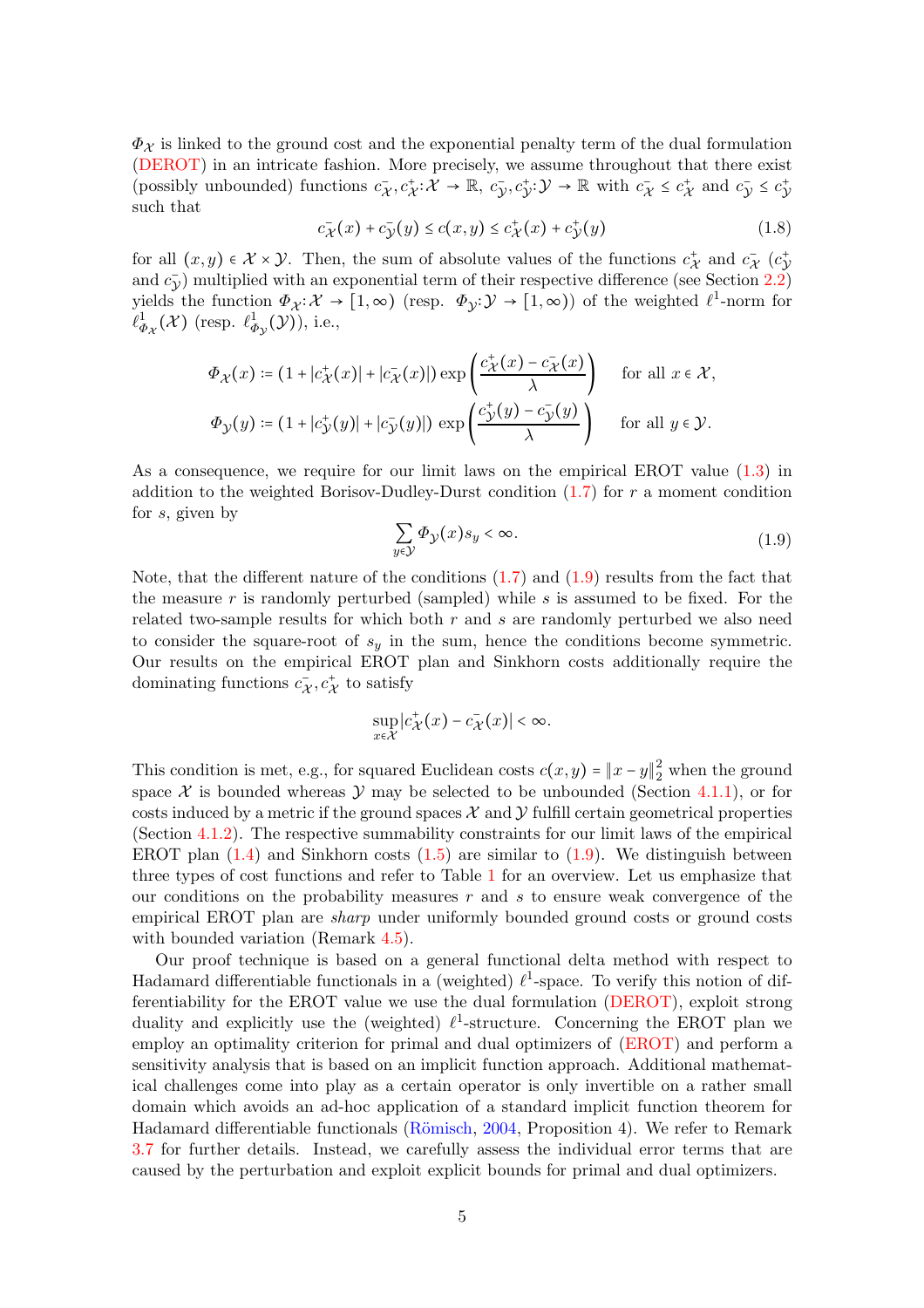$\Phi_{\mathcal{X}}$ is linked to the ground cost and the exponential penalty term of the dual formulation (DEROT) in an intricate fashion. More precisely, we assume throughout that there exist (possibly unbounded) functions $c_{\mathcal{X}}^-, c_{\mathcal{X}}^+ : \mathcal{X} \to \mathbb{R}$, $c_{\mathcal{Y}}^-, c_{\mathcal{Y}}^+ : \mathcal{Y} \to \mathbb{R}$ with $c_{\mathcal{X}}^- \leq c_{\mathcal{X}}^+$ and $c_{\mathcal{Y}}^- \leq c_{\mathcal{Y}}^+$ such that

$$c_{\mathcal{X}}^-(x) + c_{\mathcal{Y}}^-(y) \leq c(x,y) \leq c_{\mathcal{X}}^+(x) + c_{\mathcal{Y}}^+(y) \tag{1.8}$$

for all $(x,y) \in \mathcal{X} \times \mathcal{Y}$. Then, the sum of absolute values of the functions $c_{\mathcal{X}}^+$ and $c_{\mathcal{X}}^-$ ($c_{\mathcal{Y}}^+$ and $c_{\mathcal{Y}}^-$) multiplied with an exponential term of their respective difference (see Section 2.2) yields the function $\Phi_{\mathcal{X}} : \mathcal{X} \to [1, \infty)$ (resp. $\Phi_{\mathcal{Y}} : \mathcal{Y} \to [1, \infty)$) of the weighted $\ell^1$-norm for $\ell^1_{\Phi_{\mathcal{X}}}(\mathcal{X})$ (resp. $\ell^1_{\Phi_{\mathcal{Y}}}(\mathcal{Y})$), i.e.,

$$\Phi_{\mathcal{X}}(x) := \left(1 + |c_{\mathcal{X}}^+(x)| + |c_{\mathcal{X}}^-(x)|\right) \exp\left(\frac{c_{\mathcal{X}}^+(x) - c_{\mathcal{X}}^-(x)}{\lambda}\right) \quad \text{for all } x \in \mathcal{X},$$

$$\Phi_{\mathcal{Y}}(y) := \left(1 + |c_{\mathcal{Y}}^+(y)| + |c_{\mathcal{Y}}^-(y)|\right) \exp\left(\frac{c_{\mathcal{Y}}^+(y) - c_{\mathcal{Y}}^-(y)}{\lambda}\right) \quad \text{for all } y \in \mathcal{Y}.$$

As a consequence, we require for our limit laws on the empirical EROT value (1.3) in addition to the weighted Borisov-Dudley-Durst condition (1.7) for $r$ a moment condition for $s$, given by

$$\sum_{y \in \mathcal{Y}} \Phi_{\mathcal{Y}}(x) s_y < \infty. \tag{1.9}$$

Note, that the different nature of the conditions (1.7) and (1.9) results from the fact that the measure $r$ is randomly perturbed (sampled) while $s$ is assumed to be fixed. For the related two-sample results for which both $r$ and $s$ are randomly perturbed we also need to consider the square-root of $s_y$ in the sum, hence the conditions become symmetric. Our results on the empirical EROT plan and Sinkhorn costs additionally require the dominating functions $c_{\mathcal{X}}^-, c_{\mathcal{X}}^+$ to satisfy

$$\sup_{x \in \mathcal{X}} |c_{\mathcal{X}}^+(x) - c_{\mathcal{X}}^-(x)| < \infty.$$

This condition is met, e.g., for squared Euclidean costs $c(x,y) = \|x - y\|_2^2$ when the ground space $\mathcal{X}$ is bounded whereas $\mathcal{Y}$ may be selected to be unbounded (Section 4.1.1), or for costs induced by a metric if the ground spaces $\mathcal{X}$ and $\mathcal{Y}$ fulfill certain geometrical properties (Section 4.1.2). The respective summability constraints for our limit laws of the empirical EROT plan (1.4) and Sinkhorn costs (1.5) are similar to (1.9). We distinguish between three types of cost functions and refer to Table 1 for an overview. Let us emphasize that our conditions on the probability measures $r$ and $s$ to ensure weak convergence of the empirical EROT plan are *sharp* under uniformly bounded ground costs or ground costs with bounded variation (Remark 4.5).

Our proof technique is based on a general functional delta method with respect to Hadamard differentiable functionals in a (weighted) $\ell^1$-space. To verify this notion of differentiability for the EROT value we use the dual formulation (DEROT), exploit strong duality and explicitly use the (weighted) $\ell^1$-structure. Concerning the EROT plan we employ an optimality criterion for primal and dual optimizers of (EROT) and perform a sensitivity analysis that is based on an implicit function approach. Additional mathematical challenges come into play as a certain operator is only invertible on a rather small domain which avoids an ad-hoc application of a standard implicit function theorem for Hadamard differentiable functionals (Römisch, 2004, Proposition 4). We refer to Remark 3.7 for further details. Instead, we carefully assess the individual error terms that are caused by the perturbation and exploit explicit bounds for primal and dual optimizers.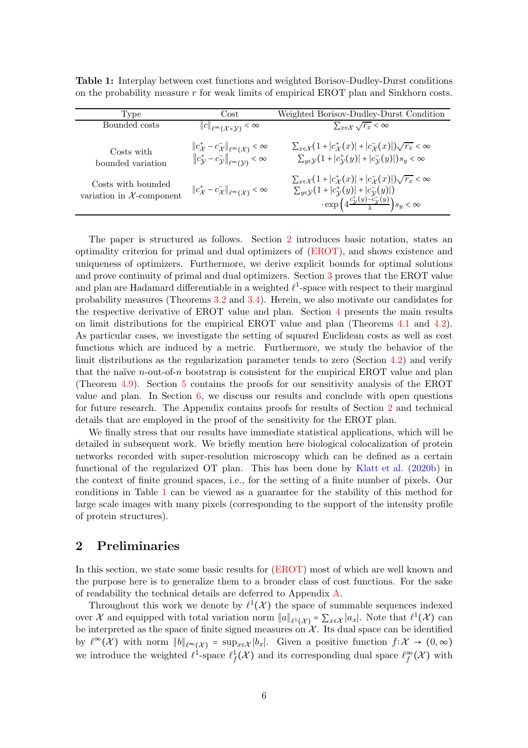**Table 1:** Interplay between cost functions and weighted Borisov-Dudley-Durst conditions on the probability measure $r$ for weak limits of empirical EROT plan and Sinkhorn costs.

| Type | Cost | Weighted Borisov-Dudley-Durst Condition |
|---|---|---|
| Bounded costs | $\|c\|_{\ell^\infty(\mathcal{X}\times\mathcal{Y})} < \infty$ | $\sum_{x\in\mathcal{X}} \sqrt{r_x} < \infty$ |
| Costs with bounded variation | $\|c^+_{\mathcal{X}} - c^-_{\mathcal{X}}\|_{\ell^\infty(\mathcal{X})} < \infty$ <br> $\|c^+_{\mathcal{Y}} - c^-_{\mathcal{Y}}\|_{\ell^\infty(\mathcal{Y})} < \infty$ | $\sum_{x\in\mathcal{X}}(1+\lvert c^+_{\mathcal{X}}(x)\rvert + \lvert c^-_{\mathcal{X}}(x)\rvert)\sqrt{r_x} < \infty$ <br> $\sum_{y\in\mathcal{Y}}(1+\lvert c^+_{\mathcal{Y}}(y)\rvert + \lvert c^-_{\mathcal{Y}}(y)\rvert) s_y < \infty$ |
| Costs with bounded variation in $\mathcal{X}$-component | $\|c^+_{\mathcal{X}} - c^-_{\mathcal{X}}\|_{\ell^\infty(\mathcal{X})} < \infty$ | $\sum_{x\in\mathcal{X}}(1+\lvert c^+_{\mathcal{X}}(x)\rvert + \lvert c^-_{\mathcal{X}}(x)\rvert)\sqrt{r_x} < \infty$ <br> $\sum_{y\in\mathcal{Y}}(1+\lvert c^+_{\mathcal{Y}}(y)\rvert + \lvert c^-_{\mathcal{Y}}(y)\rvert)$ $\cdot \exp\left(4\frac{c^+_{\mathcal{Y}}(y)-c^-_{\mathcal{Y}}(y)}{\lambda}\right) s_y < \infty$ |

The paper is structured as follows. Section 2 introduces basic notation, states an optimality criterion for primal and dual optimizers of (EROT), and shows existence and uniqueness of optimizers. Furthermore, we derive explicit bounds for optimal solutions and prove continuity of primal and dual optimizers. Section 3 proves that the EROT value and plan are Hadamard differentiable in a weighted $\ell^1$-space with respect to their marginal probability measures (Theorems 3.2 and 3.4). Herein, we also motivate our candidates for the respective derivative of EROT value and plan. Section 4 presents the main results on limit distributions for the empirical EROT value and plan (Theorems 4.1 and 4.2). As particular cases, we investigate the setting of squared Euclidean costs as well as cost functions which are induced by a metric. Furthermore, we study the behavior of the limit distributions as the regularization parameter tends to zero (Section 4.2) and verify that the naïve $n$-out-of-$n$ bootstrap is consistent for the empirical EROT value and plan (Theorem 4.9). Section 5 contains the proofs for our sensitivity analysis of the EROT value and plan. In Section 6, we discuss our results and conclude with open questions for future research. The Appendix contains proofs for results of Section 2 and technical details that are employed in the proof of the sensitivity for the EROT plan.

We finally stress that our results have immediate statistical applications, which will be detailed in subsequent work. We briefly mention here biological colocalization of protein networks recorded with super-resolution microscopy which can be defined as a certain functional of the regularized OT plan. This has been done by Klatt et al. (2020b) in the context of finite ground spaces, i.e., for the setting of a finite number of pixels. Our conditions in Table 1 can be viewed as a guarantee for the stability of this method for large scale images with many pixels (corresponding to the support of the intensity profile of protein structures).

## 2 Preliminaries

In this section, we state some basic results for (EROT) most of which are well known and the purpose here is to generalize them to a broader class of cost functions. For the sake of readability the technical details are deferred to Appendix A.

Throughout this work we denote by $\ell^1(\mathcal{X})$ the space of summable sequences indexed over $\mathcal{X}$ and equipped with total variation norm $\|a\|_{\ell^1(\mathcal{X})} = \sum_{x\in\mathcal{X}}|a_x|$. Note that $\ell^1(\mathcal{X})$ can be interpreted as the space of finite signed measures on $\mathcal{X}$. Its dual space can be identified by $\ell^\infty(\mathcal{X})$ with norm $\|b\|_{\ell^\infty(\mathcal{X})} = \sup_{x\in\mathcal{X}}|b_x|$. Given a positive function $f\colon\mathcal{X}\to(0,\infty)$ we introduce the weighted $\ell^1$-space $\ell^1_f(\mathcal{X})$ and its corresponding dual space $\ell^\infty_f(\mathcal{X})$ with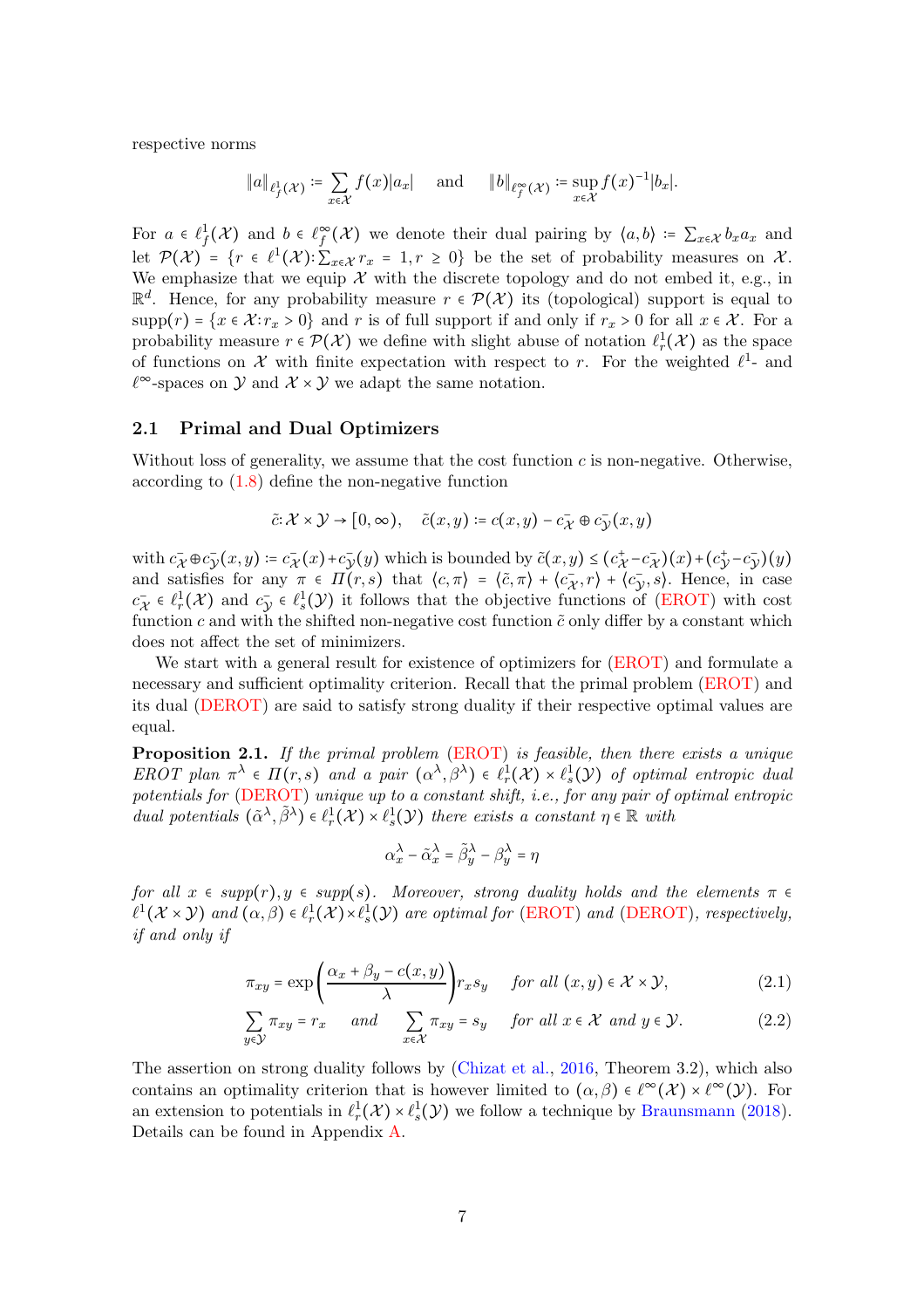respective norms

$$\|a\|_{\ell^1_f(\mathcal{X})} := \sum_{x\in\mathcal{X}} f(x)|a_x| \quad \text{and} \quad \|b\|_{\ell^\infty_f(\mathcal{X})} := \sup_{x\in\mathcal{X}} f(x)^{-1}|b_x|.$$

For $a \in \ell^1_f(\mathcal{X})$ and $b \in \ell^\infty_f(\mathcal{X})$ we denote their dual pairing by $\langle a, b\rangle := \sum_{x\in\mathcal{X}} b_x a_x$ and let $\mathcal{P}(\mathcal{X}) = \{r \in \ell^1(\mathcal{X}) : \sum_{x\in\mathcal{X}} r_x = 1, r \geq 0\}$ be the set of probability measures on $\mathcal{X}$. We emphasize that we equip $\mathcal{X}$ with the discrete topology and do not embed it, e.g., in $\mathbb{R}^d$. Hence, for any probability measure $r \in \mathcal{P}(\mathcal{X})$ its (topological) support is equal to $\text{supp}(r) = \{x \in \mathcal{X} : r_x > 0\}$ and $r$ is of full support if and only if $r_x > 0$ for all $x \in \mathcal{X}$. For a probability measure $r \in \mathcal{P}(\mathcal{X})$ we define with slight abuse of notation $\ell^1_r(\mathcal{X})$ as the space of functions on $\mathcal{X}$ with finite expectation with respect to $r$. For the weighted $\ell^1$- and $\ell^\infty$-spaces on $\mathcal{Y}$ and $\mathcal{X}\times\mathcal{Y}$ we adapt the same notation.

## 2.1 Primal and Dual Optimizers

Without loss of generality, we assume that the cost function $c$ is non-negative. Otherwise, according to (1.8) define the non-negative function

$$\tilde{c} : \mathcal{X}\times\mathcal{Y} \to [0,\infty), \quad \tilde{c}(x,y) := c(x,y) - c^-_{\mathcal{X}} \oplus c^-_{\mathcal{Y}}(x,y)$$

with $c^-_{\mathcal{X}} \oplus c^-_{\mathcal{Y}}(x,y) := c^-_{\mathcal{X}}(x) + c^-_{\mathcal{Y}}(y)$ which is bounded by $\tilde{c}(x,y) \leq (c^+_{\mathcal{X}} - c^-_{\mathcal{X}})(x) + (c^+_{\mathcal{Y}} - c^-_{\mathcal{Y}})(y)$ and satisfies for any $\pi \in \Pi(r,s)$ that $\langle c, \pi\rangle = \langle \tilde{c}, \pi\rangle + \langle c^-_{\mathcal{X}}, r\rangle + \langle c^-_{\mathcal{Y}}, s\rangle$. Hence, in case $c^-_{\mathcal{X}} \in \ell^1_r(\mathcal{X})$ and $c^-_{\mathcal{Y}} \in \ell^1_s(\mathcal{Y})$ it follows that the objective functions of (EROT) with cost function $c$ and with the shifted non-negative cost function $\tilde{c}$ only differ by a constant which does not affect the set of minimizers.

We start with a general result for existence of optimizers for (EROT) and formulate a necessary and sufficient optimality criterion. Recall that the primal problem (EROT) and its dual (DEROT) are said to satisfy strong duality if their respective optimal values are equal.

**Proposition 2.1.** *If the primal problem (EROT) is feasible, then there exists a unique EROT plan $\pi^\lambda \in \Pi(r,s)$ and a pair $(\alpha^\lambda, \beta^\lambda) \in \ell^1_r(\mathcal{X}) \times \ell^1_s(\mathcal{Y})$ of optimal entropic dual potentials for (DEROT) unique up to a constant shift, i.e., for any pair of optimal entropic dual potentials $(\tilde{\alpha}^\lambda, \tilde{\beta}^\lambda) \in \ell^1_r(\mathcal{X}) \times \ell^1_s(\mathcal{Y})$ there exists a constant $\eta \in \mathbb{R}$ with*

$$\alpha^\lambda_x - \tilde{\alpha}^\lambda_x = \tilde{\beta}^\lambda_y - \beta^\lambda_y = \eta$$

*for all $x \in supp(r), y \in supp(s)$. Moreover, strong duality holds and the elements $\pi \in \ell^1(\mathcal{X}\times\mathcal{Y})$ and $(\alpha,\beta) \in \ell^1_r(\mathcal{X})\times\ell^1_s(\mathcal{Y})$ are optimal for (EROT) and (DEROT), respectively, if and only if*

$$\pi_{xy} = \exp\left(\frac{\alpha_x + \beta_y - c(x,y)}{\lambda}\right) r_x s_y \quad \text{for all } (x,y) \in \mathcal{X}\times\mathcal{Y}, \tag{2.1}$$

$$\sum_{y\in\mathcal{Y}} \pi_{xy} = r_x \quad \text{and} \quad \sum_{x\in\mathcal{X}} \pi_{xy} = s_y \quad \text{for all } x \in \mathcal{X} \text{ and } y \in \mathcal{Y}. \tag{2.2}$$

The assertion on strong duality follows by (Chizat et al., 2016, Theorem 3.2), which also contains an optimality criterion that is however limited to $(\alpha,\beta) \in \ell^\infty(\mathcal{X})\times\ell^\infty(\mathcal{Y})$. For an extension to potentials in $\ell^1_r(\mathcal{X})\times\ell^1_s(\mathcal{Y})$ we follow a technique by Braunsmann (2018). Details can be found in Appendix A.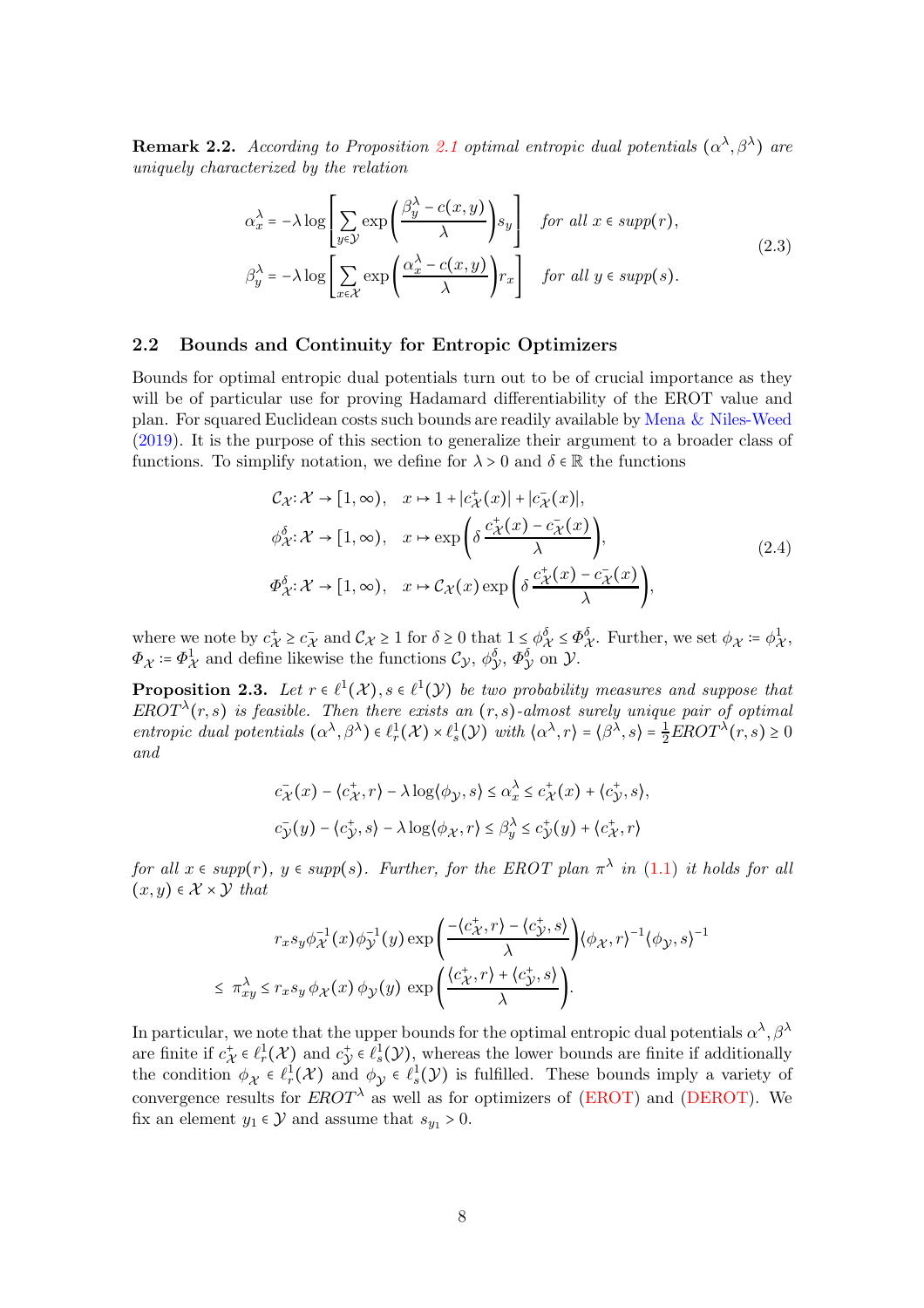**Remark 2.2.** *According to Proposition 2.1 optimal entropic dual potentials $(\alpha^\lambda, \beta^\lambda)$ are uniquely characterized by the relation*

$$
\begin{aligned}
\alpha_x^\lambda &= -\lambda \log\left[\sum_{y\in\mathcal{Y}} \exp\left(\frac{\beta_y^\lambda - c(x,y)}{\lambda}\right) s_y\right] \quad \text{for all } x \in supp(r),\\
\beta_y^\lambda &= -\lambda \log\left[\sum_{x\in\mathcal{X}} \exp\left(\frac{\alpha_x^\lambda - c(x,y)}{\lambda}\right) r_x\right] \quad \text{for all } y \in supp(s).
\end{aligned}
\tag{2.3}
$$

## 2.2 Bounds and Continuity for Entropic Optimizers

Bounds for optimal entropic dual potentials turn out to be of crucial importance as they will be of particular use for proving Hadamard differentiability of the EROT value and plan. For squared Euclidean costs such bounds are readily available by Mena & Niles-Weed (2019). It is the purpose of this section to generalize their argument to a broader class of functions. To simplify notation, we define for $\lambda > 0$ and $\delta \in \mathbb{R}$ the functions

$$
\begin{aligned}
\mathcal{C}_\mathcal{X}&: \mathcal{X} \to [1,\infty), \quad x \mapsto 1 + |c_\mathcal{X}^+(x)| + |c_\mathcal{X}^-(x)|,\\
\phi_\mathcal{X}^\delta&: \mathcal{X} \to [1,\infty), \quad x \mapsto \exp\left(\delta\, \frac{c_\mathcal{X}^+(x) - c_\mathcal{X}^-(x)}{\lambda}\right),\\
\Phi_\mathcal{X}^\delta&: \mathcal{X} \to [1,\infty), \quad x \mapsto \mathcal{C}_\mathcal{X}(x) \exp\left(\delta\, \frac{c_\mathcal{X}^+(x) - c_\mathcal{X}^-(x)}{\lambda}\right),
\end{aligned}
\tag{2.4}
$$

where we note by $c_\mathcal{X}^+ \geq c_\mathcal{X}^-$ and $\mathcal{C}_\mathcal{X} \geq 1$ for $\delta \geq 0$ that $1 \leq \phi_\mathcal{X}^\delta \leq \Phi_\mathcal{X}^\delta$. Further, we set $\phi_\mathcal{X} := \phi_\mathcal{X}^1$, $\Phi_\mathcal{X} := \Phi_\mathcal{X}^1$ and define likewise the functions $\mathcal{C}_\mathcal{Y}$, $\phi_\mathcal{Y}^\delta$, $\Phi_\mathcal{Y}^\delta$ on $\mathcal{Y}$.

**Proposition 2.3.** *Let $r \in \ell^1(\mathcal{X}), s \in \ell^1(\mathcal{Y})$ be two probability measures and suppose that $EROT^\lambda(r,s)$ is feasible. Then there exists an $(r,s)$-almost surely unique pair of optimal entropic dual potentials $(\alpha^\lambda, \beta^\lambda) \in \ell_r^1(\mathcal{X}) \times \ell_s^1(\mathcal{Y})$ with $\langle \alpha^\lambda, r\rangle = \langle \beta^\lambda, s\rangle = \frac{1}{2} EROT^\lambda(r,s) \geq 0$ and*

$$
\begin{aligned}
c_\mathcal{X}^-(x) - \langle c_\mathcal{X}^+, r\rangle - \lambda \log\langle \phi_\mathcal{Y}, s\rangle &\leq \alpha_x^\lambda \leq c_\mathcal{X}^+(x) + \langle c_\mathcal{Y}^+, s\rangle,\\
c_\mathcal{Y}^-(y) - \langle c_\mathcal{Y}^+, s\rangle - \lambda \log\langle \phi_\mathcal{X}, r\rangle &\leq \beta_y^\lambda \leq c_\mathcal{Y}^+(y) + \langle c_\mathcal{X}^+, r\rangle
\end{aligned}
$$

*for all $x \in supp(r)$, $y \in supp(s)$. Further, for the EROT plan $\pi^\lambda$ in (1.1) it holds for all $(x,y) \in \mathcal{X} \times \mathcal{Y}$ that*

$$
\begin{aligned}
&r_x s_y \phi_\mathcal{X}^{-1}(x) \phi_\mathcal{Y}^{-1}(y) \exp\left(\frac{-\langle c_\mathcal{X}^+, r\rangle - \langle c_\mathcal{Y}^+, s\rangle}{\lambda}\right) \langle \phi_\mathcal{X}, r\rangle^{-1} \langle \phi_\mathcal{Y}, s\rangle^{-1}\\
\leq\ &\pi_{xy}^\lambda \leq r_x s_y\, \phi_\mathcal{X}(x)\, \phi_\mathcal{Y}(y)\, \exp\left(\frac{\langle c_\mathcal{X}^+, r\rangle + \langle c_\mathcal{Y}^+, s\rangle}{\lambda}\right).
\end{aligned}
$$

In particular, we note that the upper bounds for the optimal entropic dual potentials $\alpha^\lambda, \beta^\lambda$ are finite if $c_\mathcal{X}^+ \in \ell_r^1(\mathcal{X})$ and $c_\mathcal{Y}^+ \in \ell_s^1(\mathcal{Y})$, whereas the lower bounds are finite if additionally the condition $\phi_\mathcal{X} \in \ell_r^1(\mathcal{X})$ and $\phi_\mathcal{Y} \in \ell_s^1(\mathcal{Y})$ is fulfilled. These bounds imply a variety of convergence results for $EROT^\lambda$ as well as for optimizers of (EROT) and (DEROT). We fix an element $y_1 \in \mathcal{Y}$ and assume that $s_{y_1} > 0$.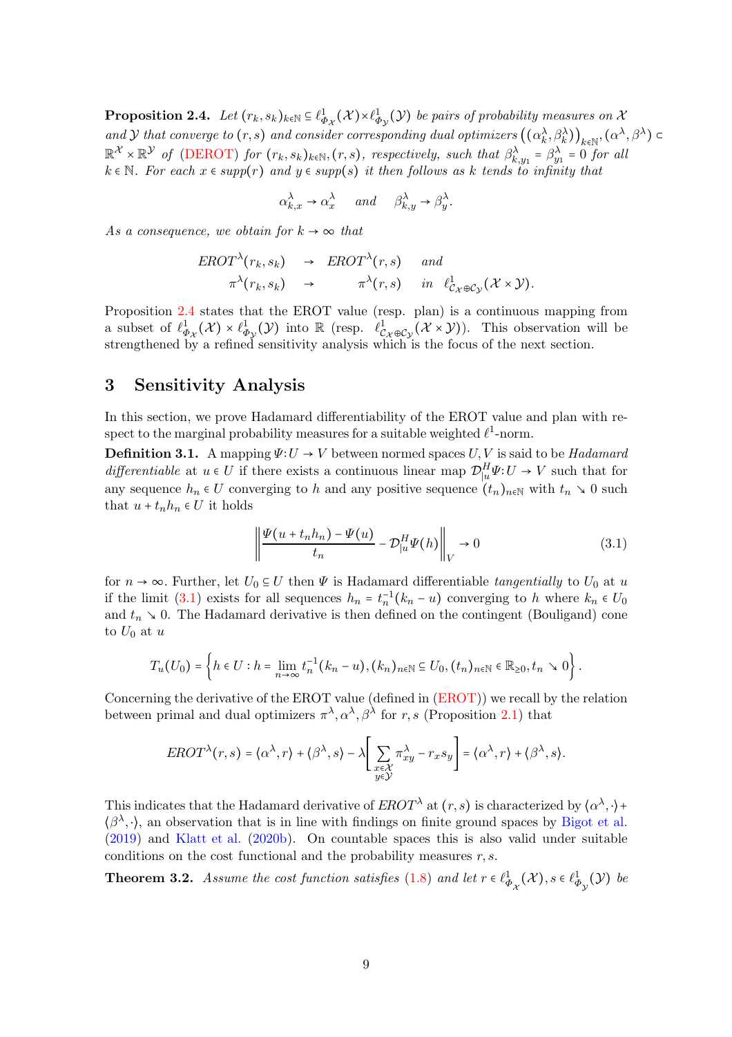**Proposition 2.4.** *Let $(r_k, s_k)_{k\in\mathbb{N}} \subseteq \ell^1_{\Phi_\mathcal{X}}(\mathcal{X})\times\ell^1_{\Phi_\mathcal{Y}}(\mathcal{Y})$ be pairs of probability measures on $\mathcal{X}$ and $\mathcal{Y}$ that converge to $(r,s)$ and consider corresponding dual optimizers $\left((\alpha^\lambda_k, \beta^\lambda_k)\right)_{k\in\mathbb{N}}, (\alpha^\lambda, \beta^\lambda) \subset \mathbb{R}^\mathcal{X}\times\mathbb{R}^\mathcal{Y}$ of (DEROT) for $(r_k, s_k)_{k\in\mathbb{N}}, (r,s)$, respectively, such that $\beta^\lambda_{k,y_1} = \beta^\lambda_{y_1} = 0$ for all $k\in\mathbb{N}$. For each $x \in supp(r)$ and $y\in supp(s)$ it then follows as $k$ tends to infinity that*

$$\alpha^\lambda_{k,x} \to \alpha^\lambda_x \quad \text{and} \quad \beta^\lambda_{k,y}\to\beta^\lambda_y.$$

*As a consequence, we obtain for $k\to\infty$ that*

$$\begin{aligned} EROT^\lambda(r_k,s_k) &\to EROT^\lambda(r,s) \quad \text{and} \\ \pi^\lambda(r_k,s_k) &\to \pi^\lambda(r,s) \quad \text{in } \ell^1_{\mathcal{C_X}\oplus\mathcal{C_Y}}(\mathcal{X}\times\mathcal{Y}). \end{aligned}$$

Proposition 2.4 states that the EROT value (resp. plan) is a continuous mapping from a subset of $\ell^1_{\Phi_\mathcal{X}}(\mathcal{X})\times\ell^1_{\Phi_\mathcal{Y}}(\mathcal{Y})$ into $\mathbb{R}$ (resp. $\ell^1_{\mathcal{C_X}\oplus\mathcal{C_Y}}(\mathcal{X}\times\mathcal{Y})$). This observation will be strengthened by a refined sensitivity analysis which is the focus of the next section.

## 3 Sensitivity Analysis

In this section, we prove Hadamard differentiability of the EROT value and plan with respect to the marginal probability measures for a suitable weighted $\ell^1$-norm.

**Definition 3.1.** A mapping $\Psi: U\to V$ between normed spaces $U, V$ is said to be *Hadamard differentiable* at $u\in U$ if there exists a continuous linear map $\mathcal{D}^H_{|u}\Psi: U\to V$ such that for any sequence $h_n\in U$ converging to $h$ and any positive sequence $(t_n)_{n\in\mathbb{N}}$ with $t_n\searrow 0$ such that $u+t_nh_n\in U$ it holds

$$\left\|\frac{\Psi(u+t_nh_n)-\Psi(u)}{t_n} - \mathcal{D}^H_{|u}\Psi(h)\right\|_V \to 0 \tag{3.1}$$

for $n\to\infty$. Further, let $U_0\subseteq U$ then $\Psi$ is Hadamard differentiable *tangentially* to $U_0$ at $u$ if the limit (3.1) exists for all sequences $h_n = t_n^{-1}(k_n - u)$ converging to $h$ where $k_n\in U_0$ and $t_n\searrow 0$. The Hadamard derivative is then defined on the contingent (Bouligand) cone to $U_0$ at $u$

$$T_u(U_0) = \left\{h\in U : h = \lim_{n\to\infty} t_n^{-1}(k_n-u), (k_n)_{n\in\mathbb{N}}\subseteq U_0, (t_n)_{n\in\mathbb{N}}\in\mathbb{R}_{\geq 0}, t_n\searrow 0\right\}.$$

Concerning the derivative of the EROT value (defined in (EROT)) we recall by the relation between primal and dual optimizers $\pi^\lambda, \alpha^\lambda, \beta^\lambda$ for $r,s$ (Proposition 2.1) that

$$EROT^\lambda(r,s) = \langle\alpha^\lambda, r\rangle + \langle\beta^\lambda, s\rangle - \lambda\left[\sum_{\substack{x\in\mathcal{X}\\ y\in\mathcal{Y}}} \pi^\lambda_{xy} - r_xs_y\right] = \langle\alpha^\lambda, r\rangle + \langle\beta^\lambda, s\rangle.$$

This indicates that the Hadamard derivative of $EROT^\lambda$ at $(r,s)$ is characterized by $\langle\alpha^\lambda,\cdot\rangle + \langle\beta^\lambda,\cdot\rangle$, an observation that is in line with findings on finite ground spaces by Bigot et al. (2019) and Klatt et al. (2020b). On countable spaces this is also valid under suitable conditions on the cost functional and the probability measures $r,s$.

**Theorem 3.2.** *Assume the cost function satisfies (1.8) and let $r\in\ell^1_{\Phi_\mathcal{X}}(\mathcal{X}), s\in\ell^1_{\Phi_\mathcal{Y}}(\mathcal{Y})$ be*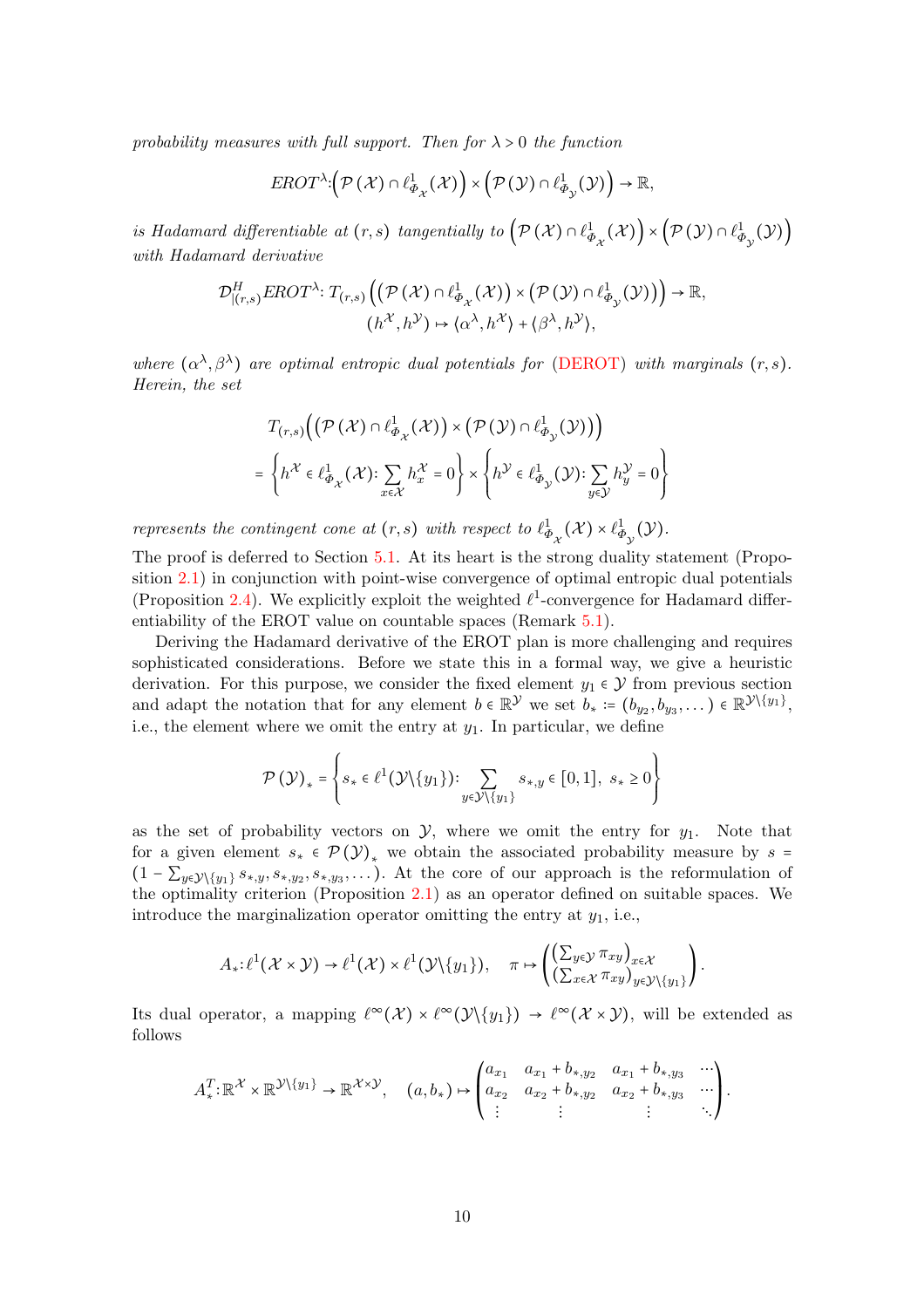*probability measures with full support. Then for $\lambda > 0$ the function*

$$EROT^{\lambda}: \left(\mathcal{P}(\mathcal{X}) \cap \ell^1_{\Phi_{\mathcal{X}}}(\mathcal{X})\right) \times \left(\mathcal{P}(\mathcal{Y}) \cap \ell^1_{\Phi_{\mathcal{Y}}}(\mathcal{Y})\right) \to \mathbb{R},$$

*is Hadamard differentiable at $(r,s)$ tangentially to $\left(\mathcal{P}(\mathcal{X}) \cap \ell^1_{\Phi_{\mathcal{X}}}(\mathcal{X})\right) \times \left(\mathcal{P}(\mathcal{Y}) \cap \ell^1_{\Phi_{\mathcal{Y}}}(\mathcal{Y})\right)$ with Hadamard derivative*

$$\mathcal{D}^H_{|(r,s)} EROT^{\lambda}: T_{(r,s)}\left(\left(\mathcal{P}(\mathcal{X}) \cap \ell^1_{\Phi_{\mathcal{X}}}(\mathcal{X})\right) \times \left(\mathcal{P}(\mathcal{Y}) \cap \ell^1_{\Phi_{\mathcal{Y}}}(\mathcal{Y})\right)\right) \to \mathbb{R},$$
$$(h^{\mathcal{X}}, h^{\mathcal{Y}}) \mapsto \langle \alpha^{\lambda}, h^{\mathcal{X}} \rangle + \langle \beta^{\lambda}, h^{\mathcal{Y}} \rangle,$$

*where $(\alpha^{\lambda}, \beta^{\lambda})$ are optimal entropic dual potentials for (DEROT) with marginals $(r,s)$. Herein, the set*

$$T_{(r,s)}\left(\left(\mathcal{P}(\mathcal{X}) \cap \ell^1_{\Phi_{\mathcal{X}}}(\mathcal{X})\right) \times \left(\mathcal{P}(\mathcal{Y}) \cap \ell^1_{\Phi_{\mathcal{Y}}}(\mathcal{Y})\right)\right)$$
$$= \left\{ h^{\mathcal{X}} \in \ell^1_{\Phi_{\mathcal{X}}}(\mathcal{X}) : \sum_{x \in \mathcal{X}} h^{\mathcal{X}}_x = 0 \right\} \times \left\{ h^{\mathcal{Y}} \in \ell^1_{\Phi_{\mathcal{Y}}}(\mathcal{Y}) : \sum_{y \in \mathcal{Y}} h^{\mathcal{Y}}_y = 0 \right\}$$

*represents the contingent cone at $(r,s)$ with respect to $\ell^1_{\Phi_{\mathcal{X}}}(\mathcal{X}) \times \ell^1_{\Phi_{\mathcal{Y}}}(\mathcal{Y})$.*

The proof is deferred to Section 5.1. At its heart is the strong duality statement (Proposition 2.1) in conjunction with point-wise convergence of optimal entropic dual potentials (Proposition 2.4). We explicitly exploit the weighted $\ell^1$-convergence for Hadamard differentiability of the EROT value on countable spaces (Remark 5.1).

Deriving the Hadamard derivative of the EROT plan is more challenging and requires sophisticated considerations. Before we state this in a formal way, we give a heuristic derivation. For this purpose, we consider the fixed element $y_1 \in \mathcal{Y}$ from previous section and adapt the notation that for any element $b \in \mathbb{R}^{\mathcal{Y}}$ we set $b_* := (b_{y_2}, b_{y_3}, \dots) \in \mathbb{R}^{\mathcal{Y}\setminus\{y_1\}}$, i.e., the element where we omit the entry at $y_1$. In particular, we define

$$\mathcal{P}(\mathcal{Y})_* = \left\{ s_* \in \ell^1(\mathcal{Y}\setminus\{y_1\}) : \sum_{y \in \mathcal{Y}\setminus\{y_1\}} s_{*,y} \in [0,1],\ s_* \geq 0 \right\}$$

as the set of probability vectors on $\mathcal{Y}$, where we omit the entry for $y_1$. Note that for a given element $s_* \in \mathcal{P}(\mathcal{Y})_*$ we obtain the associated probability measure by $s = (1 - \sum_{y \in \mathcal{Y}\setminus\{y_1\}} s_{*,y}, s_{*,y_2}, s_{*,y_3}, \dots)$. At the core of our approach is the reformulation of the optimality criterion (Proposition 2.1) as an operator defined on suitable spaces. We introduce the marginalization operator omitting the entry at $y_1$, i.e.,

$$A_*: \ell^1(\mathcal{X} \times \mathcal{Y}) \to \ell^1(\mathcal{X}) \times \ell^1(\mathcal{Y}\setminus\{y_1\}), \quad \pi \mapsto \begin{pmatrix} \left(\sum_{y \in \mathcal{Y}} \pi_{xy}\right)_{x \in \mathcal{X}} \\ \left(\sum_{x \in \mathcal{X}} \pi_{xy}\right)_{y \in \mathcal{Y}\setminus\{y_1\}} \end{pmatrix}.$$

Its dual operator, a mapping $\ell^{\infty}(\mathcal{X}) \times \ell^{\infty}(\mathcal{Y}\setminus\{y_1\}) \to \ell^{\infty}(\mathcal{X} \times \mathcal{Y})$, will be extended as follows

$$A_*^T: \mathbb{R}^{\mathcal{X}} \times \mathbb{R}^{\mathcal{Y}\setminus\{y_1\}} \to \mathbb{R}^{\mathcal{X}\times\mathcal{Y}}, \quad (a, b_*) \mapsto \begin{pmatrix} a_{x_1} & a_{x_1} + b_{*,y_2} & a_{x_1} + b_{*,y_3} & \cdots \\ a_{x_2} & a_{x_2} + b_{*,y_2} & a_{x_2} + b_{*,y_3} & \cdots \\ \vdots & \vdots & \vdots & \ddots \end{pmatrix}.$$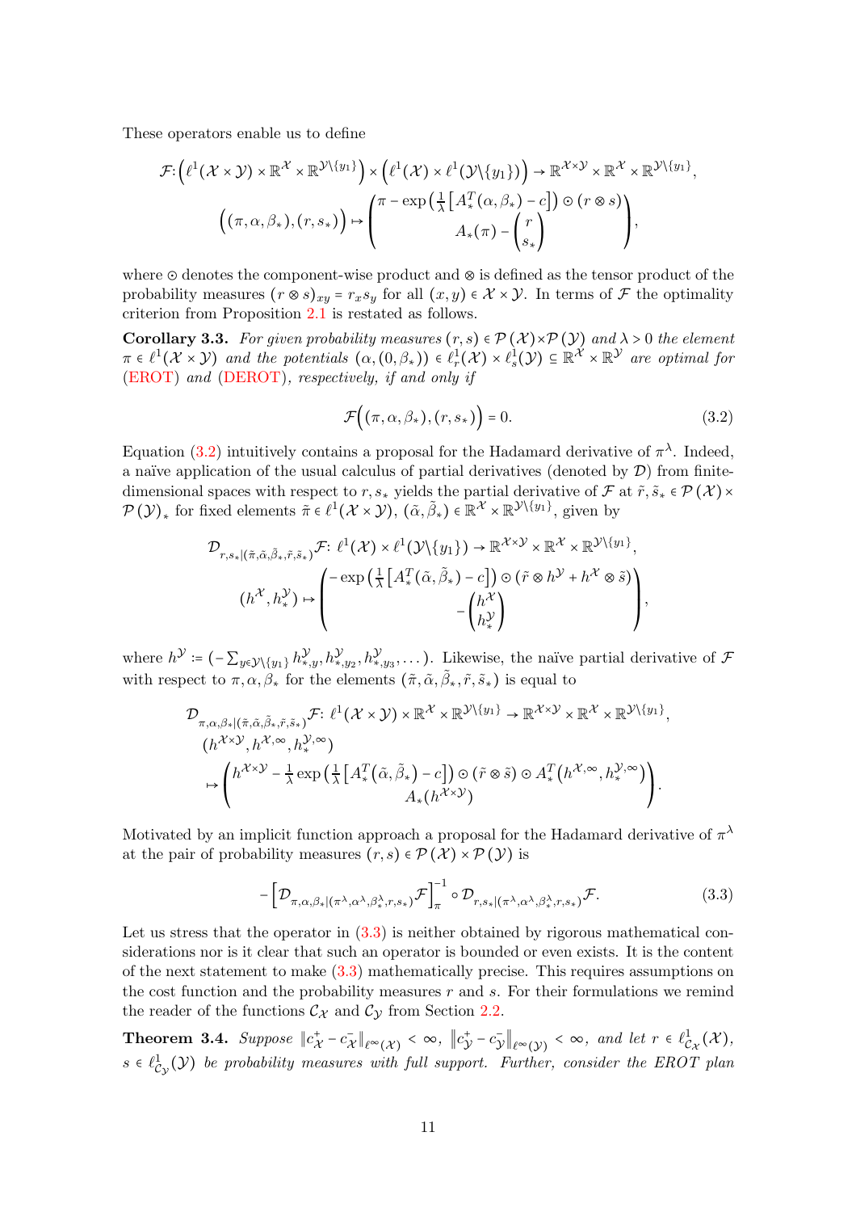These operators enable us to define

$$
\mathcal{F}\colon \Big(\ell^1(\mathcal{X}\times\mathcal{Y})\times\mathbb{R}^{\mathcal{X}}\times\mathbb{R}^{\mathcal{Y}\setminus\{y_1\}}\Big)\times\Big(\ell^1(\mathcal{X})\times\ell^1(\mathcal{Y}\setminus\{y_1\})\Big)\to\mathbb{R}^{\mathcal{X}\times\mathcal{Y}}\times\mathbb{R}^{\mathcal{X}}\times\mathbb{R}^{\mathcal{Y}\setminus\{y_1\}},
$$

$$
\Big((\pi,\alpha,\beta_*),(r,s_*)\Big)\mapsto\begin{pmatrix}\pi-\exp\left(\frac{1}{\lambda}\left[A_*^T(\alpha,\beta_*)-c\right]\right)\odot(r\otimes s)\\ A_*(\pi)-\begin{pmatrix}r\\ s_*\end{pmatrix}\end{pmatrix},
$$

where $\odot$ denotes the component-wise product and $\otimes$ is defined as the tensor product of the probability measures $(r\otimes s)_{xy}=r_x s_y$ for all $(x,y)\in\mathcal{X}\times\mathcal{Y}$. In terms of $\mathcal{F}$ the optimality criterion from Proposition 2.1 is restated as follows.

**Corollary 3.3.** *For given probability measures $(r,s)\in\mathcal{P}(\mathcal{X})\times\mathcal{P}(\mathcal{Y})$ and $\lambda>0$ the element $\pi\in\ell^1(\mathcal{X}\times\mathcal{Y})$ and the potentials $(\alpha,(0,\beta_*))\in\ell^1_r(\mathcal{X})\times\ell^1_s(\mathcal{Y})\subseteq\mathbb{R}^{\mathcal{X}}\times\mathbb{R}^{\mathcal{Y}}$ are optimal for (EROT) and (DEROT), respectively, if and only if*

$$
\mathcal{F}\Big((\pi,\alpha,\beta_*),(r,s_*)\Big)=0. \tag{3.2}
$$

Equation (3.2) intuitively contains a proposal for the Hadamard derivative of $\pi^\lambda$. Indeed, a naïve application of the usual calculus of partial derivatives (denoted by $\mathcal{D}$) from finite-dimensional spaces with respect to $r,s_*$ yields the partial derivative of $\mathcal{F}$ at $\tilde r,\tilde s_*\in\mathcal{P}(\mathcal{X})\times\mathcal{P}(\mathcal{Y})_*$ for fixed elements $\tilde\pi\in\ell^1(\mathcal{X}\times\mathcal{Y})$, $(\tilde\alpha,\tilde\beta_*)\in\mathbb{R}^{\mathcal{X}}\times\mathbb{R}^{\mathcal{Y}\setminus\{y_1\}}$, given by

$$
\mathcal{D}_{r,s_*|(\tilde\pi,\tilde\alpha,\tilde\beta_*,\tilde r,\tilde s_*)}\mathcal{F}\colon\ \ell^1(\mathcal{X})\times\ell^1(\mathcal{Y}\setminus\{y_1\})\to\mathbb{R}^{\mathcal{X}\times\mathcal{Y}}\times\mathbb{R}^{\mathcal{X}}\times\mathbb{R}^{\mathcal{Y}\setminus\{y_1\}},
$$

$$
(h^{\mathcal{X}},h^{\mathcal{Y}}_*)\mapsto\begin{pmatrix}-\exp\left(\frac{1}{\lambda}\left[A_*^T(\tilde\alpha,\tilde\beta_*)-c\right]\right)\odot(\tilde r\otimes h^{\mathcal{Y}}+h^{\mathcal{X}}\otimes\tilde s)\\ -\begin{pmatrix}h^{\mathcal{X}}\\ h^{\mathcal{Y}}_*\end{pmatrix}\end{pmatrix},
$$

where $h^{\mathcal{Y}}:=(-\sum_{y\in\mathcal{Y}\setminus\{y_1\}}h^{\mathcal{Y}}_{*,y},h^{\mathcal{Y}}_{*,y_2},h^{\mathcal{Y}}_{*,y_3},\dots)$. Likewise, the naïve partial derivative of $\mathcal{F}$ with respect to $\pi,\alpha,\beta_*$ for the elements $(\tilde\pi,\tilde\alpha,\tilde\beta_*,\tilde r,\tilde s_*)$ is equal to

$$
\begin{aligned}
&\mathcal{D}_{\pi,\alpha,\beta_*|(\tilde\pi,\tilde\alpha,\tilde\beta_*,\tilde r,\tilde s_*)}\mathcal{F}\colon\ \ell^1(\mathcal{X}\times\mathcal{Y})\times\mathbb{R}^{\mathcal{X}}\times\mathbb{R}^{\mathcal{Y}\setminus\{y_1\}}\to\mathbb{R}^{\mathcal{X}\times\mathcal{Y}}\times\mathbb{R}^{\mathcal{X}}\times\mathbb{R}^{\mathcal{Y}\setminus\{y_1\}},\\
&(h^{\mathcal{X}\times\mathcal{Y}},h^{\mathcal{X},\infty},h^{\mathcal{Y},\infty}_*)\\
&\quad\mapsto\begin{pmatrix}h^{\mathcal{X}\times\mathcal{Y}}-\frac{1}{\lambda}\exp\left(\frac{1}{\lambda}\left[A_*^T(\tilde\alpha,\tilde\beta_*)-c\right]\right)\odot(\tilde r\otimes\tilde s)\odot A_*^T\big(h^{\mathcal{X},\infty},h^{\mathcal{Y},\infty}_*\big)\\ A_*(h^{\mathcal{X}\times\mathcal{Y}})\end{pmatrix}.
\end{aligned}
$$

Motivated by an implicit function approach a proposal for the Hadamard derivative of $\pi^\lambda$ at the pair of probability measures $(r,s)\in\mathcal{P}(\mathcal{X})\times\mathcal{P}(\mathcal{Y})$ is

$$
-\Big[\mathcal{D}_{\pi,\alpha,\beta_*|(\pi^\lambda,\alpha^\lambda,\beta^\lambda_*,r,s_*)}\mathcal{F}\Big]^{-1}_{\pi}\circ\mathcal{D}_{r,s_*|(\pi^\lambda,\alpha^\lambda,\beta^\lambda_*,r,s_*)}\mathcal{F}. \tag{3.3}
$$

Let us stress that the operator in (3.3) is neither obtained by rigorous mathematical considerations nor is it clear that such an operator is bounded or even exists. It is the content of the next statement to make (3.3) mathematically precise. This requires assumptions on the cost function and the probability measures $r$ and $s$. For their formulations we remind the reader of the functions $\mathcal{C}_{\mathcal{X}}$ and $\mathcal{C}_{\mathcal{Y}}$ from Section 2.2.

**Theorem 3.4.** *Suppose $\|c^+_{\mathcal{X}}-c^-_{\mathcal{X}}\|_{\ell^\infty(\mathcal{X})}<\infty$, $\|c^+_{\mathcal{Y}}-c^-_{\mathcal{Y}}\|_{\ell^\infty(\mathcal{Y})}<\infty$, and let $r\in\ell^1_{\mathcal{C}_{\mathcal{X}}}(\mathcal{X})$, $s\in\ell^1_{\mathcal{C}_{\mathcal{Y}}}(\mathcal{Y})$ be probability measures with full support. Further, consider the EROT plan*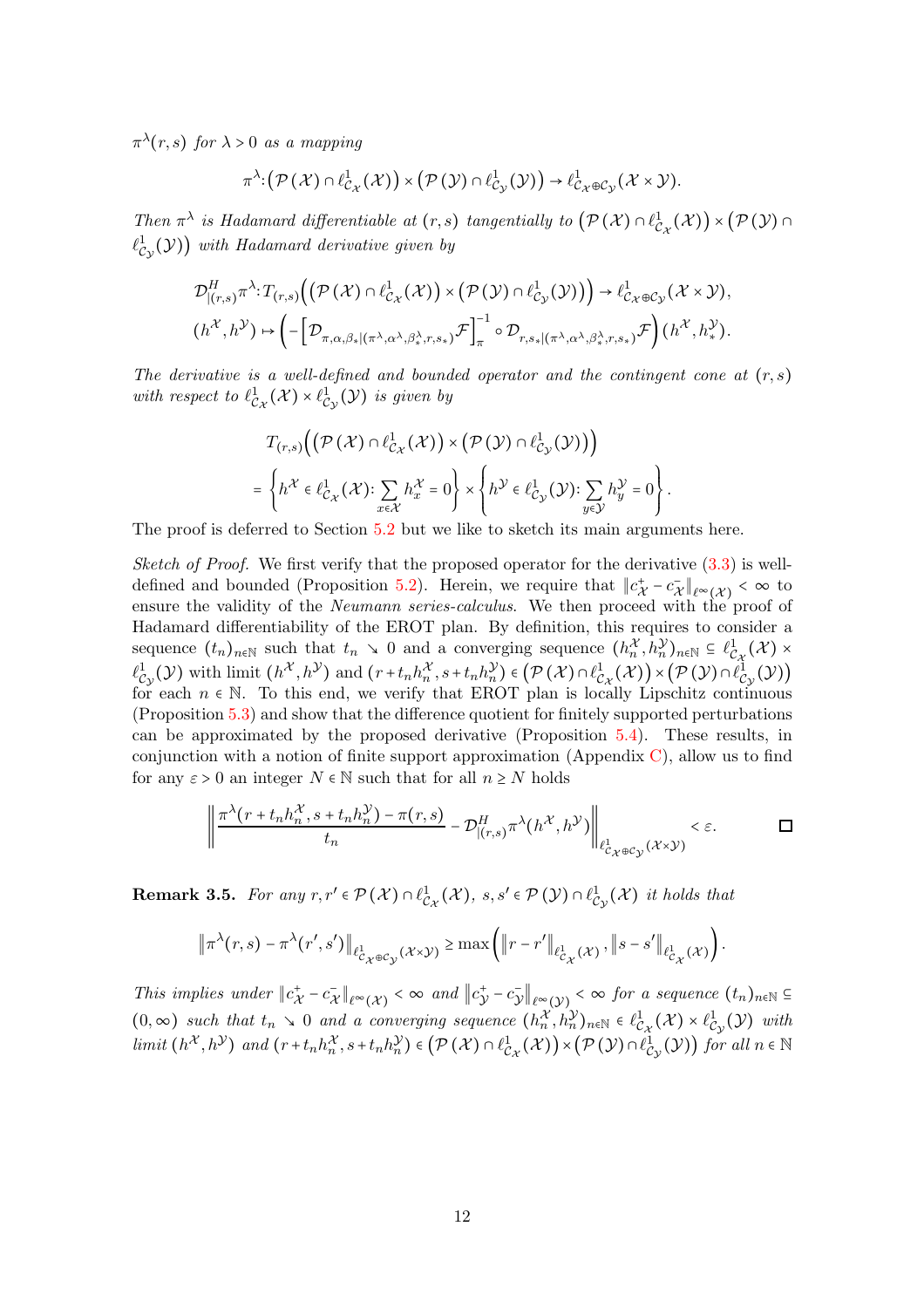$\pi^\lambda(r,s)$ *for* $\lambda > 0$ *as a mapping*

$$\pi^\lambda : \left(\mathcal{P}(\mathcal{X}) \cap \ell^1_{\mathcal{C}_\mathcal{X}}(\mathcal{X})\right) \times \left(\mathcal{P}(\mathcal{Y}) \cap \ell^1_{\mathcal{C}_\mathcal{Y}}(\mathcal{Y})\right) \to \ell^1_{\mathcal{C}_\mathcal{X} \oplus \mathcal{C}_\mathcal{Y}}(\mathcal{X} \times \mathcal{Y}).$$

*Then* $\pi^\lambda$ *is Hadamard differentiable at* $(r,s)$ *tangentially to* $\left(\mathcal{P}(\mathcal{X}) \cap \ell^1_{\mathcal{C}_\mathcal{X}}(\mathcal{X})\right) \times \left(\mathcal{P}(\mathcal{Y}) \cap \ell^1_{\mathcal{C}_\mathcal{Y}}(\mathcal{Y})\right)$ *with Hadamard derivative given by*

$$\begin{aligned}
&\mathcal{D}^H_{|(r,s)}\pi^\lambda : T_{(r,s)}\Big(\left(\mathcal{P}(\mathcal{X}) \cap \ell^1_{\mathcal{C}_\mathcal{X}}(\mathcal{X})\right) \times \left(\mathcal{P}(\mathcal{Y}) \cap \ell^1_{\mathcal{C}_\mathcal{Y}}(\mathcal{Y})\right)\Big) \to \ell^1_{\mathcal{C}_\mathcal{X} \oplus \mathcal{C}_\mathcal{Y}}(\mathcal{X} \times \mathcal{Y}),\\
&(h^\mathcal{X}, h^\mathcal{Y}) \mapsto \left(-\left[\mathcal{D}_{\pi,\alpha,\beta_*|(\pi^\lambda,\alpha^\lambda,\beta^\lambda_*,r,s_*)}\mathcal{F}\right]^{-1}_\pi \circ \mathcal{D}_{r,s_*|(\pi^\lambda,\alpha^\lambda,\beta^\lambda_*,r,s_*)}\mathcal{F}\right)(h^\mathcal{X}, h^\mathcal{Y}_*).
\end{aligned}$$

*The derivative is a well-defined and bounded operator and the contingent cone at* $(r,s)$ *with respect to* $\ell^1_{\mathcal{C}_\mathcal{X}}(\mathcal{X}) \times \ell^1_{\mathcal{C}_\mathcal{Y}}(\mathcal{Y})$ *is given by*

$$\begin{aligned}
&T_{(r,s)}\Big(\left(\mathcal{P}(\mathcal{X}) \cap \ell^1_{\mathcal{C}_\mathcal{X}}(\mathcal{X})\right) \times \left(\mathcal{P}(\mathcal{Y}) \cap \ell^1_{\mathcal{C}_\mathcal{Y}}(\mathcal{Y})\right)\Big)\\
&= \left\{h^\mathcal{X} \in \ell^1_{\mathcal{C}_\mathcal{X}}(\mathcal{X}) : \sum_{x \in \mathcal{X}} h^\mathcal{X}_x = 0\right\} \times \left\{h^\mathcal{Y} \in \ell^1_{\mathcal{C}_\mathcal{Y}}(\mathcal{Y}) : \sum_{y \in \mathcal{Y}} h^\mathcal{Y}_y = 0\right\}.
\end{aligned}$$

The proof is deferred to Section 5.2 but we like to sketch its main arguments here.

*Sketch of Proof.* We first verify that the proposed operator for the derivative (3.3) is well-defined and bounded (Proposition 5.2). Herein, we require that $\|c^+_\mathcal{X} - c^-_\mathcal{X}\|_{\ell^\infty(\mathcal{X})} < \infty$ to ensure the validity of the *Neumann series-calculus*. We then proceed with the proof of Hadamard differentiability of the EROT plan. By definition, this requires to consider a sequence $(t_n)_{n\in\mathbb{N}}$ such that $t_n \searrow 0$ and a converging sequence $(h^\mathcal{X}_n, h^\mathcal{Y}_n)_{n\in\mathbb{N}} \subseteq \ell^1_{\mathcal{C}_\mathcal{X}}(\mathcal{X}) \times \ell^1_{\mathcal{C}_\mathcal{Y}}(\mathcal{Y})$ with limit $(h^\mathcal{X}, h^\mathcal{Y})$ and $(r + t_n h^\mathcal{X}_n, s + t_n h^\mathcal{Y}_n) \in \left(\mathcal{P}(\mathcal{X}) \cap \ell^1_{\mathcal{C}_\mathcal{X}}(\mathcal{X})\right) \times \left(\mathcal{P}(\mathcal{Y}) \cap \ell^1_{\mathcal{C}_\mathcal{Y}}(\mathcal{Y})\right)$ for each $n \in \mathbb{N}$. To this end, we verify that EROT plan is locally Lipschitz continuous (Proposition 5.3) and show that the difference quotient for finitely supported perturbations can be approximated by the proposed derivative (Proposition 5.4). These results, in conjunction with a notion of finite support approximation (Appendix C), allow us to find for any $\varepsilon > 0$ an integer $N \in \mathbb{N}$ such that for all $n \geq N$ holds

$$\left\|\frac{\pi^\lambda(r + t_n h^\mathcal{X}_n, s + t_n h^\mathcal{Y}_n) - \pi(r,s)}{t_n} - \mathcal{D}^H_{|(r,s)}\pi^\lambda(h^\mathcal{X}, h^\mathcal{Y})\right\|_{\ell^1_{\mathcal{C}_\mathcal{X} \oplus \mathcal{C}_\mathcal{Y}}(\mathcal{X} \times \mathcal{Y})} < \varepsilon. \qquad \square$$

**Remark 3.5.** *For any* $r, r' \in \mathcal{P}(\mathcal{X}) \cap \ell^1_{\mathcal{C}_\mathcal{X}}(\mathcal{X})$, $s, s' \in \mathcal{P}(\mathcal{Y}) \cap \ell^1_{\mathcal{C}_\mathcal{Y}}(\mathcal{X})$ *it holds that*

$$\left\|\pi^\lambda(r,s) - \pi^\lambda(r',s')\right\|_{\ell^1_{\mathcal{C}_\mathcal{X} \oplus \mathcal{C}_\mathcal{Y}}(\mathcal{X} \times \mathcal{Y})} \geq \max\left(\|r - r'\|_{\ell^1_{\mathcal{C}_\mathcal{X}}(\mathcal{X})}, \|s - s'\|_{\ell^1_{\mathcal{C}_\mathcal{X}}(\mathcal{X})}\right).$$

*This implies under* $\|c^+_\mathcal{X} - c^-_\mathcal{X}\|_{\ell^\infty(\mathcal{X})} < \infty$ *and* $\|c^+_\mathcal{Y} - c^-_\mathcal{Y}\|_{\ell^\infty(\mathcal{Y})} < \infty$ *for a sequence* $(t_n)_{n\in\mathbb{N}} \subseteq (0,\infty)$ *such that* $t_n \searrow 0$ *and a converging sequence* $(h^\mathcal{X}_n, h^\mathcal{Y}_n)_{n\in\mathbb{N}} \in \ell^1_{\mathcal{C}_\mathcal{X}}(\mathcal{X}) \times \ell^1_{\mathcal{C}_\mathcal{Y}}(\mathcal{Y})$ *with limit* $(h^\mathcal{X}, h^\mathcal{Y})$ *and* $(r + t_n h^\mathcal{X}_n, s + t_n h^\mathcal{Y}_n) \in \left(\mathcal{P}(\mathcal{X}) \cap \ell^1_{\mathcal{C}_\mathcal{X}}(\mathcal{X})\right) \times \left(\mathcal{P}(\mathcal{Y}) \cap \ell^1_{\mathcal{C}_\mathcal{Y}}(\mathcal{Y})\right)$ *for all* $n \in \mathbb{N}$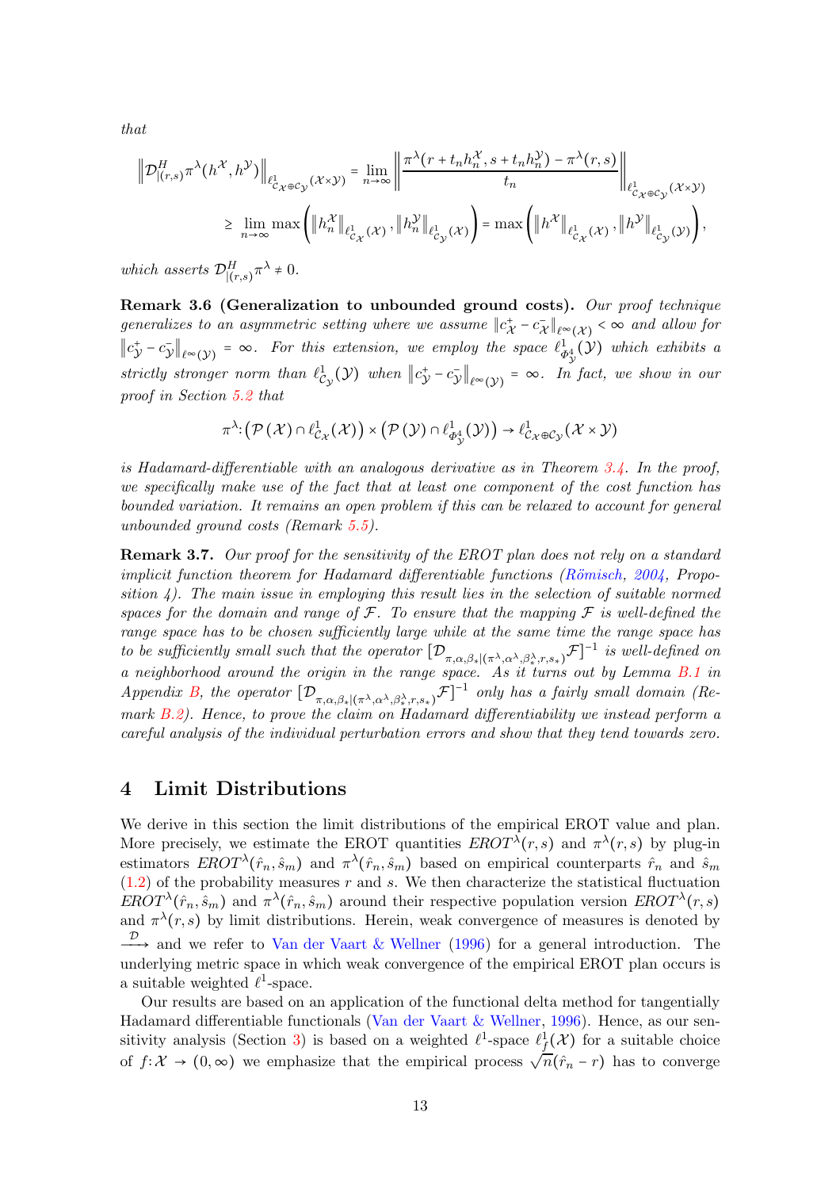*that*

$$\left\| \mathcal{D}^H_{|(r,s)} \pi^\lambda (h^\mathcal{X}, h^\mathcal{Y}) \right\|_{\ell^1_{\mathcal{C}_\mathcal{X} \oplus \mathcal{C}_\mathcal{Y}}(\mathcal{X}\times\mathcal{Y})} = \lim_{n\to\infty} \left\| \frac{\pi^\lambda(r + t_n h_n^\mathcal{X}, s + t_n h_n^\mathcal{Y}) - \pi^\lambda(r,s)}{t_n} \right\|_{\ell^1_{\mathcal{C}_\mathcal{X} \oplus \mathcal{C}_\mathcal{Y}}(\mathcal{X}\times\mathcal{Y})}$$

$$\geq \lim_{n\to\infty} \max\left( \left\| h_n^\mathcal{X} \right\|_{\ell^1_{\mathcal{C}_\mathcal{X}}(\mathcal{X})}, \left\| h_n^\mathcal{Y} \right\|_{\ell^1_{\mathcal{C}_\mathcal{Y}}(\mathcal{X})} \right) = \max\left( \left\| h^\mathcal{X} \right\|_{\ell^1_{\mathcal{C}_\mathcal{X}}(\mathcal{X})}, \left\| h^\mathcal{Y} \right\|_{\ell^1_{\mathcal{C}_\mathcal{Y}}(\mathcal{Y})} \right),$$

*which asserts* $\mathcal{D}^H_{|(r,s)} \pi^\lambda \neq 0$.

**Remark 3.6 (Generalization to unbounded ground costs).** *Our proof technique generalizes to an asymmetric setting where we assume* $\| c^+_\mathcal{X} - c^-_\mathcal{X} \|_{\ell^\infty(\mathcal{X})} < \infty$ *and allow for* $\| c^+_\mathcal{Y} - c^-_\mathcal{Y} \|_{\ell^\infty(\mathcal{Y})} = \infty$. *For this extension, we employ the space* $\ell^1_{\Phi^4_\mathcal{Y}}(\mathcal{Y})$ *which exhibits a strictly stronger norm than* $\ell^1_{\mathcal{C}_\mathcal{Y}}(\mathcal{Y})$ *when* $\| c^+_\mathcal{Y} - c^-_\mathcal{Y} \|_{\ell^\infty(\mathcal{Y})} = \infty$. *In fact, we show in our proof in Section 5.2 that*

$$\pi^\lambda \colon \left( \mathcal{P}(\mathcal{X}) \cap \ell^1_{\mathcal{C}_\mathcal{X}}(\mathcal{X}) \right) \times \left( \mathcal{P}(\mathcal{Y}) \cap \ell^1_{\Phi^4_\mathcal{Y}}(\mathcal{Y}) \right) \to \ell^1_{\mathcal{C}_\mathcal{X} \oplus \mathcal{C}_\mathcal{Y}}(\mathcal{X}\times\mathcal{Y})$$

*is Hadamard-differentiable with an analogous derivative as in Theorem 3.4. In the proof, we specifically make use of the fact that at least one component of the cost function has bounded variation. It remains an open problem if this can be relaxed to account for general unbounded ground costs (Remark 5.5).*

**Remark 3.7.** *Our proof for the sensitivity of the EROT plan does not rely on a standard implicit function theorem for Hadamard differentiable functions (Römisch, 2004, Proposition 4). The main issue in employing this result lies in the selection of suitable normed spaces for the domain and range of* $\mathcal{F}$. *To ensure that the mapping* $\mathcal{F}$ *is well-defined the range space has to be chosen sufficiently large while at the same time the range space has to be sufficiently small such that the operator* $[\mathcal{D}_{\pi,\alpha,\beta_*|(\pi^\lambda,\alpha^\lambda,\beta^\lambda_*,r,s_*)}\mathcal{F}]^{-1}$ *is well-defined on a neighborhood around the origin in the range space. As it turns out by Lemma B.1 in Appendix B, the operator* $[\mathcal{D}_{\pi,\alpha,\beta_*|(\pi^\lambda,\alpha^\lambda,\beta^\lambda_*,r,s_*)}\mathcal{F}]^{-1}$ *only has a fairly small domain (Remark B.2). Hence, to prove the claim on Hadamard differentiability we instead perform a careful analysis of the individual perturbation errors and show that they tend towards zero.*

# 4 Limit Distributions

We derive in this section the limit distributions of the empirical EROT value and plan. More precisely, we estimate the EROT quantities $EROT^\lambda(r,s)$ and $\pi^\lambda(r,s)$ by plug-in estimators $EROT^\lambda(\hat{r}_n, \hat{s}_m)$ and $\pi^\lambda(\hat{r}_n, \hat{s}_m)$ based on empirical counterparts $\hat{r}_n$ and $\hat{s}_m$ (1.2) of the probability measures $r$ and $s$. We then characterize the statistical fluctuation $EROT^\lambda(\hat{r}_n, \hat{s}_m)$ and $\pi^\lambda(\hat{r}_n, \hat{s}_m)$ around their respective population version $EROT^\lambda(r,s)$ and $\pi^\lambda(r,s)$ by limit distributions. Herein, weak convergence of measures is denoted by $\xrightarrow{\mathcal{D}}$ and we refer to Van der Vaart & Wellner (1996) for a general introduction. The underlying metric space in which weak convergence of the empirical EROT plan occurs is a suitable weighted $\ell^1$-space.

Our results are based on an application of the functional delta method for tangentially Hadamard differentiable functionals (Van der Vaart & Wellner, 1996). Hence, as our sensitivity analysis (Section 3) is based on a weighted $\ell^1$-space $\ell^1_f(\mathcal{X})$ for a suitable choice of $f\colon \mathcal{X} \to (0,\infty)$ we emphasize that the empirical process $\sqrt{n}(\hat{r}_n - r)$ has to converge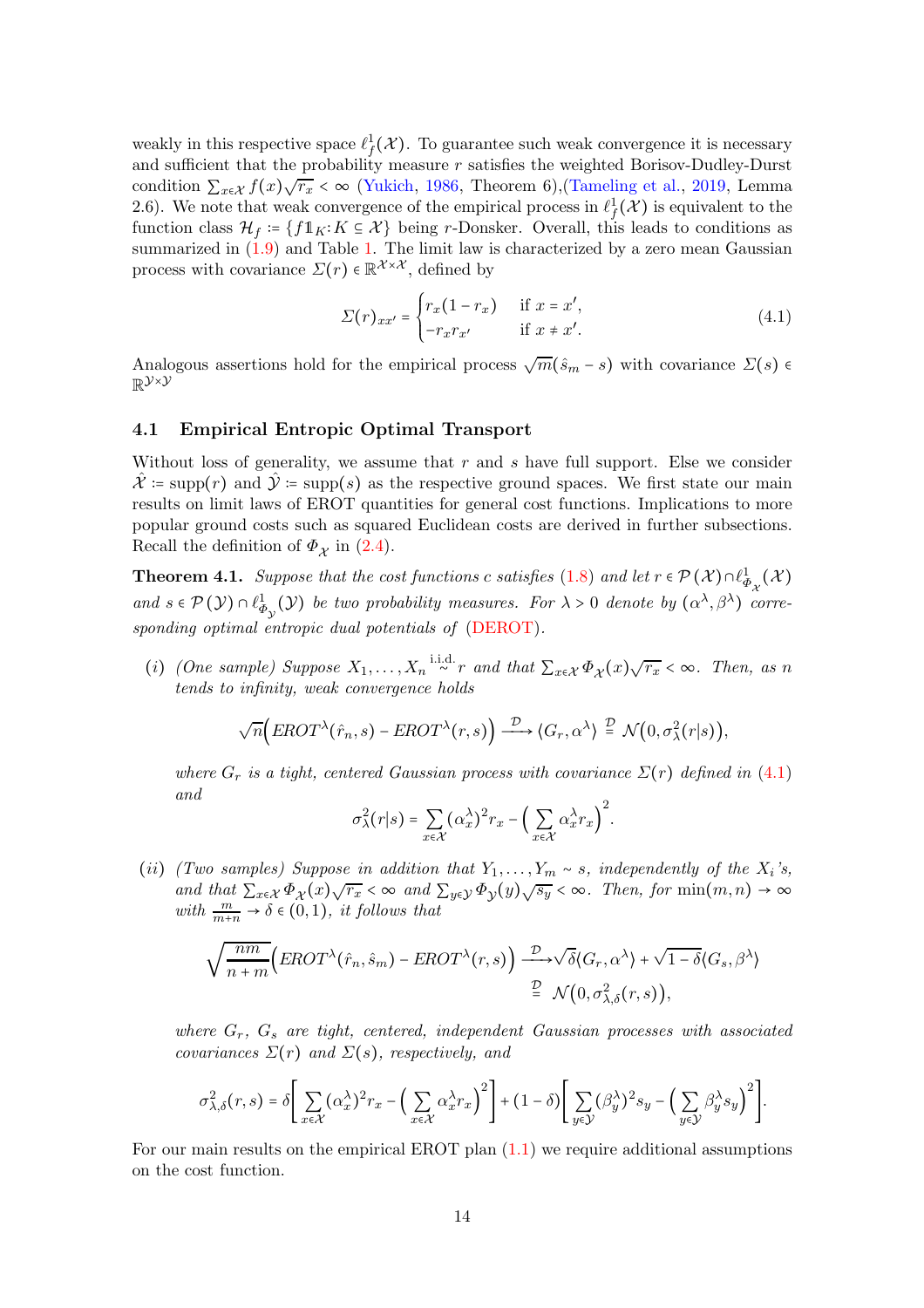weakly in this respective space $\ell^1_f(\mathcal{X})$. To guarantee such weak convergence it is necessary and sufficient that the probability measure $r$ satisfies the weighted Borisov-Dudley-Durst condition $\sum_{x\in\mathcal{X}} f(x)\sqrt{r_x} < \infty$ (Yukich, 1986, Theorem 6),(Tameling et al., 2019, Lemma 2.6). We note that weak convergence of the empirical process in $\ell^1_f(\mathcal{X})$ is equivalent to the function class $\mathcal{H}_f := \{f\mathbb{1}_K : K \subseteq \mathcal{X}\}$ being $r$-Donsker. Overall, this leads to conditions as summarized in (1.9) and Table 1. The limit law is characterized by a zero mean Gaussian process with covariance $\Sigma(r) \in \mathbb{R}^{\mathcal{X}\times\mathcal{X}}$, defined by

$$\Sigma(r)_{xx'} = \begin{cases} r_x(1-r_x) & \text{if } x = x', \\ -r_x r_{x'} & \text{if } x \neq x'. \end{cases} \tag{4.1}$$

Analogous assertions hold for the empirical process $\sqrt{m}(\hat{s}_m - s)$ with covariance $\Sigma(s) \in \mathbb{R}^{\mathcal{Y}\times\mathcal{Y}}$

### 4.1 Empirical Entropic Optimal Transport

Without loss of generality, we assume that $r$ and $s$ have full support. Else we consider $\hat{\mathcal{X}} := \mathrm{supp}(r)$ and $\hat{\mathcal{Y}} := \mathrm{supp}(s)$ as the respective ground spaces. We first state our main results on limit laws of EROT quantities for general cost functions. Implications to more popular ground costs such as squared Euclidean costs are derived in further subsections. Recall the definition of $\Phi_{\mathcal{X}}$ in (2.4).

**Theorem 4.1.** *Suppose that the cost functions $c$ satisfies (1.8) and let $r \in \mathcal{P}(\mathcal{X}) \cap \ell^1_{\Phi_{\mathcal{X}}}(\mathcal{X})$ and $s \in \mathcal{P}(\mathcal{Y}) \cap \ell^1_{\Phi_{\mathcal{Y}}}(\mathcal{Y})$ be two probability measures. For $\lambda > 0$ denote by $(\alpha^\lambda, \beta^\lambda)$ corresponding optimal entropic dual potentials of (DEROT).*

*(i) (One sample) Suppose $X_1, \ldots, X_n \overset{\text{i.i.d.}}{\sim} r$ and that $\sum_{x\in\mathcal{X}} \Phi_{\mathcal{X}}(x)\sqrt{r_x} < \infty$. Then, as $n$ tends to infinity, weak convergence holds*

$$\sqrt{n}\Big(EROT^\lambda(\hat{r}_n, s) - EROT^\lambda(r, s)\Big) \xrightarrow{\mathcal{D}} \langle G_r, \alpha^\lambda\rangle \overset{\mathcal{D}}{=} \mathcal{N}\big(0, \sigma^2_\lambda(r|s)\big),$$

*where $G_r$ is a tight, centered Gaussian process with covariance $\Sigma(r)$ defined in (4.1) and*

$$\sigma^2_\lambda(r|s) = \sum_{x\in\mathcal{X}} (\alpha^\lambda_x)^2 r_x - \Big(\sum_{x\in\mathcal{X}} \alpha^\lambda_x r_x\Big)^2.$$

*(ii) (Two samples) Suppose in addition that $Y_1, \ldots, Y_m \sim s$, independently of the $X_i$'s, and that $\sum_{x\in\mathcal{X}} \Phi_{\mathcal{X}}(x)\sqrt{r_x} < \infty$ and $\sum_{y\in\mathcal{Y}} \Phi_{\mathcal{Y}}(y)\sqrt{s_y} < \infty$. Then, for $\min(m,n) \to \infty$ with $\frac{m}{m+n} \to \delta \in (0,1)$, it follows that*

$$\begin{aligned}\sqrt{\frac{nm}{n+m}}\Big(EROT^\lambda(\hat{r}_n, \hat{s}_m) - EROT^\lambda(r, s)\Big) &\xrightarrow{\mathcal{D}} \sqrt{\delta}\langle G_r, \alpha^\lambda\rangle + \sqrt{1-\delta}\langle G_s, \beta^\lambda\rangle \\ &\overset{\mathcal{D}}{=} \mathcal{N}\big(0, \sigma^2_{\lambda,\delta}(r,s)\big),\end{aligned}$$

*where $G_r$, $G_s$ are tight, centered, independent Gaussian processes with associated covariances $\Sigma(r)$ and $\Sigma(s)$, respectively, and*

$$\sigma^2_{\lambda,\delta}(r,s) = \delta\left[\sum_{x\in\mathcal{X}} (\alpha^\lambda_x)^2 r_x - \Big(\sum_{x\in\mathcal{X}} \alpha^\lambda_x r_x\Big)^2\right] + (1-\delta)\left[\sum_{y\in\mathcal{Y}} (\beta^\lambda_y)^2 s_y - \Big(\sum_{y\in\mathcal{Y}} \beta^\lambda_y s_y\Big)^2\right].$$

For our main results on the empirical EROT plan (1.1) we require additional assumptions on the cost function.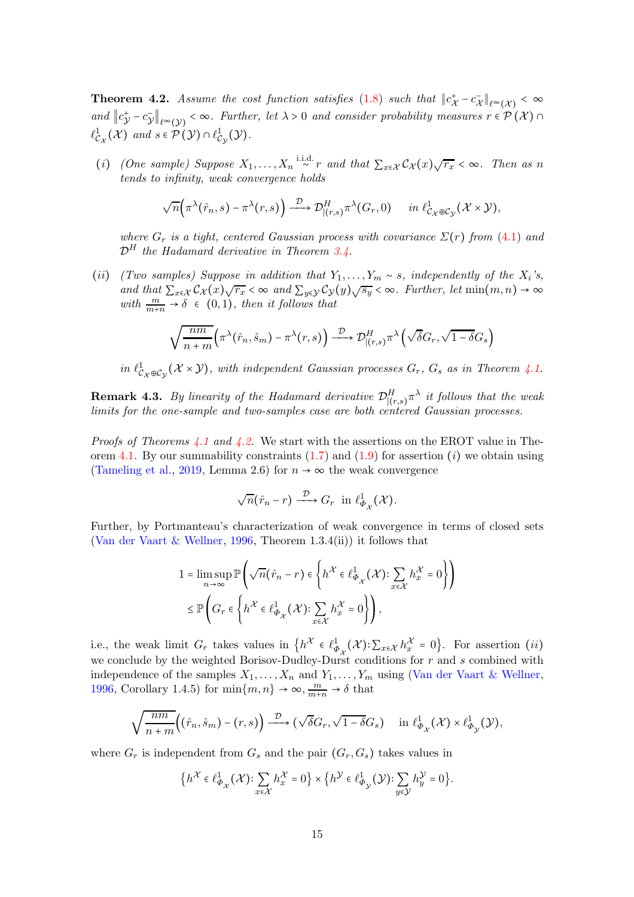**Theorem 4.2.** *Assume the cost function satisfies (1.8) such that $\|c^+_{\mathcal{X}} - c^-_{\mathcal{X}}\|_{\ell^\infty(\mathcal{X})} < \infty$ and $\|c^+_{\mathcal{Y}} - c^-_{\mathcal{Y}}\|_{\ell^\infty(\mathcal{Y})} < \infty$. Further, let $\lambda > 0$ and consider probability measures $r \in \mathcal{P}(\mathcal{X}) \cap \ell^1_{\mathcal{C}_{\mathcal{X}}}(\mathcal{X})$ and $s \in \mathcal{P}(\mathcal{Y}) \cap \ell^1_{\mathcal{C}_{\mathcal{Y}}}(\mathcal{Y})$.*

*(i) (One sample) Suppose $X_1, \dots, X_n \overset{\text{i.i.d.}}{\sim} r$ and that $\sum_{x\in\mathcal{X}} \mathcal{C}_{\mathcal{X}}(x)\sqrt{r_x} < \infty$. Then as $n$ tends to infinity, weak convergence holds*

$$\sqrt{n}\Big(\pi^\lambda(\hat{r}_n, s) - \pi^\lambda(r, s)\Big) \xrightarrow{\mathcal{D}} \mathcal{D}^H_{|(r,s)}\pi^\lambda(G_r, 0) \quad \text{in } \ell^1_{\mathcal{C}_{\mathcal{X}} \oplus \mathcal{C}_{\mathcal{Y}}}(\mathcal{X} \times \mathcal{Y}),$$

*where $G_r$ is a tight, centered Gaussian process with covariance $\Sigma(r)$ from (4.1) and $\mathcal{D}^H$ the Hadamard derivative in Theorem 3.4.*

*(ii) (Two samples) Suppose in addition that $Y_1, \dots, Y_m \sim s$, independently of the $X_i$'s, and that $\sum_{x\in\mathcal{X}} \mathcal{C}_{\mathcal{X}}(x)\sqrt{r_x} < \infty$ and $\sum_{y\in\mathcal{Y}} \mathcal{C}_{\mathcal{Y}}(y)\sqrt{s_y} < \infty$. Further, let $\min(m,n) \to \infty$ with $\frac{m}{m+n} \to \delta \in (0,1)$, then it follows that*

$$\sqrt{\frac{nm}{n+m}}\Big(\pi^\lambda(\hat{r}_n, \hat{s}_m) - \pi^\lambda(r, s)\Big) \xrightarrow{\mathcal{D}} \mathcal{D}^H_{|(r,s)}\pi^\lambda\left(\sqrt{\delta}G_r, \sqrt{1-\delta}G_s\right)$$

*in $\ell^1_{\mathcal{C}_{\mathcal{X}} \oplus \mathcal{C}_{\mathcal{Y}}}(\mathcal{X} \times \mathcal{Y})$, with independent Gaussian processes $G_r$, $G_s$ as in Theorem 4.1.*

**Remark 4.3.** *By linearity of the Hadamard derivative $\mathcal{D}^H_{|(r,s)}\pi^\lambda$ it follows that the weak limits for the one-sample and two-samples case are both centered Gaussian processes.*

*Proofs of Theorems 4.1 and 4.2.* We start with the assertions on the EROT value in Theorem 4.1. By our summability constraints (1.7) and (1.9) for assertion $(i)$ we obtain using (Tameling et al., 2019, Lemma 2.6) for $n \to \infty$ the weak convergence

$$\sqrt{n}(\hat{r}_n - r) \xrightarrow{\mathcal{D}} G_r \ \text{ in } \ell^1_{\Phi_{\mathcal{X}}}(\mathcal{X}).$$

Further, by Portmanteau's characterization of weak convergence in terms of closed sets (Van der Vaart & Wellner, 1996, Theorem 1.3.4(ii)) it follows that

$$\begin{aligned}
1 &= \limsup_{n\to\infty} \mathbb{P}\left(\sqrt{n}(\hat{r}_n - r) \in \left\{h^{\mathcal{X}} \in \ell^1_{\Phi_{\mathcal{X}}}(\mathcal{X}) \colon \sum_{x\in\mathcal{X}} h^{\mathcal{X}}_x = 0\right\}\right) \\
&\le \mathbb{P}\left(G_r \in \left\{h^{\mathcal{X}} \in \ell^1_{\Phi_{\mathcal{X}}}(\mathcal{X}) \colon \sum_{x\in\mathcal{X}} h^{\mathcal{X}}_x = 0\right\}\right),
\end{aligned}$$

i.e., the weak limit $G_r$ takes values in $\left\{h^{\mathcal{X}} \in \ell^1_{\Phi_{\mathcal{X}}}(\mathcal{X}) \colon \sum_{x\in\mathcal{X}} h^{\mathcal{X}}_x = 0\right\}$. For assertion $(ii)$ we conclude by the weighted Borisov-Dudley-Durst conditions for $r$ and $s$ combined with independence of the samples $X_1, \dots, X_n$ and $Y_1, \dots, Y_m$ using (Van der Vaart & Wellner, 1996, Corollary 1.4.5) for $\min\{m,n\} \to \infty$, $\frac{m}{m+n} \to \delta$ that

$$\sqrt{\frac{nm}{n+m}}\Big((\hat{r}_n, \hat{s}_m) - (r, s)\Big) \xrightarrow{\mathcal{D}} (\sqrt{\delta}G_r, \sqrt{1-\delta}G_s) \quad \text{in } \ell^1_{\Phi_{\mathcal{X}}}(\mathcal{X}) \times \ell^1_{\Phi_{\mathcal{Y}}}(\mathcal{Y}),$$

where $G_r$ is independent from $G_s$ and the pair $(G_r, G_s)$ takes values in

$$\left\{h^{\mathcal{X}} \in \ell^1_{\Phi_{\mathcal{X}}}(\mathcal{X}) \colon \sum_{x\in\mathcal{X}} h^{\mathcal{X}}_x = 0\right\} \times \left\{h^{\mathcal{Y}} \in \ell^1_{\Phi_{\mathcal{Y}}}(\mathcal{Y}) \colon \sum_{y\in\mathcal{Y}} h^{\mathcal{Y}}_y = 0\right\}.$$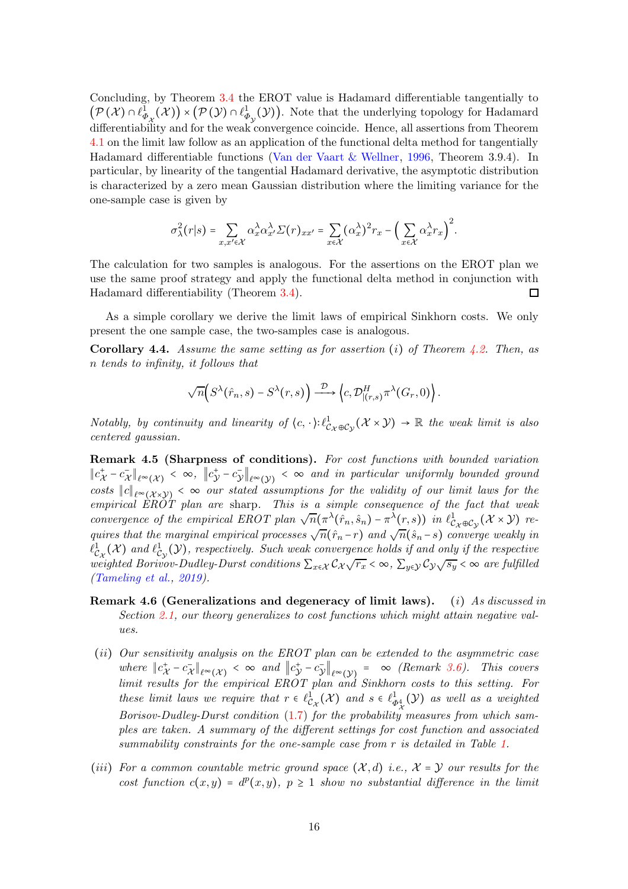Concluding, by Theorem 3.4 the EROT value is Hadamard differentiable tangentially to $\left(\mathcal{P}(\mathcal{X}) \cap \ell^1_{\Phi_{\mathcal{X}}}(\mathcal{X})\right) \times \left(\mathcal{P}(\mathcal{Y}) \cap \ell^1_{\Phi_{\mathcal{Y}}}(\mathcal{Y})\right)$. Note that the underlying topology for Hadamard differentiability and for the weak convergence coincide. Hence, all assertions from Theorem 4.1 on the limit law follow as an application of the functional delta method for tangentially Hadamard differentiable functions (Van der Vaart & Wellner, 1996, Theorem 3.9.4). In particular, by linearity of the tangential Hadamard derivative, the asymptotic distribution is characterized by a zero mean Gaussian distribution where the limiting variance for the one-sample case is given by

$$\sigma^2_\lambda(r|s) = \sum_{x,x' \in \mathcal{X}} \alpha^\lambda_x \alpha^\lambda_{x'} \Sigma(r)_{xx'} = \sum_{x \in \mathcal{X}} (\alpha^\lambda_x)^2 r_x - \Big( \sum_{x \in \mathcal{X}} \alpha^\lambda_x r_x \Big)^2.$$

The calculation for two samples is analogous. For the assertions on the EROT plan we use the same proof strategy and apply the functional delta method in conjunction with Hadamard differentiability (Theorem 3.4). □

As a simple corollary we derive the limit laws of empirical Sinkhorn costs. We only present the one sample case, the two-samples case is analogous.

**Corollary 4.4.** *Assume the same setting as for assertion (i) of Theorem 4.2. Then, as n tends to infinity, it follows that*

$$\sqrt{n}\Big(S^\lambda(\hat{r}_n, s) - S^\lambda(r,s)\Big) \xrightarrow{\mathcal{D}} \Big\langle c, \mathcal{D}^H_{|(r,s)} \pi^\lambda(G_r, 0) \Big\rangle.$$

*Notably, by continuity and linearity of $\langle c, \cdot \rangle : \ell^1_{\mathcal{C}_\mathcal{X} \oplus \mathcal{C}_\mathcal{Y}}(\mathcal{X} \times \mathcal{Y}) \to \mathbb{R}$ the weak limit is also centered gaussian.*

**Remark 4.5 (Sharpness of conditions).** *For cost functions with bounded variation $\|c^+_\mathcal{X} - c^-_\mathcal{X}\|_{\ell^\infty(\mathcal{X})} < \infty$, $\|c^+_\mathcal{Y} - c^-_\mathcal{Y}\|_{\ell^\infty(\mathcal{Y})} < \infty$ and in particular uniformly bounded ground costs $\|c\|_{\ell^\infty(\mathcal{X}\times\mathcal{Y})} < \infty$ our stated assumptions for the validity of our limit laws for the empirical EROT plan are sharp. This is a simple consequence of the fact that weak convergence of the empirical EROT plan $\sqrt{n}(\pi^\lambda(\hat{r}_n, \hat{s}_n) - \pi^\lambda(r,s))$ in $\ell^1_{\mathcal{C}_\mathcal{X} \oplus \mathcal{C}_\mathcal{Y}}(\mathcal{X} \times \mathcal{Y})$ requires that the marginal empirical processes $\sqrt{n}(\hat{r}_n - r)$ and $\sqrt{n}(\hat{s}_n - s)$ converge weakly in $\ell^1_{\mathcal{C}_\mathcal{X}}(\mathcal{X})$ and $\ell^1_{\mathcal{C}_\mathcal{Y}}(\mathcal{Y})$, respectively. Such weak convergence holds if and only if the respective weighted Borivov-Dudley-Durst conditions $\sum_{x\in\mathcal{X}} \mathcal{C}_\mathcal{X}\sqrt{r_x} < \infty$, $\sum_{y \in \mathcal{Y}} \mathcal{C}_\mathcal{Y}\sqrt{s_y} < \infty$ are fulfilled (Tameling et al., 2019).*

**Remark 4.6 (Generalizations and degeneracy of limit laws).** *(i) As discussed in Section 2.1, our theory generalizes to cost functions which might attain negative values.*

*(ii) Our sensitivity analysis on the EROT plan can be extended to the asymmetric case where $\|c^+_\mathcal{X} - c^-_\mathcal{X}\|_{\ell^\infty(\mathcal{X})} < \infty$ and $\|c^+_\mathcal{Y} - c^-_\mathcal{Y}\|_{\ell^\infty(\mathcal{Y})} = \infty$ (Remark 3.6). This covers limit results for the empirical EROT plan and Sinkhorn costs to this setting. For these limit laws we require that $r \in \ell^1_{\mathcal{C}_\mathcal{X}}(\mathcal{X})$ and $s \in \ell^1_{\Phi^4_\mathcal{X}}(\mathcal{Y})$ as well as a weighted Borisov-Dudley-Durst condition (1.7) for the probability measures from which samples are taken. A summary of the different settings for cost function and associated summability constraints for the one-sample case from r is detailed in Table 1.*

*(iii) For a common countable metric ground space $(\mathcal{X}, d)$ i.e., $\mathcal{X} = \mathcal{Y}$ our results for the cost function $c(x,y) = d^p(x,y)$, $p \geq 1$ show no substantial difference in the limit*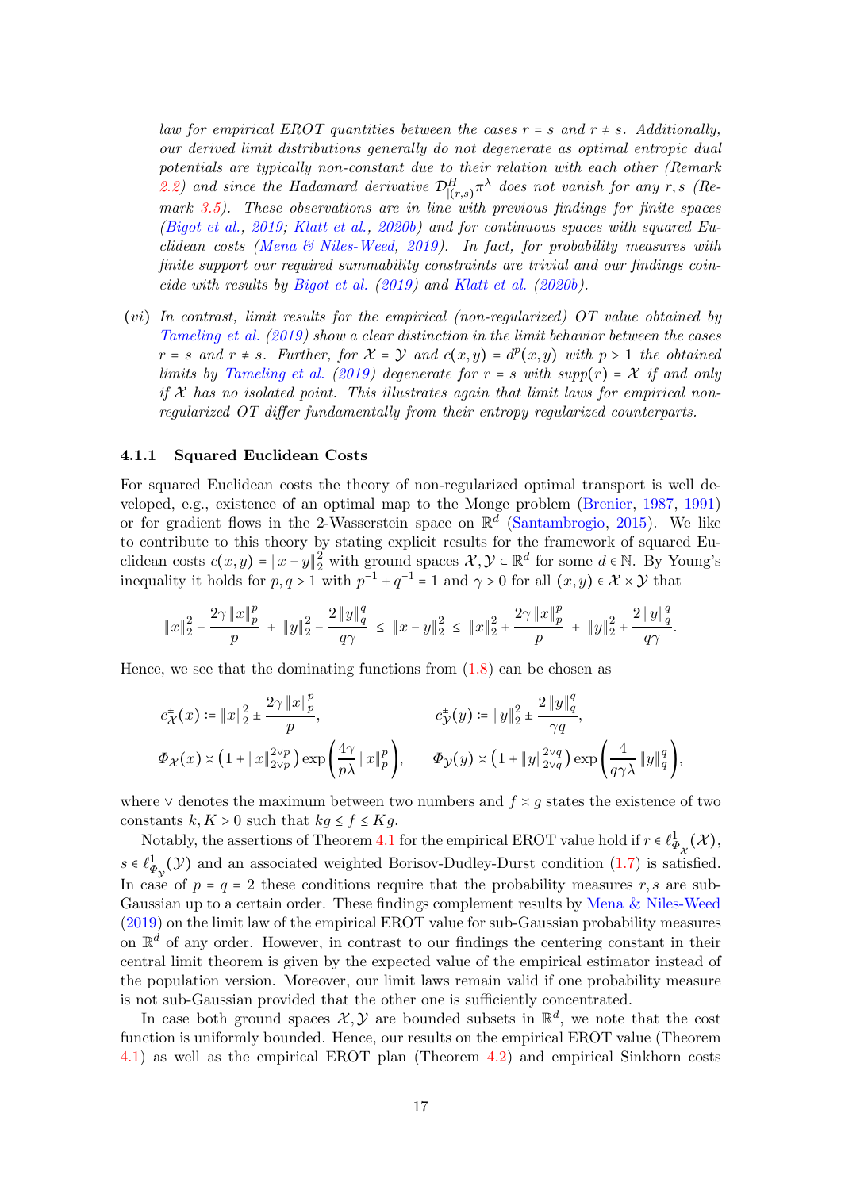*law for empirical EROT quantities between the cases $r = s$ and $r \neq s$. Additionally, our derived limit distributions generally do not degenerate as optimal entropic dual potentials are typically non-constant due to their relation with each other (Remark 2.2) and since the Hadamard derivative $\mathcal{D}^H_{|(r,s)}\pi^\lambda$ does not vanish for any $r, s$ (Remark 3.5). These observations are in line with previous findings for finite spaces (Bigot et al., 2019; Klatt et al., 2020b) and for continuous spaces with squared Euclidean costs (Mena & Niles-Weed, 2019). In fact, for probability measures with finite support our required summability constraints are trivial and our findings coincide with results by Bigot et al. (2019) and Klatt et al. (2020b).*

(*vi*) *In contrast, limit results for the empirical (non-regularized) OT value obtained by Tameling et al. (2019) show a clear distinction in the limit behavior between the cases $r = s$ and $r \neq s$. Further, for $\mathcal{X} = \mathcal{Y}$ and $c(x, y) = d^p(x, y)$ with $p > 1$ the obtained limits by Tameling et al. (2019) degenerate for $r = s$ with $supp(r) = \mathcal{X}$ if and only if $\mathcal{X}$ has no isolated point. This illustrates again that limit laws for empirical non-regularized OT differ fundamentally from their entropy regularized counterparts.*

#### 4.1.1 Squared Euclidean Costs

For squared Euclidean costs the theory of non-regularized optimal transport is well developed, e.g., existence of an optimal map to the Monge problem (Brenier, 1987, 1991) or for gradient flows in the 2-Wasserstein space on $\mathbb{R}^d$ (Santambrogio, 2015). We like to contribute to this theory by stating explicit results for the framework of squared Euclidean costs $c(x, y) = \|x - y\|_2^2$ with ground spaces $\mathcal{X}, \mathcal{Y} \subset \mathbb{R}^d$ for some $d \in \mathbb{N}$. By Young's inequality it holds for $p, q > 1$ with $p^{-1} + q^{-1} = 1$ and $\gamma > 0$ for all $(x, y) \in \mathcal{X} \times \mathcal{Y}$ that

$$\|x\|_2^2 - \frac{2\gamma \|x\|_p^p}{p} + \|y\|_2^2 - \frac{2\|y\|_q^q}{q\gamma} \leq \|x - y\|_2^2 \leq \|x\|_2^2 + \frac{2\gamma \|x\|_p^p}{p} + \|y\|_2^2 + \frac{2\|y\|_q^q}{q\gamma}.$$

Hence, we see that the dominating functions from (1.8) can be chosen as

$$c^{\pm}_{\mathcal{X}}(x) := \|x\|_2^2 \pm \frac{2\gamma \|x\|_p^p}{p}, \qquad c^{\pm}_{\mathcal{Y}}(y) := \|y\|_2^2 \pm \frac{2\|y\|_q^q}{\gamma q},$$

$$\Phi_{\mathcal{X}}(x) \asymp \left(1 + \|x\|_{2\vee p}^{2\vee p}\right) \exp\left(\frac{4\gamma}{p\lambda}\|x\|_p^p\right), \qquad \Phi_{\mathcal{Y}}(y) \asymp \left(1 + \|y\|_{2\vee q}^{2\vee q}\right) \exp\left(\frac{4}{q\gamma\lambda}\|y\|_q^q\right),$$

where $\vee$ denotes the maximum between two numbers and $f \asymp g$ states the existence of two constants $k, K > 0$ such that $kg \leq f \leq Kg$.

Notably, the assertions of Theorem 4.1 for the empirical EROT value hold if $r \in \ell^1_{\Phi_{\mathcal{X}}}(\mathcal{X})$, $s \in \ell^1_{\Phi_{\mathcal{Y}}}(\mathcal{Y})$ and an associated weighted Borisov-Dudley-Durst condition (1.7) is satisfied. In case of $p = q = 2$ these conditions require that the probability measures $r, s$ are sub-Gaussian up to a certain order. These findings complement results by Mena & Niles-Weed (2019) on the limit law of the empirical EROT value for sub-Gaussian probability measures on $\mathbb{R}^d$ of any order. However, in contrast to our findings the centering constant in their central limit theorem is given by the expected value of the empirical estimator instead of the population version. Moreover, our limit laws remain valid if one probability measure is not sub-Gaussian provided that the other one is sufficiently concentrated.

In case both ground spaces $\mathcal{X}, \mathcal{Y}$ are bounded subsets in $\mathbb{R}^d$, we note that the cost function is uniformly bounded. Hence, our results on the empirical EROT value (Theorem 4.1) as well as the empirical EROT plan (Theorem 4.2) and empirical Sinkhorn costs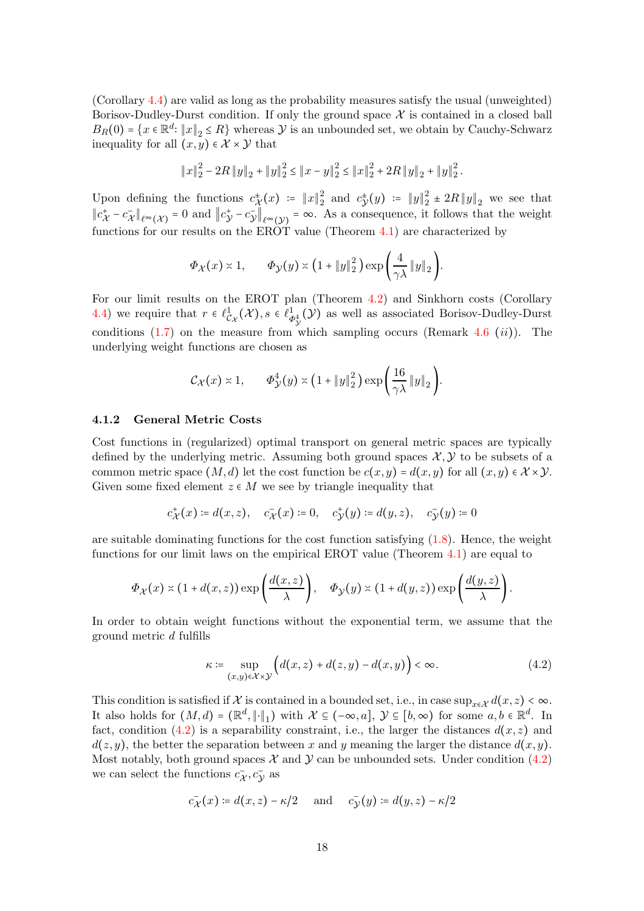(Corollary 4.4) are valid as long as the probability measures satisfy the usual (unweighted) Borisov-Dudley-Durst condition. If only the ground space $\mathcal{X}$ is contained in a closed ball $B_R(0) = \{x \in \mathbb{R}^d \colon \|x\|_2 \le R\}$ whereas $\mathcal{Y}$ is an unbounded set, we obtain by Cauchy-Schwarz inequality for all $(x,y) \in \mathcal{X} \times \mathcal{Y}$ that

$$\|x\|_2^2 - 2R\|y\|_2 + \|y\|_2^2 \le \|x-y\|_2^2 \le \|x\|_2^2 + 2R\|y\|_2 + \|y\|_2^2.$$

Upon defining the functions $c_{\mathcal{X}}^{\pm}(x) := \|x\|_2^2$ and $c_{\mathcal{Y}}^{\pm}(y) := \|y\|_2^2 \pm 2R\|y\|_2$ we see that $\|c_{\mathcal{X}}^+ - c_{\mathcal{X}}^-\|_{\ell^\infty(\mathcal{X})} = 0$ and $\|c_{\mathcal{Y}}^+ - c_{\mathcal{Y}}^-\|_{\ell^\infty(\mathcal{Y})} = \infty$. As a consequence, it follows that the weight functions for our results on the EROT value (Theorem 4.1) are characterized by

$$\Phi_{\mathcal{X}}(x) \asymp 1, \qquad \Phi_{\mathcal{Y}}(y) \asymp \left(1 + \|y\|_2^2\right) \exp\left(\frac{4}{\gamma\lambda}\|y\|_2\right).$$

For our limit results on the EROT plan (Theorem 4.2) and Sinkhorn costs (Corollary 4.4) we require that $r \in \ell^1_{\mathcal{C}_{\mathcal{X}}}(\mathcal{X}), s \in \ell^1_{\Phi^4_{\mathcal{Y}}}(\mathcal{Y})$ as well as associated Borisov-Dudley-Durst conditions (1.7) on the measure from which sampling occurs (Remark 4.6 (*ii*)). The underlying weight functions are chosen as

$$\mathcal{C}_{\mathcal{X}}(x) \asymp 1, \qquad \Phi^4_{\mathcal{Y}}(y) \asymp \left(1 + \|y\|_2^2\right) \exp\left(\frac{16}{\gamma\lambda}\|y\|_2\right).$$

### 4.1.2 General Metric Costs

Cost functions in (regularized) optimal transport on general metric spaces are typically defined by the underlying metric. Assuming both ground spaces $\mathcal{X}, \mathcal{Y}$ to be subsets of a common metric space $(M,d)$ let the cost function be $c(x,y) = d(x,y)$ for all $(x,y) \in \mathcal{X} \times \mathcal{Y}$. Given some fixed element $z \in M$ we see by triangle inequality that

$$c_{\mathcal{X}}^+(x) := d(x,z), \quad c_{\mathcal{X}}^-(x) := 0, \quad c_{\mathcal{Y}}^+(y) := d(y,z), \quad c_{\mathcal{Y}}^-(y) := 0$$

are suitable dominating functions for the cost function satisfying (1.8). Hence, the weight functions for our limit laws on the empirical EROT value (Theorem 4.1) are equal to

$$\Phi_{\mathcal{X}}(x) \asymp (1 + d(x,z)) \exp\left(\frac{d(x,z)}{\lambda}\right), \quad \Phi_{\mathcal{Y}}(y) \asymp (1 + d(y,z)) \exp\left(\frac{d(y,z)}{\lambda}\right).$$

In order to obtain weight functions without the exponential term, we assume that the ground metric $d$ fulfills

$$\kappa := \sup_{(x,y) \in \mathcal{X} \times \mathcal{Y}} \Big( d(x,z) + d(z,y) - d(x,y) \Big) < \infty. \tag{4.2}$$

This condition is satisfied if $\mathcal{X}$ is contained in a bounded set, i.e., in case $\sup_{x \in \mathcal{X}} d(x,z) < \infty$. It also holds for $(M,d) = (\mathbb{R}^d, \|\cdot\|_1)$ with $\mathcal{X} \subseteq (-\infty, a]$, $\mathcal{Y} \subseteq [b, \infty)$ for some $a, b \in \mathbb{R}^d$. In fact, condition (4.2) is a separability constraint, i.e., the larger the distances $d(x,z)$ and $d(z,y)$, the better the separation between $x$ and $y$ meaning the larger the distance $d(x,y)$. Most notably, both ground spaces $\mathcal{X}$ and $\mathcal{Y}$ can be unbounded sets. Under condition (4.2) we can select the functions $c_{\mathcal{X}}^-, c_{\mathcal{Y}}^-$ as

$$c_{\mathcal{X}}^-(x) := d(x,z) - \kappa/2 \quad \text{ and } \quad c_{\mathcal{Y}}^-(y) := d(y,z) - \kappa/2$$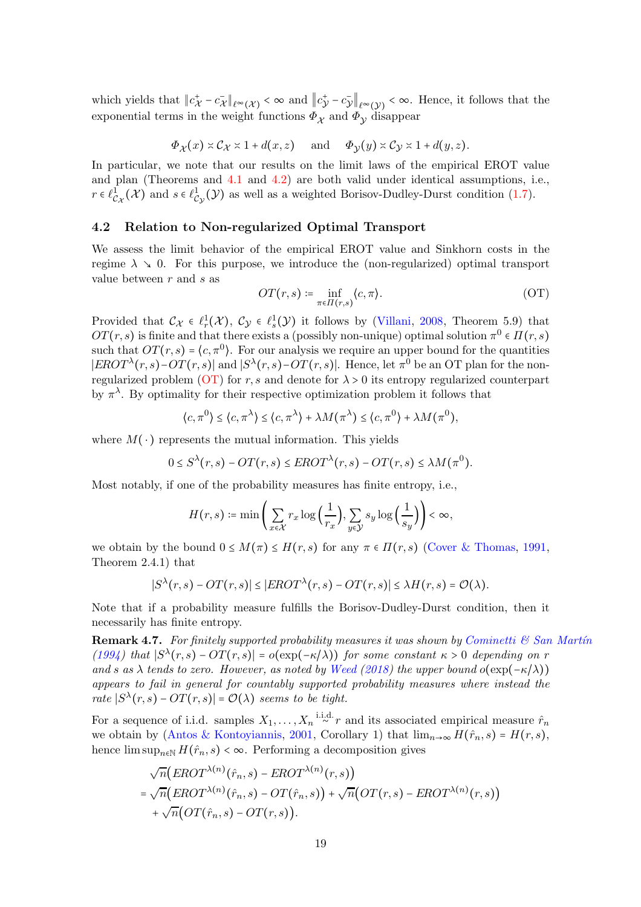which yields that $\|c^+_{\mathcal{X}} - c^-_{\mathcal{X}}\|_{\ell^\infty(\mathcal{X})} < \infty$ and $\|c^+_{\mathcal{Y}} - c^-_{\mathcal{Y}}\|_{\ell^\infty(\mathcal{Y})} < \infty$. Hence, it follows that the exponential terms in the weight functions $\Phi_{\mathcal{X}}$ and $\Phi_{\mathcal{Y}}$ disappear

$$\Phi_{\mathcal{X}}(x) \asymp \mathcal{C}_{\mathcal{X}} \asymp 1 + d(x,z) \quad \text{ and } \quad \Phi_{\mathcal{Y}}(y) \asymp \mathcal{C}_{\mathcal{Y}} \asymp 1 + d(y,z).$$

In particular, we note that our results on the limit laws of the empirical EROT value and plan (Theorems and 4.1 and 4.2) are both valid under identical assumptions, i.e., $r \in \ell^1_{\mathcal{C}_{\mathcal{X}}}(\mathcal{X})$ and $s \in \ell^1_{\mathcal{C}_{\mathcal{Y}}}(\mathcal{Y})$ as well as a weighted Borisov-Dudley-Durst condition (1.7).

## 4.2 Relation to Non-regularized Optimal Transport

We assess the limit behavior of the empirical EROT value and Sinkhorn costs in the regime $\lambda \searrow 0$. For this purpose, we introduce the (non-regularized) optimal transport value between $r$ and $s$ as

$$OT(r,s) := \inf_{\pi \in \Pi(r,s)} \langle c, \pi\rangle. \tag{OT}$$

Provided that $\mathcal{C}_{\mathcal{X}} \in \ell^1_r(\mathcal{X})$, $\mathcal{C}_{\mathcal{Y}} \in \ell^1_s(\mathcal{Y})$ it follows by (Villani, 2008, Theorem 5.9) that $OT(r,s)$ is finite and that there exists a (possibly non-unique) optimal solution $\pi^0 \in \Pi(r,s)$ such that $OT(r,s) = \langle c, \pi^0\rangle$. For our analysis we require an upper bound for the quantities $|EROT^\lambda(r,s) - OT(r,s)|$ and $|S^\lambda(r,s) - OT(r,s)|$. Hence, let $\pi^0$ be an OT plan for the non-regularized problem (OT) for $r,s$ and denote for $\lambda > 0$ its entropy regularized counterpart by $\pi^\lambda$. By optimality for their respective optimization problem it follows that

$$\langle c, \pi^0\rangle \le \langle c, \pi^\lambda\rangle \le \langle c, \pi^\lambda\rangle + \lambda M(\pi^\lambda) \le \langle c, \pi^0\rangle + \lambda M(\pi^0),$$

where $M(\cdot)$ represents the mutual information. This yields

$$0 \le S^\lambda(r,s) - OT(r,s) \le EROT^\lambda(r,s) - OT(r,s) \le \lambda M(\pi^0).$$

Most notably, if one of the probability measures has finite entropy, i.e.,

$$H(r,s) := \min\left( \sum_{x\in\mathcal{X}} r_x \log\left(\frac{1}{r_x}\right), \sum_{y\in\mathcal{Y}} s_y \log\left(\frac{1}{s_y}\right)\right) < \infty,$$

we obtain by the bound $0 \le M(\pi) \le H(r,s)$ for any $\pi \in \Pi(r,s)$ (Cover & Thomas, 1991, Theorem 2.4.1) that

$$|S^\lambda(r,s) - OT(r,s)| \le |EROT^\lambda(r,s) - OT(r,s)| \le \lambda H(r,s) = \mathcal{O}(\lambda).$$

Note that if a probability measure fulfills the Borisov-Dudley-Durst condition, then it necessarily has finite entropy.

**Remark 4.7.** *For finitely supported probability measures it was shown by Cominetti & San Martín (1994) that $|S^\lambda(r,s) - OT(r,s)| = o(\exp(-\kappa/\lambda))$ for some constant $\kappa > 0$ depending on $r$ and $s$ as $\lambda$ tends to zero. However, as noted by Weed (2018) the upper bound $o(\exp(-\kappa/\lambda))$ appears to fail in general for countably supported probability measures where instead the rate $|S^\lambda(r,s) - OT(r,s)| = \mathcal{O}(\lambda)$ seems to be tight.*

For a sequence of i.i.d. samples $X_1, \ldots, X_n \overset{\text{i.i.d.}}{\sim} r$ and its associated empirical measure $\hat{r}_n$ we obtain by (Antos & Kontoyiannis, 2001, Corollary 1) that $\lim_{n\to\infty} H(\hat{r}_n, s) = H(r,s)$, hence $\limsup_{n\in\mathbb{N}} H(\hat{r}_n, s) < \infty$. Performing a decomposition gives

$$\begin{aligned}
&\sqrt{n}\big(EROT^{\lambda(n)}(\hat{r}_n, s) - EROT^{\lambda(n)}(r,s)\big) \\
&= \sqrt{n}\big(EROT^{\lambda(n)}(\hat{r}_n, s) - OT(\hat{r}_n, s)\big) + \sqrt{n}\big(OT(r,s) - EROT^{\lambda(n)}(r,s)\big) \\
&\quad + \sqrt{n}\big(OT(\hat{r}_n, s) - OT(r,s)\big).
\end{aligned}$$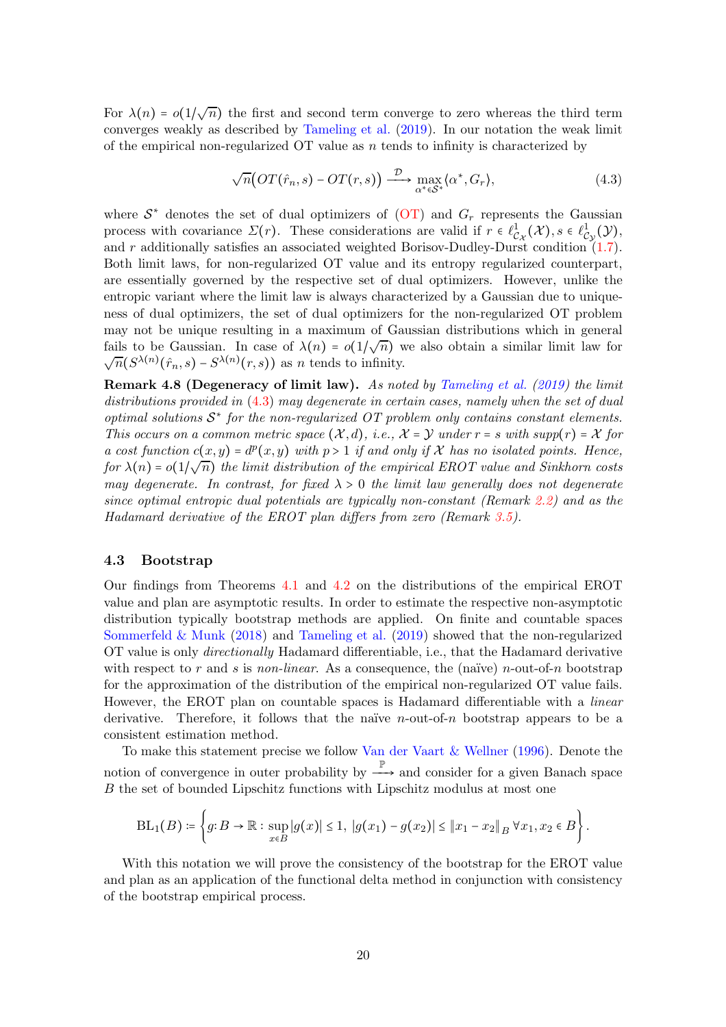For $\lambda(n) = o(1/\sqrt{n})$ the first and second term converge to zero whereas the third term converges weakly as described by Tameling et al. (2019). In our notation the weak limit of the empirical non-regularized OT value as $n$ tends to infinity is characterized by

$$\sqrt{n}\big(OT(\hat{r}_n, s) - OT(r, s)\big) \xrightarrow{\mathcal{D}} \max_{\alpha^* \in \mathcal{S}^*} \langle \alpha^*, G_r \rangle, \tag{4.3}$$

where $\mathcal{S}^*$ denotes the set of dual optimizers of (OT) and $G_r$ represents the Gaussian process with covariance $\Sigma(r)$. These considerations are valid if $r \in \ell^1_{\mathcal{C}_\mathcal{X}}(\mathcal{X}), s \in \ell^1_{\mathcal{C}_\mathcal{Y}}(\mathcal{Y})$, and $r$ additionally satisfies an associated weighted Borisov-Dudley-Durst condition (1.7). Both limit laws, for non-regularized OT value and its entropy regularized counterpart, are essentially governed by the respective set of dual optimizers. However, unlike the entropic variant where the limit law is always characterized by a Gaussian due to uniqueness of dual optimizers, the set of dual optimizers for the non-regularized OT problem may not be unique resulting in a maximum of Gaussian distributions which in general fails to be Gaussian. In case of $\lambda(n) = o(1/\sqrt{n})$ we also obtain a similar limit law for $\sqrt{n}(S^{\lambda(n)}(\hat{r}_n, s) - S^{\lambda(n)}(r, s))$ as $n$ tends to infinity.

**Remark 4.8 (Degeneracy of limit law).** *As noted by Tameling et al. (2019) the limit distributions provided in (4.3) may degenerate in certain cases, namely when the set of dual optimal solutions $\mathcal{S}^*$ for the non-regularized OT problem only contains constant elements. This occurs on a common metric space $(\mathcal{X}, d)$, i.e., $\mathcal{X} = \mathcal{Y}$ under $r = s$ with $supp(r) = \mathcal{X}$ for a cost function $c(x, y) = d^p(x, y)$ with $p > 1$ if and only if $\mathcal{X}$ has no isolated points. Hence, for $\lambda(n) = o(1/\sqrt{n})$ the limit distribution of the empirical EROT value and Sinkhorn costs may degenerate. In contrast, for fixed $\lambda > 0$ the limit law generally does not degenerate since optimal entropic dual potentials are typically non-constant (Remark 2.2) and as the Hadamard derivative of the EROT plan differs from zero (Remark 3.5).*

### 4.3 Bootstrap

Our findings from Theorems 4.1 and 4.2 on the distributions of the empirical EROT value and plan are asymptotic results. In order to estimate the respective non-asymptotic distribution typically bootstrap methods are applied. On finite and countable spaces Sommerfeld & Munk (2018) and Tameling et al. (2019) showed that the non-regularized OT value is only *directionally* Hadamard differentiable, i.e., that the Hadamard derivative with respect to $r$ and $s$ is *non-linear*. As a consequence, the (naïve) $n$-out-of-$n$ bootstrap for the approximation of the distribution of the empirical non-regularized OT value fails. However, the EROT plan on countable spaces is Hadamard differentiable with a *linear* derivative. Therefore, it follows that the naïve $n$-out-of-$n$ bootstrap appears to be a consistent estimation method.

To make this statement precise we follow Van der Vaart & Wellner (1996). Denote the notion of convergence in outer probability by $\xrightarrow{\mathbb{P}}$ and consider for a given Banach space $B$ the set of bounded Lipschitz functions with Lipschitz modulus at most one

$$\mathrm{BL}_1(B) := \left\{ g \colon B \to \mathbb{R} : \sup_{x \in B} |g(x)| \leq 1,\ |g(x_1) - g(x_2)| \leq \|x_1 - x_2\|_B \ \forall x_1, x_2 \in B \right\}.$$

With this notation we will prove the consistency of the bootstrap for the EROT value and plan as an application of the functional delta method in conjunction with consistency of the bootstrap empirical process.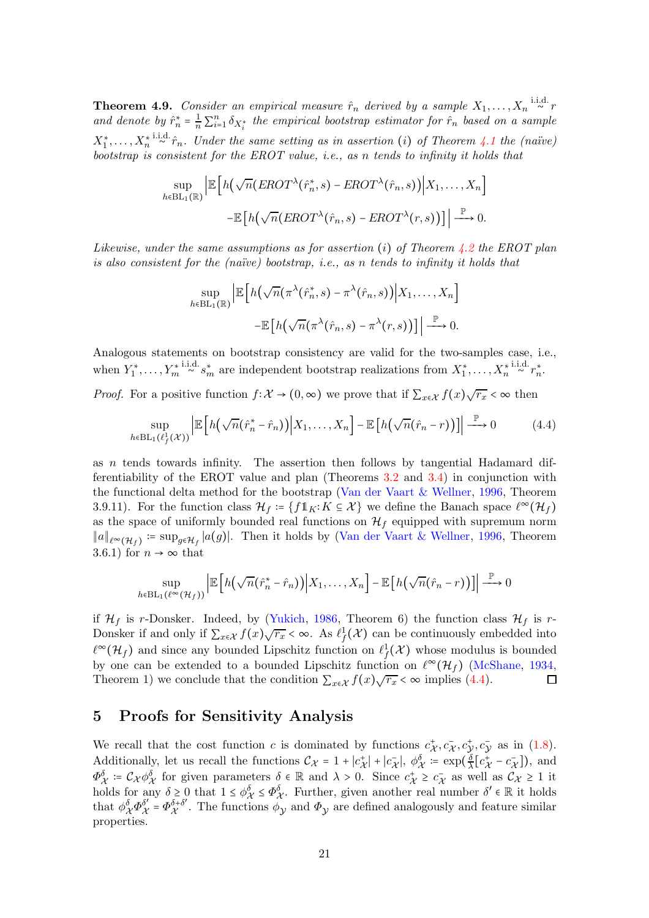**Theorem 4.9.** *Consider an empirical measure $\hat{r}_n$ derived by a sample $X_1, \dots, X_n \overset{\text{i.i.d.}}{\sim} r$ and denote by $\hat{r}_n^* = \frac{1}{n}\sum_{i=1}^n \delta_{X_i^*}$ the empirical bootstrap estimator for $\hat{r}_n$ based on a sample $X_1^*, \dots, X_n^* \overset{\text{i.i.d.}}{\sim} \hat{r}_n$. Under the same setting as in assertion* $(i)$ *of Theorem 4.1 the (naïve) bootstrap is consistent for the EROT value, i.e., as $n$ tends to infinity it holds that*

$$\sup_{h \in \mathrm{BL}_1(\mathbb{R})} \Big| \mathbb{E}\Big[h\Big(\sqrt{n}(\mathit{EROT}^\lambda(\hat{r}_n^*, s) - \mathit{EROT}^\lambda(\hat{r}_n, s)\Big)\Big| X_1, \dots, X_n\Big] \\ - \mathbb{E}\Big[h\Big(\sqrt{n}(\mathit{EROT}^\lambda(\hat{r}_n, s) - \mathit{EROT}^\lambda(r, s))\Big)\Big]\Big| \xrightarrow{\mathbb{P}} 0.$$

*Likewise, under the same assumptions as for assertion* $(i)$ *of Theorem 4.2 the EROT plan is also consistent for the (naïve) bootstrap, i.e., as $n$ tends to infinity it holds that*

$$\sup_{h \in \mathrm{BL}_1(\mathbb{R})} \Big| \mathbb{E}\Big[h\Big(\sqrt{n}(\pi^\lambda(\hat{r}_n^*, s) - \pi^\lambda(\hat{r}_n, s))\Big)\Big| X_1, \dots, X_n\Big] \\ - \mathbb{E}\Big[h\Big(\sqrt{n}(\pi^\lambda(\hat{r}_n, s) - \pi^\lambda(r, s))\Big)\Big]\Big| \xrightarrow{\mathbb{P}} 0.$$

*Analogous statements on bootstrap consistency are valid for the two-samples case, i.e., when $Y_1^*, \dots, Y_m^* \overset{\text{i.i.d.}}{\sim} s_m^*$ are independent bootstrap realizations from $X_1^*, \dots, X_n^* \overset{\text{i.i.d.}}{\sim} r_n^*$.*

*Proof.* For a positive function $f : \mathcal{X} \to (0, \infty)$ we prove that if $\sum_{x \in \mathcal{X}} f(x)\sqrt{r_x} < \infty$ then

$$\sup_{h \in \mathrm{BL}_1(\ell_f^1(\mathcal{X}))} \Big| \mathbb{E}\Big[h\Big(\sqrt{n}(\hat{r}_n^* - \hat{r}_n)\Big)\Big| X_1, \dots, X_n\Big] - \mathbb{E}\Big[h\Big(\sqrt{n}(\hat{r}_n - r)\Big)\Big]\Big| \xrightarrow{\mathbb{P}} 0 \tag{4.4}$$

as $n$ tends towards infinity. The assertion then follows by tangential Hadamard differentiability of the EROT value and plan (Theorems 3.2 and 3.4) in conjunction with the functional delta method for the bootstrap (Van der Vaart & Wellner, 1996, Theorem 3.9.11). For the function class $\mathcal{H}_f := \{f\mathbb{1}_K : K \subseteq \mathcal{X}\}$ we define the Banach space $\ell^\infty(\mathcal{H}_f)$ as the space of uniformly bounded real functions on $\mathcal{H}_f$ equipped with supremum norm $\|a\|_{\ell^\infty(\mathcal{H}_f)} := \sup_{g \in \mathcal{H}_f} |a(g)|$. Then it holds by (Van der Vaart & Wellner, 1996, Theorem 3.6.1) for $n \to \infty$ that

$$\sup_{h \in \mathrm{BL}_1(\ell^\infty(\mathcal{H}_f))} \Big| \mathbb{E}\Big[h\Big(\sqrt{n}(\hat{r}_n^* - \hat{r}_n)\Big)\Big| X_1, \dots, X_n\Big] - \mathbb{E}\Big[h\Big(\sqrt{n}(\hat{r}_n - r)\Big)\Big]\Big| \xrightarrow{\mathbb{P}} 0$$

if $\mathcal{H}_f$ is $r$-Donsker. Indeed, by (Yukich, 1986, Theorem 6) the function class $\mathcal{H}_f$ is $r$-Donsker if and only if $\sum_{x \in \mathcal{X}} f(x)\sqrt{r_x} < \infty$. As $\ell_f^1(\mathcal{X})$ can be continuously embedded into $\ell^\infty(\mathcal{H}_f)$ and since any bounded Lipschitz function on $\ell_f^1(\mathcal{X})$ whose modulus is bounded by one can be extended to a bounded Lipschitz function on $\ell^\infty(\mathcal{H}_f)$ (McShane, 1934, Theorem 1) we conclude that the condition $\sum_{x \in \mathcal{X}} f(x)\sqrt{r_x} < \infty$ implies (4.4). $\square$

## 5 Proofs for Sensitivity Analysis

We recall that the cost function $c$ is dominated by functions $c_\mathcal{X}^+, c_\mathcal{X}^-, c_\mathcal{Y}^+, c_\mathcal{Y}^-$ as in (1.8). Additionally, let us recall the functions $\mathcal{C}_\mathcal{X} = 1 + |c_\mathcal{X}^+| + |c_\mathcal{X}^-|$, $\phi_\mathcal{X}^\delta := \exp(\frac{\delta}{\lambda}[c_\mathcal{X}^+ - c_\mathcal{X}^-])$, and $\Phi_\mathcal{X}^\delta := \mathcal{C}_\mathcal{X}\phi_\mathcal{X}^\delta$ for given parameters $\delta \in \mathbb{R}$ and $\lambda > 0$. Since $c_\mathcal{X}^+ \geq c_\mathcal{X}^-$ as well as $\mathcal{C}_\mathcal{X} \geq 1$ it holds for any $\delta \geq 0$ that $1 \leq \phi_\mathcal{X}^\delta \leq \Phi_\mathcal{X}^\delta$. Further, given another real number $\delta' \in \mathbb{R}$ it holds that $\phi_\mathcal{X}^\delta \Phi_\mathcal{X}^{\delta'} = \Phi_\mathcal{X}^{\delta + \delta'}$. The functions $\phi_\mathcal{Y}$ and $\Phi_\mathcal{Y}$ are defined analogously and feature similar properties.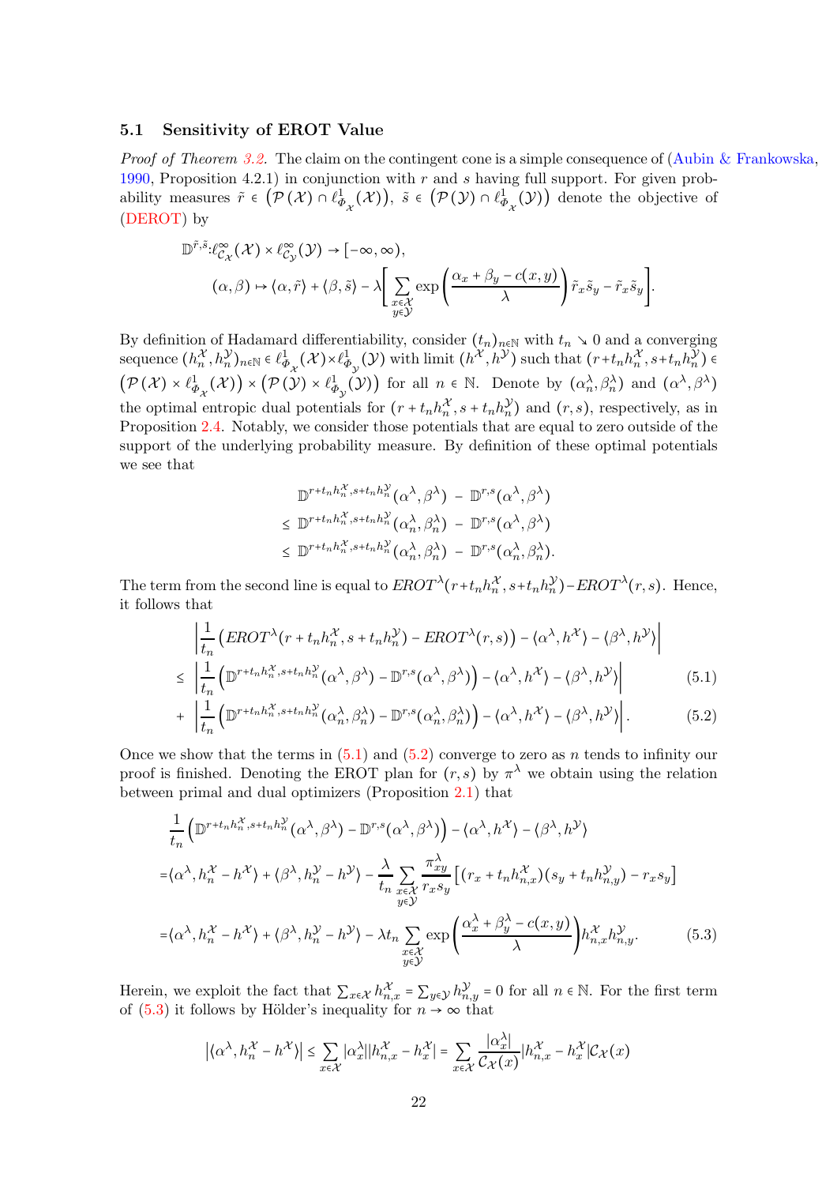### 5.1 Sensitivity of EROT Value

*Proof of Theorem 3.2.* The claim on the contingent cone is a simple consequence of (Aubin & Frankowska, 1990, Proposition 4.2.1) in conjunction with $r$ and $s$ having full support. For given probability measures $\tilde{r} \in \left(\mathcal{P}(\mathcal{X}) \cap \ell^1_{\Phi_\mathcal{X}}(\mathcal{X})\right)$, $\tilde{s} \in \left(\mathcal{P}(\mathcal{Y}) \cap \ell^1_{\Phi_\mathcal{X}}(\mathcal{Y})\right)$ denote the objective of (DEROT) by

$$
\begin{aligned}
\mathbb{D}^{\tilde{r},\tilde{s}} \colon & \ell^\infty_{\mathcal{C}_\mathcal{X}}(\mathcal{X}) \times \ell^\infty_{\mathcal{C}_\mathcal{Y}}(\mathcal{Y}) \to [-\infty, \infty), \\
& (\alpha, \beta) \mapsto \langle \alpha, \tilde{r}\rangle + \langle \beta, \tilde{s}\rangle - \lambda \left[ \sum_{\substack{x\in\mathcal{X}\\ y \in \mathcal{Y}}} \exp\left( \frac{\alpha_x + \beta_y - c(x,y)}{\lambda}\right) \tilde{r}_x \tilde{s}_y - \tilde{r}_x \tilde{s}_y \right].
\end{aligned}
$$

By definition of Hadamard differentiability, consider $(t_n)_{n\in\mathbb{N}}$ with $t_n \searrow 0$ and a converging sequence $(h_n^\mathcal{X}, h_n^\mathcal{Y})_{n\in\mathbb{N}} \in \ell^1_{\Phi_\mathcal{X}}(\mathcal{X}) \times \ell^1_{\Phi_\mathcal{Y}}(\mathcal{Y})$ with limit $(h^\mathcal{X}, h^\mathcal{Y})$ such that $(r + t_n h_n^\mathcal{X}, s + t_n h_n^\mathcal{Y}) \in \left(\mathcal{P}(\mathcal{X}) \times \ell^1_{\Phi_\mathcal{X}}(\mathcal{X})\right) \times \left(\mathcal{P}(\mathcal{Y}) \times \ell^1_{\Phi_\mathcal{Y}}(\mathcal{Y})\right)$ for all $n \in \mathbb{N}$. Denote by $(\alpha_n^\lambda, \beta_n^\lambda)$ and $(\alpha^\lambda, \beta^\lambda)$ the optimal entropic dual potentials for $(r + t_n h_n^\mathcal{X}, s + t_n h_n^\mathcal{Y})$ and $(r,s)$, respectively, as in Proposition 2.4. Notably, we consider those potentials that are equal to zero outside of the support of the underlying probability measure. By definition of these optimal potentials we see that

$$
\begin{aligned}
& \mathbb{D}^{r+t_n h_n^\mathcal{X}, s + t_n h_n^\mathcal{Y}}(\alpha^\lambda, \beta^\lambda) \; - \; \mathbb{D}^{r,s}(\alpha^\lambda, \beta^\lambda) \\
\leq \; & \mathbb{D}^{r+t_n h_n^\mathcal{X}, s + t_n h_n^\mathcal{Y}}(\alpha_n^\lambda, \beta_n^\lambda) \; - \; \mathbb{D}^{r,s}(\alpha^\lambda, \beta^\lambda) \\
\leq \; & \mathbb{D}^{r+t_n h_n^\mathcal{X}, s + t_n h_n^\mathcal{Y}}(\alpha_n^\lambda, \beta_n^\lambda) \; - \; \mathbb{D}^{r,s}(\alpha_n^\lambda, \beta_n^\lambda).
\end{aligned}
$$

The term from the second line is equal to $EROT^\lambda(r + t_n h_n^\mathcal{X}, s + t_n h_n^\mathcal{Y}) - EROT^\lambda(r,s)$. Hence, it follows that

$$
\begin{aligned}
& \left| \frac{1}{t_n}\left( EROT^\lambda(r + t_n h_n^\mathcal{X}, s + t_n h_n^\mathcal{Y}) - EROT^\lambda(r,s)\right) - \langle \alpha^\lambda, h^\mathcal{X}\rangle - \langle \beta^\lambda, h^\mathcal{Y}\rangle \right| \\
\leq \; & \left| \frac{1}{t_n}\left( \mathbb{D}^{r+t_n h_n^\mathcal{X}, s + t_n h_n^\mathcal{Y}}(\alpha^\lambda, \beta^\lambda) - \mathbb{D}^{r,s}(\alpha^\lambda, \beta^\lambda)\right) - \langle \alpha^\lambda, h^\mathcal{X}\rangle - \langle \beta^\lambda, h^\mathcal{Y}\rangle \right| \qquad (5.1) \\
+ \; & \left| \frac{1}{t_n}\left( \mathbb{D}^{r+t_n h_n^\mathcal{X}, s + t_n h_n^\mathcal{Y}}(\alpha_n^\lambda, \beta_n^\lambda) - \mathbb{D}^{r,s}(\alpha_n^\lambda, \beta_n^\lambda)\right) - \langle \alpha^\lambda, h^\mathcal{X}\rangle - \langle \beta^\lambda, h^\mathcal{Y}\rangle \right|. \qquad (5.2)
\end{aligned}
$$

Once we show that the terms in (5.1) and (5.2) converge to zero as $n$ tends to infinity our proof is finished. Denoting the EROT plan for $(r,s)$ by $\pi^\lambda$ we obtain using the relation between primal and dual optimizers (Proposition 2.1) that

$$
\begin{aligned}
& \frac{1}{t_n}\left( \mathbb{D}^{r+t_n h_n^\mathcal{X}, s + t_n h_n^\mathcal{Y}}(\alpha^\lambda, \beta^\lambda) - \mathbb{D}^{r,s}(\alpha^\lambda, \beta^\lambda)\right) - \langle \alpha^\lambda, h^\mathcal{X}\rangle - \langle \beta^\lambda, h^\mathcal{Y}\rangle \\
= & \langle \alpha^\lambda, h_n^\mathcal{X} - h^\mathcal{X}\rangle + \langle \beta^\lambda, h_n^\mathcal{Y} - h^\mathcal{Y}\rangle - \frac{\lambda}{t_n} \sum_{\substack{x\in\mathcal{X}\\ y \in \mathcal{Y}}} \frac{\pi^\lambda_{xy}}{r_x s_y}\left[ (r_x + t_n h_{n,x}^\mathcal{X})(s_y + t_n h_{n,y}^\mathcal{Y}) - r_x s_y\right] \\
= & \langle \alpha^\lambda, h_n^\mathcal{X} - h^\mathcal{X}\rangle + \langle \beta^\lambda, h_n^\mathcal{Y} - h^\mathcal{Y}\rangle - \lambda t_n \sum_{\substack{x\in\mathcal{X}\\ y \in \mathcal{Y}}} \exp\left( \frac{\alpha_x^\lambda + \beta_y^\lambda - c(x,y)}{\lambda}\right) h_{n,x}^\mathcal{X} h_{n,y}^\mathcal{Y}. \qquad (5.3)
\end{aligned}
$$

Herein, we exploit the fact that $\sum_{x\in\mathcal{X}} h_{n,x}^\mathcal{X} = \sum_{y\in\mathcal{Y}} h_{n,y}^\mathcal{Y} = 0$ for all $n \in \mathbb{N}$. For the first term of (5.3) it follows by Hölder's inequality for $n \to \infty$ that

$$
\left| \langle \alpha^\lambda, h_n^\mathcal{X} - h^\mathcal{X}\rangle \right| \leq \sum_{x\in\mathcal{X}} |\alpha_x^\lambda| |h_{n,x}^\mathcal{X} - h_x^\mathcal{X}| = \sum_{x\in\mathcal{X}} \frac{|\alpha_x^\lambda|}{\mathcal{C}_\mathcal{X}(x)} |h_{n,x}^\mathcal{X} - h_x^\mathcal{X}| \mathcal{C}_\mathcal{X}(x)
$$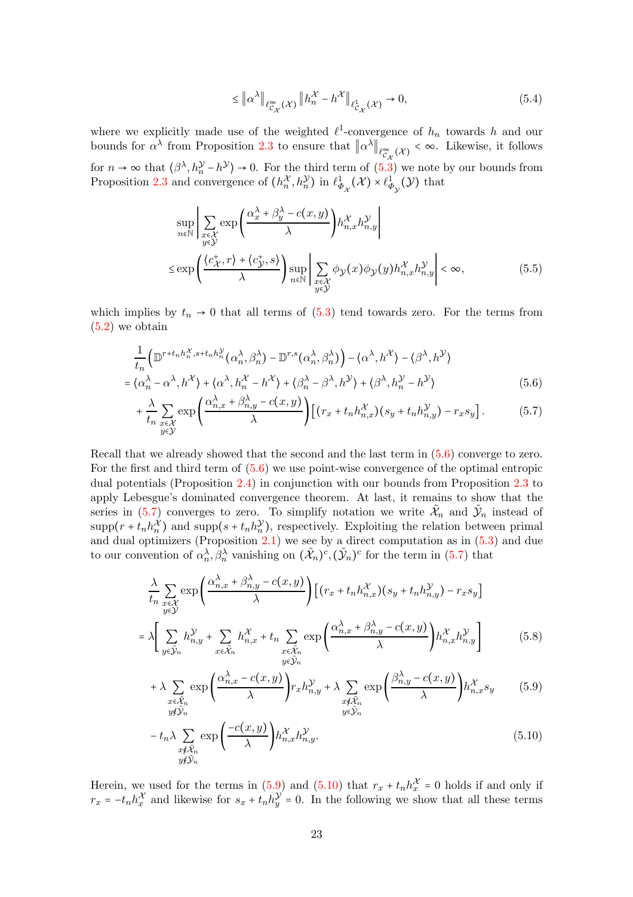$$\leq \left\|\alpha^\lambda\right\|_{\ell^\infty_{\mathcal{C}_\mathcal{X}}(\mathcal{X})} \left\|h^\mathcal{X}_n - h^\mathcal{X}\right\|_{\ell^1_{\mathcal{C}_\mathcal{X}}(\mathcal{X})} \to 0, \tag{5.4}$$

where we explicitly made use of the weighted $\ell^1$-convergence of $h_n$ towards $h$ and our bounds for $\alpha^\lambda$ from Proposition 2.3 to ensure that $\left\|\alpha^\lambda\right\|_{\ell^\infty_{\mathcal{C}_\mathcal{X}}(\mathcal{X})} < \infty$. Likewise, it follows for $n \to \infty$ that $\langle \beta^\lambda, h^\mathcal{Y}_n - h^\mathcal{Y}\rangle \to 0$. For the third term of (5.3) we note by our bounds from Proposition 2.3 and convergence of $(h^\mathcal{X}_n, h^\mathcal{Y}_n)$ in $\ell^1_{\Phi_\mathcal{X}}(\mathcal{X}) \times \ell^1_{\Phi_\mathcal{Y}}(\mathcal{Y})$ that

$$\begin{aligned}
&\sup_{n\in\mathbb{N}} \left| \sum_{\substack{x\in\mathcal{X}\\ y\in\mathcal{Y}}} \exp\left(\frac{\alpha^\lambda_x + \beta^\lambda_y - c(x,y)}{\lambda}\right) h^\mathcal{X}_{n,x} h^\mathcal{Y}_{n,y}\right| \\
&\leq \exp\left(\frac{\langle c^+_\mathcal{X}, r\rangle + \langle c^+_\mathcal{Y}, s\rangle}{\lambda}\right) \sup_{n\in\mathbb{N}} \left| \sum_{\substack{x\in\mathcal{X}\\ y\in\mathcal{Y}}} \phi_\mathcal{Y}(x)\phi_\mathcal{Y}(y) h^\mathcal{X}_{n,x} h^\mathcal{Y}_{n,y}\right| < \infty,
\end{aligned} \tag{5.5}$$

which implies by $t_n \to 0$ that all terms of (5.3) tend towards zero. For the terms from (5.2) we obtain

$$\begin{aligned}
&\frac{1}{t_n}\left(\mathbb{D}^{r+t_n h^\mathcal{X}_n, s+t_n h^\mathcal{Y}_n}(\alpha^\lambda_n, \beta^\lambda_n) - \mathbb{D}^{r,s}(\alpha^\lambda_n, \beta^\lambda_n)\right) - \langle \alpha^\lambda, h^\mathcal{X}\rangle - \langle \beta^\lambda, h^\mathcal{Y}\rangle \\
&= \langle \alpha^\lambda_n - \alpha^\lambda, h^\mathcal{X}\rangle + \langle \alpha^\lambda, h^\mathcal{X}_n - h^\mathcal{X}\rangle + \langle \beta^\lambda_n - \beta^\lambda, h^\mathcal{Y}\rangle + \langle \beta^\lambda, h^\mathcal{Y}_n - h^\mathcal{Y}\rangle \qquad (5.6)\\
&\quad + \frac{\lambda}{t_n} \sum_{\substack{x\in\mathcal{X}\\ y\in\mathcal{Y}}} \exp\left(\frac{\alpha^\lambda_{n,x} + \beta^\lambda_{n,y} - c(x,y)}{\lambda}\right)\left[(r_x + t_n h^\mathcal{X}_{n,x})(s_y + t_n h^\mathcal{Y}_{n,y}) - r_x s_y\right]. \qquad (5.7)
\end{aligned}$$

Recall that we already showed that the second and the last term in (5.6) converge to zero. For the first and third term of (5.6) we use point-wise convergence of the optimal entropic dual potentials (Proposition 2.4) in conjunction with our bounds from Proposition 2.3 to apply Lebesgue's dominated convergence theorem. At last, it remains to show that the series in (5.7) converges to zero. To simplify notation we write $\tilde{\mathcal{X}}_n$ and $\tilde{\mathcal{Y}}_n$ instead of $\mathrm{supp}(r + t_n h^\mathcal{X}_n)$ and $\mathrm{supp}(s + t_n h^\mathcal{Y}_n)$, respectively. Exploiting the relation between primal and dual optimizers (Proposition 2.1) we see by a direct computation as in (5.3) and due to our convention of $\alpha^\lambda_n, \beta^\lambda_n$ vanishing on $(\tilde{\mathcal{X}}_n)^c, (\tilde{\mathcal{Y}}_n)^c$ for the term in (5.7) that

$$\begin{aligned}
&\frac{\lambda}{t_n} \sum_{\substack{x\in\mathcal{X}\\ y\in\mathcal{Y}}} \exp\left(\frac{\alpha^\lambda_{n,x} + \beta^\lambda_{n,y} - c(x,y)}{\lambda}\right)\left[(r_x + t_n h^\mathcal{X}_{n,x})(s_y + t_n h^\mathcal{Y}_{n,y}) - r_x s_y\right] \\
&= \lambda\left[\sum_{y\in\tilde{\mathcal{Y}}_n} h^\mathcal{Y}_{n,y} + \sum_{x\in\tilde{\mathcal{X}}_n} h^\mathcal{X}_{n,x} + t_n \sum_{\substack{x\in\tilde{\mathcal{X}}_n\\ y\in\tilde{\mathcal{Y}}_n}} \exp\left(\frac{\alpha^\lambda_{n,x} + \beta^\lambda_{n,y} - c(x,y)}{\lambda}\right) h^\mathcal{X}_{n,x} h^\mathcal{Y}_{n,y}\right] \qquad (5.8)\\
&\quad + \lambda \sum_{\substack{x\in\tilde{\mathcal{X}}_n\\ y\notin\tilde{\mathcal{Y}}_n}} \exp\left(\frac{\alpha^\lambda_{n,x} - c(x,y)}{\lambda}\right) r_x h^\mathcal{Y}_{n,y} + \lambda \sum_{\substack{x\notin\tilde{\mathcal{X}}_n\\ y\in\tilde{\mathcal{Y}}_n}} \exp\left(\frac{\beta^\lambda_{n,y} - c(x,y)}{\lambda}\right) h^\mathcal{X}_{n,x} s_y \qquad (5.9)\\
&\quad - t_n \lambda \sum_{\substack{x\notin\tilde{\mathcal{X}}_n\\ y\notin\tilde{\mathcal{Y}}_n}} \exp\left(\frac{-c(x,y)}{\lambda}\right) h^\mathcal{X}_{n,x} h^\mathcal{Y}_{n,y}. \qquad (5.10)
\end{aligned}$$

Herein, we used for the terms in (5.9) and (5.10) that $r_x + t_n h^\mathcal{X}_x = 0$ holds if and only if $r_x = -t_n h^\mathcal{X}_x$ and likewise for $s_x + t_n h^\mathcal{Y}_y = 0$. In the following we show that all these terms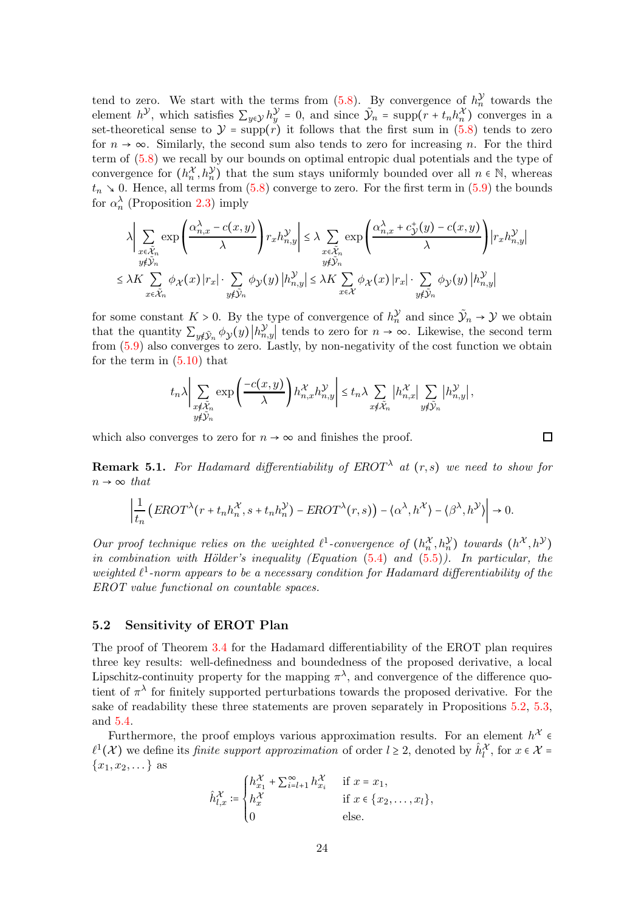tend to zero. We start with the terms from (5.8). By convergence of $h_n^{\mathcal{Y}}$ towards the element $h^{\mathcal{Y}}$, which satisfies $\sum_{y\in\mathcal{Y}} h_y^{\mathcal{Y}} = 0$, and since $\tilde{\mathcal{Y}}_n = \operatorname{supp}(r + t_n h_n^{\mathcal{X}})$ converges in a set-theoretical sense to $\mathcal{Y} = \operatorname{supp}(r)$ it follows that the first sum in (5.8) tends to zero for $n \to \infty$. Similarly, the second sum also tends to zero for increasing $n$. For the third term of (5.8) we recall by our bounds on optimal entropic dual potentials and the type of convergence for $(h_n^{\mathcal{X}}, h_n^{\mathcal{Y}})$ that the sum stays uniformly bounded over all $n \in \mathbb{N}$, whereas $t_n \searrow 0$. Hence, all terms from (5.8) converge to zero. For the first term in (5.9) the bounds for $\alpha_n^\lambda$ (Proposition 2.3) imply

$$
\begin{aligned}
\lambda \Bigg| \sum_{\substack{x\in\tilde{\mathcal{X}}_n \\ y\notin\tilde{\mathcal{Y}}_n}} \exp\left(\frac{\alpha_{n,x}^\lambda - c(x,y)}{\lambda}\right) r_x h_{n,y}^{\mathcal{Y}} \Bigg| &\leq \lambda \sum_{\substack{x\in\tilde{\mathcal{X}}_n \\ y\notin\tilde{\mathcal{Y}}_n}} \exp\left(\frac{\alpha_{n,x}^\lambda + c_{\mathcal{Y}}^+(y) - c(x,y)}{\lambda}\right) \left| r_x h_{n,y}^{\mathcal{Y}} \right| \\
\leq \lambda K \sum_{x\in\tilde{\mathcal{X}}_n} \phi_{\mathcal{X}}(x) \left| r_x \right| \cdot \sum_{y\notin\tilde{\mathcal{Y}}_n} \phi_{\mathcal{Y}}(y) \left| h_{n,y}^{\mathcal{Y}} \right| &\leq \lambda K \sum_{x\in\mathcal{X}} \phi_{\mathcal{X}}(x) \left| r_x \right| \cdot \sum_{y\notin\tilde{\mathcal{Y}}_n} \phi_{\mathcal{Y}}(y) \left| h_{n,y}^{\mathcal{Y}} \right|
\end{aligned}
$$

for some constant $K > 0$. By the type of convergence of $h_n^{\mathcal{Y}}$ and since $\tilde{\mathcal{Y}}_n \to \mathcal{Y}$ we obtain that the quantity $\sum_{y\notin\tilde{\mathcal{Y}}_n} \phi_{\mathcal{Y}}(y) \left| h_{n,y}^{\mathcal{Y}} \right|$ tends to zero for $n \to \infty$. Likewise, the second term from (5.9) also converges to zero. Lastly, by non-negativity of the cost function we obtain for the term in (5.10) that

$$
t_n \lambda \Bigg| \sum_{\substack{x\notin\tilde{\mathcal{X}}_n \\ y\notin\tilde{\mathcal{Y}}_n}} \exp\left(\frac{-c(x,y)}{\lambda}\right) h_{n,x}^{\mathcal{X}} h_{n,y}^{\mathcal{Y}} \Bigg| \leq t_n \lambda \sum_{x\notin\tilde{\mathcal{X}}_n} \left| h_{n,x}^{\mathcal{X}} \right| \sum_{y\notin\tilde{\mathcal{Y}}_n} \left| h_{n,y}^{\mathcal{Y}} \right|,
$$

which also converges to zero for $n \to \infty$ and finishes the proof. ☐

**Remark 5.1.** *For Hadamard differentiability of $EROT^\lambda$ at $(r,s)$ we need to show for $n \to \infty$ that*

$$
\left| \frac{1}{t_n} \left( EROT^\lambda(r + t_n h_n^{\mathcal{X}}, s + t_n h_n^{\mathcal{Y}}) - EROT^\lambda(r,s) \right) - \langle \alpha^\lambda, h^{\mathcal{X}} \rangle - \langle \beta^\lambda, h^{\mathcal{Y}} \rangle \right| \to 0.
$$

*Our proof technique relies on the weighted $\ell^1$-convergence of $(h_n^{\mathcal{X}}, h_n^{\mathcal{Y}})$ towards $(h^{\mathcal{X}}, h^{\mathcal{Y}})$ in combination with Hölder's inequality (Equation (5.4) and (5.5)). In particular, the weighted $\ell^1$-norm appears to be a necessary condition for Hadamard differentiability of the EROT value functional on countable spaces.*

### 5.2 Sensitivity of EROT Plan

The proof of Theorem 3.4 for the Hadamard differentiability of the EROT plan requires three key results: well-definedness and boundedness of the proposed derivative, a local Lipschitz-continuity property for the mapping $\pi^\lambda$, and convergence of the difference quotient of $\pi^\lambda$ for finitely supported perturbations towards the proposed derivative. For the sake of readability these three statements are proven separately in Propositions 5.2, 5.3, and 5.4.

Furthermore, the proof employs various approximation results. For an element $h^{\mathcal{X}} \in \ell^1(\mathcal{X})$ we define its *finite support approximation* of order $l \geq 2$, denoted by $\hat{h}_l^{\mathcal{X}}$, for $x \in \mathcal{X} = \{x_1, x_2, \dots\}$ as

$$
\hat{h}_{l,x}^{\mathcal{X}} := \begin{cases} h_{x_1}^{\mathcal{X}} + \sum_{i=l+1}^\infty h_{x_i}^{\mathcal{X}} & \text{if } x = x_1, \\ h_x^{\mathcal{X}} & \text{if } x \in \{x_2, \dots, x_l\}, \\ 0 & \text{else.} \end{cases}
$$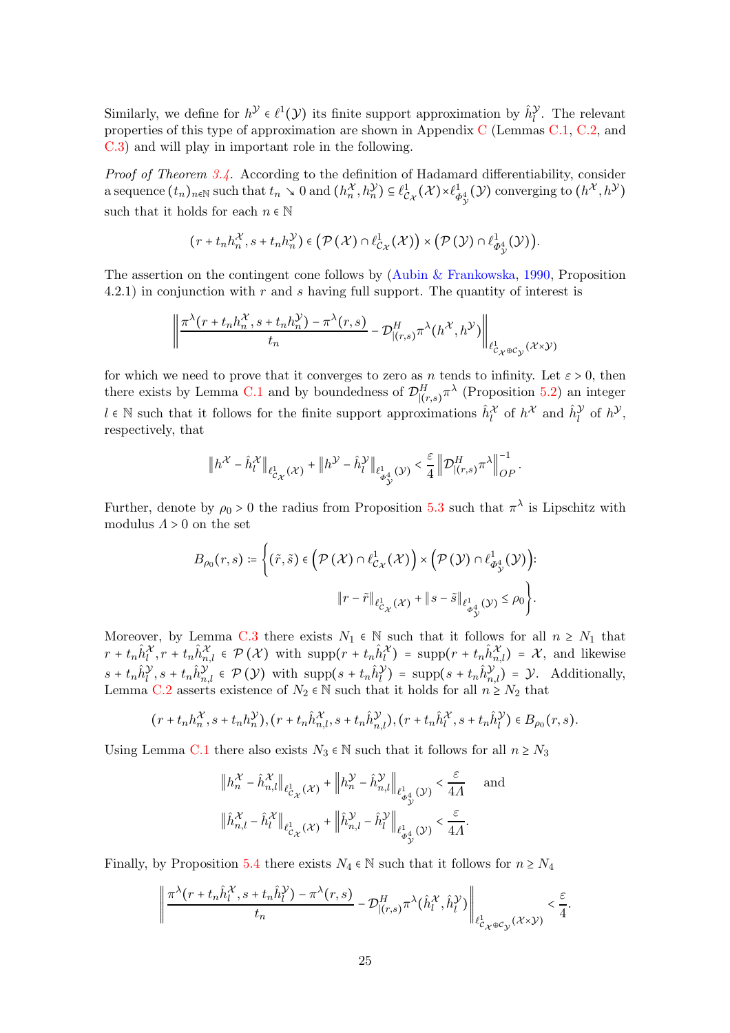Similarly, we define for $h^{\mathcal{Y}} \in \ell^1(\mathcal{Y})$ its finite support approximation by $\hat{h}_l^{\mathcal{Y}}$. The relevant properties of this type of approximation are shown in Appendix C (Lemmas C.1, C.2, and C.3) and will play in important role in the following.

*Proof of Theorem 3.4.* According to the definition of Hadamard differentiability, consider a sequence $(t_n)_{n\in\mathbb{N}}$ such that $t_n \searrow 0$ and $(h_n^{\mathcal{X}}, h_n^{\mathcal{Y}}) \subseteq \ell^1_{\mathcal{C}_\mathcal{X}}(\mathcal{X}) \times \ell^1_{\Phi^4_\mathcal{Y}}(\mathcal{Y})$ converging to $(h^{\mathcal{X}}, h^{\mathcal{Y}})$ such that it holds for each $n \in \mathbb{N}$

$$(r + t_n h_n^{\mathcal{X}}, s + t_n h_n^{\mathcal{Y}}) \in \left(\mathcal{P}(\mathcal{X}) \cap \ell^1_{\mathcal{C}_\mathcal{X}}(\mathcal{X})\right) \times \left(\mathcal{P}(\mathcal{Y}) \cap \ell^1_{\Phi^4_\mathcal{Y}}(\mathcal{Y})\right).$$

The assertion on the contingent cone follows by (Aubin & Frankowska, 1990, Proposition 4.2.1) in conjunction with $r$ and $s$ having full support. The quantity of interest is

$$\left\| \frac{\pi^\lambda(r + t_n h_n^{\mathcal{X}}, s + t_n h_n^{\mathcal{Y}}) - \pi^\lambda(r, s)}{t_n} - \mathcal{D}^H_{|(r,s)}\pi^\lambda(h^{\mathcal{X}}, h^{\mathcal{Y}}) \right\|_{\ell^1_{\mathcal{C}_\mathcal{X} \oplus \mathcal{C}_\mathcal{Y}}(\mathcal{X}\times\mathcal{Y})}$$

for which we need to prove that it converges to zero as $n$ tends to infinity. Let $\varepsilon > 0$, then there exists by Lemma C.1 and by boundedness of $\mathcal{D}^H_{|(r,s)}\pi^\lambda$ (Proposition 5.2) an integer $l \in \mathbb{N}$ such that it follows for the finite support approximations $\hat{h}_l^{\mathcal{X}}$ of $h^{\mathcal{X}}$ and $\hat{h}_l^{\mathcal{Y}}$ of $h^{\mathcal{Y}}$, respectively, that

$$\|h^{\mathcal{X}} - \hat{h}_l^{\mathcal{X}}\|_{\ell^1_{\mathcal{C}_\mathcal{X}}(\mathcal{X})} + \|h^{\mathcal{Y}} - \hat{h}_l^{\mathcal{Y}}\|_{\ell^1_{\Phi^4_\mathcal{Y}}(\mathcal{Y})} < \frac{\varepsilon}{4}\left\|\mathcal{D}^H_{|(r,s)}\pi^\lambda\right\|^{-1}_{OP}.$$

Further, denote by $\rho_0 > 0$ the radius from Proposition 5.3 such that $\pi^\lambda$ is Lipschitz with modulus $\Lambda > 0$ on the set

$$B_{\rho_0}(r,s) := \Big\{(\tilde{r}, \tilde{s}) \in \left(\mathcal{P}(\mathcal{X}) \cap \ell^1_{\mathcal{C}_\mathcal{X}}(\mathcal{X})\right) \times \left(\mathcal{P}(\mathcal{Y}) \cap \ell^1_{\Phi^4_\mathcal{Y}}(\mathcal{Y})\right): \|r - \tilde{r}\|_{\ell^1_{\mathcal{C}_\mathcal{X}}(\mathcal{X})} + \|s - \tilde{s}\|_{\ell^1_{\Phi^4_\mathcal{Y}}(\mathcal{Y})} \le \rho_0\Big\}.$$

Moreover, by Lemma C.3 there exists $N_1 \in \mathbb{N}$ such that it follows for all $n \geq N_1$ that $r + t_n\hat{h}_l^{\mathcal{X}}, r + t_n\hat{h}_{n,l}^{\mathcal{X}} \in \mathcal{P}(\mathcal{X})$ with $\text{supp}(r + t_n\hat{h}_l^{\mathcal{X}}) = \text{supp}(r + t_n\hat{h}_{n,l}^{\mathcal{X}}) = \mathcal{X}$, and likewise $s + t_n\hat{h}_l^{\mathcal{Y}}, s + t_n\hat{h}_{n,l}^{\mathcal{Y}} \in \mathcal{P}(\mathcal{Y})$ with $\text{supp}(s + t_n\hat{h}_l^{\mathcal{Y}}) = \text{supp}(s + t_n\hat{h}_{n,l}^{\mathcal{Y}}) = \mathcal{Y}$. Additionally, Lemma C.2 asserts existence of $N_2 \in \mathbb{N}$ such that it holds for all $n \geq N_2$ that

$$(r + t_n h_n^{\mathcal{X}}, s + t_n h_n^{\mathcal{Y}}), (r + t_n\hat{h}_{n,l}^{\mathcal{X}}, s + t_n\hat{h}_{n,l}^{\mathcal{Y}}), (r + t_n\hat{h}_l^{\mathcal{X}}, s + t_n\hat{h}_l^{\mathcal{Y}}) \in B_{\rho_0}(r,s).$$

Using Lemma C.1 there also exists $N_3 \in \mathbb{N}$ such that it follows for all $n \geq N_3$

$$\|h_n^{\mathcal{X}} - \hat{h}_{n,l}^{\mathcal{X}}\|_{\ell^1_{\mathcal{C}_\mathcal{X}}(\mathcal{X})} + \left\|h_n^{\mathcal{Y}} - \hat{h}_{n,l}^{\mathcal{Y}}\right\|_{\ell^1_{\Phi^4_\mathcal{Y}}(\mathcal{Y})} < \frac{\varepsilon}{4\Lambda} \quad \text{and}$$

$$\|\hat{h}_{n,l}^{\mathcal{X}} - \hat{h}_l^{\mathcal{X}}\|_{\ell^1_{\mathcal{C}_\mathcal{X}}(\mathcal{X})} + \left\|\hat{h}_{n,l}^{\mathcal{Y}} - \hat{h}_l^{\mathcal{Y}}\right\|_{\ell^1_{\Phi^4_\mathcal{Y}}(\mathcal{Y})} < \frac{\varepsilon}{4\Lambda}.$$

Finally, by Proposition 5.4 there exists $N_4 \in \mathbb{N}$ such that it follows for $n \geq N_4$

$$\left\| \frac{\pi^\lambda(r + t_n\hat{h}_l^{\mathcal{X}}, s + t_n\hat{h}_l^{\mathcal{Y}}) - \pi^\lambda(r,s)}{t_n} - \mathcal{D}^H_{|(r,s)}\pi^\lambda(\hat{h}_l^{\mathcal{X}}, \hat{h}_l^{\mathcal{Y}}) \right\|_{\ell^1_{\mathcal{C}_\mathcal{X}\oplus\mathcal{C}_\mathcal{Y}}(\mathcal{X}\times\mathcal{Y})} < \frac{\varepsilon}{4}.$$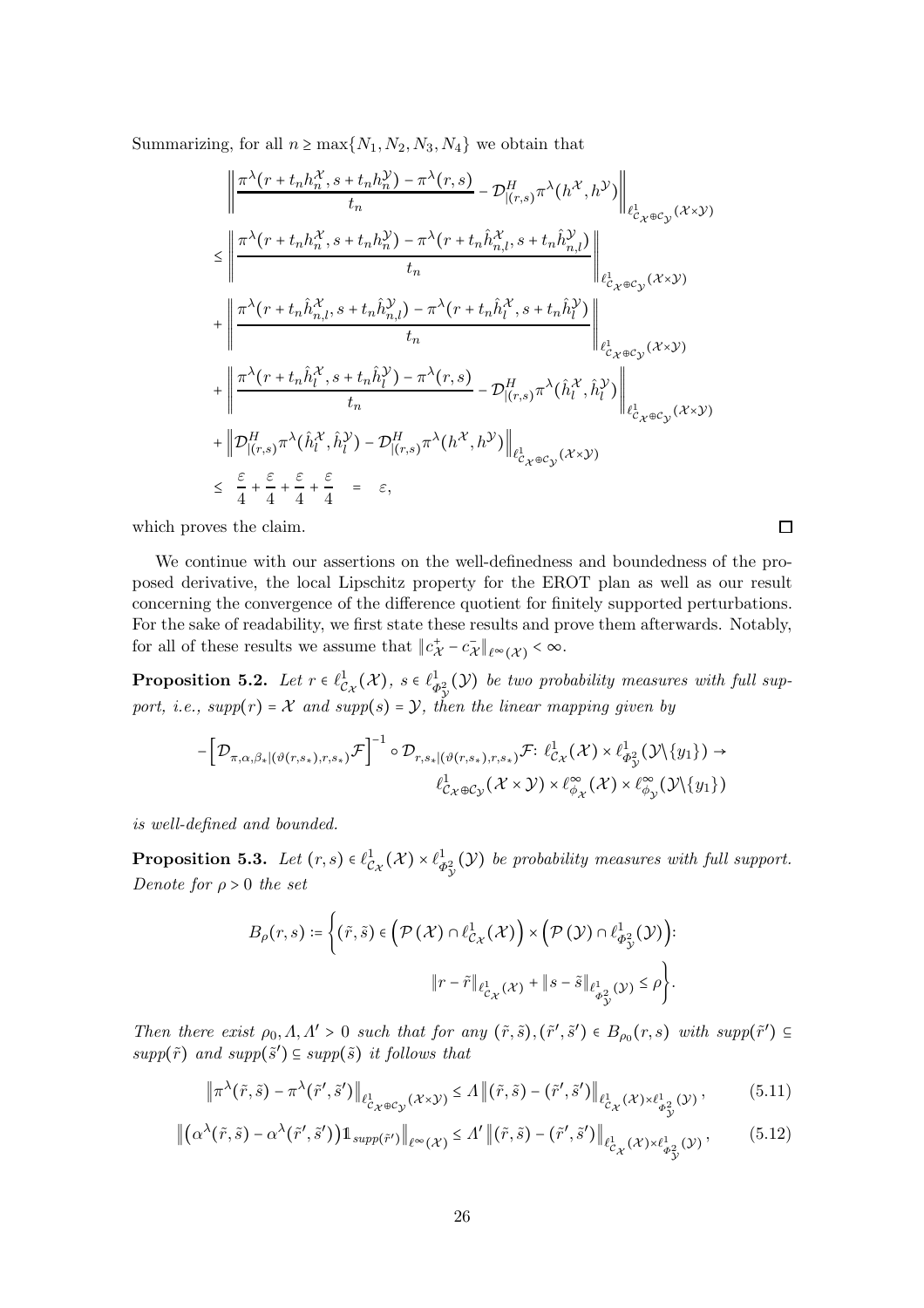Summarizing, for all $n \geq \max\{N_1, N_2, N_3, N_4\}$ we obtain that

$$
\begin{aligned}
&\left\| \frac{\pi^\lambda(r + t_n h_n^{\mathcal{X}}, s + t_n h_n^{\mathcal{Y}}) - \pi^\lambda(r,s)}{t_n} - \mathcal{D}^H_{|(r,s)} \pi^\lambda(h^{\mathcal{X}}, h^{\mathcal{Y}}) \right\|_{\ell^1_{\mathcal{C}_{\mathcal{X}} \oplus \mathcal{C}_{\mathcal{Y}}}(\mathcal{X} \times \mathcal{Y})} \\
\leq\; &\left\| \frac{\pi^\lambda(r + t_n h_n^{\mathcal{X}}, s + t_n h_n^{\mathcal{Y}}) - \pi^\lambda(r + t_n \hat{h}_{n,l}^{\mathcal{X}}, s + t_n \hat{h}_{n,l}^{\mathcal{Y}})}{t_n} \right\|_{\ell^1_{\mathcal{C}_{\mathcal{X}} \oplus \mathcal{C}_{\mathcal{Y}}}(\mathcal{X} \times \mathcal{Y})} \\
&+ \left\| \frac{\pi^\lambda(r + t_n \hat{h}_{n,l}^{\mathcal{X}}, s + t_n \hat{h}_{n,l}^{\mathcal{Y}}) - \pi^\lambda(r + t_n \hat{h}_{l}^{\mathcal{X}}, s + t_n \hat{h}_{l}^{\mathcal{Y}})}{t_n} \right\|_{\ell^1_{\mathcal{C}_{\mathcal{X}} \oplus \mathcal{C}_{\mathcal{Y}}}(\mathcal{X} \times \mathcal{Y})} \\
&+ \left\| \frac{\pi^\lambda(r + t_n \hat{h}_{l}^{\mathcal{X}}, s + t_n \hat{h}_{l}^{\mathcal{Y}}) - \pi^\lambda(r,s)}{t_n} - \mathcal{D}^H_{|(r,s)} \pi^\lambda(\hat{h}_l^{\mathcal{X}}, \hat{h}_l^{\mathcal{Y}}) \right\|_{\ell^1_{\mathcal{C}_{\mathcal{X}} \oplus \mathcal{C}_{\mathcal{Y}}}(\mathcal{X} \times \mathcal{Y})} \\
&+ \left\| \mathcal{D}^H_{|(r,s)} \pi^\lambda(\hat{h}_l^{\mathcal{X}}, \hat{h}_l^{\mathcal{Y}}) - \mathcal{D}^H_{|(r,s)} \pi^\lambda(h^{\mathcal{X}}, h^{\mathcal{Y}}) \right\|_{\ell^1_{\mathcal{C}_{\mathcal{X}} \oplus \mathcal{C}_{\mathcal{Y}}}(\mathcal{X} \times \mathcal{Y})} \\
\leq\; & \frac{\varepsilon}{4} + \frac{\varepsilon}{4} + \frac{\varepsilon}{4} + \frac{\varepsilon}{4} \quad = \quad \varepsilon,
\end{aligned}
$$

which proves the claim. □

We continue with our assertions on the well-definedness and boundedness of the proposed derivative, the local Lipschitz property for the EROT plan as well as our result concerning the convergence of the difference quotient for finitely supported perturbations. For the sake of readability, we first state these results and prove them afterwards. Notably, for all of these results we assume that $\|c^+_{\mathcal{X}} - c^-_{\mathcal{X}}\|_{\ell^\infty(\mathcal{X})} < \infty$.

**Proposition 5.2.** *Let $r \in \ell^1_{\mathcal{C}_{\mathcal{X}}}(\mathcal{X})$, $s \in \ell^1_{\Phi^2_{\mathcal{Y}}}(\mathcal{Y})$ be two probability measures with full support, i.e., $supp(r) = \mathcal{X}$ and $supp(s) = \mathcal{Y}$, then the linear mapping given by*

$$
-\left[\mathcal{D}_{\pi,\alpha,\beta_*|(\vartheta(r,s_*),r,s_*)}\mathcal{F}\right]^{-1} \circ \mathcal{D}_{r,s_*|(\vartheta(r,s_*),r,s_*)}\mathcal{F} \colon \ell^1_{\mathcal{C}_{\mathcal{X}}}(\mathcal{X}) \times \ell^1_{\Phi^2_{\mathcal{Y}}}(\mathcal{Y}\backslash\{y_1\}) \to \ell^1_{\mathcal{C}_{\mathcal{X}} \oplus \mathcal{C}_{\mathcal{Y}}}(\mathcal{X} \times \mathcal{Y}) \times \ell^\infty_{\phi_{\mathcal{X}}}(\mathcal{X}) \times \ell^\infty_{\phi_{\mathcal{Y}}}(\mathcal{Y}\backslash\{y_1\})
$$

*is well-defined and bounded.*

**Proposition 5.3.** *Let $(r,s) \in \ell^1_{\mathcal{C}_{\mathcal{X}}}(\mathcal{X}) \times \ell^1_{\Phi^2_{\mathcal{Y}}}(\mathcal{Y})$ be probability measures with full support. Denote for $\rho > 0$ the set*

$$
B_\rho(r,s) := \left\{ (\tilde{r}, \tilde{s}) \in \left(\mathcal{P}(\mathcal{X}) \cap \ell^1_{\mathcal{C}_{\mathcal{X}}}(\mathcal{X})\right) \times \left(\mathcal{P}(\mathcal{Y}) \cap \ell^1_{\Phi^2_{\mathcal{Y}}}(\mathcal{Y})\right) \colon \|r - \tilde{r}\|_{\ell^1_{\mathcal{C}_{\mathcal{X}}}(\mathcal{X})} + \|s - \tilde{s}\|_{\ell^1_{\Phi^2_{\mathcal{Y}}}(\mathcal{Y})} \leq \rho \right\}.
$$

*Then there exist $\rho_0, \Lambda, \Lambda' > 0$ such that for any $(\tilde{r}, \tilde{s}), (\tilde{r}', \tilde{s}') \in B_{\rho_0}(r,s)$ with $supp(\tilde{r}') \subseteq supp(\tilde{r})$ and $supp(\tilde{s}') \subseteq supp(\tilde{s})$ it follows that*

$$
\left\|\pi^\lambda(\tilde{r}, \tilde{s}) - \pi^\lambda(\tilde{r}', \tilde{s}')\right\|_{\ell^1_{\mathcal{C}_{\mathcal{X}} \oplus \mathcal{C}_{\mathcal{Y}}}(\mathcal{X} \times \mathcal{Y})} \leq \Lambda \left\|(\tilde{r}, \tilde{s}) - (\tilde{r}', \tilde{s}')\right\|_{\ell^1_{\mathcal{C}_{\mathcal{X}}}(\mathcal{X}) \times \ell^1_{\Phi^2_{\mathcal{Y}}}(\mathcal{Y})}, \tag{5.11}
$$

$$
\left\|\left(\alpha^\lambda(\tilde{r}, \tilde{s}) - \alpha^\lambda(\tilde{r}', \tilde{s}')\right)\mathbb{1}_{supp(\tilde{r}')}\right\|_{\ell^\infty(\mathcal{X})} \leq \Lambda' \left\|(\tilde{r}, \tilde{s}) - (\tilde{r}', \tilde{s}')\right\|_{\ell^1_{\mathcal{C}_{\mathcal{X}}}(\mathcal{X}) \times \ell^1_{\Phi^2_{\mathcal{Y}}}(\mathcal{Y})}, \tag{5.12}
$$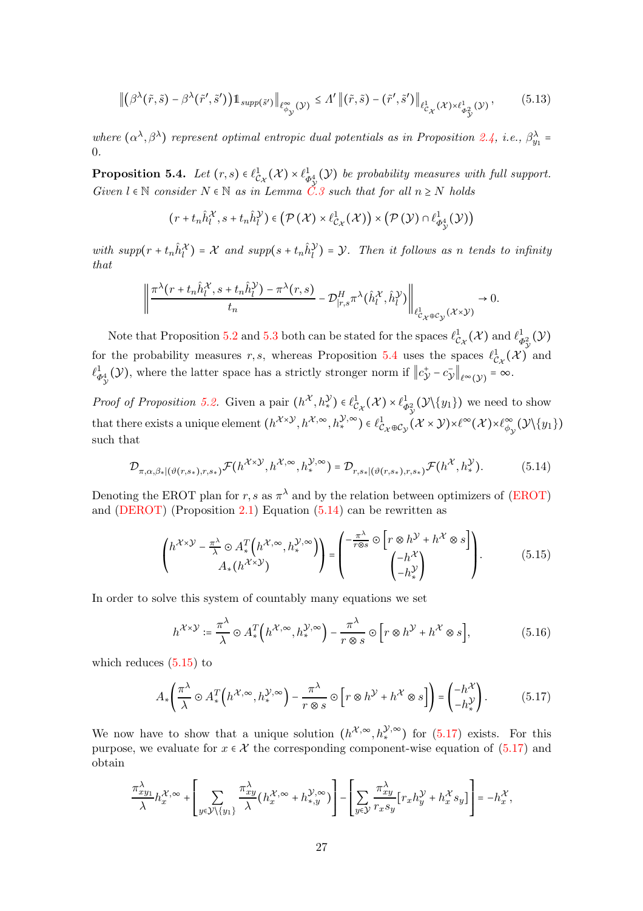$$\left\|\left(\beta^\lambda(\tilde r,\tilde s)-\beta^\lambda(\tilde r',\tilde s')\right)\mathbb{1}_{supp(\tilde s')}\right\|_{\ell^\infty_{\phi_\mathcal{Y}}(\mathcal{Y})}\le \Lambda'\left\|(\tilde r,\tilde s)-(\tilde r',\tilde s')\right\|_{\ell^1_{\mathcal{C}_\mathcal{X}}(\mathcal{X})\times\ell^1_{\Phi^2_\mathcal{Y}}(\mathcal{Y})}, \tag{5.13}$$

*where* $(\alpha^\lambda,\beta^\lambda)$ *represent optimal entropic dual potentials as in Proposition 2.4, i.e.,* $\beta^\lambda_{y_1}=0$.

**Proposition 5.4.** *Let* $(r,s)\in\ell^1_{\mathcal{C}_\mathcal{X}}(\mathcal{X})\times\ell^1_{\Phi^4_\mathcal{Y}}(\mathcal{Y})$ *be probability measures with full support. Given* $l\in\mathbb{N}$ *consider* $N\in\mathbb{N}$ *as in Lemma C.3 such that for all* $n\ge N$ *holds*

$$(r+t_n\hat h^\mathcal{X}_l, s+t_n\hat h^\mathcal{Y}_l)\in\left(\mathcal{P}(\mathcal{X})\times\ell^1_{\mathcal{C}_\mathcal{X}}(\mathcal{X})\right)\times\left(\mathcal{P}(\mathcal{Y})\cap\ell^1_{\Phi^4_\mathcal{Y}}(\mathcal{Y})\right)$$

*with* $supp(r+t_n\hat h^\mathcal{X}_l)=\mathcal{X}$ *and* $supp(s+t_n\hat h^\mathcal{Y}_l)=\mathcal{Y}$*. Then it follows as* $n$ *tends to infinity that*

$$\left\|\frac{\pi^\lambda(r+t_n\hat h^\mathcal{X}_l, s+t_n\hat h^\mathcal{Y}_l)-\pi^\lambda(r,s)}{t_n}-\mathcal{D}^H_{|r,s}\pi^\lambda(\hat h^\mathcal{X}_l,\hat h^\mathcal{Y}_l)\right\|_{\ell^1_{\mathcal{C}_\mathcal{X}\oplus\mathcal{C}_\mathcal{Y}}(\mathcal{X}\times\mathcal{Y})}\to 0.$$

Note that Proposition 5.2 and 5.3 both can be stated for the spaces $\ell^1_{\mathcal{C}_\mathcal{X}}(\mathcal{X})$ and $\ell^1_{\Phi^2_\mathcal{Y}}(\mathcal{Y})$ for the probability measures $r,s$, whereas Proposition 5.4 uses the spaces $\ell^1_{\mathcal{C}_\mathcal{X}}(\mathcal{X})$ and $\ell^1_{\Phi^4_\mathcal{Y}}(\mathcal{Y})$, where the latter space has a strictly stronger norm if $\|c^+_\mathcal{Y}-c^-_\mathcal{Y}\|_{\ell^\infty(\mathcal{Y})}=\infty$.

*Proof of Proposition 5.2.* Given a pair $(h^\mathcal{X},h^\mathcal{Y}_*)\in\ell^1_{\mathcal{C}_\mathcal{X}}(\mathcal{X})\times\ell^1_{\Phi^2_\mathcal{Y}}(\mathcal{Y}\backslash\{y_1\})$ we need to show that there exists a unique element $(h^{\mathcal{X}\times\mathcal{Y}},h^{\mathcal{X},\infty},h^{\mathcal{Y},\infty}_*)\in\ell^1_{\mathcal{C}_\mathcal{X}\oplus\mathcal{C}_\mathcal{Y}}(\mathcal{X}\times\mathcal{Y})\times\ell^\infty(\mathcal{X})\times\ell^\infty_{\phi_\mathcal{Y}}(\mathcal{Y}\backslash\{y_1\})$ such that

$$\mathcal{D}_{\pi,\alpha,\beta_*|(\vartheta(r,s_*),r,s_*)}\mathcal{F}(h^{\mathcal{X}\times\mathcal{Y}},h^{\mathcal{X},\infty},h^{\mathcal{Y},\infty}_*)=\mathcal{D}_{r,s_*|(\vartheta(r,s_*),r,s_*)}\mathcal{F}(h^\mathcal{X},h^\mathcal{Y}_*). \tag{5.14}$$

Denoting the EROT plan for $r,s$ as $\pi^\lambda$ and by the relation between optimizers of (EROT) and (DEROT) (Proposition 2.1) Equation (5.14) can be rewritten as

$$\begin{pmatrix} h^{\mathcal{X}\times\mathcal{Y}}-\frac{\pi^\lambda}{\lambda}\odot A^T_*\left(h^{\mathcal{X},\infty},h^{\mathcal{Y},\infty}_*\right)\\ A_*(h^{\mathcal{X}\times\mathcal{Y}})\end{pmatrix}=\begin{pmatrix}-\frac{\pi^\lambda}{r\otimes s}\odot\left[r\otimes h^\mathcal{Y}+h^\mathcal{X}\otimes s\right]\\ \begin{pmatrix}-h^\mathcal{X}\\ -h^\mathcal{Y}_*\end{pmatrix}\end{pmatrix}. \tag{5.15}$$

In order to solve this system of countably many equations we set

$$h^{\mathcal{X}\times\mathcal{Y}}:=\frac{\pi^\lambda}{\lambda}\odot A^T_*\left(h^{\mathcal{X},\infty},h^{\mathcal{Y},\infty}_*\right)-\frac{\pi^\lambda}{r\otimes s}\odot\left[r\otimes h^\mathcal{Y}+h^\mathcal{X}\otimes s\right], \tag{5.16}$$

which reduces (5.15) to

$$A_*\left(\frac{\pi^\lambda}{\lambda}\odot A^T_*\left(h^{\mathcal{X},\infty},h^{\mathcal{Y},\infty}_*\right)-\frac{\pi^\lambda}{r\otimes s}\odot\left[r\otimes h^\mathcal{Y}+h^\mathcal{X}\otimes s\right]\right)=\begin{pmatrix}-h^\mathcal{X}\\ -h^\mathcal{Y}_*\end{pmatrix}. \tag{5.17}$$

We now have to show that a unique solution $(h^{\mathcal{X},\infty},h^{\mathcal{Y},\infty}_*)$ for (5.17) exists. For this purpose, we evaluate for $x\in\mathcal{X}$ the corresponding component-wise equation of (5.17) and obtain

$$\frac{\pi^\lambda_{xy_1}}{\lambda}h^{\mathcal{X},\infty}_x+\left[\sum_{y\in\mathcal{Y}\backslash\{y_1\}}\frac{\pi^\lambda_{xy}}{\lambda}(h^{\mathcal{X},\infty}_x+h^{\mathcal{Y},\infty}_{*,y})\right]-\left[\sum_{y\in\mathcal{Y}}\frac{\pi^\lambda_{xy}}{r_xs_y}[r_xh^\mathcal{Y}_y+h^\mathcal{X}_xs_y]\right]=-h^\mathcal{X}_x,$$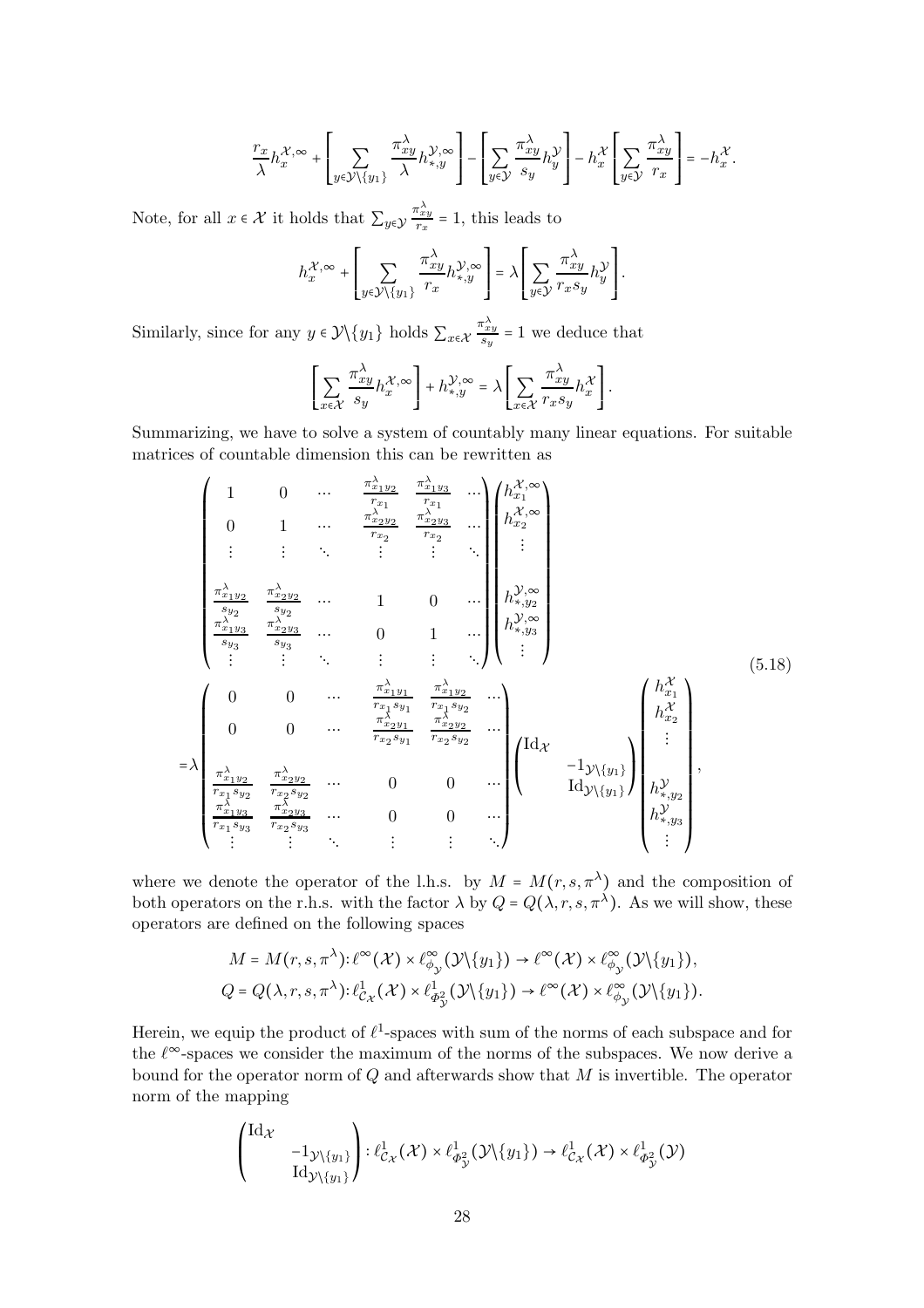$$\frac{r_x}{\lambda} h_x^{\mathcal{X},\infty} + \left[ \sum_{y \in \mathcal{Y}\setminus\{y_1\}} \frac{\pi_{xy}^\lambda}{\lambda} h_{*,y}^{\mathcal{Y},\infty} \right] - \left[ \sum_{y\in\mathcal{Y}} \frac{\pi_{xy}^\lambda}{s_y} h_y^{\mathcal{Y}} \right] - h_x^{\mathcal{X}} \left[ \sum_{y\in\mathcal{Y}} \frac{\pi_{xy}^\lambda}{r_x} \right] = -h_x^{\mathcal{X}}.$$

Note, for all $x \in \mathcal{X}$ it holds that $\sum_{y\in\mathcal{Y}} \frac{\pi_{xy}^\lambda}{r_x} = 1$, this leads to

$$h_x^{\mathcal{X},\infty} + \left[ \sum_{y\in\mathcal{Y}\setminus\{y_1\}} \frac{\pi_{xy}^\lambda}{r_x} h_{*,y}^{\mathcal{Y},\infty} \right] = \lambda \left[ \sum_{y\in\mathcal{Y}} \frac{\pi_{xy}^\lambda}{r_x s_y} h_y^{\mathcal{Y}} \right].$$

Similarly, since for any $y \in \mathcal{Y}\setminus\{y_1\}$ holds $\sum_{x\in\mathcal{X}} \frac{\pi_{xy}^\lambda}{s_y} = 1$ we deduce that

$$\left[ \sum_{x\in\mathcal{X}} \frac{\pi_{xy}^\lambda}{s_y} h_x^{\mathcal{X},\infty} \right] + h_{*,y}^{\mathcal{Y},\infty} = \lambda \left[ \sum_{x\in\mathcal{X}} \frac{\pi_{xy}^\lambda}{r_x s_y} h_x^{\mathcal{X}} \right].$$

Summarizing, we have to solve a system of countably many linear equations. For suitable matrices of countable dimension this can be rewritten as

$$\begin{pmatrix} 1 & 0 & \cdots & \frac{\pi_{x_1y_2}^\lambda}{r_{x_1}} & \frac{\pi_{x_1y_3}^\lambda}{r_{x_1}} & \cdots \\ 0 & 1 & \cdots & \frac{\pi_{x_2y_2}^\lambda}{r_{x_2}} & \frac{\pi_{x_2y_3}^\lambda}{r_{x_2}} & \cdots \\ \vdots & \vdots & \ddots & \vdots & \vdots & \ddots \\ \frac{\pi_{x_1y_2}^\lambda}{s_{y_2}} & \frac{\pi_{x_2y_2}^\lambda}{s_{y_2}} & \cdots & 1 & 0 & \cdots \\ \frac{\pi_{x_1y_3}^\lambda}{s_{y_3}} & \frac{\pi_{x_2y_3}^\lambda}{s_{y_3}} & \cdots & 0 & 1 & \cdots \\ \vdots & \vdots & \ddots & \vdots & \vdots & \ddots \end{pmatrix} \begin{pmatrix} h_{x_1}^{\mathcal{X},\infty} \\ h_{x_2}^{\mathcal{X},\infty} \\ \vdots \\ h_{*,y_2}^{\mathcal{Y},\infty} \\ h_{*,y_3}^{\mathcal{Y},\infty} \\ \vdots \end{pmatrix}$$
$$= \lambda \begin{pmatrix} 0 & 0 & \cdots & \frac{\pi_{x_1y_1}^\lambda}{r_{x_1}s_{y_1}} & \frac{\pi_{x_1y_2}^\lambda}{r_{x_1}s_{y_2}} & \cdots \\ 0 & 0 & \cdots & \frac{\pi_{x_2y_1}^\lambda}{r_{x_2}s_{y_1}} & \frac{\pi_{x_2y_2}^\lambda}{r_{x_2}s_{y_2}} & \cdots \\ \frac{\pi_{x_1y_2}^\lambda}{r_{x_1}s_{y_2}} & \frac{\pi_{x_2y_2}^\lambda}{r_{x_2}s_{y_2}} & \cdots & 0 & 0 & \cdots \\ \frac{\pi_{x_1y_3}^\lambda}{r_{x_1}s_{y_3}} & \frac{\pi_{x_2y_3}^\lambda}{r_{x_2}s_{y_3}} & \cdots & 0 & 0 & \cdots \\ \vdots & \vdots & \ddots & \vdots & \vdots & \ddots \end{pmatrix} \begin{pmatrix} \mathrm{Id}_{\mathcal{X}} & \\ & -1_{\mathcal{Y}\setminus\{y_1\}} \\ & \mathrm{Id}_{\mathcal{Y}\setminus\{y_1\}} \end{pmatrix} \begin{pmatrix} h_{x_1}^{\mathcal{X}} \\ h_{x_2}^{\mathcal{X}} \\ \vdots \\ h_{*,y_2}^{\mathcal{Y}} \\ h_{*,y_3}^{\mathcal{Y}} \\ \vdots \end{pmatrix}, \tag{5.18}$$

where we denote the operator of the l.h.s. by $M = M(r, s, \pi^\lambda)$ and the composition of both operators on the r.h.s. with the factor $\lambda$ by $Q = Q(\lambda, r, s, \pi^\lambda)$. As we will show, these operators are defined on the following spaces

$$M = M(r, s, \pi^\lambda)\colon \ell^\infty(\mathcal{X}) \times \ell^\infty_{\phi_{\mathcal{Y}}}(\mathcal{Y}\setminus\{y_1\}) \to \ell^\infty(\mathcal{X}) \times \ell^\infty_{\phi_{\mathcal{Y}}}(\mathcal{Y}\setminus\{y_1\}),$$
$$Q = Q(\lambda, r, s, \pi^\lambda)\colon \ell^1_{\mathcal{C}_{\mathcal{X}}}(\mathcal{X}) \times \ell^1_{\Phi^2_{\mathcal{Y}}}(\mathcal{Y}\setminus\{y_1\}) \to \ell^\infty(\mathcal{X}) \times \ell^\infty_{\phi_{\mathcal{Y}}}(\mathcal{Y}\setminus\{y_1\}).$$

Herein, we equip the product of $\ell^1$-spaces with sum of the norms of each subspace and for the $\ell^\infty$-spaces we consider the maximum of the norms of the subspaces. We now derive a bound for the operator norm of $Q$ and afterwards show that $M$ is invertible. The operator norm of the mapping

$$\begin{pmatrix} \mathrm{Id}_{\mathcal{X}} & \\ & -1_{\mathcal{Y}\setminus\{y_1\}} \\ & \mathrm{Id}_{\mathcal{Y}\setminus\{y_1\}} \end{pmatrix} \colon \ell^1_{\mathcal{C}_{\mathcal{X}}}(\mathcal{X}) \times \ell^1_{\Phi^2_{\mathcal{Y}}}(\mathcal{Y}\setminus\{y_1\}) \to \ell^1_{\mathcal{C}_{\mathcal{X}}}(\mathcal{X}) \times \ell^1_{\Phi^2_{\mathcal{Y}}}(\mathcal{Y})$$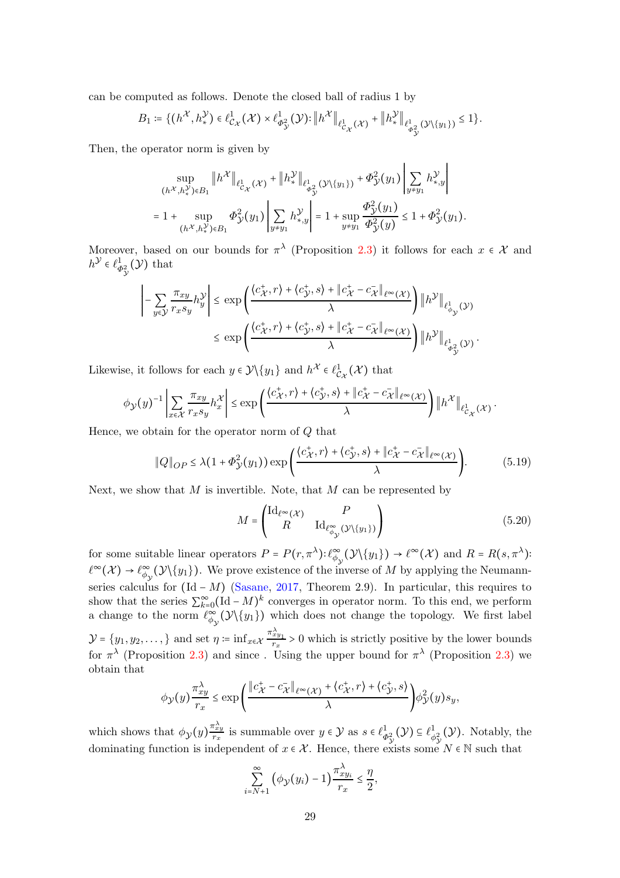can be computed as follows. Denote the closed ball of radius 1 by

$$B_1 := \{(h^{\mathcal{X}}, h_*^{\mathcal{Y}}) \in \ell^1_{\mathcal{C}_{\mathcal{X}}}(\mathcal{X}) \times \ell^1_{\Phi^2_{\mathcal{Y}}}(\mathcal{Y}) \colon \|h^{\mathcal{X}}\|_{\ell^1_{\mathcal{C}_{\mathcal{X}}}(\mathcal{X})} + \|h_*^{\mathcal{Y}}\|_{\ell^1_{\Phi^2_{\mathcal{Y}}}(\mathcal{Y}\setminus\{y_1\})} \leq 1\}.$$

Then, the operator norm is given by

$$\begin{aligned}
&\sup_{(h^{\mathcal{X}}, h_*^{\mathcal{Y}}) \in B_1} \|h^{\mathcal{X}}\|_{\ell^1_{\mathcal{C}_{\mathcal{X}}}(\mathcal{X})} + \|h_*^{\mathcal{Y}}\|_{\ell^1_{\Phi^2_{\mathcal{Y}}}(\mathcal{Y}\setminus\{y_1\})} + \Phi^2_{\mathcal{Y}}(y_1)\left|\sum_{y \neq y_1} h^{\mathcal{Y}}_{*,y}\right| \\
&= 1 + \sup_{(h^{\mathcal{X}}, h_*^{\mathcal{Y}}) \in B_1} \Phi^2_{\mathcal{Y}}(y_1)\left|\sum_{y \neq y_1} h^{\mathcal{Y}}_{*,y}\right| = 1 + \sup_{y \neq y_1} \frac{\Phi^2_{\mathcal{Y}}(y_1)}{\Phi^2_{\mathcal{Y}}(y)} \leq 1 + \Phi^2_{\mathcal{Y}}(y_1).
\end{aligned}$$

Moreover, based on our bounds for $\pi^\lambda$ (Proposition 2.3) it follows for each $x \in \mathcal{X}$ and $h^{\mathcal{Y}} \in \ell^1_{\Phi^2_{\mathcal{Y}}}(\mathcal{Y})$ that

$$\begin{aligned}
\left|-\sum_{y \in \mathcal{Y}} \frac{\pi_{xy}}{r_x s_y} h^{\mathcal{Y}}_y\right| &\leq \exp\left(\frac{\langle c^+_{\mathcal{X}}, r\rangle + \langle c^+_{\mathcal{Y}}, s\rangle + \|c^+_{\mathcal{X}} - c^-_{\mathcal{X}}\|_{\ell^\infty(\mathcal{X})}}{\lambda}\right)\|h^{\mathcal{Y}}\|_{\ell^1_{\phi_{\mathcal{Y}}}(\mathcal{Y})} \\
&\leq \exp\left(\frac{\langle c^+_{\mathcal{X}}, r\rangle + \langle c^+_{\mathcal{Y}}, s\rangle + \|c^+_{\mathcal{X}} - c^-_{\mathcal{X}}\|_{\ell^\infty(\mathcal{X})}}{\lambda}\right)\|h^{\mathcal{Y}}\|_{\ell^1_{\Phi^2_{\mathcal{Y}}}(\mathcal{Y})}.
\end{aligned}$$

Likewise, it follows for each $y \in \mathcal{Y}\setminus\{y_1\}$ and $h^{\mathcal{X}} \in \ell^1_{\mathcal{C}_{\mathcal{X}}}(\mathcal{X})$ that

$$\phi_{\mathcal{Y}}(y)^{-1}\left|\sum_{x \in \mathcal{X}} \frac{\pi_{xy}}{r_x s_y} h^{\mathcal{X}}_x\right| \leq \exp\left(\frac{\langle c^+_{\mathcal{X}}, r\rangle + \langle c^+_{\mathcal{Y}}, s\rangle + \|c^+_{\mathcal{X}} - c^-_{\mathcal{X}}\|_{\ell^\infty(\mathcal{X})}}{\lambda}\right)\|h^{\mathcal{X}}\|_{\ell^1_{\mathcal{C}_{\mathcal{X}}}(\mathcal{X})}.$$

Hence, we obtain for the operator norm of $Q$ that

$$\|Q\|_{OP} \leq \lambda(1 + \Phi^2_{\mathcal{Y}}(y_1))\exp\left(\frac{\langle c^+_{\mathcal{X}}, r\rangle + \langle c^+_{\mathcal{Y}}, s\rangle + \|c^+_{\mathcal{X}} - c^-_{\mathcal{X}}\|_{\ell^\infty(\mathcal{X})}}{\lambda}\right). \tag{5.19}$$

Next, we show that $M$ is invertible. Note, that $M$ can be represented by

$$M = \begin{pmatrix} \mathrm{Id}_{\ell^\infty(\mathcal{X})} & P \\ R & \mathrm{Id}_{\ell^\infty_{\phi_{\mathcal{Y}}}(\mathcal{Y}\setminus\{y_1\})} \end{pmatrix} \tag{5.20}$$

for some suitable linear operators $P = P(r, \pi^\lambda) \colon \ell^\infty_{\phi_{\mathcal{Y}}}(\mathcal{Y}\setminus\{y_1\}) \to \ell^\infty(\mathcal{X})$ and $R = R(s, \pi^\lambda) \colon \ell^\infty(\mathcal{X}) \to \ell^\infty_{\phi_{\mathcal{Y}}}(\mathcal{Y}\setminus\{y_1\})$. We prove existence of the inverse of $M$ by applying the Neumann-series calculus for $(\mathrm{Id} - M)$ (Sasane, 2017, Theorem 2.9). In particular, this requires to show that the series $\sum_{k=0}^\infty (\mathrm{Id} - M)^k$ converges in operator norm. To this end, we perform a change to the norm $\ell^\infty_{\phi_{\mathcal{Y}}}(\mathcal{Y}\setminus\{y_1\})$ which does not change the topology. We first label $\mathcal{Y} = \{y_1, y_2, \ldots,\}$ and set $\eta := \inf_{x \in \mathcal{X}} \frac{\pi^\lambda_{xy_1}}{r_x} > 0$ which is strictly positive by the lower bounds for $\pi^\lambda$ (Proposition 2.3) and since . Using the upper bound for $\pi^\lambda$ (Proposition 2.3) we obtain that

$$\phi_{\mathcal{Y}}(y)\frac{\pi^\lambda_{xy}}{r_x} \leq \exp\left(\frac{\|c^+_{\mathcal{X}} - c^-_{\mathcal{X}}\|_{\ell^\infty(\mathcal{X})} + \langle c^+_{\mathcal{X}}, r\rangle + \langle c^+_{\mathcal{Y}}, s\rangle}{\lambda}\right)\phi^2_{\mathcal{Y}}(y)s_y,$$

which shows that $\phi_{\mathcal{Y}}(y)\frac{\pi^\lambda_{xy}}{r_x}$ is summable over $y \in \mathcal{Y}$ as $s \in \ell^1_{\Phi^2_{\mathcal{Y}}}(\mathcal{Y}) \subseteq \ell^1_{\phi^2_{\mathcal{Y}}}(\mathcal{Y})$. Notably, the dominating function is independent of $x \in \mathcal{X}$. Hence, there exists some $N \in \mathbb{N}$ such that

$$\sum_{i=N+1}^\infty \left(\phi_{\mathcal{Y}}(y_i) - 1\right)\frac{\pi^\lambda_{xy_i}}{r_x} \leq \frac{\eta}{2},$$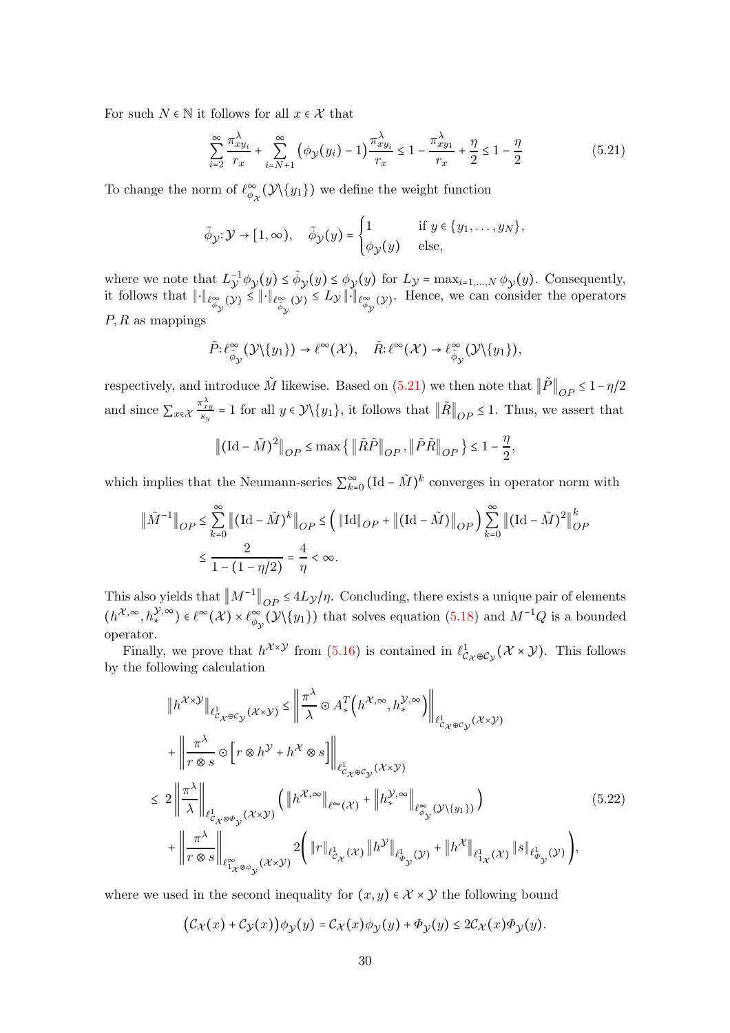For such $N \in \mathbb{N}$ it follows for all $x \in \mathcal{X}$ that

$$\sum_{i=2}^{\infty} \frac{\pi^{\lambda}_{xy_i}}{r_x} + \sum_{i=N+1}^{\infty} \left(\phi_{\mathcal{Y}}(y_i) - 1\right) \frac{\pi^{\lambda}_{xy_i}}{r_x} \leq 1 - \frac{\pi^{\lambda}_{xy_1}}{r_x} + \frac{\eta}{2} \leq 1 - \frac{\eta}{2} \tag{5.21}$$

To change the norm of $\ell^{\infty}_{\phi_{\mathcal{X}}}(\mathcal{Y}\backslash\{y_1\})$ we define the weight function

$$\tilde{\phi}_{\mathcal{Y}} : \mathcal{Y} \to [1, \infty), \quad \tilde{\phi}_{\mathcal{Y}}(y) = \begin{cases} 1 & \text{if } y \in \{y_1, \ldots, y_N\}, \\ \phi_{\mathcal{Y}}(y) & \text{else}, \end{cases}$$

where we note that $L_{\mathcal{Y}}^{-1} \phi_{\mathcal{Y}}(y) \leq \tilde{\phi}_{\mathcal{Y}}(y) \leq \phi_{\mathcal{Y}}(y)$ for $L_{\mathcal{Y}} = \max_{i=1,\ldots,N} \phi_{\mathcal{Y}}(y)$. Consequently, it follows that $\|\cdot\|_{\ell^{\infty}_{\phi_{\mathcal{Y}}}(\mathcal{Y})} \leq \|\cdot\|_{\ell^{\infty}_{\tilde{\phi}_{\mathcal{Y}}}(\mathcal{Y})} \leq L_{\mathcal{Y}} \|\cdot\|_{\ell^{\infty}_{\phi_{\mathcal{Y}}}(\mathcal{Y})}$. Hence, we can consider the operators $P, R$ as mappings

$$\tilde{P} : \ell^{\infty}_{\tilde{\phi}_{\mathcal{Y}}}(\mathcal{Y}\backslash\{y_1\}) \to \ell^{\infty}(\mathcal{X}), \quad \tilde{R} : \ell^{\infty}(\mathcal{X}) \to \ell^{\infty}_{\tilde{\phi}_{\mathcal{Y}}}(\mathcal{Y}\backslash\{y_1\}),$$

respectively, and introduce $\tilde{M}$ likewise. Based on (5.21) we then note that $\|\tilde{P}\|_{OP} \leq 1 - \eta/2$ and since $\sum_{x \in \mathcal{X}} \frac{\pi^{\lambda}_{xy}}{s_y} = 1$ for all $y \in \mathcal{Y}\backslash\{y_1\}$, it follows that $\|\tilde{R}\|_{OP} \leq 1$. Thus, we assert that

$$\|(\mathrm{Id} - \tilde{M})^2\|_{OP} \leq \max\left\{ \|\tilde{R}\tilde{P}\|_{OP}, \|\tilde{P}\tilde{R}\|_{OP} \right\} \leq 1 - \frac{\eta}{2},$$

which implies that the Neumann-series $\sum_{k=0}^{\infty} (\mathrm{Id} - \tilde{M})^k$ converges in operator norm with

$$\begin{aligned}
\|\tilde{M}^{-1}\|_{OP} &\leq \sum_{k=0}^{\infty} \|(\mathrm{Id} - \tilde{M})^k\|_{OP} \leq \left( \|\mathrm{Id}\|_{OP} + \|(\mathrm{Id} - \tilde{M})\|_{OP} \right) \sum_{k=0}^{\infty} \|(\mathrm{Id} - \tilde{M})^2\|_{OP}^k \\
&\leq \frac{2}{1 - (1 - \eta/2)} = \frac{4}{\eta} < \infty.
\end{aligned}$$

This also yields that $\|M^{-1}\|_{OP} \leq 4L_{\mathcal{Y}}/\eta$. Concluding, there exists a unique pair of elements $(h^{\mathcal{X},\infty}, h^{\mathcal{Y},\infty}_*) \in \ell^{\infty}(\mathcal{X}) \times \ell^{\infty}_{\phi_{\mathcal{Y}}}(\mathcal{Y}\backslash\{y_1\})$ that solves equation (5.18) and $M^{-1}Q$ is a bounded operator.

Finally, we prove that $h^{\mathcal{X}\times\mathcal{Y}}$ from (5.16) is contained in $\ell^1_{\mathcal{C}_{\mathcal{X}} \oplus \mathcal{C}_{\mathcal{Y}}}(\mathcal{X} \times \mathcal{Y})$. This follows by the following calculation

$$\begin{aligned}
\|h^{\mathcal{X}\times\mathcal{Y}}\|_{\ell^1_{\mathcal{C}_{\mathcal{X}} \oplus \mathcal{C}_{\mathcal{Y}}}(\mathcal{X}\times\mathcal{Y})} &\leq \left\| \frac{\pi^{\lambda}}{\lambda} \odot A^T_* \left( h^{\mathcal{X},\infty}, h^{\mathcal{Y},\infty}_* \right) \right\|_{\ell^1_{\mathcal{C}_{\mathcal{X}} \oplus \mathcal{C}_{\mathcal{Y}}}(\mathcal{X}\times\mathcal{Y})} \\
&\quad + \left\| \frac{\pi^{\lambda}}{r \otimes s} \odot \left[ r \otimes h^{\mathcal{Y}} + h^{\mathcal{X}} \otimes s \right] \right\|_{\ell^1_{\mathcal{C}_{\mathcal{X}} \oplus \mathcal{C}_{\mathcal{Y}}}(\mathcal{X}\times\mathcal{Y})} \\
&\leq 2 \left\| \frac{\pi^{\lambda}}{\lambda} \right\|_{\ell^1_{\mathcal{C}_{\mathcal{X}} \otimes \Phi_{\mathcal{Y}}}(\mathcal{X}\times\mathcal{Y})} \left( \|h^{\mathcal{X},\infty}\|_{\ell^{\infty}(\mathcal{X})} + \|h^{\mathcal{Y},\infty}_*\|_{\ell^{\infty}_{\phi_{\mathcal{Y}}}(\mathcal{Y}\backslash\{y_1\})} \right) \\
&\quad + \left\| \frac{\pi^{\lambda}}{r \otimes s} \right\|_{\ell^{\infty}_{1_{\mathcal{X}} \otimes \phi_{\mathcal{Y}}}(\mathcal{X}\times\mathcal{Y})} 2 \left( \|r\|_{\ell^1_{\mathcal{C}_{\mathcal{X}}}(\mathcal{X})} \|h^{\mathcal{Y}}\|_{\ell^1_{\Phi_{\mathcal{Y}}}(\mathcal{Y})} + \|h^{\mathcal{X}}\|_{\ell^1_{1_{\mathcal{X}}}(\mathcal{X})} \|s\|_{\ell^1_{\Phi_{\mathcal{Y}}}(\mathcal{Y})} \right),
\end{aligned} \tag{5.22}$$

where we used in the second inequality for $(x, y) \in \mathcal{X} \times \mathcal{Y}$ the following bound

$$\left( \mathcal{C}_{\mathcal{X}}(x) + \mathcal{C}_{\mathcal{Y}}(x) \right) \phi_{\mathcal{Y}}(y) = \mathcal{C}_{\mathcal{X}}(x) \phi_{\mathcal{Y}}(y) + \Phi_{\mathcal{Y}}(y) \leq 2 \mathcal{C}_{\mathcal{X}}(x) \Phi_{\mathcal{Y}}(y).$$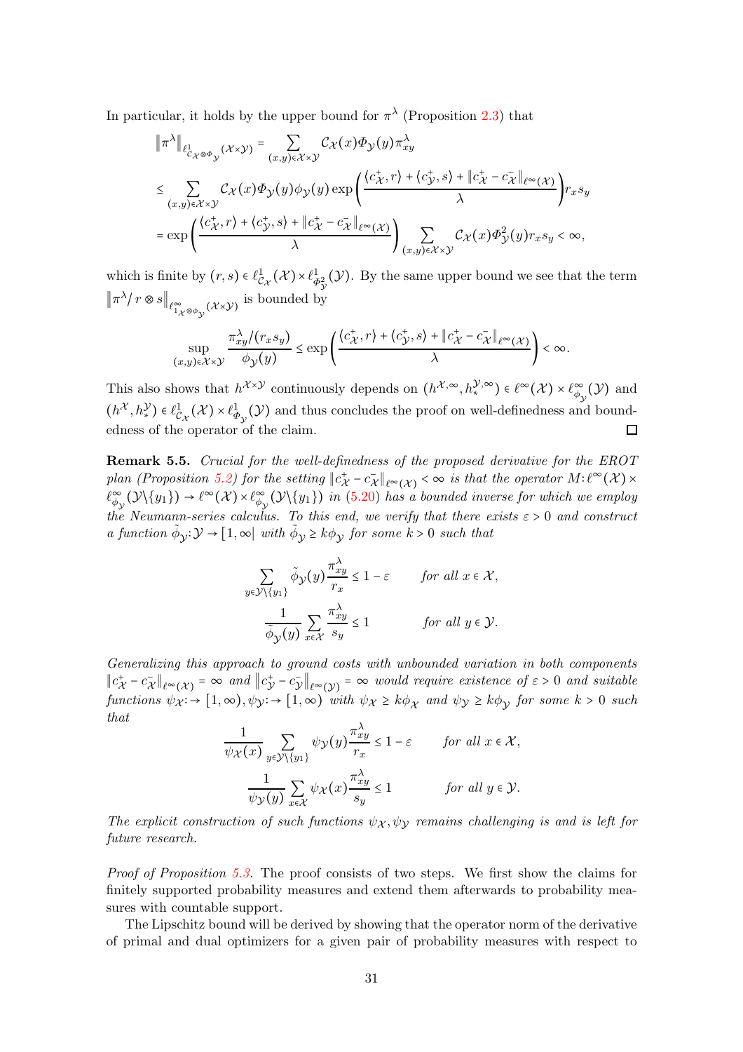In particular, it holds by the upper bound for $\pi^\lambda$ (Proposition 2.3) that

$$
\begin{aligned}
\|\pi^\lambda\|_{\ell^1_{\mathcal{C}_\mathcal{X}\otimes\Phi_\mathcal{Y}}(\mathcal{X}\times\mathcal{Y})} &= \sum_{(x,y)\in\mathcal{X}\times\mathcal{Y}} \mathcal{C}_\mathcal{X}(x)\Phi_\mathcal{Y}(y)\pi^\lambda_{xy} \\
&\leq \sum_{(x,y)\in\mathcal{X}\times\mathcal{Y}} \mathcal{C}_\mathcal{X}(x)\Phi_\mathcal{Y}(y)\phi_\mathcal{Y}(y)\exp\left(\frac{\langle c^+_\mathcal{X}, r\rangle + \langle c^+_\mathcal{Y}, s\rangle + \|c^+_\mathcal{X} - c^-_\mathcal{X}\|_{\ell^\infty(\mathcal{X})}}{\lambda}\right) r_x s_y \\
&= \exp\left(\frac{\langle c^+_\mathcal{X}, r\rangle + \langle c^+_\mathcal{Y}, s\rangle + \|c^+_\mathcal{X} - c^-_\mathcal{X}\|_{\ell^\infty(\mathcal{X})}}{\lambda}\right) \sum_{(x,y)\in\mathcal{X}\times\mathcal{Y}} \mathcal{C}_\mathcal{X}(x)\Phi^2_\mathcal{Y}(y) r_x s_y < \infty,
\end{aligned}
$$

which is finite by $(r,s) \in \ell^1_{\mathcal{C}_\mathcal{X}}(\mathcal{X}) \times \ell^1_{\Phi^2_\mathcal{Y}}(\mathcal{Y})$. By the same upper bound we see that the term $\|\pi^\lambda / r\otimes s\|_{\ell^\infty_{1_\mathcal{X}\otimes\phi_\mathcal{Y}}(\mathcal{X}\times\mathcal{Y})}$ is bounded by

$$
\sup_{(x,y)\in\mathcal{X}\times\mathcal{Y}} \frac{\pi^\lambda_{xy}/(r_x s_y)}{\phi_\mathcal{Y}(y)} \leq \exp\left(\frac{\langle c^+_\mathcal{X}, r\rangle + \langle c^+_\mathcal{Y}, s\rangle + \|c^+_\mathcal{X} - c^-_\mathcal{X}\|_{\ell^\infty(\mathcal{X})}}{\lambda}\right) < \infty.
$$

This also shows that $h^{\mathcal{X}\times\mathcal{Y}}$ continuously depends on $(h^{\mathcal{X},\infty}, h^{\mathcal{Y},\infty}_*) \in \ell^\infty(\mathcal{X}) \times \ell^\infty_{\phi_\mathcal{Y}}(\mathcal{Y})$ and $(h^\mathcal{X}, h^\mathcal{Y}_*) \in \ell^1_{\mathcal{C}_\mathcal{X}}(\mathcal{X}) \times \ell^1_{\Phi_\mathcal{Y}}(\mathcal{Y})$ and thus concludes the proof on well-definedness and boundedness of the operator of the claim. □

**Remark 5.5.** *Crucial for the well-definedness of the proposed derivative for the EROT plan (Proposition 5.2) for the setting $\|c^+_\mathcal{X} - c^-_\mathcal{X}\|_{\ell^\infty(\mathcal{X})} < \infty$ is that the operator $M\colon \ell^\infty(\mathcal{X}) \times \ell^\infty_{\phi_\mathcal{Y}}(\mathcal{Y}\backslash\{y_1\}) \to \ell^\infty(\mathcal{X}) \times \ell^\infty_{\phi_\mathcal{Y}}(\mathcal{Y}\backslash\{y_1\})$ in (5.20) has a bounded inverse for which we employ the Neumann-series calculus. To this end, we verify that there exists $\varepsilon > 0$ and construct a function $\tilde\phi_\mathcal{Y}\colon \mathcal{Y} \to [1,\infty[$ with $\tilde\phi_\mathcal{Y} \geq k\phi_\mathcal{Y}$ for some $k > 0$ such that*

$$
\sum_{y\in\mathcal{Y}\backslash\{y_1\}} \tilde\phi_\mathcal{Y}(y)\frac{\pi^\lambda_{xy}}{r_x} \leq 1 - \varepsilon \qquad \text{for all } x \in \mathcal{X},
$$

$$
\frac{1}{\tilde\phi_\mathcal{Y}(y)} \sum_{x\in\mathcal{X}} \frac{\pi^\lambda_{xy}}{s_y} \leq 1 \qquad \text{for all } y \in \mathcal{Y}.
$$

*Generalizing this approach to ground costs with unbounded variation in both components $\|c^+_\mathcal{X} - c^-_\mathcal{X}\|_{\ell^\infty(\mathcal{X})} = \infty$ and $\|c^+_\mathcal{Y} - c^-_\mathcal{Y}\|_{\ell^\infty(\mathcal{Y})} = \infty$ would require existence of $\varepsilon > 0$ and suitable functions $\psi_\mathcal{X}\colon \to [1,\infty), \psi_\mathcal{Y}\colon \to [1,\infty)$ with $\psi_\mathcal{X} \geq k\phi_\mathcal{X}$ and $\psi_\mathcal{Y} \geq k\phi_\mathcal{Y}$ for some $k > 0$ such that*

$$
\frac{1}{\psi_\mathcal{X}(x)} \sum_{y\in\mathcal{Y}\backslash\{y_1\}} \psi_\mathcal{Y}(y)\frac{\pi^\lambda_{xy}}{r_x} \leq 1 - \varepsilon \qquad \text{for all } x \in \mathcal{X},
$$

$$
\frac{1}{\psi_\mathcal{Y}(y)} \sum_{x\in\mathcal{X}} \psi_\mathcal{X}(x)\frac{\pi^\lambda_{xy}}{s_y} \leq 1 \qquad \text{for all } y \in \mathcal{Y}.
$$

*The explicit construction of such functions $\psi_\mathcal{X}, \psi_\mathcal{Y}$ remains challenging is and is left for future research.*

*Proof of Proposition 5.3.* The proof consists of two steps. We first show the claims for finitely supported probability measures and extend them afterwards to probability measures with countable support.

The Lipschitz bound will be derived by showing that the operator norm of the derivative of primal and dual optimizers for a given pair of probability measures with respect to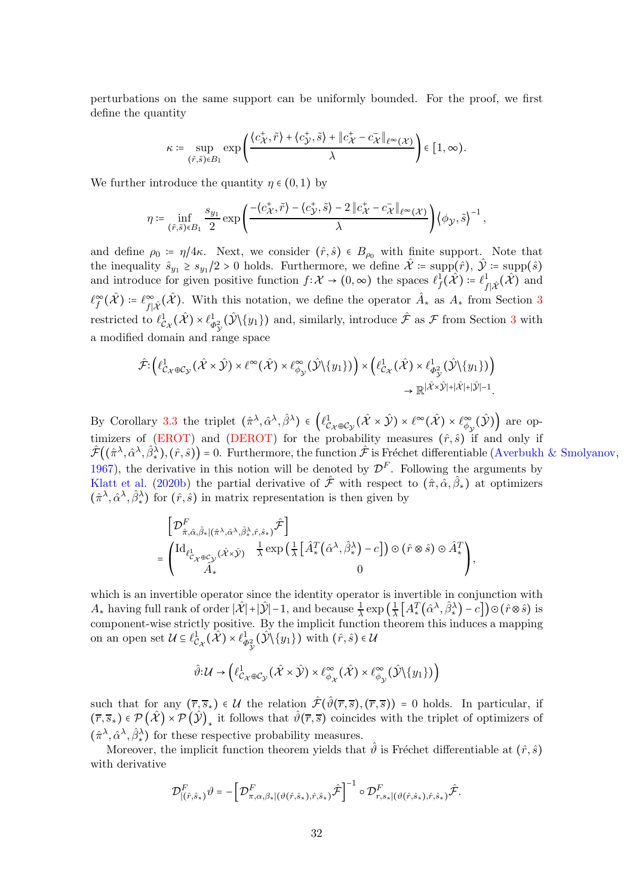perturbations on the same support can be uniformly bounded. For the proof, we first define the quantity

$$\kappa := \sup_{(\tilde{r},\tilde{s})\in B_1} \exp\left(\frac{\langle c_{\mathcal{X}}^+, \tilde{r}\rangle + \langle c_{\mathcal{Y}}^+, \tilde{s}\rangle + \|c_{\mathcal{X}}^+ - c_{\mathcal{X}}^-\|_{\ell^\infty(\mathcal{X})}}{\lambda}\right) \in [1,\infty).$$

We further introduce the quantity $\eta \in (0,1)$ by

$$\eta := \inf_{(\tilde{r},\tilde{s})\in B_1} \frac{s_{y_1}}{2} \exp\left(\frac{-\langle c_{\mathcal{X}}^+, \tilde{r}\rangle - \langle c_{\mathcal{Y}}^+, \tilde{s}\rangle - 2\,\|c_{\mathcal{X}}^+ - c_{\mathcal{X}}^-\|_{\ell^\infty(\mathcal{X})}}{\lambda}\right) \langle \phi_{\mathcal{Y}}, \tilde{s}\rangle^{-1},$$

and define $\rho_0 := \eta/4\kappa$. Next, we consider $(\hat{r},\hat{s}) \in B_{\rho_0}$ with finite support. Note that the inequality $\hat{s}_{y_1} \geq s_{y_1}/2 > 0$ holds. Furthermore, we define $\hat{\mathcal{X}} := \operatorname{supp}(\hat{r})$, $\hat{\mathcal{Y}} := \operatorname{supp}(\hat{s})$ and introduce for given positive function $f\colon \mathcal{X} \to (0,\infty)$ the spaces $\ell_f^1(\hat{\mathcal{X}}) := \ell^1_{f|\hat{\mathcal{X}}}(\hat{\mathcal{X}})$ and $\ell_f^\infty(\hat{\mathcal{X}}) := \ell^\infty_{f|\hat{\mathcal{X}}}(\hat{\mathcal{X}})$. With this notation, we define the operator $\hat{A}_*$ as $A_*$ from Section 3 restricted to $\ell^1_{\mathcal{C}_{\mathcal{X}}}(\hat{\mathcal{X}}) \times \ell^1_{\Phi^2_{\mathcal{Y}}}(\hat{\mathcal{Y}}\backslash\{y_1\})$ and, similarly, introduce $\hat{\mathcal{F}}$ as $\mathcal{F}$ from Section 3 with a modified domain and range space

$$\hat{\mathcal{F}}\colon \left(\ell^1_{\mathcal{C}_{\mathcal{X}}\oplus\mathcal{C}_{\mathcal{Y}}}(\hat{\mathcal{X}}\times\hat{\mathcal{Y}}) \times \ell^\infty(\hat{\mathcal{X}}) \times \ell^\infty_{\phi_{\mathcal{Y}}}(\hat{\mathcal{Y}}\backslash\{y_1\})\right) \times \left(\ell^1_{\mathcal{C}_{\mathcal{X}}}(\hat{\mathcal{X}}) \times \ell^1_{\Phi^2_{\mathcal{Y}}}(\hat{\mathcal{Y}}\backslash\{y_1\})\right) \to \mathbb{R}^{|\hat{\mathcal{X}}\times\hat{\mathcal{Y}}|+|\hat{\mathcal{X}}|+|\hat{\mathcal{Y}}|-1}.$$

By Corollary 3.3 the triplet $(\hat{\pi}^\lambda, \hat{\alpha}^\lambda, \hat{\beta}^\lambda) \in \left(\ell^1_{\mathcal{C}_{\mathcal{X}}\oplus\mathcal{C}_{\mathcal{Y}}}(\hat{\mathcal{X}}\times\hat{\mathcal{Y}}) \times \ell^\infty(\hat{\mathcal{X}}) \times \ell^\infty_{\phi_{\mathcal{Y}}}(\hat{\mathcal{Y}})\right)$ are optimizers of (EROT) and (DEROT) for the probability measures $(\hat{r},\hat{s})$ if and only if $\hat{\mathcal{F}}\big((\hat{\pi}^\lambda, \hat{\alpha}^\lambda, \hat{\beta}^\lambda_*), (\hat{r},\hat{s})\big) = 0$. Furthermore, the function $\hat{\mathcal{F}}$ is Fréchet differentiable (Averbukh & Smolyanov, 1967), the derivative in this notion will be denoted by $\mathcal{D}^F$. Following the arguments by Klatt et al. (2020b) the partial derivative of $\hat{\mathcal{F}}$ with respect to $(\hat{\pi}, \hat{\alpha}, \hat{\beta}_*)$ at optimizers $(\hat{\pi}^\lambda, \hat{\alpha}^\lambda, \hat{\beta}^\lambda_*)$ for $(\hat{r},\hat{s})$ in matrix representation is then given by

$$\begin{aligned}&\left[\mathcal{D}^F_{\hat{\pi},\hat{\alpha},\hat{\beta}_*|(\hat{\pi}^\lambda,\hat{\alpha}^\lambda,\hat{\beta}^\lambda_*,\hat{r},\hat{s}_*)}\hat{\mathcal{F}}\right] \\ &= \begin{pmatrix} \mathrm{Id}_{\ell^1_{\mathcal{C}_{\mathcal{X}}\oplus\mathcal{C}_{\mathcal{Y}}}(\hat{\mathcal{X}}\times\hat{\mathcal{Y}})} & \frac{1}{\lambda}\exp\left(\frac{1}{\lambda}\left[\hat{A}^T_*(\hat{\alpha}^\lambda,\hat{\beta}^\lambda_*) - c\right]\right) \odot (\hat{r}\otimes\hat{s}) \odot \hat{A}^T_* \\ \hat{A}_* & 0 \end{pmatrix},\end{aligned}$$

which is an invertible operator since the identity operator is invertible in conjunction with $A_*$ having full rank of order $|\hat{\mathcal{X}}|+|\hat{\mathcal{Y}}|-1$, and because $\frac{1}{\lambda}\exp\left(\frac{1}{\lambda}\left[A^T_*(\hat{\alpha}^\lambda,\hat{\beta}^\lambda_*) - c\right]\right)\odot(\hat{r}\otimes\hat{s})$ is component-wise strictly positive. By the implicit function theorem this induces a mapping on an open set $\mathcal{U} \subseteq \ell^1_{\mathcal{C}_{\mathcal{X}}}(\hat{\mathcal{X}}) \times \ell^1_{\Phi^2_{\mathcal{Y}}}(\hat{\mathcal{Y}}\backslash\{y_1\})$ with $(\hat{r},\hat{s}) \in \mathcal{U}$

$$\hat{\vartheta}\colon \mathcal{U} \to \left(\ell^1_{\mathcal{C}_{\mathcal{X}}\oplus\mathcal{C}_{\mathcal{Y}}}(\hat{\mathcal{X}}\times\hat{\mathcal{Y}}) \times \ell^\infty_{\phi_{\mathcal{X}}}(\hat{\mathcal{X}}) \times \ell^\infty_{\phi_{\mathcal{Y}}}(\hat{\mathcal{Y}}\backslash\{y_1\})\right)$$

such that for any $(\overline{r},\overline{s}_*) \in \mathcal{U}$ the relation $\hat{\mathcal{F}}(\hat{\vartheta}(\overline{r},\overline{s}),(\overline{r},\overline{s})) = 0$ holds. In particular, if $(\overline{r},\overline{s}_*) \in \mathcal{P}\big(\hat{\mathcal{X}}\big) \times \mathcal{P}\big(\hat{\mathcal{Y}}\big)_*$ it follows that $\hat{\vartheta}(\overline{r},\overline{s})$ coincides with the triplet of optimizers of $(\hat{\pi}^\lambda, \hat{\alpha}^\lambda, \hat{\beta}^\lambda_*)$ for these respective probability measures.

Moreover, the implicit function theorem yields that $\hat{\vartheta}$ is Fréchet differentiable at $(\hat{r},\hat{s})$ with derivative

$$\mathcal{D}^F_{|(\hat{r},\hat{s}_*)}\vartheta = -\left[\mathcal{D}^F_{\pi,\alpha,\beta_*|(\vartheta(\hat{r},\hat{s}_*),\hat{r},\hat{s}_*)}\hat{\mathcal{F}}\right]^{-1} \circ \mathcal{D}^F_{r,s_*|(\vartheta(\hat{r},\hat{s}_*),\hat{r},\hat{s}_*)}\hat{\mathcal{F}}.$$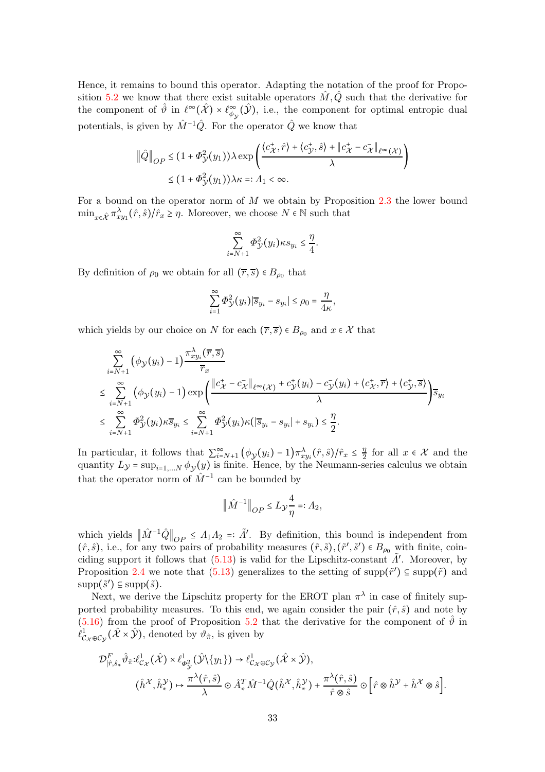Hence, it remains to bound this operator. Adapting the notation of the proof for Proposition 5.2 we know that there exist suitable operators $\hat{M}, \hat{Q}$ such that the derivative for the component of $\hat{\vartheta}$ in $\ell^\infty(\hat{\mathcal{X}}) \times \ell^\infty_{\phi_\mathcal{Y}}(\hat{\mathcal{Y}})$, i.e., the component for optimal entropic dual potentials, is given by $\hat{M}^{-1}\hat{Q}$. For the operator $\hat{Q}$ we know that

$$
\begin{aligned}
\|\hat{Q}\|_{OP} &\leq (1 + \Phi^2_\mathcal{Y}(y_1))\lambda \exp\left(\frac{\langle c^+_\mathcal{X}, \hat{r}\rangle + \langle c^+_\mathcal{Y}, \hat{s}\rangle + \|c^+_\mathcal{X} - c^-_\mathcal{X}\|_{\ell^\infty(\mathcal{X})}}{\lambda}\right) \\
&\leq (1 + \Phi^2_\mathcal{Y}(y_1))\lambda\kappa =: \Lambda_1 < \infty.
\end{aligned}
$$

For a bound on the operator norm of $M$ we obtain by Proposition 2.3 the lower bound $\min_{x \in \hat{\mathcal{X}}} \pi^\lambda_{xy_1}(\hat{r}, \hat{s})/\hat{r}_x \geq \eta$. Moreover, we choose $N \in \mathbb{N}$ such that

$$
\sum_{i=N+1}^\infty \Phi^2_\mathcal{Y}(y_i)\kappa s_{y_i} \leq \frac{\eta}{4}.
$$

By definition of $\rho_0$ we obtain for all $(\overline{r}, \overline{s}) \in B_{\rho_0}$ that

$$
\sum_{i=1}^\infty \Phi^2_\mathcal{Y}(y_i)|\overline{s}_{y_i} - s_{y_i}| \leq \rho_0 = \frac{\eta}{4\kappa},
$$

which yields by our choice on $N$ for each $(\overline{r}, \overline{s}) \in B_{\rho_0}$ and $x \in \mathcal{X}$ that

$$
\begin{aligned}
&\sum_{i=N+1}^\infty \left(\phi_\mathcal{Y}(y_i) - 1\right)\frac{\pi^\lambda_{xy_i}(\overline{r}, \overline{s})}{\overline{r}_x} \\
&\leq \sum_{i=N+1}^\infty \left(\phi_\mathcal{Y}(y_i) - 1\right)\exp\left(\frac{\|c^+_\mathcal{X} - c^-_\mathcal{X}\|_{\ell^\infty(\mathcal{X})} + c^+_\mathcal{Y}(y_i) - c^-_\mathcal{Y}(y_i) + \langle c^+_\mathcal{X}, \overline{r}\rangle + \langle c^+_\mathcal{Y}, \overline{s}\rangle}{\lambda}\right)\overline{s}_{y_i} \\
&\leq \sum_{i=N+1}^\infty \Phi^2_\mathcal{Y}(y_i)\kappa\overline{s}_{y_i} \leq \sum_{i=N+1}^\infty \Phi^2_\mathcal{Y}(y_i)\kappa(|\overline{s}_{y_i} - s_{y_i}| + s_{y_i}) \leq \frac{\eta}{2}.
\end{aligned}
$$

In particular, it follows that $\sum_{i=N+1}^\infty \left(\phi_\mathcal{Y}(y_i) - 1\right)\pi^\lambda_{xy_i}(\hat{r}, \hat{s})/\hat{r}_x \leq \frac{\eta}{2}$ for all $x \in \mathcal{X}$ and the quantity $L_\mathcal{Y} = \sup_{i=1,\dots,N} \phi_\mathcal{Y}(y)$ is finite. Hence, by the Neumann-series calculus we obtain that the operator norm of $\hat{M}^{-1}$ can be bounded by

$$
\left\|\hat{M}^{-1}\right\|_{OP} \leq L_\mathcal{Y}\frac{4}{\eta} =: \Lambda_2,
$$

which yields $\left\|\hat{M}^{-1}\hat{Q}\right\|_{OP} \leq \Lambda_1\Lambda_2 =: \tilde{\Lambda}'$. By definition, this bound is independent from $(\hat{r}, \hat{s})$, i.e., for any two pairs of probability measures $(\tilde{r}, \tilde{s}), (\tilde{r}', \tilde{s}') \in B_{\rho_0}$ with finite, coinciding support it follows that (5.13) is valid for the Lipschitz-constant $\tilde{\Lambda}'$. Moreover, by Proposition 2.4 we note that (5.13) generalizes to the setting of $\text{supp}(\tilde{r}') \subseteq \text{supp}(\tilde{r})$ and $\text{supp}(\tilde{s}') \subseteq \text{supp}(\tilde{s})$.

Next, we derive the Lipschitz property for the EROT plan $\pi^\lambda$ in case of finitely supported probability measures. To this end, we again consider the pair $(\hat{r}, \hat{s})$ and note by (5.16) from the proof of Proposition 5.2 that the derivative for the component of $\hat{\vartheta}$ in $\ell^1_{\mathcal{C}_\mathcal{X} \oplus \mathcal{C}_\mathcal{Y}}(\hat{\mathcal{X}} \times \hat{\mathcal{Y}})$, denoted by $\vartheta_{\hat{\pi}}$, is given by

$$
\begin{aligned}
\mathcal{D}^F_{|\hat{r}, \hat{s}_*}\hat{\vartheta}_{\hat{\pi}} :& \ell^1_{\mathcal{C}_\mathcal{X}}(\hat{\mathcal{X}}) \times \ell^1_{\Phi^2_\mathcal{Y}}(\hat{\mathcal{Y}}\backslash\{y_1\}) \to \ell^1_{\mathcal{C}_\mathcal{X} \oplus \mathcal{C}_\mathcal{Y}}(\hat{\mathcal{X}} \times \hat{\mathcal{Y}}), \\
&(\hat{h}^\mathcal{X}, \hat{h}^\mathcal{Y}_*) \mapsto \frac{\pi^\lambda(\hat{r}, \hat{s})}{\lambda} \odot \hat{A}^T_* \hat{M}^{-1}\hat{Q}(\hat{h}^\mathcal{X}, \hat{h}^\mathcal{Y}_*) + \frac{\pi^\lambda(\hat{r}, \hat{s})}{\hat{r} \otimes \hat{s}} \odot \left[\hat{r} \otimes \hat{h}^\mathcal{Y} + \hat{h}^\mathcal{X} \otimes \hat{s}\right].
\end{aligned}
$$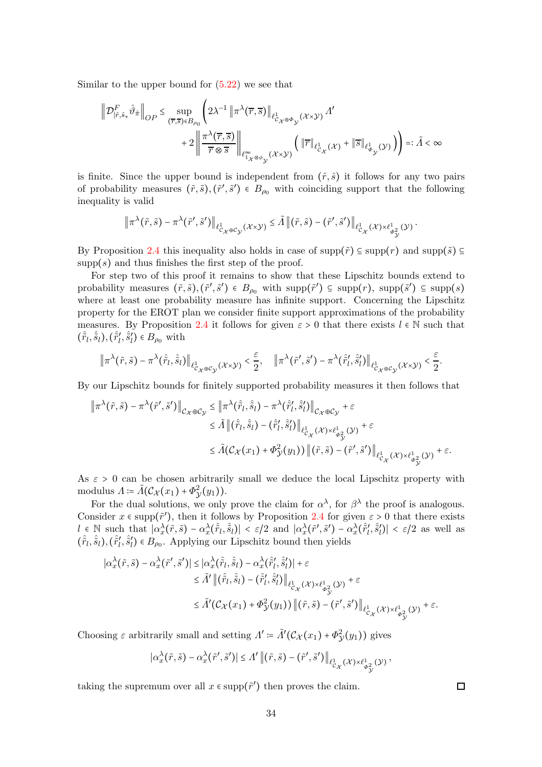Similar to the upper bound for (5.22) we see that

$$\left\| \mathcal{D}^F_{|\hat{r},\hat{s}_*} \hat{\vartheta}_{\hat{\pi}} \right\|_{OP} \le \sup_{(\overline{r},\overline{s})\in B_{\rho_0}} \Bigg( 2\lambda^{-1} \left\| \pi^\lambda(\overline{r},\overline{s}) \right\|_{\ell^1_{\mathcal{C}_\mathcal{X}\otimes\Phi_\mathcal{Y}}(\mathcal{X}\times\mathcal{Y})} \Lambda' + 2 \left\| \frac{\pi^\lambda(\overline{r},\overline{s})}{\overline{r}\otimes\overline{s}} \right\|_{\ell^\infty_{1_\mathcal{X}\otimes\phi_\mathcal{Y}}(\mathcal{X}\times\mathcal{Y})} \Big( \left\|\overline{r}\right\|_{\ell^1_{\mathcal{C}_\mathcal{X}}(\mathcal{X})} + \left\|\overline{s}\right\|_{\ell^1_{\Phi_\mathcal{Y}}(\mathcal{Y})} \Big) \Bigg) =: \tilde{\Lambda} < \infty$$

is finite. Since the upper bound is independent from $(\hat{r},\hat{s})$ it follows for any two pairs of probability measures $(\tilde{r},\tilde{s}),(\tilde{r}',\tilde{s}') \in B_{\rho_0}$ with coinciding support that the following inequality is valid

$$\left\| \pi^\lambda(\tilde{r},\tilde{s}) - \pi^\lambda(\tilde{r}',\tilde{s}') \right\|_{\ell^1_{\mathcal{C}_\mathcal{X}\oplus\mathcal{C}_\mathcal{Y}}(\mathcal{X}\times\mathcal{Y})} \le \tilde{\Lambda} \left\| (\tilde{r},\tilde{s}) - (\tilde{r}',\tilde{s}') \right\|_{\ell^1_{\mathcal{C}_\mathcal{X}}(\mathcal{X})\times\ell^1_{\Phi^2_\mathcal{Y}}(\mathcal{Y})}.$$

By Proposition 2.4 this inequality also holds in case of $\text{supp}(\tilde{r}) \subseteq \text{supp}(r)$ and $\text{supp}(\tilde{s}) \subseteq \text{supp}(s)$ and thus finishes the first step of the proof.

For step two of this proof it remains to show that these Lipschitz bounds extend to probability measures $(\tilde{r},\tilde{s}),(\tilde{r}',\tilde{s}') \in B_{\rho_0}$ with $\text{supp}(\tilde{r}') \subseteq \text{supp}(r)$, $\text{supp}(\tilde{s}') \subseteq \text{supp}(s)$ where at least one probability measure has infinite support. Concerning the Lipschitz property for the EROT plan we consider finite support approximations of the probability measures. By Proposition 2.4 it follows for given $\varepsilon > 0$ that there exists $l \in \mathbb{N}$ such that $(\hat{\tilde{r}}_l,\hat{\tilde{s}}_l),(\hat{\tilde{r}}'_l,\hat{\tilde{s}}'_l) \in B_{\rho_0}$ with

$$\left\| \pi^\lambda(\tilde{r},\tilde{s}) - \pi^\lambda(\hat{\tilde{r}}_l,\hat{\tilde{s}}_l) \right\|_{\ell^1_{\mathcal{C}_\mathcal{X}\oplus\mathcal{C}_\mathcal{Y}}(\mathcal{X}\times\mathcal{Y})} < \frac{\varepsilon}{2}, \quad \left\| \pi^\lambda(\tilde{r}',\tilde{s}') - \pi^\lambda(\hat{\tilde{r}}'_l,\hat{\tilde{s}}'_l) \right\|_{\ell^1_{\mathcal{C}_\mathcal{X}\oplus\mathcal{C}_\mathcal{Y}}(\mathcal{X}\times\mathcal{Y})} < \frac{\varepsilon}{2}.$$

By our Lipschitz bounds for finitely supported probability measures it then follows that

$$\begin{aligned} \left\| \pi^\lambda(\tilde{r},\tilde{s}) - \pi^\lambda(\tilde{r}',\tilde{s}') \right\|_{\mathcal{C}_\mathcal{X}\oplus\mathcal{C}_\mathcal{Y}} &\le \left\| \pi^\lambda(\hat{\tilde{r}}_l,\hat{\tilde{s}}_l) - \pi^\lambda(\hat{\tilde{r}}'_l,\hat{\tilde{s}}'_l) \right\|_{\mathcal{C}_\mathcal{X}\oplus\mathcal{C}_\mathcal{Y}} + \varepsilon \\ &\le \tilde{\Lambda} \left\| (\hat{\tilde{r}}_l,\hat{\tilde{s}}_l) - (\hat{\tilde{r}}'_l,\hat{\tilde{s}}'_l) \right\|_{\ell^1_{\mathcal{C}_\mathcal{X}}(\mathcal{X})\times\ell^1_{\Phi^2_\mathcal{Y}}(\mathcal{Y})} + \varepsilon \\ &\le \tilde{\Lambda}(\mathcal{C}_\mathcal{X}(x_1) + \Phi^2_\mathcal{Y}(y_1)) \left\| (\tilde{r},\tilde{s}) - (\tilde{r}',\tilde{s}') \right\|_{\ell^1_{\mathcal{C}_\mathcal{X}}(\mathcal{X})\times\ell^1_{\Phi^2_\mathcal{Y}}(\mathcal{Y})} + \varepsilon. \end{aligned}$$

As $\varepsilon > 0$ can be chosen arbitrarily small we deduce the local Lipschitz property with modulus $\Lambda := \tilde{\Lambda}(\mathcal{C}_\mathcal{X}(x_1) + \Phi^2_\mathcal{Y}(y_1))$.

For the dual solutions, we only prove the claim for $\alpha^\lambda$, for $\beta^\lambda$ the proof is analogous. Consider $x \in \text{supp}(\tilde{r}')$, then it follows by Proposition 2.4 for given $\varepsilon > 0$ that there exists $l \in \mathbb{N}$ such that $|\alpha^\lambda_x(\tilde{r},\tilde{s}) - \alpha^\lambda_x(\hat{\tilde{r}}_l,\hat{\tilde{s}}_l)| < \varepsilon/2$ and $|\alpha^\lambda_x(\tilde{r}',\tilde{s}') - \alpha^\lambda_x(\hat{\tilde{r}}'_l,\hat{\tilde{s}}'_l)| < \varepsilon/2$ as well as $(\hat{\tilde{r}}_l,\hat{\tilde{s}}_l),(\hat{\tilde{r}}'_l,\hat{\tilde{s}}'_l) \in B_{\rho_0}$. Applying our Lipschitz bound then yields

$$\begin{aligned} |\alpha^\lambda_x(\tilde{r},\tilde{s}) - \alpha^\lambda_x(\tilde{r}',\tilde{s}')| &\le |\alpha^\lambda_x(\hat{\tilde{r}}_l,\hat{\tilde{s}}_l) - \alpha^\lambda_x(\hat{\tilde{r}}'_l,\hat{\tilde{s}}'_l)| + \varepsilon \\ &\le \tilde{\Lambda}' \left\| (\hat{\tilde{r}}_l,\hat{\tilde{s}}_l) - (\hat{\tilde{r}}'_l,\hat{\tilde{s}}'_l) \right\|_{\ell^1_{\mathcal{C}_\mathcal{X}}(\mathcal{X})\times\ell^1_{\Phi^2_\mathcal{Y}}(\mathcal{Y})} + \varepsilon \\ &\le \tilde{\Lambda}'(\mathcal{C}_\mathcal{X}(x_1) + \Phi^2_\mathcal{Y}(y_1)) \left\| (\tilde{r},\tilde{s}) - (\tilde{r}',\tilde{s}') \right\|_{\ell^1_{\mathcal{C}_\mathcal{X}}(\mathcal{X})\times\ell^1_{\Phi^2_\mathcal{Y}}(\mathcal{Y})} + \varepsilon. \end{aligned}$$

Choosing $\varepsilon$ arbitrarily small and setting $\Lambda' := \tilde{\Lambda}'(\mathcal{C}_\mathcal{X}(x_1) + \Phi^2_\mathcal{Y}(y_1))$ gives

$$|\alpha^\lambda_x(\tilde{r},\tilde{s}) - \alpha^\lambda_x(\tilde{r}',\tilde{s}')| \le \Lambda' \left\| (\tilde{r},\tilde{s}) - (\tilde{r}',\tilde{s}') \right\|_{\ell^1_{\mathcal{C}_\mathcal{X}}(\mathcal{X})\times\ell^1_{\Phi^2_\mathcal{Y}}(\mathcal{Y})},$$

taking the supremum over all $x \in \text{supp}(\tilde{r}')$ then proves the claim. □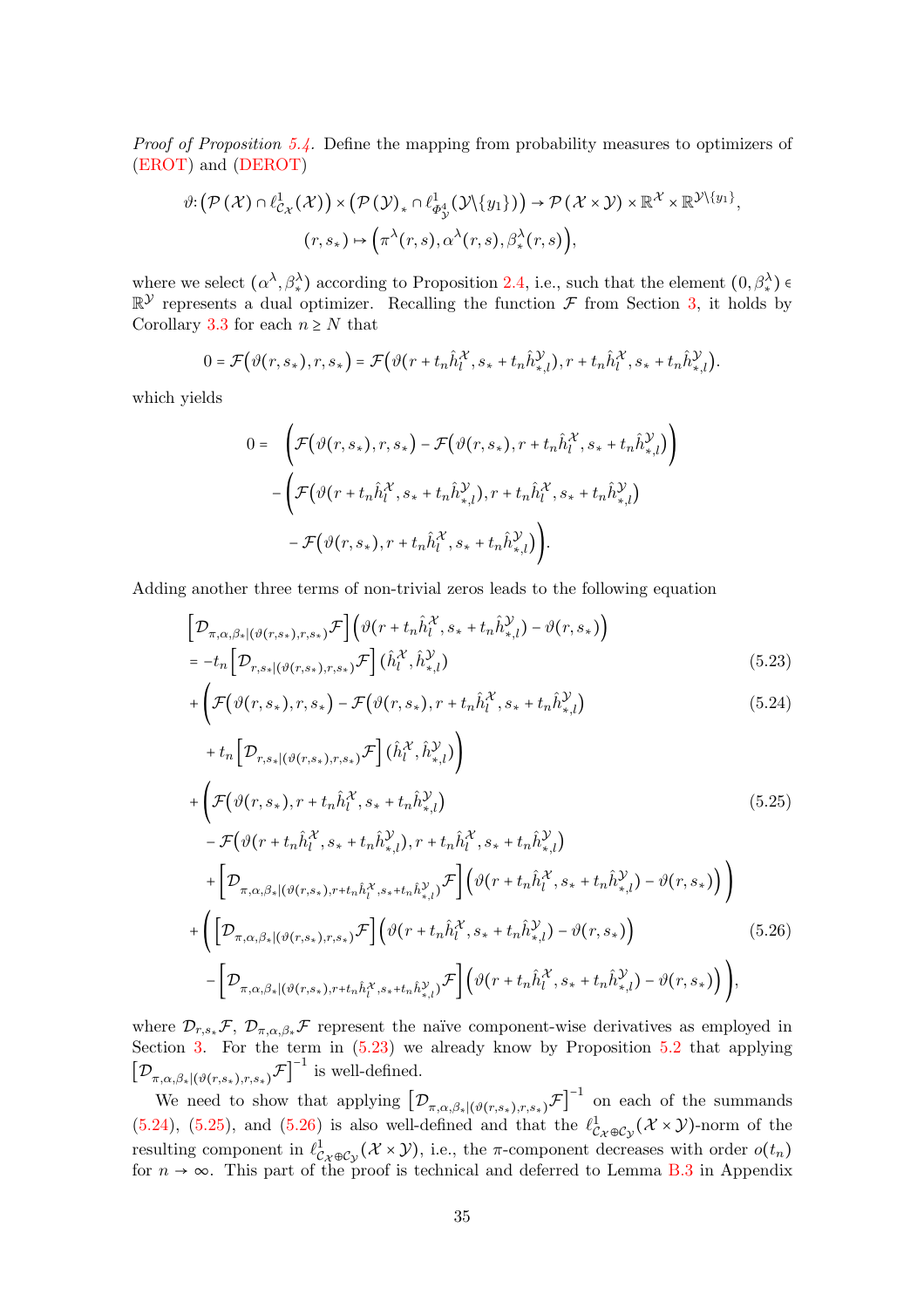*Proof of Proposition 5.4.* Define the mapping from probability measures to optimizers of (EROT) and (DEROT)

$$\vartheta\colon \left(\mathcal{P}\left(\mathcal{X}\right) \cap \ell^1_{\mathcal{C}_\mathcal{X}}(\mathcal{X})\right) \times \left(\mathcal{P}\left(\mathcal{Y}\right)_* \cap \ell^1_{\Phi^4_\mathcal{Y}}(\mathcal{Y}\backslash\{y_1\})\right) \to \mathcal{P}\left(\mathcal{X}\times\mathcal{Y}\right) \times \mathbb{R}^\mathcal{X} \times \mathbb{R}^{\mathcal{Y}\backslash\{y_1\}},$$
$$(r, s_*) \mapsto \left(\pi^\lambda(r,s), \alpha^\lambda(r,s), \beta^\lambda_*(r,s)\right),$$

where we select $(\alpha^\lambda, \beta^\lambda_*)$ according to Proposition 2.4, i.e., such that the element $(0, \beta^\lambda_*) \in \mathbb{R}^\mathcal{Y}$ represents a dual optimizer. Recalling the function $\mathcal{F}$ from Section 3, it holds by Corollary 3.3 for each $n \geq N$ that

$$0 = \mathcal{F}\big(\vartheta(r,s_*), r, s_*\big) = \mathcal{F}\big(\vartheta(r + t_n \hat{h}^\mathcal{X}_l, s_* + t_n \hat{h}^\mathcal{Y}_{*,l}), r + t_n \hat{h}^\mathcal{X}_l, s_* + t_n \hat{h}^\mathcal{Y}_{*,l}\big).$$

which yields

$$\begin{aligned}
0 = \;&\Big(\mathcal{F}\big(\vartheta(r,s_*), r, s_*\big) - \mathcal{F}\big(\vartheta(r,s_*), r + t_n \hat{h}^\mathcal{X}_l, s_* + t_n \hat{h}^\mathcal{Y}_{*,l}\big)\Big)\\
&- \Big(\mathcal{F}\big(\vartheta(r + t_n \hat{h}^\mathcal{X}_l, s_* + t_n \hat{h}^\mathcal{Y}_{*,l}), r + t_n \hat{h}^\mathcal{X}_l, s_* + t_n \hat{h}^\mathcal{Y}_{*,l}\big)\\
&\quad - \mathcal{F}\big(\vartheta(r,s_*), r + t_n \hat{h}^\mathcal{X}_l, s_* + t_n \hat{h}^\mathcal{Y}_{*,l}\big)\Big).
\end{aligned}$$

Adding another three terms of non-trivial zeros leads to the following equation

$$\begin{aligned}
&\left[\mathcal{D}_{\pi,\alpha,\beta_*|(\vartheta(r,s_*),r,s_*)}\mathcal{F}\right]\Big(\vartheta(r + t_n \hat{h}^\mathcal{X}_l, s_* + t_n \hat{h}^\mathcal{Y}_{*,l}) - \vartheta(r,s_*)\Big)\\
&= -t_n \left[\mathcal{D}_{r,s_*|(\vartheta(r,s_*),r,s_*)}\mathcal{F}\right](\hat{h}^\mathcal{X}_l, \hat{h}^\mathcal{Y}_{*,l}) \qquad (5.23)\\
&+ \Big(\mathcal{F}\big(\vartheta(r,s_*), r, s_*\big) - \mathcal{F}\big(\vartheta(r,s_*), r + t_n \hat{h}^\mathcal{X}_l, s_* + t_n \hat{h}^\mathcal{Y}_{*,l}\big) \qquad (5.24)\\
&\quad + t_n \left[\mathcal{D}_{r,s_*|(\vartheta(r,s_*),r,s_*)}\mathcal{F}\right](\hat{h}^\mathcal{X}_l, \hat{h}^\mathcal{Y}_{*,l})\Big)\\
&+ \Big(\mathcal{F}\big(\vartheta(r,s_*), r + t_n \hat{h}^\mathcal{X}_l, s_* + t_n \hat{h}^\mathcal{Y}_{*,l}\big) \qquad (5.25)\\
&\quad - \mathcal{F}\big(\vartheta(r + t_n \hat{h}^\mathcal{X}_l, s_* + t_n \hat{h}^\mathcal{Y}_{*,l}), r + t_n \hat{h}^\mathcal{X}_l, s_* + t_n \hat{h}^\mathcal{Y}_{*,l}\big)\\
&\quad + \left[\mathcal{D}_{\pi,\alpha,\beta_*|(\vartheta(r,s_*),r + t_n \hat{h}^\mathcal{X}_l, s_* + t_n \hat{h}^\mathcal{Y}_{*,l})}\mathcal{F}\right]\Big(\vartheta(r + t_n \hat{h}^\mathcal{X}_l, s_* + t_n \hat{h}^\mathcal{Y}_{*,l}) - \vartheta(r,s_*)\Big)\Big)\\
&+ \Big(\left[\mathcal{D}_{\pi,\alpha,\beta_*|(\vartheta(r,s_*),r,s_*)}\mathcal{F}\right]\Big(\vartheta(r + t_n \hat{h}^\mathcal{X}_l, s_* + t_n \hat{h}^\mathcal{Y}_{*,l}) - \vartheta(r,s_*)\Big) \qquad (5.26)\\
&\quad - \left[\mathcal{D}_{\pi,\alpha,\beta_*|(\vartheta(r,s_*),r + t_n \hat{h}^\mathcal{X}_l, s_* + t_n \hat{h}^\mathcal{Y}_{*,l})}\mathcal{F}\right]\Big(\vartheta(r + t_n \hat{h}^\mathcal{X}_l, s_* + t_n \hat{h}^\mathcal{Y}_{*,l}) - \vartheta(r,s_*)\Big)\Big),
\end{aligned}$$

where $\mathcal{D}_{r,s_*}\mathcal{F}$, $\mathcal{D}_{\pi,\alpha,\beta_*}\mathcal{F}$ represent the naïve component-wise derivatives as employed in Section 3. For the term in (5.23) we already know by Proposition 5.2 that applying $\left[\mathcal{D}_{\pi,\alpha,\beta_*|(\vartheta(r,s_*),r,s_*)}\mathcal{F}\right]^{-1}$ is well-defined.

We need to show that applying $\left[\mathcal{D}_{\pi,\alpha,\beta_*|(\vartheta(r,s_*),r,s_*)}\mathcal{F}\right]^{-1}$ on each of the summands (5.24), (5.25), and (5.26) is also well-defined and that the $\ell^1_{\mathcal{C}_\mathcal{X}\oplus\mathcal{C}_\mathcal{Y}}(\mathcal{X}\times\mathcal{Y})$-norm of the resulting component in $\ell^1_{\mathcal{C}_\mathcal{X}\oplus\mathcal{C}_\mathcal{Y}}(\mathcal{X}\times\mathcal{Y})$, i.e., the $\pi$-component decreases with order $o(t_n)$ for $n\to\infty$. This part of the proof is technical and deferred to Lemma B.3 in Appendix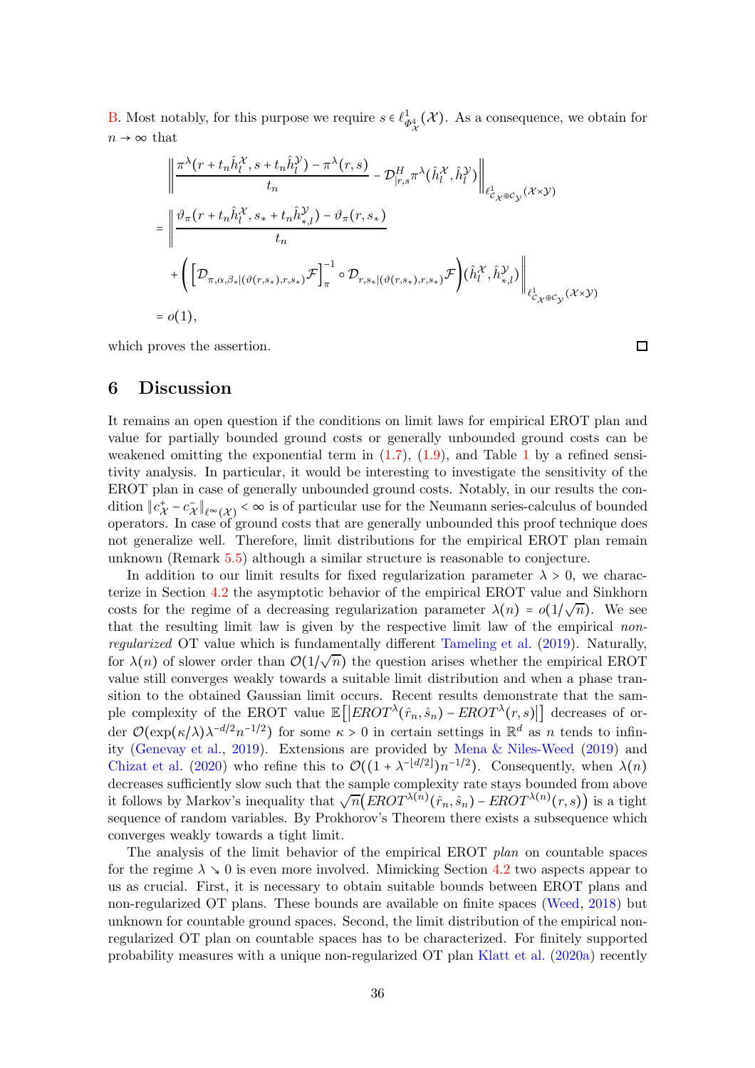B. Most notably, for this purpose we require $s \in \ell^1_{\Phi^4_{\mathcal{X}}}(\mathcal{X})$. As a consequence, we obtain for $n \to \infty$ that

$$
\begin{aligned}
&\left\| \frac{\pi^\lambda(r + t_n \hat{h}^{\mathcal{X}}_l, s + t_n \hat{h}^{\mathcal{Y}}_l) - \pi^\lambda(r,s)}{t_n} - \mathcal{D}^H_{|r,s}\pi^\lambda(\hat{h}^{\mathcal{X}}_l, \hat{h}^{\mathcal{Y}}_l) \right\|_{\ell^1_{c_{\mathcal{X}} \oplus c_{\mathcal{Y}}}(\mathcal{X}\times\mathcal{Y})} \\
&= \Bigg\| \frac{\vartheta_\pi(r + t_n \hat{h}^{\mathcal{X}}_l, s_* + t_n \hat{h}^{\mathcal{Y}}_{*,l}) - \vartheta_\pi(r, s_*)}{t_n} \\
&\quad + \left( \left[ \mathcal{D}_{\pi,\alpha,\beta_* | (\vartheta(r,s_*), r, s_*)} \mathcal{F} \right]^{-1}_\pi \circ \mathcal{D}_{r,s_* | (\vartheta(r,s_*), r, s_*)} \mathcal{F} \right) (\hat{h}^{\mathcal{X}}_l, \hat{h}^{\mathcal{Y}}_{*,l}) \Bigg\|_{\ell^1_{c_{\mathcal{X}} \oplus c_{\mathcal{Y}}}(\mathcal{X}\times\mathcal{Y})} \\
&= o(1),
\end{aligned}
$$

which proves the assertion. □

# 6 Discussion

It remains an open question if the conditions on limit laws for empirical EROT plan and value for partially bounded ground costs or generally unbounded ground costs can be weakened omitting the exponential term in (1.7), (1.9), and Table 1 by a refined sensitivity analysis. In particular, it would be interesting to investigate the sensitivity of the EROT plan in case of generally unbounded ground costs. Notably, in our results the condition $\|c^+_{\mathcal{X}} - c^-_{\mathcal{X}}\|_{\ell^\infty(\mathcal{X})} < \infty$ is of particular use for the Neumann series-calculus of bounded operators. In case of ground costs that are generally unbounded this proof technique does not generalize well. Therefore, limit distributions for the empirical EROT plan remain unknown (Remark 5.5) although a similar structure is reasonable to conjecture.

In addition to our limit results for fixed regularization parameter $\lambda > 0$, we characterize in Section 4.2 the asymptotic behavior of the empirical EROT value and Sinkhorn costs for the regime of a decreasing regularization parameter $\lambda(n) = o(1/\sqrt{n})$. We see that the resulting limit law is given by the respective limit law of the empirical *non-regularized* OT value which is fundamentally different Tameling et al. (2019). Naturally, for $\lambda(n)$ of slower order than $\mathcal{O}(1/\sqrt{n})$ the question arises whether the empirical EROT value still converges weakly towards a suitable limit distribution and when a phase transition to the obtained Gaussian limit occurs. Recent results demonstrate that the sample complexity of the EROT value $\mathbb{E}\left[\left|EROT^\lambda(\hat{r}_n, \hat{s}_n) - EROT^\lambda(r,s)\right|\right]$ decreases of order $\mathcal{O}(\exp(\kappa/\lambda)\lambda^{-d/2}n^{-1/2})$ for some $\kappa > 0$ in certain settings in $\mathbb{R}^d$ as $n$ tends to infinity (Genevay et al., 2019). Extensions are provided by Mena & Niles-Weed (2019) and Chizat et al. (2020) who refine this to $\mathcal{O}((1 + \lambda^{-\lfloor d/2 \rfloor})n^{-1/2})$. Consequently, when $\lambda(n)$ decreases sufficiently slow such that the sample complexity rate stays bounded from above it follows by Markov's inequality that $\sqrt{n}\big(EROT^{\lambda(n)}(\hat{r}_n, \hat{s}_n) - EROT^{\lambda(n)}(r,s)\big)$ is a tight sequence of random variables. By Prokhorov's Theorem there exists a subsequence which converges weakly towards a tight limit.

The analysis of the limit behavior of the empirical EROT *plan* on countable spaces for the regime $\lambda \searrow 0$ is even more involved. Mimicking Section 4.2 two aspects appear to us as crucial. First, it is necessary to obtain suitable bounds between EROT plans and non-regularized OT plans. These bounds are available on finite spaces (Weed, 2018) but unknown for countable ground spaces. Second, the limit distribution of the empirical non-regularized OT plan on countable spaces has to be characterized. For finitely supported probability measures with a unique non-regularized OT plan Klatt et al. (2020a) recently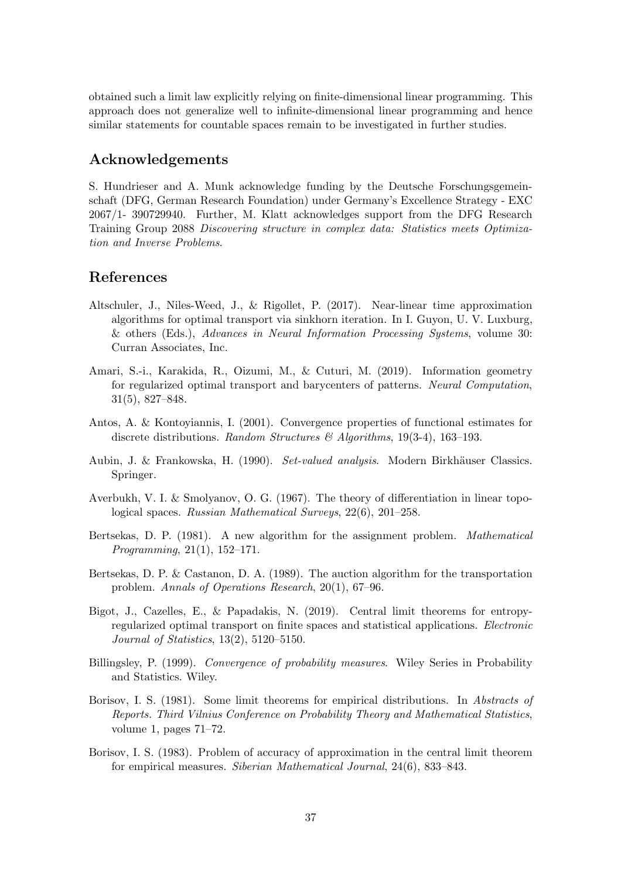obtained such a limit law explicitly relying on finite-dimensional linear programming. This approach does not generalize well to infinite-dimensional linear programming and hence similar statements for countable spaces remain to be investigated in further studies.

## Acknowledgements

S. Hundrieser and A. Munk acknowledge funding by the Deutsche Forschungsgemeinschaft (DFG, German Research Foundation) under Germany's Excellence Strategy - EXC 2067/1- 390729940. Further, M. Klatt acknowledges support from the DFG Research Training Group 2088 *Discovering structure in complex data: Statistics meets Optimization and Inverse Problems*.

## References

Altschuler, J., Niles-Weed, J., & Rigollet, P. (2017). Near-linear time approximation algorithms for optimal transport via sinkhorn iteration. In I. Guyon, U. V. Luxburg, & others (Eds.), *Advances in Neural Information Processing Systems*, volume 30: Curran Associates, Inc.

Amari, S.-i., Karakida, R., Oizumi, M., & Cuturi, M. (2019). Information geometry for regularized optimal transport and barycenters of patterns. *Neural Computation*, 31(5), 827–848.

Antos, A. & Kontoyiannis, I. (2001). Convergence properties of functional estimates for discrete distributions. *Random Structures & Algorithms*, 19(3-4), 163–193.

Aubin, J. & Frankowska, H. (1990). *Set-valued analysis*. Modern Birkhäuser Classics. Springer.

Averbukh, V. I. & Smolyanov, O. G. (1967). The theory of differentiation in linear topological spaces. *Russian Mathematical Surveys*, 22(6), 201–258.

Bertsekas, D. P. (1981). A new algorithm for the assignment problem. *Mathematical Programming*, 21(1), 152–171.

Bertsekas, D. P. & Castanon, D. A. (1989). The auction algorithm for the transportation problem. *Annals of Operations Research*, 20(1), 67–96.

Bigot, J., Cazelles, E., & Papadakis, N. (2019). Central limit theorems for entropy-regularized optimal transport on finite spaces and statistical applications. *Electronic Journal of Statistics*, 13(2), 5120–5150.

Billingsley, P. (1999). *Convergence of probability measures*. Wiley Series in Probability and Statistics. Wiley.

Borisov, I. S. (1981). Some limit theorems for empirical distributions. In *Abstracts of Reports. Third Vilnius Conference on Probability Theory and Mathematical Statistics*, volume 1, pages 71–72.

Borisov, I. S. (1983). Problem of accuracy of approximation in the central limit theorem for empirical measures. *Siberian Mathematical Journal*, 24(6), 833–843.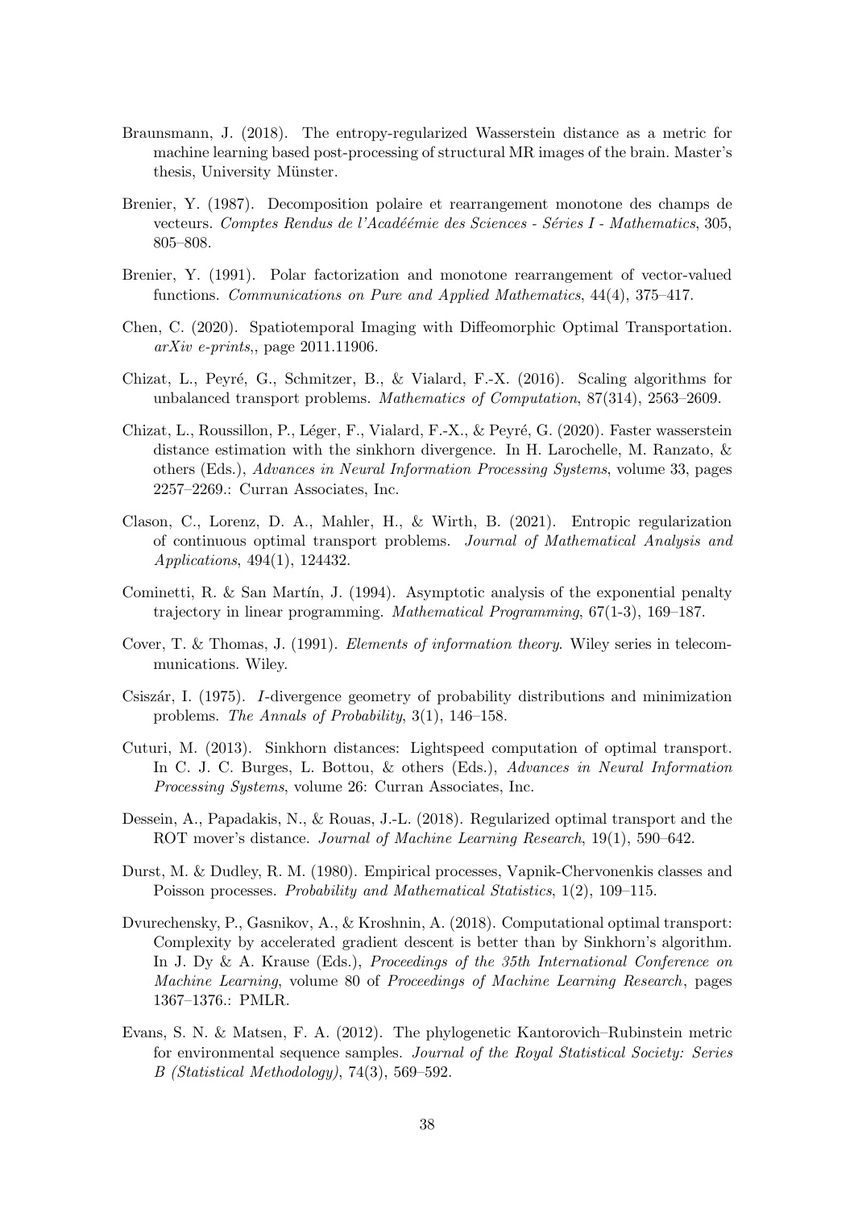Braunsmann, J. (2018). The entropy-regularized Wasserstein distance as a metric for machine learning based post-processing of structural MR images of the brain. Master's thesis, University Münster.

Brenier, Y. (1987). Decomposition polaire et rearrangement monotone des champs de vecteurs. *Comptes Rendus de l'Acadéémie des Sciences - Séries I - Mathematics*, 305, 805–808.

Brenier, Y. (1991). Polar factorization and monotone rearrangement of vector-valued functions. *Communications on Pure and Applied Mathematics*, 44(4), 375–417.

Chen, C. (2020). Spatiotemporal Imaging with Diffeomorphic Optimal Transportation. *arXiv e-prints*,, page 2011.11906.

Chizat, L., Peyré, G., Schmitzer, B., & Vialard, F.-X. (2016). Scaling algorithms for unbalanced transport problems. *Mathematics of Computation*, 87(314), 2563–2609.

Chizat, L., Roussillon, P., Léger, F., Vialard, F.-X., & Peyré, G. (2020). Faster wasserstein distance estimation with the sinkhorn divergence. In H. Larochelle, M. Ranzato, & others (Eds.), *Advances in Neural Information Processing Systems*, volume 33, pages 2257–2269.: Curran Associates, Inc.

Clason, C., Lorenz, D. A., Mahler, H., & Wirth, B. (2021). Entropic regularization of continuous optimal transport problems. *Journal of Mathematical Analysis and Applications*, 494(1), 124432.

Cominetti, R. & San Martín, J. (1994). Asymptotic analysis of the exponential penalty trajectory in linear programming. *Mathematical Programming*, 67(1-3), 169–187.

Cover, T. & Thomas, J. (1991). *Elements of information theory*. Wiley series in telecommunications. Wiley.

Csiszár, I. (1975). *I*-divergence geometry of probability distributions and minimization problems. *The Annals of Probability*, 3(1), 146–158.

Cuturi, M. (2013). Sinkhorn distances: Lightspeed computation of optimal transport. In C. J. C. Burges, L. Bottou, & others (Eds.), *Advances in Neural Information Processing Systems*, volume 26: Curran Associates, Inc.

Dessein, A., Papadakis, N., & Rouas, J.-L. (2018). Regularized optimal transport and the ROT mover's distance. *Journal of Machine Learning Research*, 19(1), 590–642.

Durst, M. & Dudley, R. M. (1980). Empirical processes, Vapnik-Chervonenkis classes and Poisson processes. *Probability and Mathematical Statistics*, 1(2), 109–115.

Dvurechensky, P., Gasnikov, A., & Kroshnin, A. (2018). Computational optimal transport: Complexity by accelerated gradient descent is better than by Sinkhorn's algorithm. In J. Dy & A. Krause (Eds.), *Proceedings of the 35th International Conference on Machine Learning*, volume 80 of *Proceedings of Machine Learning Research*, pages 1367–1376.: PMLR.

Evans, S. N. & Matsen, F. A. (2012). The phylogenetic Kantorovich–Rubinstein metric for environmental sequence samples. *Journal of the Royal Statistical Society: Series B (Statistical Methodology)*, 74(3), 569–592.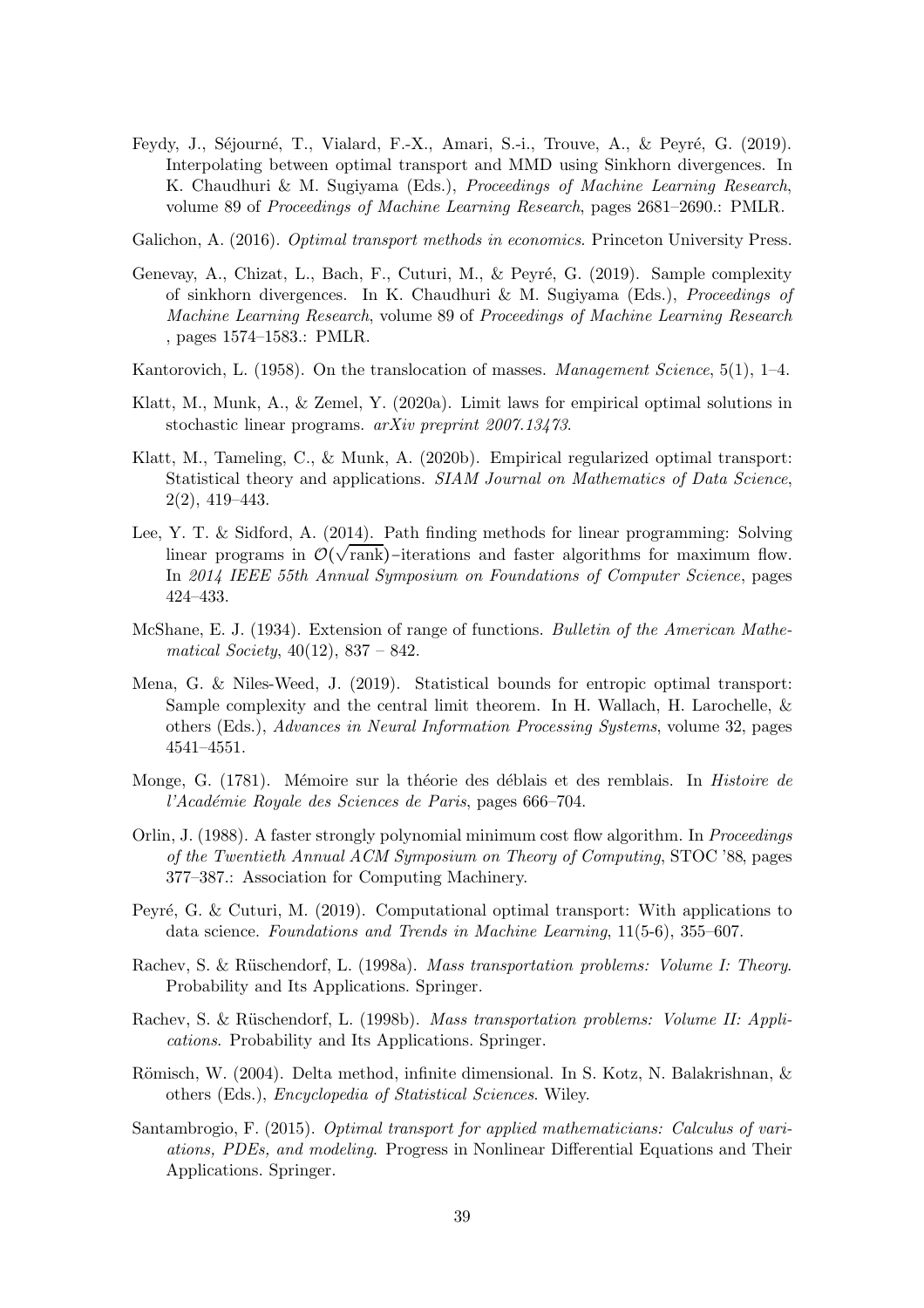Feydy, J., Séjourné, T., Vialard, F.-X., Amari, S.-i., Trouve, A., & Peyré, G. (2019). Interpolating between optimal transport and MMD using Sinkhorn divergences. In K. Chaudhuri & M. Sugiyama (Eds.), *Proceedings of Machine Learning Research*, volume 89 of *Proceedings of Machine Learning Research*, pages 2681–2690.: PMLR.

Galichon, A. (2016). *Optimal transport methods in economics*. Princeton University Press.

Genevay, A., Chizat, L., Bach, F., Cuturi, M., & Peyré, G. (2019). Sample complexity of sinkhorn divergences. In K. Chaudhuri & M. Sugiyama (Eds.), *Proceedings of Machine Learning Research*, volume 89 of *Proceedings of Machine Learning Research* , pages 1574–1583.: PMLR.

Kantorovich, L. (1958). On the translocation of masses. *Management Science*, 5(1), 1–4.

Klatt, M., Munk, A., & Zemel, Y. (2020a). Limit laws for empirical optimal solutions in stochastic linear programs. *arXiv preprint 2007.13473*.

Klatt, M., Tameling, C., & Munk, A. (2020b). Empirical regularized optimal transport: Statistical theory and applications. *SIAM Journal on Mathematics of Data Science*, 2(2), 419–443.

Lee, Y. T. & Sidford, A. (2014). Path finding methods for linear programming: Solving linear programs in $\mathcal{O}(\sqrt{\text{rank}})$–iterations and faster algorithms for maximum flow. In *2014 IEEE 55th Annual Symposium on Foundations of Computer Science*, pages 424–433.

McShane, E. J. (1934). Extension of range of functions. *Bulletin of the American Mathematical Society*, 40(12), 837 – 842.

Mena, G. & Niles-Weed, J. (2019). Statistical bounds for entropic optimal transport: Sample complexity and the central limit theorem. In H. Wallach, H. Larochelle, & others (Eds.), *Advances in Neural Information Processing Systems*, volume 32, pages 4541–4551.

Monge, G. (1781). Mémoire sur la théorie des déblais et des remblais. In *Histoire de l'Académie Royale des Sciences de Paris*, pages 666–704.

Orlin, J. (1988). A faster strongly polynomial minimum cost flow algorithm. In *Proceedings of the Twentieth Annual ACM Symposium on Theory of Computing*, STOC '88, pages 377–387.: Association for Computing Machinery.

Peyré, G. & Cuturi, M. (2019). Computational optimal transport: With applications to data science. *Foundations and Trends in Machine Learning*, 11(5-6), 355–607.

Rachev, S. & Rüschendorf, L. (1998a). *Mass transportation problems: Volume I: Theory*. Probability and Its Applications. Springer.

Rachev, S. & Rüschendorf, L. (1998b). *Mass transportation problems: Volume II: Applications*. Probability and Its Applications. Springer.

Römisch, W. (2004). Delta method, infinite dimensional. In S. Kotz, N. Balakrishnan, & others (Eds.), *Encyclopedia of Statistical Sciences*. Wiley.

Santambrogio, F. (2015). *Optimal transport for applied mathematicians: Calculus of variations, PDEs, and modeling*. Progress in Nonlinear Differential Equations and Their Applications. Springer.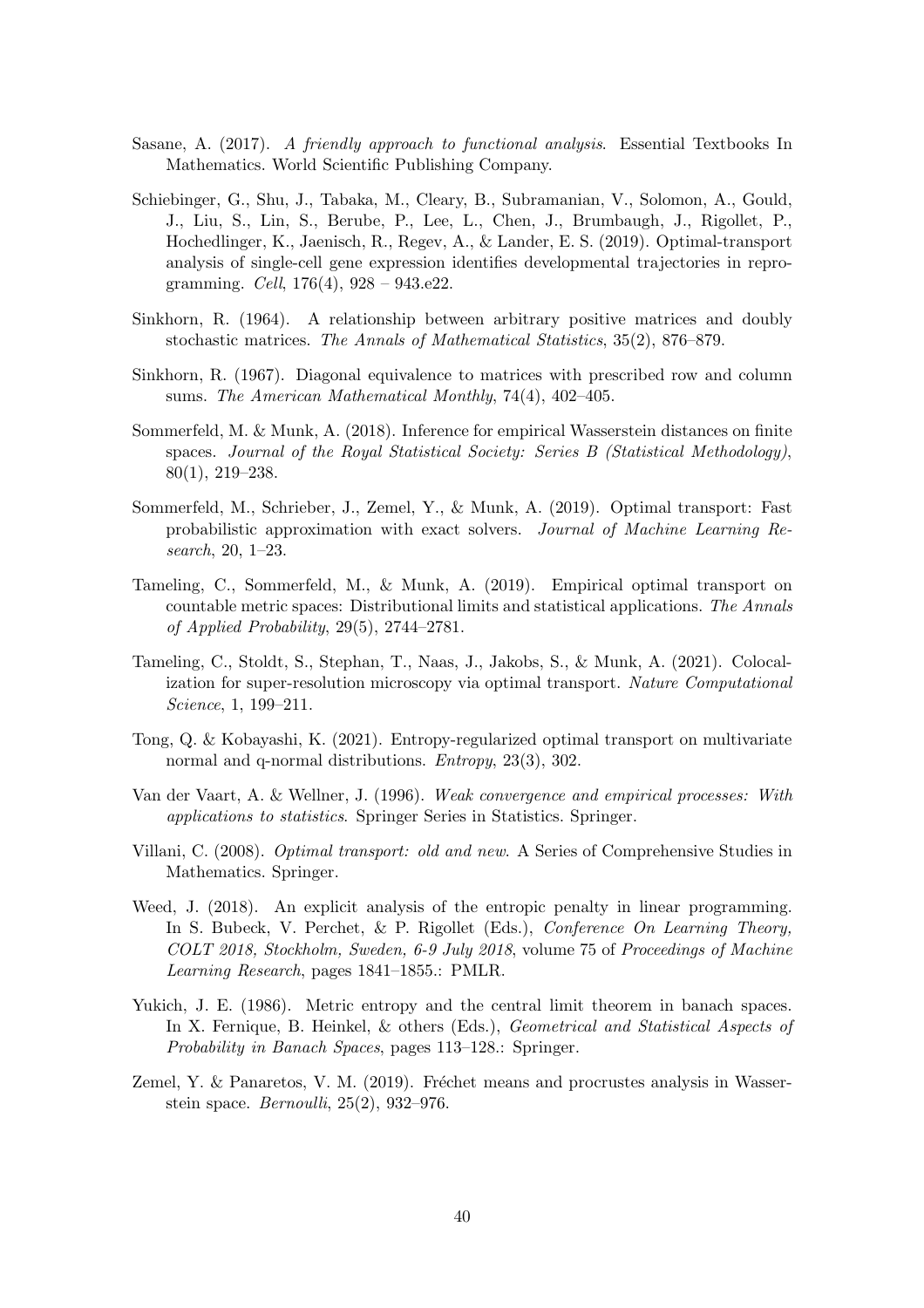Sasane, A. (2017). *A friendly approach to functional analysis*. Essential Textbooks In Mathematics. World Scientific Publishing Company.

Schiebinger, G., Shu, J., Tabaka, M., Cleary, B., Subramanian, V., Solomon, A., Gould, J., Liu, S., Lin, S., Berube, P., Lee, L., Chen, J., Brumbaugh, J., Rigollet, P., Hochedlinger, K., Jaenisch, R., Regev, A., & Lander, E. S. (2019). Optimal-transport analysis of single-cell gene expression identifies developmental trajectories in reprogramming. *Cell*, 176(4), 928 – 943.e22.

Sinkhorn, R. (1964). A relationship between arbitrary positive matrices and doubly stochastic matrices. *The Annals of Mathematical Statistics*, 35(2), 876–879.

Sinkhorn, R. (1967). Diagonal equivalence to matrices with prescribed row and column sums. *The American Mathematical Monthly*, 74(4), 402–405.

Sommerfeld, M. & Munk, A. (2018). Inference for empirical Wasserstein distances on finite spaces. *Journal of the Royal Statistical Society: Series B (Statistical Methodology)*, 80(1), 219–238.

Sommerfeld, M., Schrieber, J., Zemel, Y., & Munk, A. (2019). Optimal transport: Fast probabilistic approximation with exact solvers. *Journal of Machine Learning Research*, 20, 1–23.

Tameling, C., Sommerfeld, M., & Munk, A. (2019). Empirical optimal transport on countable metric spaces: Distributional limits and statistical applications. *The Annals of Applied Probability*, 29(5), 2744–2781.

Tameling, C., Stoldt, S., Stephan, T., Naas, J., Jakobs, S., & Munk, A. (2021). Colocalization for super-resolution microscopy via optimal transport. *Nature Computational Science*, 1, 199–211.

Tong, Q. & Kobayashi, K. (2021). Entropy-regularized optimal transport on multivariate normal and q-normal distributions. *Entropy*, 23(3), 302.

Van der Vaart, A. & Wellner, J. (1996). *Weak convergence and empirical processes: With applications to statistics*. Springer Series in Statistics. Springer.

Villani, C. (2008). *Optimal transport: old and new*. A Series of Comprehensive Studies in Mathematics. Springer.

Weed, J. (2018). An explicit analysis of the entropic penalty in linear programming. In S. Bubeck, V. Perchet, & P. Rigollet (Eds.), *Conference On Learning Theory, COLT 2018, Stockholm, Sweden, 6-9 July 2018*, volume 75 of *Proceedings of Machine Learning Research*, pages 1841–1855.: PMLR.

Yukich, J. E. (1986). Metric entropy and the central limit theorem in banach spaces. In X. Fernique, B. Heinkel, & others (Eds.), *Geometrical and Statistical Aspects of Probability in Banach Spaces*, pages 113–128.: Springer.

Zemel, Y. & Panaretos, V. M. (2019). Fréchet means and procrustes analysis in Wasserstein space. *Bernoulli*, 25(2), 932–976.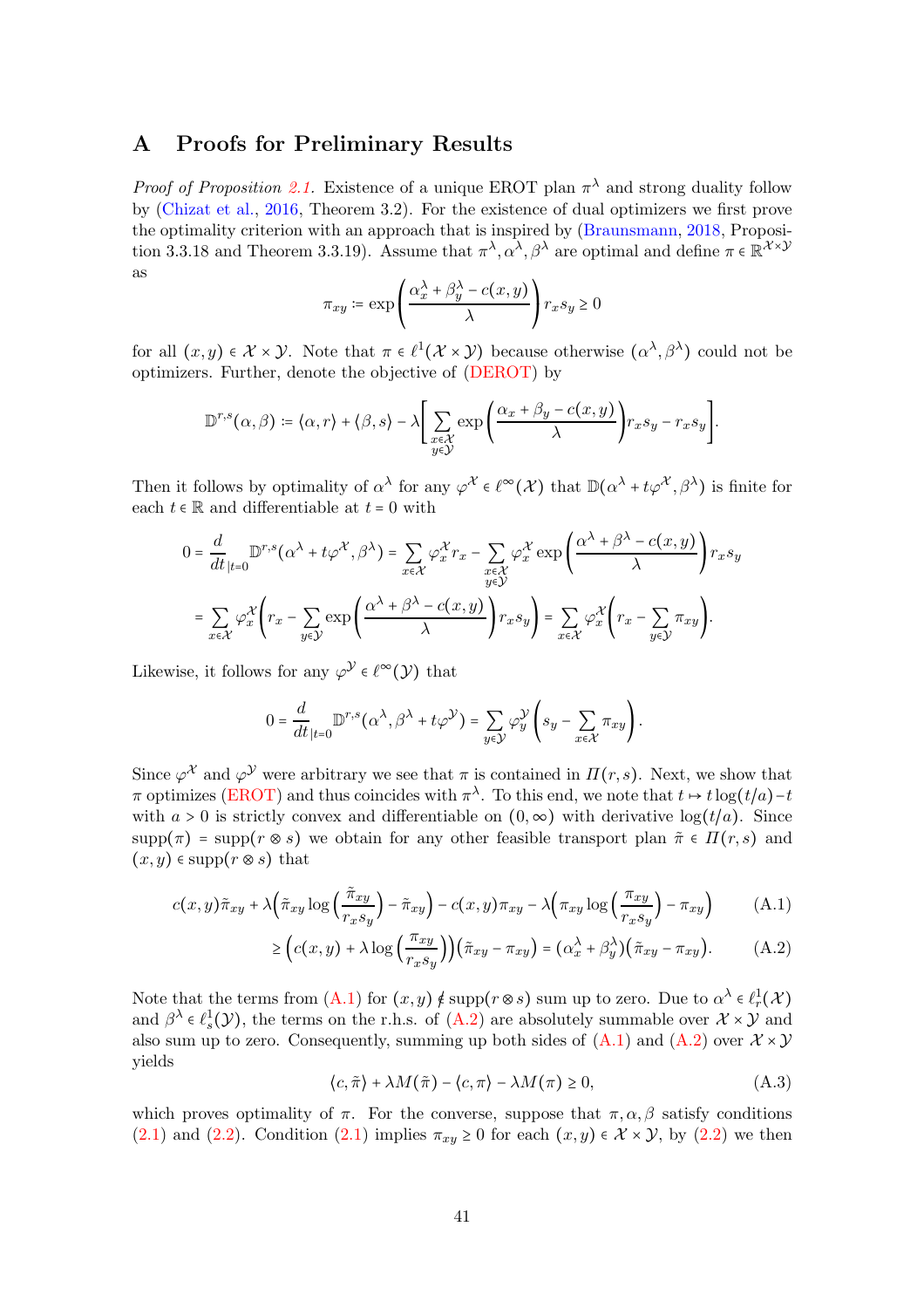## A Proofs for Preliminary Results

*Proof of Proposition 2.1.* Existence of a unique EROT plan $\pi^\lambda$ and strong duality follow by (Chizat et al., 2016, Theorem 3.2). For the existence of dual optimizers we first prove the optimality criterion with an approach that is inspired by (Braunsmann, 2018, Proposition 3.3.18 and Theorem 3.3.19). Assume that $\pi^\lambda, \alpha^\lambda, \beta^\lambda$ are optimal and define $\pi \in \mathbb{R}^{\mathcal{X}\times\mathcal{Y}}$ as

$$\pi_{xy} := \exp\left(\frac{\alpha_x^\lambda + \beta_y^\lambda - c(x,y)}{\lambda}\right) r_x s_y \geq 0$$

for all $(x,y) \in \mathcal{X}\times\mathcal{Y}$. Note that $\pi \in \ell^1(\mathcal{X}\times\mathcal{Y})$ because otherwise $(\alpha^\lambda, \beta^\lambda)$ could not be optimizers. Further, denote the objective of (DEROT) by

$$\mathbb{D}^{r,s}(\alpha,\beta) := \langle \alpha, r\rangle + \langle \beta, s\rangle - \lambda\Bigg[\sum_{\substack{x\in\mathcal{X}\\ y\in\mathcal{Y}}} \exp\left(\frac{\alpha_x + \beta_y - c(x,y)}{\lambda}\right) r_x s_y - r_x s_y\Bigg].$$

Then it follows by optimality of $\alpha^\lambda$ for any $\varphi^\mathcal{X} \in \ell^\infty(\mathcal{X})$ that $\mathbb{D}(\alpha^\lambda + t\varphi^\mathcal{X}, \beta^\lambda)$ is finite for each $t\in\mathbb{R}$ and differentiable at $t = 0$ with

$$\begin{aligned}
0 = \frac{d}{dt}_{|t=0} \mathbb{D}^{r,s}(\alpha^\lambda + t\varphi^\mathcal{X}, \beta^\lambda) &= \sum_{x\in\mathcal{X}} \varphi_x^\mathcal{X} r_x - \sum_{\substack{x\in\mathcal{X}\\ y\in\mathcal{Y}}} \varphi_x^\mathcal{X} \exp\left(\frac{\alpha^\lambda + \beta^\lambda - c(x,y)}{\lambda}\right) r_x s_y \\
&= \sum_{x\in\mathcal{X}} \varphi_x^\mathcal{X}\Bigg(r_x - \sum_{y\in\mathcal{Y}} \exp\left(\frac{\alpha^\lambda + \beta^\lambda - c(x,y)}{\lambda}\right) r_x s_y\Bigg) = \sum_{x\in\mathcal{X}} \varphi_x^\mathcal{X}\Bigg(r_x - \sum_{y\in\mathcal{Y}} \pi_{xy}\Bigg).
\end{aligned}$$

Likewise, it follows for any $\varphi^\mathcal{Y} \in \ell^\infty(\mathcal{Y})$ that

$$0 = \frac{d}{dt}_{|t=0} \mathbb{D}^{r,s}(\alpha^\lambda, \beta^\lambda + t\varphi^\mathcal{Y}) = \sum_{y\in\mathcal{Y}} \varphi_y^\mathcal{Y}\left(s_y - \sum_{x\in\mathcal{X}} \pi_{xy}\right).$$

Since $\varphi^\mathcal{X}$ and $\varphi^\mathcal{Y}$ were arbitrary we see that $\pi$ is contained in $\Pi(r,s)$. Next, we show that $\pi$ optimizes (EROT) and thus coincides with $\pi^\lambda$. To this end, we note that $t \mapsto t\log(t/a) - t$ with $a > 0$ is strictly convex and differentiable on $(0,\infty)$ with derivative $\log(t/a)$. Since $\mathrm{supp}(\pi) = \mathrm{supp}(r\otimes s)$ we obtain for any other feasible transport plan $\tilde{\pi} \in \Pi(r,s)$ and $(x,y) \in \mathrm{supp}(r\otimes s)$ that

$$c(x,y)\tilde{\pi}_{xy} + \lambda\Big(\tilde{\pi}_{xy}\log\Big(\frac{\tilde{\pi}_{xy}}{r_x s_y}\Big) - \tilde{\pi}_{xy}\Big) - c(x,y)\pi_{xy} - \lambda\Big(\pi_{xy}\log\Big(\frac{\pi_{xy}}{r_x s_y}\Big) - \pi_{xy}\Big) \tag{A.1}$$

$$\geq \Big(c(x,y) + \lambda\log\Big(\frac{\pi_{xy}}{r_x s_y}\Big)\Big)\big(\tilde{\pi}_{xy} - \pi_{xy}\big) = \big(\alpha_x^\lambda + \beta_y^\lambda\big)\big(\tilde{\pi}_{xy} - \pi_{xy}\big). \tag{A.2}$$

Note that the terms from (A.1) for $(x,y) \notin \mathrm{supp}(r\otimes s)$ sum up to zero. Due to $\alpha^\lambda \in \ell_r^1(\mathcal{X})$ and $\beta^\lambda \in \ell_s^1(\mathcal{Y})$, the terms on the r.h.s. of (A.2) are absolutely summable over $\mathcal{X}\times\mathcal{Y}$ and also sum up to zero. Consequently, summing up both sides of (A.1) and (A.2) over $\mathcal{X}\times\mathcal{Y}$ yields

$$\langle c, \tilde{\pi}\rangle + \lambda M(\tilde{\pi}) - \langle c, \pi\rangle - \lambda M(\pi) \geq 0, \tag{A.3}$$

which proves optimality of $\pi$. For the converse, suppose that $\pi, \alpha, \beta$ satisfy conditions (2.1) and (2.2). Condition (2.1) implies $\pi_{xy} \geq 0$ for each $(x,y) \in \mathcal{X}\times\mathcal{Y}$, by (2.2) we then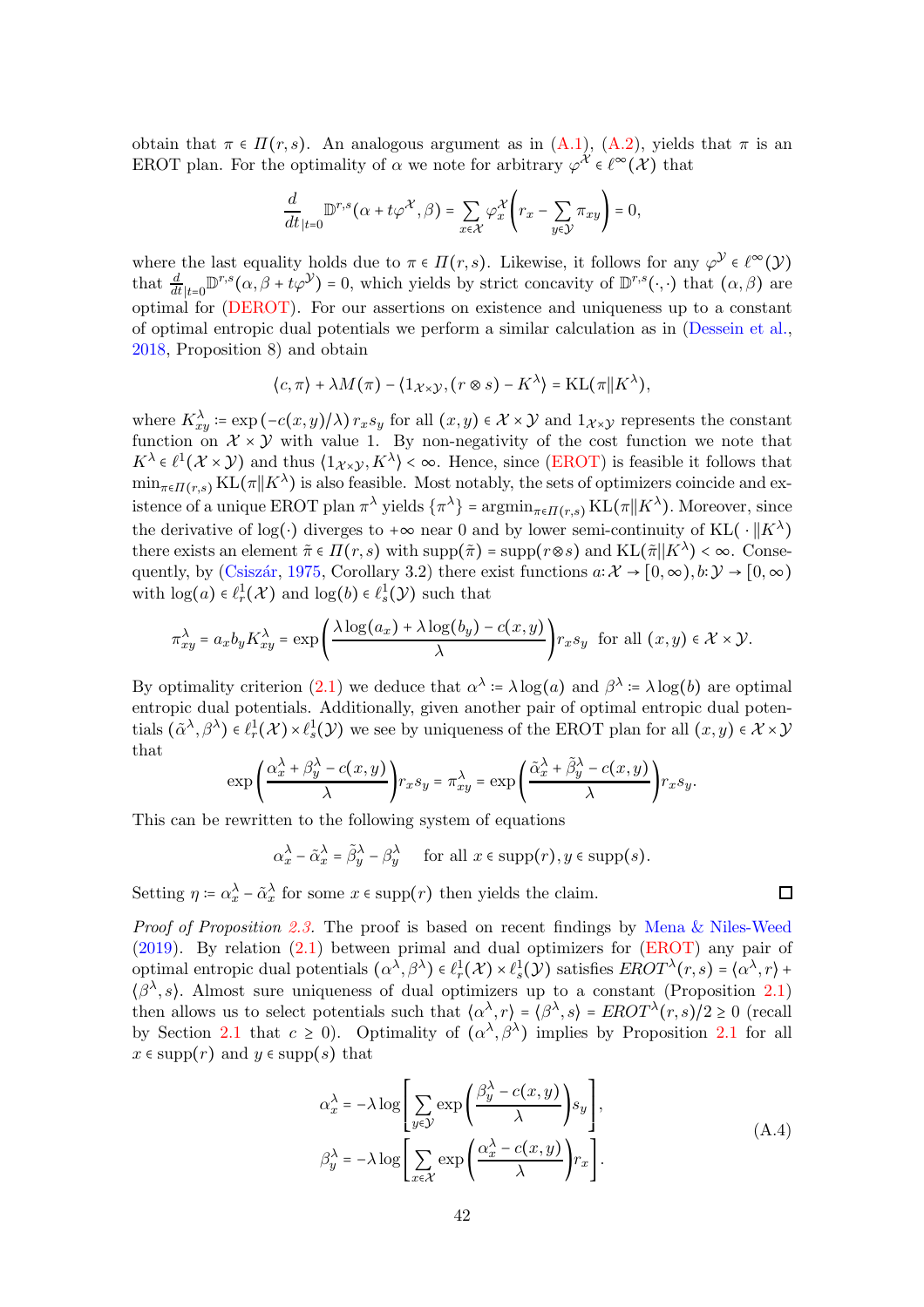obtain that $\pi \in \Pi(r,s)$. An analogous argument as in (A.1), (A.2), yields that $\pi$ is an EROT plan. For the optimality of $\alpha$ we note for arbitrary $\varphi^{\mathcal{X}} \in \ell^\infty(\mathcal{X})$ that

$$\frac{d}{dt}_{|t=0} \mathbb{D}^{r,s}(\alpha + t\varphi^{\mathcal{X}}, \beta) = \sum_{x\in\mathcal{X}} \varphi^{\mathcal{X}}_x \left( r_x - \sum_{y\in\mathcal{Y}} \pi_{xy} \right) = 0,$$

where the last equality holds due to $\pi \in \Pi(r,s)$. Likewise, it follows for any $\varphi^{\mathcal{Y}} \in \ell^\infty(\mathcal{Y})$ that $\frac{d}{dt}_{|t=0}\mathbb{D}^{r,s}(\alpha, \beta + t\varphi^{\mathcal{Y}}) = 0$, which yields by strict concavity of $\mathbb{D}^{r,s}(\cdot,\cdot)$ that $(\alpha,\beta)$ are optimal for (DEROT). For our assertions on existence and uniqueness up to a constant of optimal entropic dual potentials we perform a similar calculation as in (Dessein et al., 2018, Proposition 8) and obtain

$$\langle c, \pi\rangle + \lambda M(\pi) - \langle 1_{\mathcal{X}\times\mathcal{Y}}, (r\otimes s) - K^\lambda\rangle = \mathrm{KL}(\pi \| K^\lambda),$$

where $K^\lambda_{xy} := \exp\left(-c(x,y)/\lambda\right) r_x s_y$ for all $(x,y) \in \mathcal{X}\times\mathcal{Y}$ and $1_{\mathcal{X}\times\mathcal{Y}}$ represents the constant function on $\mathcal{X}\times\mathcal{Y}$ with value 1. By non-negativity of the cost function we note that $K^\lambda \in \ell^1(\mathcal{X}\times\mathcal{Y})$ and thus $\langle 1_{\mathcal{X}\times\mathcal{Y}}, K^\lambda\rangle < \infty$. Hence, since (EROT) is feasible it follows that $\min_{\pi\in\Pi(r,s)} \mathrm{KL}(\pi\|K^\lambda)$ is also feasible. Most notably, the sets of optimizers coincide and existence of a unique EROT plan $\pi^\lambda$ yields $\{\pi^\lambda\} = \mathrm{argmin}_{\pi\in\Pi(r,s)} \mathrm{KL}(\pi\|K^\lambda)$. Moreover, since the derivative of $\log(\cdot)$ diverges to $+\infty$ near 0 and by lower semi-continuity of $\mathrm{KL}(\,\cdot\,\|K^\lambda)$ there exists an element $\tilde\pi \in \Pi(r,s)$ with $\mathrm{supp}(\tilde\pi) = \mathrm{supp}(r\otimes s)$ and $\mathrm{KL}(\tilde\pi\|K^\lambda) < \infty$. Consequently, by (Csiszár, 1975, Corollary 3.2) there exist functions $a\colon \mathcal{X}\to[0,\infty), b\colon\mathcal{Y}\to[0,\infty)$ with $\log(a)\in\ell^1_r(\mathcal{X})$ and $\log(b)\in\ell^1_s(\mathcal{Y})$ such that

$$\pi^\lambda_{xy} = a_x b_y K^\lambda_{xy} = \exp\left(\frac{\lambda\log(a_x) + \lambda\log(b_y) - c(x,y)}{\lambda}\right) r_x s_y \quad \text{for all } (x,y)\in\mathcal{X}\times\mathcal{Y}.$$

By optimality criterion (2.1) we deduce that $\alpha^\lambda := \lambda\log(a)$ and $\beta^\lambda := \lambda\log(b)$ are optimal entropic dual potentials. Additionally, given another pair of optimal entropic dual potentials $(\tilde\alpha^\lambda, \beta^\lambda) \in \ell^1_r(\mathcal{X})\times\ell^1_s(\mathcal{Y})$ we see by uniqueness of the EROT plan for all $(x,y)\in\mathcal{X}\times\mathcal{Y}$ that

$$\exp\left(\frac{\alpha^\lambda_x + \beta^\lambda_y - c(x,y)}{\lambda}\right) r_x s_y = \pi^\lambda_{xy} = \exp\left(\frac{\tilde\alpha^\lambda_x + \tilde\beta^\lambda_y - c(x,y)}{\lambda}\right) r_x s_y.$$

This can be rewritten to the following system of equations

$$\alpha^\lambda_x - \tilde\alpha^\lambda_x = \tilde\beta^\lambda_y - \beta^\lambda_y \quad \text{ for all } x\in\mathrm{supp}(r), y\in\mathrm{supp}(s).$$

Setting $\eta := \alpha^\lambda_x - \tilde\alpha^\lambda_x$ for some $x\in\mathrm{supp}(r)$ then yields the claim. □

*Proof of Proposition 2.3.* The proof is based on recent findings by Mena & Niles-Weed (2019). By relation (2.1) between primal and dual optimizers for (EROT) any pair of optimal entropic dual potentials $(\alpha^\lambda,\beta^\lambda)\in\ell^1_r(\mathcal{X})\times\ell^1_s(\mathcal{Y})$ satisfies $EROT^\lambda(r,s) = \langle\alpha^\lambda, r\rangle + \langle\beta^\lambda, s\rangle$. Almost sure uniqueness of dual optimizers up to a constant (Proposition 2.1) then allows us to select potentials such that $\langle\alpha^\lambda, r\rangle = \langle\beta^\lambda, s\rangle = EROT^\lambda(r,s)/2 \geq 0$ (recall by Section 2.1 that $c\geq 0$). Optimality of $(\alpha^\lambda,\beta^\lambda)$ implies by Proposition 2.1 for all $x\in\mathrm{supp}(r)$ and $y\in\mathrm{supp}(s)$ that

$$\begin{aligned} \alpha^\lambda_x &= -\lambda\log\left[\sum_{y\in\mathcal{Y}} \exp\left(\frac{\beta^\lambda_y - c(x,y)}{\lambda}\right) s_y\right], \\ \beta^\lambda_y &= -\lambda\log\left[\sum_{x\in\mathcal{X}} \exp\left(\frac{\alpha^\lambda_x - c(x,y)}{\lambda}\right) r_x\right]. \end{aligned} \tag{A.4}$$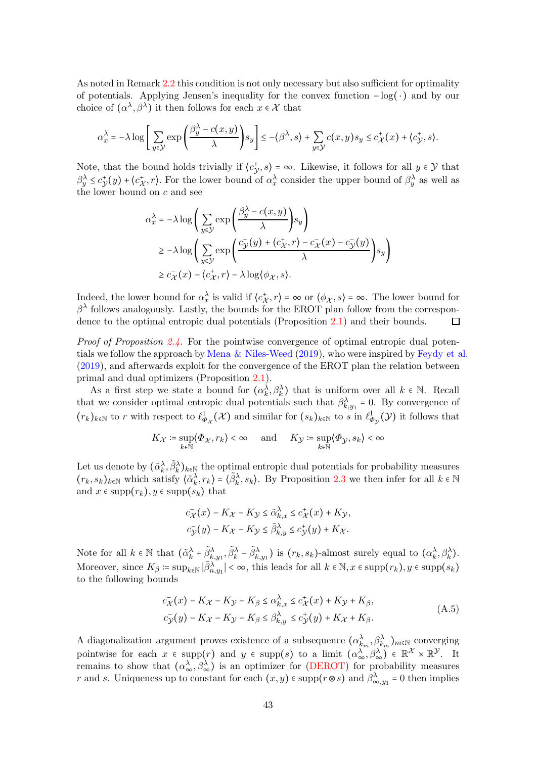As noted in Remark 2.2 this condition is not only necessary but also sufficient for optimality of potentials. Applying Jensen's inequality for the convex function $-\log(\cdot)$ and by our choice of $(\alpha^\lambda, \beta^\lambda)$ it then follows for each $x \in \mathcal{X}$ that

$$\alpha_x^\lambda = -\lambda \log\left[\sum_{y\in\mathcal{Y}} \exp\left(\frac{\beta_y^\lambda - c(x,y)}{\lambda}\right) s_y\right] \le -\langle \beta^\lambda, s\rangle + \sum_{y\in\mathcal{Y}} c(x,y) s_y \le c_{\mathcal{X}}^+(x) + \langle c_{\mathcal{Y}}^+, s\rangle.$$

Note, that the bound holds trivially if $\langle c_{\mathcal{Y}}^+, s\rangle = \infty$. Likewise, it follows for all $y \in \mathcal{Y}$ that $\beta_y^\lambda \le c_{\mathcal{Y}}^+(y) + \langle c_{\mathcal{X}}^+, r\rangle$. For the lower bound of $\alpha_x^\lambda$ consider the upper bound of $\beta_y^\lambda$ as well as the lower bound on $c$ and see

$$\begin{aligned}
\alpha_x^\lambda &= -\lambda \log\left(\sum_{y\in\mathcal{Y}} \exp\left(\frac{\beta_y^\lambda - c(x,y)}{\lambda}\right) s_y\right)\\
&\ge -\lambda \log\left(\sum_{y\in\mathcal{Y}} \exp\left(\frac{c_{\mathcal{Y}}^+(y) + \langle c_{\mathcal{X}}^+, r\rangle - c_{\mathcal{X}}^-(x) - c_{\mathcal{Y}}^-(y)}{\lambda}\right) s_y\right)\\
&\ge c_{\mathcal{X}}^-(x) - \langle c_{\mathcal{X}}^+, r\rangle - \lambda \log\langle \phi_{\mathcal{X}}, s\rangle.
\end{aligned}$$

Indeed, the lower bound for $\alpha_x^\lambda$ is valid if $\langle c_{\mathcal{X}}^+, r\rangle = \infty$ or $\langle \phi_{\mathcal{X}}, s\rangle = \infty$. The lower bound for $\beta^\lambda$ follows analogously. Lastly, the bounds for the EROT plan follow from the correspondence to the optimal entropic dual potentials (Proposition 2.1) and their bounds. ☐

*Proof of Proposition 2.4.* For the pointwise convergence of optimal entropic dual potentials we follow the approach by Mena & Niles-Weed (2019), who were inspired by Feydy et al. (2019), and afterwards exploit for the convergence of the EROT plan the relation between primal and dual optimizers (Proposition 2.1).

As a first step we state a bound for $(\alpha_k^\lambda, \beta_k^\lambda)$ that is uniform over all $k \in \mathbb{N}$. Recall that we consider optimal entropic dual potentials such that $\beta_{k,y_1}^\lambda = 0$. By convergence of $(r_k)_{k\in\mathbb{N}}$ to $r$ with respect to $\ell^1_{\Phi_{\mathcal{X}}}(\mathcal{X})$ and similar for $(s_k)_{k\in\mathbb{N}}$ to $s$ in $\ell^1_{\Phi_{\mathcal{Y}}}(\mathcal{Y})$ it follows that

$$K_{\mathcal{X}} \coloneqq \sup_{k\in\mathbb{N}} \langle \Phi_{\mathcal{X}}, r_k\rangle < \infty \quad \text{ and } \quad K_{\mathcal{Y}} \coloneqq \sup_{k\in\mathbb{N}} \langle \Phi_{\mathcal{Y}}, s_k\rangle < \infty$$

Let us denote by $(\tilde\alpha_k^\lambda, \tilde\beta_k^\lambda)_{k\in\mathbb{N}}$ the optimal entropic dual potentials for probability measures $(r_k, s_k)_{k\in\mathbb{N}}$ which satisfy $\langle \tilde\alpha_k^\lambda, r_k\rangle = \langle \tilde\beta_k^\lambda, s_k\rangle$. By Proposition 2.3 we then infer for all $k \in \mathbb{N}$ and $x \in \operatorname{supp}(r_k), y \in \operatorname{supp}(s_k)$ that

$$\begin{aligned}
c_{\mathcal{X}}^-(x) - K_{\mathcal{X}} - K_{\mathcal{Y}} &\le \tilde\alpha_{k,x}^\lambda \le c_{\mathcal{X}}^+(x) + K_{\mathcal{Y}},\\
c_{\mathcal{Y}}^-(y) - K_{\mathcal{X}} - K_{\mathcal{Y}} &\le \tilde\beta_{k,y}^\lambda \le c_{\mathcal{Y}}^+(y) + K_{\mathcal{X}}.
\end{aligned}$$

Note for all $k \in \mathbb{N}$ that $(\tilde\alpha_k^\lambda + \tilde\beta_{k,y_1}^\lambda, \tilde\beta_k^\lambda - \tilde\beta_{k,y_1}^\lambda)$ is $(r_k, s_k)$-almost surely equal to $(\alpha_k^\lambda, \beta_k^\lambda)$. Moreover, since $K_\beta \coloneqq \sup_{k\in\mathbb{N}} |\tilde\beta_{n,y_1}^\lambda| < \infty$, this leads for all $k \in \mathbb{N}, x \in \operatorname{supp}(r_k), y \in \operatorname{supp}(s_k)$ to the following bounds

$$\begin{aligned}
c_{\mathcal{X}}^-(x) - K_{\mathcal{X}} - K_{\mathcal{Y}} - K_\beta &\le \alpha_{k,x}^\lambda \le c_{\mathcal{X}}^+(x) + K_{\mathcal{Y}} + K_\beta,\\
c_{\mathcal{Y}}^-(y) - K_{\mathcal{X}} - K_{\mathcal{Y}} - K_\beta &\le \beta_{k,y}^\lambda \le c_{\mathcal{Y}}^+(y) + K_{\mathcal{X}} + K_\beta.
\end{aligned} \tag{A.5}$$

A diagonalization argument proves existence of a subsequence $(\alpha_{k_m}^\lambda, \beta_{k_m}^\lambda)_{m\in\mathbb{N}}$ converging pointwise for each $x \in \operatorname{supp}(r)$ and $y \in \operatorname{supp}(s)$ to a limit $(\alpha_\infty^\lambda, \beta_\infty^\lambda) \in \mathbb{R}^{\mathcal{X}} \times \mathbb{R}^{\mathcal{Y}}$. It remains to show that $(\alpha_\infty^\lambda, \beta_\infty^\lambda)$ is an optimizer for (DEROT) for probability measures $r$ and $s$. Uniqueness up to constant for each $(x,y) \in \operatorname{supp}(r \otimes s)$ and $\beta_{\infty,y_1}^\lambda = 0$ then implies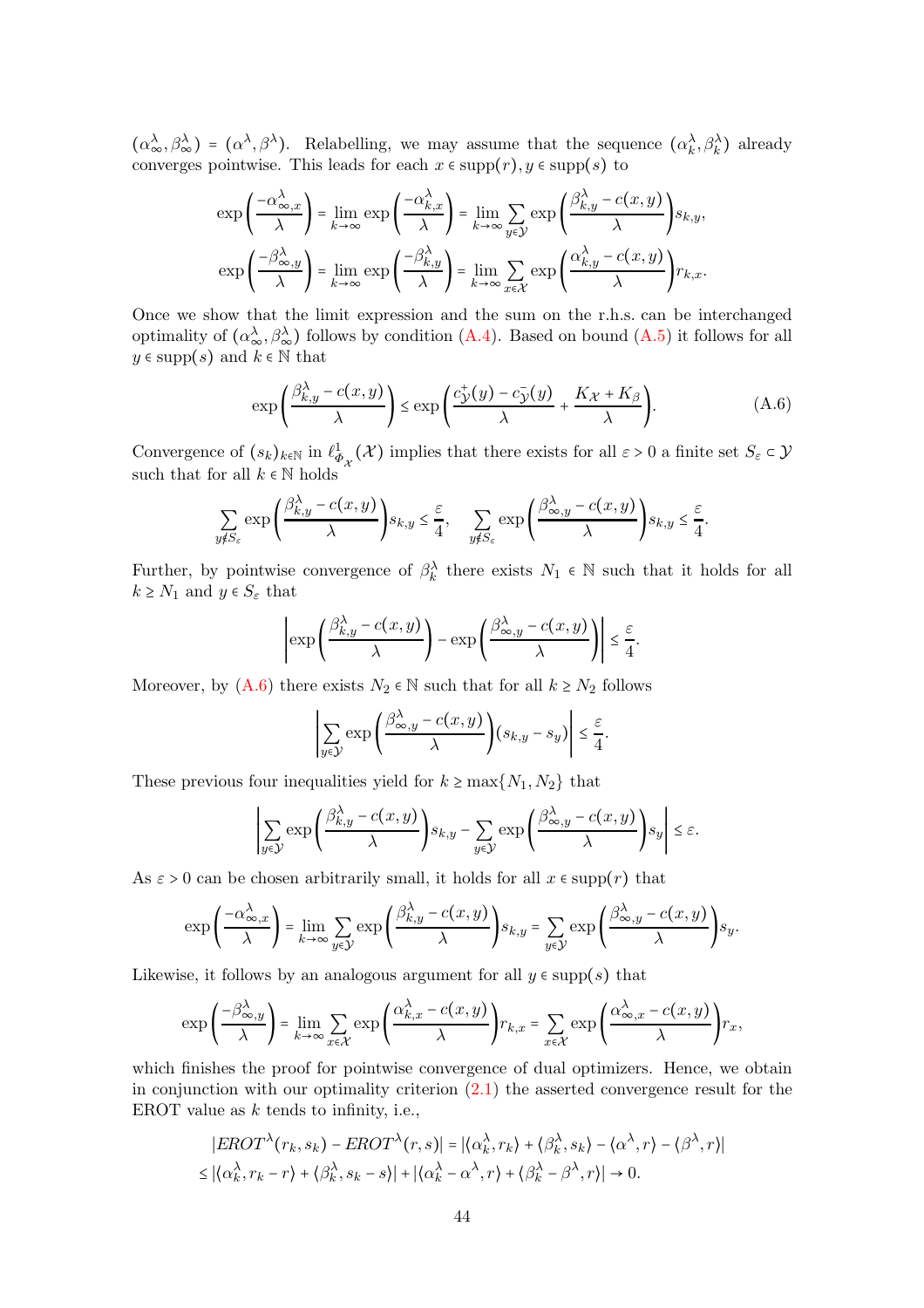$(\alpha^\lambda_\infty, \beta^\lambda_\infty) = (\alpha^\lambda, \beta^\lambda)$. Relabelling, we may assume that the sequence $(\alpha^\lambda_k, \beta^\lambda_k)$ already converges pointwise. This leads for each $x \in \operatorname{supp}(r), y \in \operatorname{supp}(s)$ to

$$\exp\left(\frac{-\alpha^\lambda_{\infty,x}}{\lambda}\right) = \lim_{k\to\infty} \exp\left(\frac{-\alpha^\lambda_{k,x}}{\lambda}\right) = \lim_{k\to\infty} \sum_{y\in\mathcal{Y}} \exp\left(\frac{\beta^\lambda_{k,y} - c(x,y)}{\lambda}\right) s_{k,y},$$

$$\exp\left(\frac{-\beta^\lambda_{\infty,y}}{\lambda}\right) = \lim_{k\to\infty} \exp\left(\frac{-\beta^\lambda_{k,y}}{\lambda}\right) = \lim_{k\to\infty} \sum_{x\in\mathcal{X}} \exp\left(\frac{\alpha^\lambda_{k,y} - c(x,y)}{\lambda}\right) r_{k,x}.$$

Once we show that the limit expression and the sum on the r.h.s. can be interchanged optimality of $(\alpha^\lambda_\infty, \beta^\lambda_\infty)$ follows by condition (A.4). Based on bound (A.5) it follows for all $y \in \operatorname{supp}(s)$ and $k \in \mathbb{N}$ that

$$\exp\left(\frac{\beta^\lambda_{k,y} - c(x,y)}{\lambda}\right) \le \exp\left(\frac{c^+_{\mathcal{Y}}(y) - c^-_{\mathcal{Y}}(y)}{\lambda} + \frac{K_{\mathcal{X}} + K_\beta}{\lambda}\right). \tag{A.6}$$

Convergence of $(s_k)_{k\in\mathbb{N}}$ in $\ell^1_{\Phi_{\mathcal{X}}}(\mathcal{X})$ implies that there exists for all $\varepsilon > 0$ a finite set $S_\varepsilon \subset \mathcal{Y}$ such that for all $k \in \mathbb{N}$ holds

$$\sum_{y\notin S_\varepsilon} \exp\left(\frac{\beta^\lambda_{k,y} - c(x,y)}{\lambda}\right) s_{k,y} \le \frac{\varepsilon}{4}, \quad \sum_{y\notin S_\varepsilon} \exp\left(\frac{\beta^\lambda_{\infty,y} - c(x,y)}{\lambda}\right) s_{k,y} \le \frac{\varepsilon}{4}.$$

Further, by pointwise convergence of $\beta^\lambda_k$ there exists $N_1 \in \mathbb{N}$ such that it holds for all $k \ge N_1$ and $y \in S_\varepsilon$ that

$$\left|\exp\left(\frac{\beta^\lambda_{k,y} - c(x,y)}{\lambda}\right) - \exp\left(\frac{\beta^\lambda_{\infty,y} - c(x,y)}{\lambda}\right)\right| \le \frac{\varepsilon}{4}.$$

Moreover, by (A.6) there exists $N_2 \in \mathbb{N}$ such that for all $k \ge N_2$ follows

$$\left|\sum_{y\in\mathcal{Y}} \exp\left(\frac{\beta^\lambda_{\infty,y} - c(x,y)}{\lambda}\right)(s_{k,y} - s_y)\right| \le \frac{\varepsilon}{4}.$$

These previous four inequalities yield for $k \ge \max\{N_1, N_2\}$ that

$$\left|\sum_{y\in\mathcal{Y}} \exp\left(\frac{\beta^\lambda_{k,y} - c(x,y)}{\lambda}\right) s_{k,y} - \sum_{y\in\mathcal{Y}} \exp\left(\frac{\beta^\lambda_{\infty,y} - c(x,y)}{\lambda}\right) s_y\right| \le \varepsilon.$$

As $\varepsilon > 0$ can be chosen arbitrarily small, it holds for all $x \in \operatorname{supp}(r)$ that

$$\exp\left(\frac{-\alpha^\lambda_{\infty,x}}{\lambda}\right) = \lim_{k\to\infty} \sum_{y\in\mathcal{Y}} \exp\left(\frac{\beta^\lambda_{k,y} - c(x,y)}{\lambda}\right) s_{k,y} = \sum_{y\in\mathcal{Y}} \exp\left(\frac{\beta^\lambda_{\infty,y} - c(x,y)}{\lambda}\right) s_y.$$

Likewise, it follows by an analogous argument for all $y \in \operatorname{supp}(s)$ that

$$\exp\left(\frac{-\beta^\lambda_{\infty,y}}{\lambda}\right) = \lim_{k\to\infty} \sum_{x\in\mathcal{X}} \exp\left(\frac{\alpha^\lambda_{k,x} - c(x,y)}{\lambda}\right) r_{k,x} = \sum_{x\in\mathcal{X}} \exp\left(\frac{\alpha^\lambda_{\infty,x} - c(x,y)}{\lambda}\right) r_x,$$

which finishes the proof for pointwise convergence of dual optimizers. Hence, we obtain in conjunction with our optimality criterion (2.1) the asserted convergence result for the EROT value as $k$ tends to infinity, i.e.,

$$\begin{aligned}
&|EROT^\lambda(r_k, s_k) - EROT^\lambda(r,s)| = |\langle \alpha^\lambda_k, r_k\rangle + \langle \beta^\lambda_k, s_k\rangle - \langle \alpha^\lambda, r\rangle - \langle \beta^\lambda, r\rangle| \\
\le\ &|\langle \alpha^\lambda_k, r_k - r\rangle + \langle \beta^\lambda_k, s_k - s\rangle| + |\langle \alpha^\lambda_k - \alpha^\lambda, r\rangle + \langle \beta^\lambda_k - \beta^\lambda, r\rangle| \to 0.
\end{aligned}$$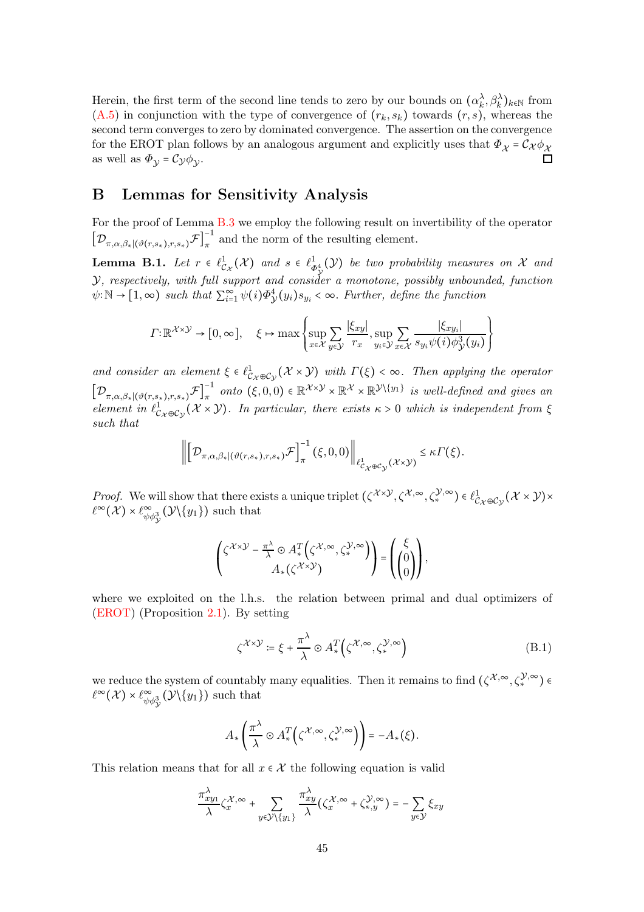Herein, the first term of the second line tends to zero by our bounds on $(\alpha_k^\lambda, \beta_k^\lambda)_{k\in\mathbb{N}}$ from (A.5) in conjunction with the type of convergence of $(r_k, s_k)$ towards $(r,s)$, whereas the second term converges to zero by dominated convergence. The assertion on the convergence for the EROT plan follows by an analogous argument and explicitly uses that $\Phi_{\mathcal{X}} = \mathcal{C}_{\mathcal{X}}\phi_{\mathcal{X}}$ as well as $\Phi_{\mathcal{Y}} = \mathcal{C}_{\mathcal{Y}}\phi_{\mathcal{Y}}$. □

## B Lemmas for Sensitivity Analysis

For the proof of Lemma B.3 we employ the following result on invertibility of the operator $\left[\mathcal{D}_{\pi,\alpha,\beta_*|(\vartheta(r,s_*),r,s_*)}\mathcal{F}\right]_\pi^{-1}$ and the norm of the resulting element.

**Lemma B.1.** *Let $r \in \ell^1_{\mathcal{C}_{\mathcal{X}}}(\mathcal{X})$ and $s \in \ell^1_{\Phi^4_{\mathcal{Y}}}(\mathcal{Y})$ be two probability measures on $\mathcal{X}$ and $\mathcal{Y}$, respectively, with full support and consider a monotone, possibly unbounded, function $\psi : \mathbb{N} \to [1,\infty)$ such that $\sum_{i=1}^\infty \psi(i)\Phi^4_{\mathcal{Y}}(y_i)s_{y_i} < \infty$. Further, define the function*

$$
\Gamma : \mathbb{R}^{\mathcal{X}\times\mathcal{Y}} \to [0,\infty], \quad \xi \mapsto \max\left\{ \sup_{x\in\mathcal{X}} \sum_{y\in\mathcal{Y}} \frac{|\xi_{xy}|}{r_x}, \sup_{y_i\in\mathcal{Y}} \sum_{x\in\mathcal{X}} \frac{|\xi_{xy_i}|}{s_{y_i}\psi(i)\phi^3_{\mathcal{Y}}(y_i)} \right\}
$$

*and consider an element $\xi \in \ell^1_{\mathcal{C}_{\mathcal{X}}\oplus\mathcal{C}_{\mathcal{Y}}}(\mathcal{X}\times\mathcal{Y})$ with $\Gamma(\xi) < \infty$. Then applying the operator $\left[\mathcal{D}_{\pi,\alpha,\beta_*|(\vartheta(r,s_*),r,s_*)}\mathcal{F}\right]_\pi^{-1}$ onto $(\xi,0,0) \in \mathbb{R}^{\mathcal{X}\times\mathcal{Y}} \times \mathbb{R}^{\mathcal{X}} \times \mathbb{R}^{\mathcal{Y}\setminus\{y_1\}}$ is well-defined and gives an element in $\ell^1_{\mathcal{C}_{\mathcal{X}}\oplus\mathcal{C}_{\mathcal{Y}}}(\mathcal{X}\times\mathcal{Y})$. In particular, there exists $\kappa > 0$ which is independent from $\xi$ such that*

$$
\left\| \left[\mathcal{D}_{\pi,\alpha,\beta_*|(\vartheta(r,s_*),r,s_*)}\mathcal{F}\right]_\pi^{-1}(\xi,0,0) \right\|_{\ell^1_{\mathcal{C}_{\mathcal{X}}\oplus\mathcal{C}_{\mathcal{Y}}}(\mathcal{X}\times\mathcal{Y})} \le \kappa\Gamma(\xi).
$$

*Proof.* We will show that there exists a unique triplet $(\zeta^{\mathcal{X}\times\mathcal{Y}}, \zeta^{\mathcal{X},\infty}, \zeta_*^{\mathcal{Y},\infty}) \in \ell^1_{\mathcal{C}_{\mathcal{X}}\oplus\mathcal{C}_{\mathcal{Y}}}(\mathcal{X}\times\mathcal{Y}) \times \ell^\infty(\mathcal{X}) \times \ell^\infty_{\psi\phi^3_{\mathcal{Y}}}(\mathcal{Y}\setminus\{y_1\})$ such that

$$
\begin{pmatrix} \zeta^{\mathcal{X}\times\mathcal{Y}} - \frac{\pi^\lambda}{\lambda} \odot A_*^T\left(\zeta^{\mathcal{X},\infty}, \zeta_*^{\mathcal{Y},\infty}\right) \\ A_*(\zeta^{\mathcal{X}\times\mathcal{Y}}) \end{pmatrix} = \begin{pmatrix} \xi \\ \begin{pmatrix} 0 \\ 0 \end{pmatrix} \end{pmatrix},
$$

where we exploited on the l.h.s. the relation between primal and dual optimizers of (EROT) (Proposition 2.1). By setting

$$
\zeta^{\mathcal{X}\times\mathcal{Y}} := \xi + \frac{\pi^\lambda}{\lambda} \odot A_*^T\left(\zeta^{\mathcal{X},\infty}, \zeta_*^{\mathcal{Y},\infty}\right) \tag{B.1}
$$

we reduce the system of countably many equalities. Then it remains to find $(\zeta^{\mathcal{X},\infty}, \zeta_*^{\mathcal{Y},\infty}) \in \ell^\infty(\mathcal{X}) \times \ell^\infty_{\psi\phi^3_{\mathcal{Y}}}(\mathcal{Y}\setminus\{y_1\})$ such that

$$
A_*\left(\frac{\pi^\lambda}{\lambda} \odot A_*^T\left(\zeta^{\mathcal{X},\infty}, \zeta_*^{\mathcal{Y},\infty}\right)\right) = -A_*(\xi).
$$

This relation means that for all $x \in \mathcal{X}$ the following equation is valid

$$
\frac{\pi^\lambda_{xy_1}}{\lambda}\zeta_x^{\mathcal{X},\infty} + \sum_{y\in\mathcal{Y}\setminus\{y_1\}} \frac{\pi^\lambda_{xy}}{\lambda}(\zeta_x^{\mathcal{X},\infty} + \zeta_{*,y}^{\mathcal{Y},\infty}) = -\sum_{y\in\mathcal{Y}} \xi_{xy}
$$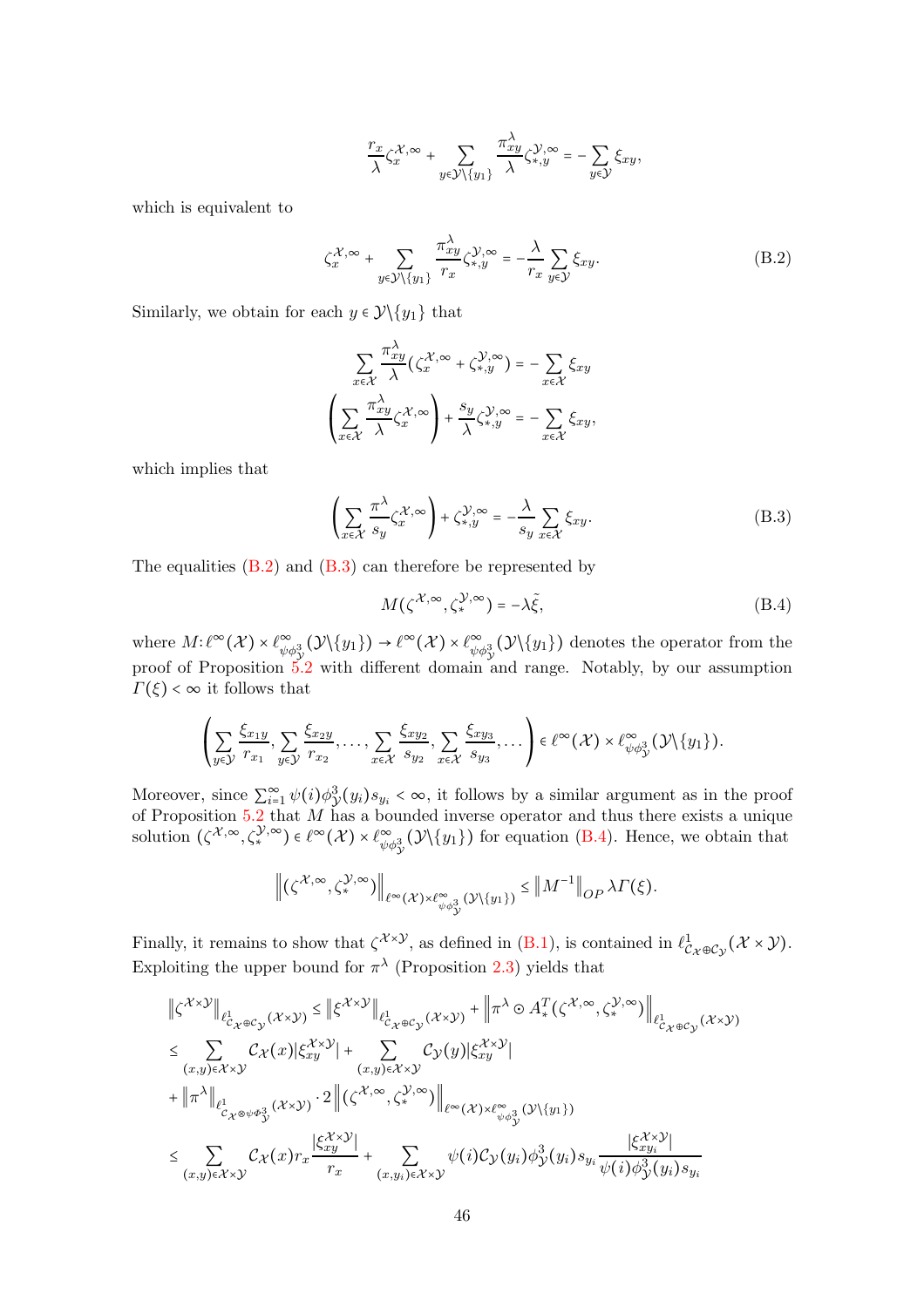$$\frac{r_x}{\lambda}\zeta_x^{\mathcal{X},\infty} + \sum_{y\in\mathcal{Y}\setminus\{y_1\}} \frac{\pi_{xy}^{\lambda}}{\lambda}\zeta_{*,y}^{\mathcal{Y},\infty} = -\sum_{y\in\mathcal{Y}} \xi_{xy},$$

which is equivalent to

$$\zeta_x^{\mathcal{X},\infty} + \sum_{y\in\mathcal{Y}\setminus\{y_1\}} \frac{\pi_{xy}^{\lambda}}{r_x}\zeta_{*,y}^{\mathcal{Y},\infty} = -\frac{\lambda}{r_x}\sum_{y\in\mathcal{Y}} \xi_{xy}. \tag{B.2}$$

Similarly, we obtain for each $y\in\mathcal{Y}\setminus\{y_1\}$ that

$$\sum_{x\in\mathcal{X}} \frac{\pi_{xy}^{\lambda}}{\lambda}(\zeta_x^{\mathcal{X},\infty} + \zeta_{*,y}^{\mathcal{Y},\infty}) = -\sum_{x\in\mathcal{X}} \xi_{xy}$$

$$\left(\sum_{x\in\mathcal{X}} \frac{\pi_{xy}^{\lambda}}{\lambda}\zeta_x^{\mathcal{X},\infty}\right) + \frac{s_y}{\lambda}\zeta_{*,y}^{\mathcal{Y},\infty} = -\sum_{x\in\mathcal{X}} \xi_{xy},$$

which implies that

$$\left(\sum_{x\in\mathcal{X}} \frac{\pi^{\lambda}}{s_y}\zeta_x^{\mathcal{X},\infty}\right) + \zeta_{*,y}^{\mathcal{Y},\infty} = -\frac{\lambda}{s_y}\sum_{x\in\mathcal{X}} \xi_{xy}. \tag{B.3}$$

The equalities (B.2) and (B.3) can therefore be represented by

$$M(\zeta^{\mathcal{X},\infty}, \zeta_*^{\mathcal{Y},\infty}) = -\lambda\tilde{\xi}, \tag{B.4}$$

where $M\colon \ell^\infty(\mathcal{X})\times\ell^\infty_{\psi\phi^3_{\mathcal{Y}}}(\mathcal{Y}\setminus\{y_1\}) \to \ell^\infty(\mathcal{X})\times\ell^\infty_{\psi\phi^3_{\mathcal{Y}}}(\mathcal{Y}\setminus\{y_1\})$ denotes the operator from the proof of Proposition 5.2 with different domain and range. Notably, by our assumption $\Gamma(\xi)<\infty$ it follows that

$$\left(\sum_{y\in\mathcal{Y}} \frac{\xi_{x_1y}}{r_{x_1}}, \sum_{y\in\mathcal{Y}} \frac{\xi_{x_2y}}{r_{x_2}}, \dots, \sum_{x\in\mathcal{X}} \frac{\xi_{xy_2}}{s_{y_2}}, \sum_{x\in\mathcal{X}} \frac{\xi_{xy_3}}{s_{y_3}}, \dots\right) \in \ell^\infty(\mathcal{X})\times\ell^\infty_{\psi\phi^3_{\mathcal{Y}}}(\mathcal{Y}\setminus\{y_1\}).$$

Moreover, since $\sum_{i=1}^\infty \psi(i)\phi^3_{\mathcal{Y}}(y_i)s_{y_i}<\infty$, it follows by a similar argument as in the proof of Proposition 5.2 that $M$ has a bounded inverse operator and thus there exists a unique solution $(\zeta^{\mathcal{X},\infty}, \zeta_*^{\mathcal{Y},\infty})\in\ell^\infty(\mathcal{X})\times\ell^\infty_{\psi\phi^3_{\mathcal{Y}}}(\mathcal{Y}\setminus\{y_1\})$ for equation (B.4). Hence, we obtain that

$$\left\|(\zeta^{\mathcal{X},\infty}, \zeta_*^{\mathcal{Y},\infty})\right\|_{\ell^\infty(\mathcal{X})\times\ell^\infty_{\psi\phi^3_{\mathcal{Y}}}(\mathcal{Y}\setminus\{y_1\})} \le \left\|M^{-1}\right\|_{OP}\lambda\Gamma(\xi).$$

Finally, it remains to show that $\zeta^{\mathcal{X}\times\mathcal{Y}}$, as defined in (B.1), is contained in $\ell^1_{\mathcal{C}_{\mathcal{X}}\oplus\mathcal{C}_{\mathcal{Y}}}(\mathcal{X}\times\mathcal{Y})$. Exploiting the upper bound for $\pi^\lambda$ (Proposition 2.3) yields that

$$\begin{aligned}
&\left\|\zeta^{\mathcal{X}\times\mathcal{Y}}\right\|_{\ell^1_{\mathcal{C}_{\mathcal{X}}\oplus\mathcal{C}_{\mathcal{Y}}}(\mathcal{X}\times\mathcal{Y})} \le \left\|\xi^{\mathcal{X}\times\mathcal{Y}}\right\|_{\ell^1_{\mathcal{C}_{\mathcal{X}}\oplus\mathcal{C}_{\mathcal{Y}}}(\mathcal{X}\times\mathcal{Y})} + \left\|\pi^\lambda\odot A_*^T(\zeta^{\mathcal{X},\infty}, \zeta_*^{\mathcal{Y},\infty})\right\|_{\ell^1_{\mathcal{C}_{\mathcal{X}}\oplus\mathcal{C}_{\mathcal{Y}}}(\mathcal{X}\times\mathcal{Y})}\\
&\le \sum_{(x,y)\in\mathcal{X}\times\mathcal{Y}} \mathcal{C}_{\mathcal{X}}(x)|\xi_{xy}^{\mathcal{X}\times\mathcal{Y}}| + \sum_{(x,y)\in\mathcal{X}\times\mathcal{Y}} \mathcal{C}_{\mathcal{Y}}(y)|\xi_{xy}^{\mathcal{X}\times\mathcal{Y}}|\\
&+ \left\|\pi^\lambda\right\|_{\ell^1_{\mathcal{C}_{\mathcal{X}}\otimes\psi\phi^3_{\mathcal{Y}}}(\mathcal{X}\times\mathcal{Y})}\cdot 2\left\|(\zeta^{\mathcal{X},\infty}, \zeta_*^{\mathcal{Y},\infty})\right\|_{\ell^\infty(\mathcal{X})\times\ell^\infty_{\psi\phi^3_{\mathcal{Y}}}(\mathcal{Y}\setminus\{y_1\})}\\
&\le \sum_{(x,y)\in\mathcal{X}\times\mathcal{Y}} \mathcal{C}_{\mathcal{X}}(x)r_x\frac{|\xi_{xy}^{\mathcal{X}\times\mathcal{Y}}|}{r_x} + \sum_{(x,y_i)\in\mathcal{X}\times\mathcal{Y}} \psi(i)\mathcal{C}_{\mathcal{Y}}(y_i)\phi^3_{\mathcal{Y}}(y_i)s_{y_i}\frac{|\xi_{xy_i}^{\mathcal{X}\times\mathcal{Y}}|}{\psi(i)\phi^3_{\mathcal{Y}}(y_i)s_{y_i}}
\end{aligned}$$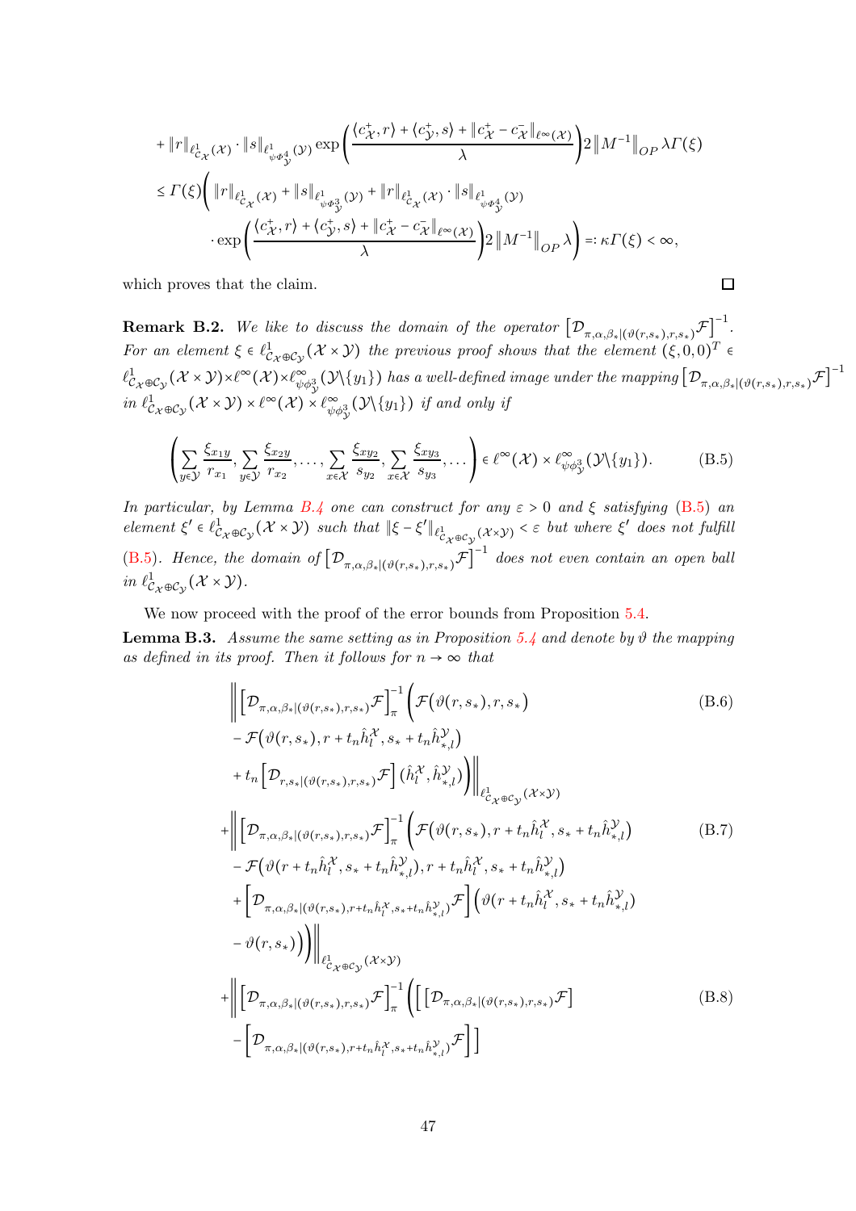$$
\begin{aligned}
&+ \|r\|_{\ell^1_{\mathcal{C}_\mathcal{X}}(\mathcal{X})} \cdot \|s\|_{\ell^1_{\psi\Phi^4_\mathcal{Y}}(\mathcal{Y})} \exp\left( \frac{\langle c^+_\mathcal{X}, r\rangle + \langle c^+_\mathcal{Y}, s\rangle + \|c^+_\mathcal{X} - c^-_\mathcal{X}\|_{\ell^\infty(\mathcal{X})}}{\lambda} \right) 2 \left\| M^{-1} \right\|_{OP} \lambda \Gamma(\xi) \\
&\le \Gamma(\xi) \Bigg( \|r\|_{\ell^1_{\mathcal{C}_\mathcal{X}}(\mathcal{X})} + \|s\|_{\ell^1_{\psi\Phi^3_\mathcal{Y}}(\mathcal{Y})} + \|r\|_{\ell^1_{\mathcal{C}_\mathcal{X}}(\mathcal{X})} \cdot \|s\|_{\ell^1_{\psi\Phi^4_\mathcal{Y}}(\mathcal{Y})} \\
&\qquad \cdot \exp\left( \frac{\langle c^+_\mathcal{X}, r\rangle + \langle c^+_\mathcal{Y}, s\rangle + \|c^+_\mathcal{X} - c^-_\mathcal{X}\|_{\ell^\infty(\mathcal{X})}}{\lambda} \right) 2 \left\| M^{-1} \right\|_{OP} \lambda \Bigg) =: \kappa \Gamma(\xi) < \infty,
\end{aligned}
$$

which proves that the claim. ∎

**Remark B.2.** *We like to discuss the domain of the operator* $\left[\mathcal{D}_{\pi,\alpha,\beta_*|(\vartheta(r,s_*),r,s_*)}\mathcal{F}\right]^{-1}$*. For an element* $\xi \in \ell^1_{\mathcal{C}_\mathcal{X}\oplus\mathcal{C}_\mathcal{Y}}(\mathcal{X}\times\mathcal{Y})$ *the previous proof shows that the element* $(\xi, 0, 0)^T \in \ell^1_{\mathcal{C}_\mathcal{X}\oplus\mathcal{C}_\mathcal{Y}}(\mathcal{X}\times\mathcal{Y}) \times \ell^\infty(\mathcal{X}) \times \ell^\infty_{\psi\phi^3_\mathcal{Y}}(\mathcal{Y}\backslash\{y_1\})$ *has a well-defined image under the mapping* $\left[\mathcal{D}_{\pi,\alpha,\beta_*|(\vartheta(r,s_*),r,s_*)}\mathcal{F}\right]^{-1}$ *in* $\ell^1_{\mathcal{C}_\mathcal{X}\oplus\mathcal{C}_\mathcal{Y}}(\mathcal{X}\times\mathcal{Y}) \times \ell^\infty(\mathcal{X}) \times \ell^\infty_{\psi\phi^3_\mathcal{Y}}(\mathcal{Y}\backslash\{y_1\})$ *if and only if*

$$
\left( \sum_{y\in\mathcal{Y}} \frac{\xi_{x_1 y}}{r_{x_1}}, \sum_{y\in\mathcal{Y}} \frac{\xi_{x_2 y}}{r_{x_2}}, \dots, \sum_{x\in\mathcal{X}} \frac{\xi_{x y_2}}{s_{y_2}}, \sum_{x\in\mathcal{X}} \frac{\xi_{x y_3}}{s_{y_3}}, \dots \right) \in \ell^\infty(\mathcal{X}) \times \ell^\infty_{\psi\phi^3_\mathcal{Y}}(\mathcal{Y}\backslash\{y_1\}). \tag{B.5}
$$

*In particular, by Lemma B.4 one can construct for any* $\varepsilon > 0$ *and* $\xi$ *satisfying* (B.5) *an element* $\xi' \in \ell^1_{\mathcal{C}_\mathcal{X}\oplus\mathcal{C}_\mathcal{Y}}(\mathcal{X}\times\mathcal{Y})$ *such that* $\|\xi - \xi'\|_{\ell^1_{\mathcal{C}_\mathcal{X}\oplus\mathcal{C}_\mathcal{Y}}(\mathcal{X}\times\mathcal{Y})} < \varepsilon$ *but where* $\xi'$ *does not fulfill* (B.5)*. Hence, the domain of* $\left[\mathcal{D}_{\pi,\alpha,\beta_*|(\vartheta(r,s_*),r,s_*)}\mathcal{F}\right]^{-1}$ *does not even contain an open ball in* $\ell^1_{\mathcal{C}_\mathcal{X}\oplus\mathcal{C}_\mathcal{Y}}(\mathcal{X}\times\mathcal{Y})$.

We now proceed with the proof of the error bounds from Proposition 5.4.

**Lemma B.3.** *Assume the same setting as in Proposition 5.4 and denote by* $\vartheta$ *the mapping as defined in its proof. Then it follows for* $n \to \infty$ *that*

$$
\begin{aligned}
&\Bigg\| \left[\mathcal{D}_{\pi,\alpha,\beta_*|(\vartheta(r,s_*),r,s_*)}\mathcal{F}\right]^{-1}_\pi \Big( \mathcal{F}\big(\vartheta(r,s_*), r, s_*\big) \\
&\quad - \mathcal{F}\big(\vartheta(r,s_*), r + t_n \hat{h}^\mathcal{X}_l, s_* + t_n \hat{h}^\mathcal{Y}_{*,l}\big) \\
&\quad + t_n \left[\mathcal{D}_{r,s_*|(\vartheta(r,s_*),r,s_*)}\mathcal{F}\right] (\hat{h}^\mathcal{X}_l, \hat{h}^\mathcal{Y}_{*,l}) \Big) \Bigg\|_{\ell^1_{\mathcal{C}_\mathcal{X}\oplus\mathcal{C}_\mathcal{Y}}(\mathcal{X}\times\mathcal{Y})} && \text{(B.6)} \\
&+ \Bigg\| \left[\mathcal{D}_{\pi,\alpha,\beta_*|(\vartheta(r,s_*),r,s_*)}\mathcal{F}\right]^{-1}_\pi \Big( \mathcal{F}\big(\vartheta(r,s_*), r + t_n \hat{h}^\mathcal{X}_l, s_* + t_n \hat{h}^\mathcal{Y}_{*,l}\big) && \text{(B.7)} \\
&\quad - \mathcal{F}\big(\vartheta(r + t_n \hat{h}^\mathcal{X}_l, s_* + t_n \hat{h}^\mathcal{Y}_{*,l}), r + t_n \hat{h}^\mathcal{X}_l, s_* + t_n \hat{h}^\mathcal{Y}_{*,l}\big) \\
&\quad + \left[\mathcal{D}_{\pi,\alpha,\beta_*|(\vartheta(r,s_*),r + t_n \hat{h}^\mathcal{X}_l, s_* + t_n \hat{h}^\mathcal{Y}_{*,l})}\mathcal{F}\right] \big(\vartheta(r + t_n \hat{h}^\mathcal{X}_l, s_* + t_n \hat{h}^\mathcal{Y}_{*,l}) \\
&\quad - \vartheta(r,s_*)\big)\Big) \Bigg\|_{\ell^1_{\mathcal{C}_\mathcal{X}\oplus\mathcal{C}_\mathcal{Y}}(\mathcal{X}\times\mathcal{Y})} \\
&+ \Bigg\| \left[\mathcal{D}_{\pi,\alpha,\beta_*|(\vartheta(r,s_*),r,s_*)}\mathcal{F}\right]^{-1}_\pi \bigg( \Big[ \left[\mathcal{D}_{\pi,\alpha,\beta_*|(\vartheta(r,s_*),r,s_*)}\mathcal{F}\right] && \text{(B.8)} \\
&\quad - \left[\mathcal{D}_{\pi,\alpha,\beta_*|(\vartheta(r,s_*),r + t_n \hat{h}^\mathcal{X}_l, s_* + t_n \hat{h}^\mathcal{Y}_{*,l})}\mathcal{F}\right] \Big]
\end{aligned}
$$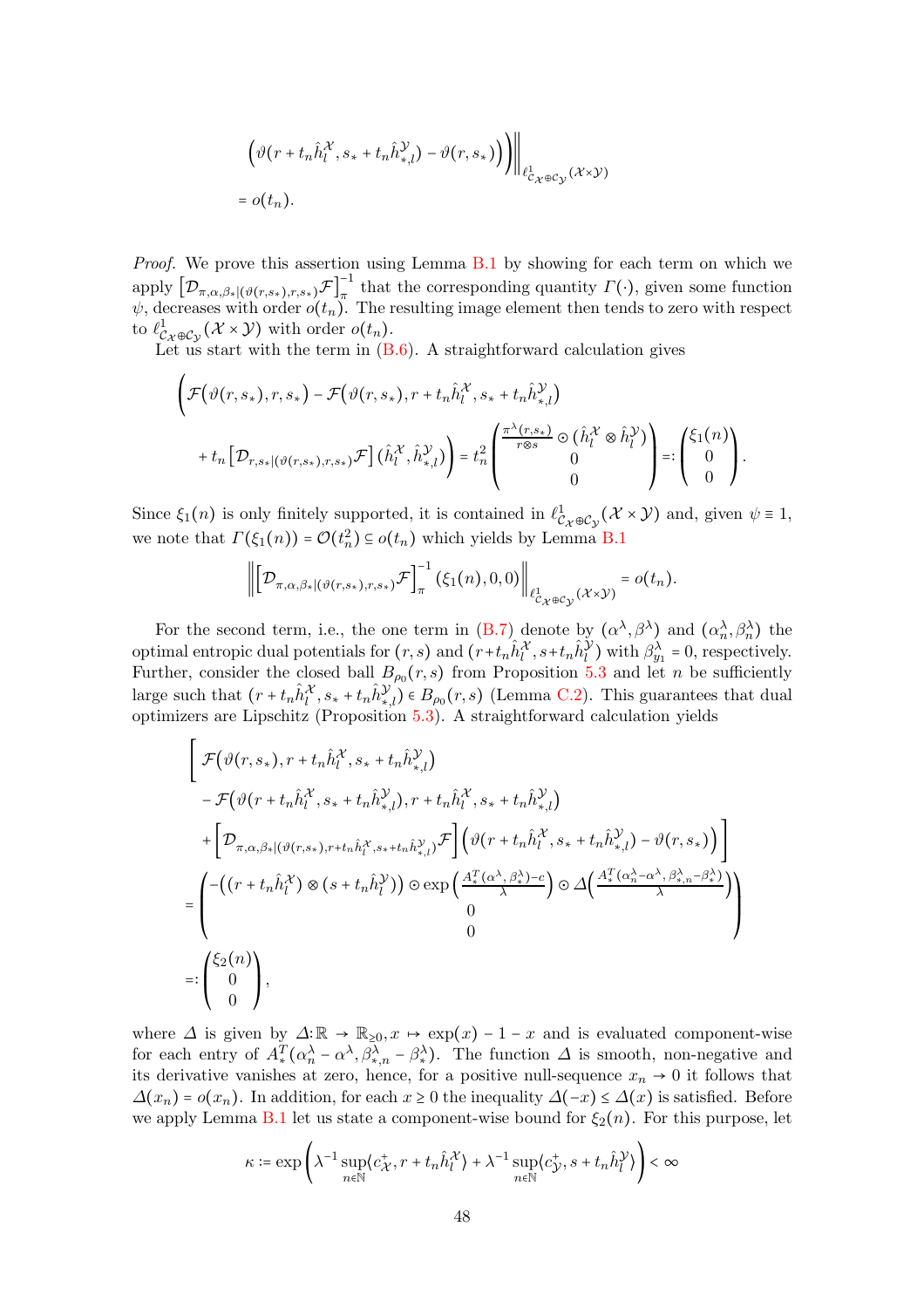$$
\Big(\vartheta(r + t_n \hat{h}_l^{\mathcal{X}}, s_* + t_n \hat{h}_{*,l}^{\mathcal{Y}}) - \vartheta(r, s_*)\Big)\Big)\Big\|_{\ell^1_{\mathcal{C}_{\mathcal{X}} \oplus \mathcal{C}_{\mathcal{Y}}}(\mathcal{X} \times \mathcal{Y})}
$$

$$
= o(t_n).
$$

*Proof.* We prove this assertion using Lemma B.1 by showing for each term on which we apply $\left[\mathcal{D}_{\pi,\alpha,\beta_*|(\vartheta(r,s_*),r,s_*)}\mathcal{F}\right]_\pi^{-1}$ that the corresponding quantity $\Gamma(\cdot)$, given some function $\psi$, decreases with order $o(t_n)$. The resulting image element then tends to zero with respect to $\ell^1_{\mathcal{C}_{\mathcal{X}} \oplus \mathcal{C}_{\mathcal{Y}}}(\mathcal{X} \times \mathcal{Y})$ with order $o(t_n)$.

Let us start with the term in (B.6). A straightforward calculation gives

$$
\begin{pmatrix} \mathcal{F}\big(\vartheta(r, s_*), r, s_*\big) - \mathcal{F}\big(\vartheta(r, s_*), r + t_n \hat{h}_l^{\mathcal{X}}, s_* + t_n \hat{h}_{*,l}^{\mathcal{Y}}\big) \\ + t_n \left[\mathcal{D}_{r,s_*|(\vartheta(r,s_*),r,s_*)}\mathcal{F}\right](\hat{h}_l^{\mathcal{X}}, \hat{h}_{*,l}^{\mathcal{Y}}) \end{pmatrix} = t_n^2 \begin{pmatrix} \frac{\pi^\lambda(r,s_*)}{r \otimes s} \odot (\hat{h}_l^{\mathcal{X}} \otimes \hat{h}_l^{\mathcal{Y}}) \\ 0 \\ 0 \end{pmatrix} =: \begin{pmatrix} \xi_1(n) \\ 0 \\ 0 \end{pmatrix}.
$$

Since $\xi_1(n)$ is only finitely supported, it is contained in $\ell^1_{\mathcal{C}_{\mathcal{X}} \oplus \mathcal{C}_{\mathcal{Y}}}(\mathcal{X} \times \mathcal{Y})$ and, given $\psi \equiv 1$, we note that $\Gamma(\xi_1(n)) = \mathcal{O}(t_n^2) \subseteq o(t_n)$ which yields by Lemma B.1

$$
\left\| \left[\mathcal{D}_{\pi,\alpha,\beta_*|(\vartheta(r,s_*),r,s_*)}\mathcal{F}\right]_\pi^{-1} (\xi_1(n), 0, 0) \right\|_{\ell^1_{\mathcal{C}_{\mathcal{X}} \oplus \mathcal{C}_{\mathcal{Y}}}(\mathcal{X} \times \mathcal{Y})} = o(t_n).
$$

For the second term, i.e., the one term in (B.7) denote by $(\alpha^\lambda, \beta^\lambda)$ and $(\alpha_n^\lambda, \beta_n^\lambda)$ the optimal entropic dual potentials for $(r, s)$ and $(r + t_n \hat{h}_l^{\mathcal{X}}, s + t_n \hat{h}_l^{\mathcal{Y}})$ with $\beta_{y_1}^\lambda = 0$, respectively. Further, consider the closed ball $B_{\rho_0}(r, s)$ from Proposition 5.3 and let $n$ be sufficiently large such that $(r + t_n \hat{h}_l^{\mathcal{X}}, s_* + t_n \hat{h}_{*,l}^{\mathcal{Y}}) \in B_{\rho_0}(r, s)$ (Lemma C.2). This guarantees that dual optimizers are Lipschitz (Proposition 5.3). A straightforward calculation yields

$$
\begin{aligned}
&\Bigg[ \mathcal{F}\big(\vartheta(r, s_*), r + t_n \hat{h}_l^{\mathcal{X}}, s_* + t_n \hat{h}_{*,l}^{\mathcal{Y}}\big) \\
&\quad - \mathcal{F}\big(\vartheta(r + t_n \hat{h}_l^{\mathcal{X}}, s_* + t_n \hat{h}_{*,l}^{\mathcal{Y}}), r + t_n \hat{h}_l^{\mathcal{X}}, s_* + t_n \hat{h}_{*,l}^{\mathcal{Y}}\big) \\
&\quad + \left[\mathcal{D}_{\pi,\alpha,\beta_*|(\vartheta(r,s_*),r+t_n\hat{h}_l^{\mathcal{X}},s_*+t_n\hat{h}_{*,l}^{\mathcal{Y}})}\mathcal{F}\right]\Big(\vartheta(r + t_n \hat{h}_l^{\mathcal{X}}, s_* + t_n \hat{h}_{*,l}^{\mathcal{Y}}) - \vartheta(r, s_*)\Big) \Bigg] \\
&= \begin{pmatrix} -\big((r + t_n \hat{h}_l^{\mathcal{X}}) \otimes (s + t_n \hat{h}_l^{\mathcal{Y}})\big) \odot \exp\Big(\frac{A_*^T(\alpha^\lambda, \beta_*^\lambda) - c}{\lambda}\Big) \odot \Delta\Big(\frac{A_*^T(\alpha_n^\lambda - \alpha^\lambda, \beta_{*,n}^\lambda - \beta_*^\lambda)}{\lambda}\Big) \\ 0 \\ 0 \end{pmatrix} \\
&=: \begin{pmatrix} \xi_2(n) \\ 0 \\ 0 \end{pmatrix},
\end{aligned}
$$

where $\Delta$ is given by $\Delta\colon \mathbb{R} \to \mathbb{R}_{\geq 0}, x \mapsto \exp(x) - 1 - x$ and is evaluated component-wise for each entry of $A_*^T(\alpha_n^\lambda - \alpha^\lambda, \beta_{*,n}^\lambda - \beta_*^\lambda)$. The function $\Delta$ is smooth, non-negative and its derivative vanishes at zero, hence, for a positive null-sequence $x_n \to 0$ it follows that $\Delta(x_n) = o(x_n)$. In addition, for each $x \geq 0$ the inequality $\Delta(-x) \leq \Delta(x)$ is satisfied. Before we apply Lemma B.1 let us state a component-wise bound for $\xi_2(n)$. For this purpose, let

$$
\kappa := \exp\left(\lambda^{-1} \sup_{n \in \mathbb{N}} \langle c_{\mathcal{X}}^+, r + t_n \hat{h}_l^{\mathcal{X}} \rangle + \lambda^{-1} \sup_{n \in \mathbb{N}} \langle c_{\mathcal{Y}}^+, s + t_n \hat{h}_l^{\mathcal{Y}} \rangle\right) < \infty
$$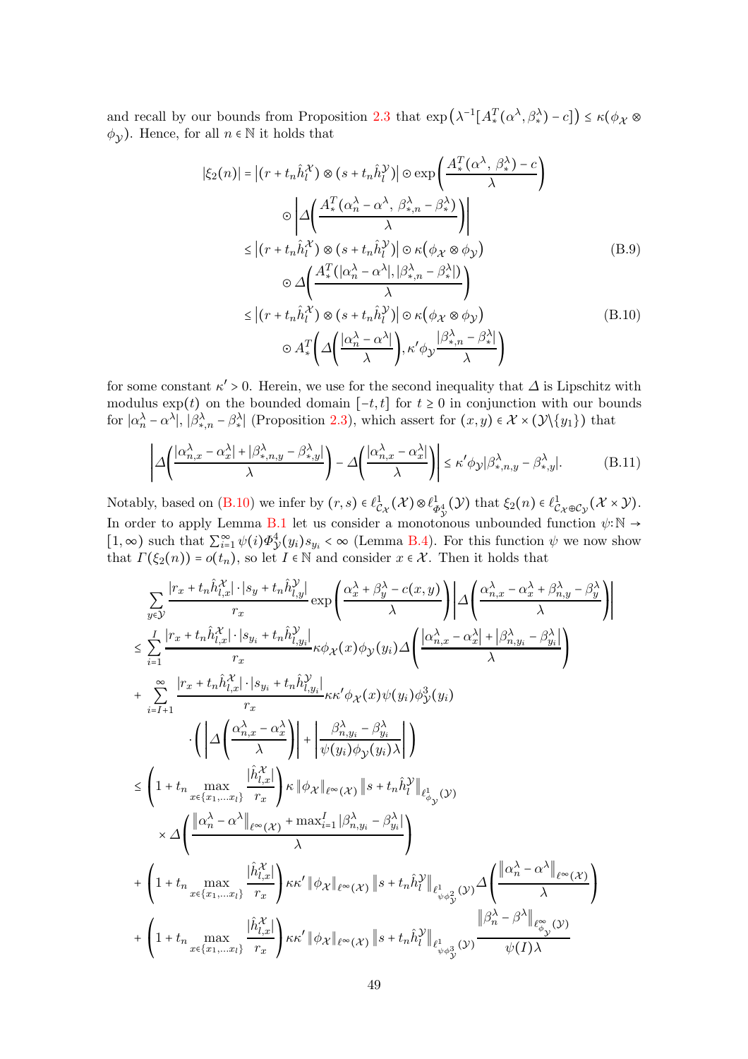and recall by our bounds from Proposition 2.3 that $\exp\left(\lambda^{-1}[A_*^T(\alpha^\lambda, \beta_*^\lambda) - c]\right) \le \kappa(\phi_{\mathcal{X}} \otimes \phi_{\mathcal{Y}})$. Hence, for all $n \in \mathbb{N}$ it holds that

$$
\begin{aligned}
|\xi_2(n)| &= \left|(r + t_n \hat{h}_l^{\mathcal{X}}) \otimes (s + t_n \hat{h}_l^{\mathcal{Y}})\right| \odot \exp\left(\frac{A_*^T(\alpha^\lambda, \beta_*^\lambda) - c}{\lambda}\right) \\
&\qquad \odot \left|\Delta\left(\frac{A_*^T(\alpha_n^\lambda - \alpha^\lambda, \beta_{*,n}^\lambda - \beta_*^\lambda)}{\lambda}\right)\right| \\
&\le \left|(r + t_n \hat{h}_l^{\mathcal{X}}) \otimes (s + t_n \hat{h}_l^{\mathcal{Y}})\right| \odot \kappa\left(\phi_{\mathcal{X}} \otimes \phi_{\mathcal{Y}}\right) \qquad \text{(B.9)} \\
&\qquad \odot \Delta\left(\frac{A_*^T(|\alpha_n^\lambda - \alpha^\lambda|, |\beta_{*,n}^\lambda - \beta_*^\lambda|)}{\lambda}\right) \\
&\le \left|(r + t_n \hat{h}_l^{\mathcal{X}}) \otimes (s + t_n \hat{h}_l^{\mathcal{Y}})\right| \odot \kappa\left(\phi_{\mathcal{X}} \otimes \phi_{\mathcal{Y}}\right) \qquad \text{(B.10)} \\
&\qquad \odot A_*^T\left(\Delta\left(\frac{|\alpha_n^\lambda - \alpha^\lambda|}{\lambda}\right), \kappa' \phi_{\mathcal{Y}} \frac{|\beta_{*,n}^\lambda - \beta_*^\lambda|}{\lambda}\right)
\end{aligned}
$$

for some constant $\kappa' > 0$. Herein, we use for the second inequality that $\Delta$ is Lipschitz with modulus $\exp(t)$ on the bounded domain $[-t, t]$ for $t \ge 0$ in conjunction with our bounds for $|\alpha_n^\lambda - \alpha^\lambda|, |\beta_{*,n}^\lambda - \beta_*^\lambda|$ (Proposition 2.3), which assert for $(x, y) \in \mathcal{X} \times (\mathcal{Y}\backslash\{y_1\})$ that

$$
\left|\Delta\left(\frac{|\alpha_{n,x}^\lambda - \alpha_x^\lambda| + |\beta_{*,n,y}^\lambda - \beta_{*,y}^\lambda|}{\lambda}\right) - \Delta\left(\frac{|\alpha_{n,x}^\lambda - \alpha_x^\lambda|}{\lambda}\right)\right| \le \kappa' \phi_{\mathcal{Y}} |\beta_{*,n,y}^\lambda - \beta_{*,y}^\lambda|. \qquad \text{(B.11)}
$$

Notably, based on (B.10) we infer by $(r, s) \in \ell^1_{\mathcal{C}_{\mathcal{X}}}(\mathcal{X}) \otimes \ell^1_{\Phi^4_{\mathcal{Y}}}(\mathcal{Y})$ that $\xi_2(n) \in \ell^1_{\mathcal{C}_{\mathcal{X}} \oplus \mathcal{C}_{\mathcal{Y}}}(\mathcal{X} \times \mathcal{Y})$. In order to apply Lemma B.1 let us consider a monotonous unbounded function $\psi: \mathbb{N} \to [1, \infty)$ such that $\sum_{i=1}^\infty \psi(i) \Phi^4_{\mathcal{Y}}(y_i) s_{y_i} < \infty$ (Lemma B.4). For this function $\psi$ we now show that $\Gamma(\xi_2(n)) = o(t_n)$, so let $I \in \mathbb{N}$ and consider $x \in \mathcal{X}$. Then it holds that

$$
\begin{aligned}
&\sum_{y \in \mathcal{Y}} \frac{|r_x + t_n \hat{h}_{l,x}^{\mathcal{X}}| \cdot |s_y + t_n \hat{h}_{l,y}^{\mathcal{Y}}|}{r_x} \exp\left(\frac{\alpha_x^\lambda + \beta_y^\lambda - c(x,y)}{\lambda}\right) \left|\Delta\left(\frac{\alpha_{n,x}^\lambda - \alpha_x^\lambda + \beta_{n,y}^\lambda - \beta_y^\lambda}{\lambda}\right)\right| \\
&\le \sum_{i=1}^I \frac{|r_x + t_n \hat{h}_{l,x}^{\mathcal{X}}| \cdot |s_{y_i} + t_n \hat{h}_{l,y_i}^{\mathcal{Y}}|}{r_x} \kappa \phi_{\mathcal{X}}(x) \phi_{\mathcal{Y}}(y_i) \Delta\left(\frac{|\alpha_{n,x}^\lambda - \alpha_x^\lambda| + |\beta_{n,y_i}^\lambda - \beta_{y_i}^\lambda|}{\lambda}\right) \\
&\quad + \sum_{i=I+1}^\infty \frac{|r_x + t_n \hat{h}_{l,x}^{\mathcal{X}}| \cdot |s_{y_i} + t_n \hat{h}_{l,y_i}^{\mathcal{Y}}|}{r_x} \kappa \kappa' \phi_{\mathcal{X}}(x) \psi(y_i) \phi^3_{\mathcal{Y}}(y_i) \\
&\qquad \cdot \left(\left|\Delta\left(\frac{\alpha_{n,x}^\lambda - \alpha_x^\lambda}{\lambda}\right)\right| + \left|\frac{\beta_{n,y_i}^\lambda - \beta_{y_i}^\lambda}{\psi(y_i)\phi_{\mathcal{Y}}(y_i)\lambda}\right|\right) \\
&\le \left(1 + t_n \max_{x \in \{x_1, \dots x_l\}} \frac{|\hat{h}_{l,x}^{\mathcal{X}}|}{r_x}\right) \kappa \left\|\phi_{\mathcal{X}}\right\|_{\ell^\infty(\mathcal{X})} \left\|s + t_n \hat{h}_l^{\mathcal{Y}}\right\|_{\ell^1_{\phi_{\mathcal{Y}}}(\mathcal{Y})} \\
&\quad \times \Delta\left(\frac{\left\|\alpha_n^\lambda - \alpha^\lambda\right\|_{\ell^\infty(\mathcal{X})} + \max_{i=1}^I |\beta_{n,y_i}^\lambda - \beta_{y_i}^\lambda|}{\lambda}\right) \\
&\quad + \left(1 + t_n \max_{x \in \{x_1, \dots x_l\}} \frac{|\hat{h}_{l,x}^{\mathcal{X}}|}{r_x}\right) \kappa \kappa' \left\|\phi_{\mathcal{X}}\right\|_{\ell^\infty(\mathcal{X})} \left\|s + t_n \hat{h}_l^{\mathcal{Y}}\right\|_{\ell^1_{\psi \phi^2_{\mathcal{Y}}}(\mathcal{Y})} \Delta\left(\frac{\left\|\alpha_n^\lambda - \alpha^\lambda\right\|_{\ell^\infty(\mathcal{X})}}{\lambda}\right) \\
&\quad + \left(1 + t_n \max_{x \in \{x_1, \dots x_l\}} \frac{|\hat{h}_{l,x}^{\mathcal{X}}|}{r_x}\right) \kappa \kappa' \left\|\phi_{\mathcal{X}}\right\|_{\ell^\infty(\mathcal{X})} \left\|s + t_n \hat{h}_l^{\mathcal{Y}}\right\|_{\ell^1_{\psi \phi^3_{\mathcal{Y}}}(\mathcal{Y})} \frac{\left\|\beta_n^\lambda - \beta^\lambda\right\|_{\ell^\infty_{\phi_{\mathcal{Y}}}(\mathcal{Y})}}{\psi(I)\lambda}
\end{aligned}
$$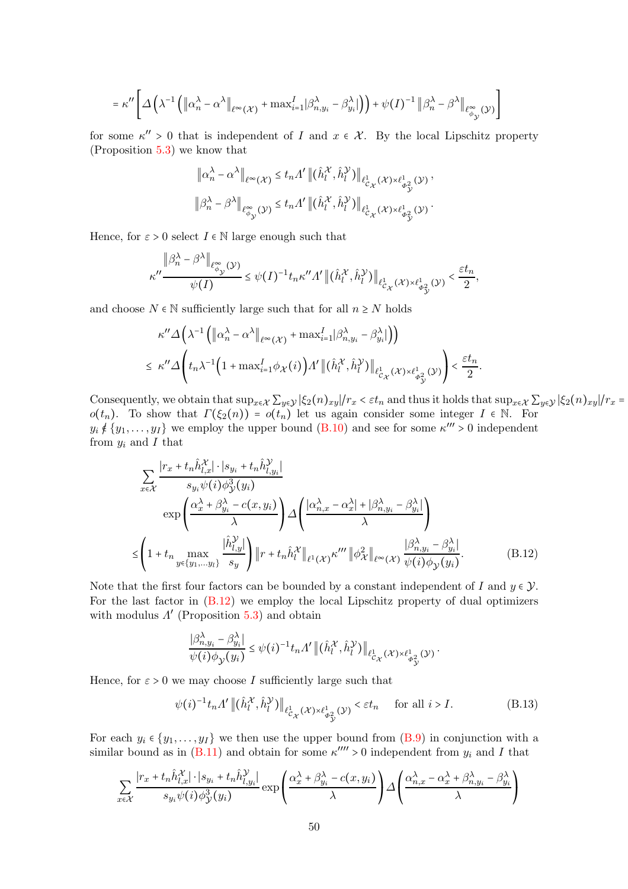$$= \kappa'' \left[ \Delta \left( \lambda^{-1} \left( \left\| \alpha_n^\lambda - \alpha^\lambda \right\|_{\ell^\infty(\mathcal{X})} + \max_{i=1}^I \left| \beta_{n,y_i}^\lambda - \beta_{y_i}^\lambda \right| \right) \right) + \psi(I)^{-1} \left\| \beta_n^\lambda - \beta^\lambda \right\|_{\ell^\infty_{\phi_\mathcal{Y}}(\mathcal{Y})} \right]$$

for some $\kappa'' > 0$ that is independent of $I$ and $x \in \mathcal{X}$. By the local Lipschitz property (Proposition 5.3) we know that

$$\left\| \alpha_n^\lambda - \alpha^\lambda \right\|_{\ell^\infty(\mathcal{X})} \le t_n \Lambda' \left\| (\hat{h}_l^\mathcal{X}, \hat{h}_l^\mathcal{Y}) \right\|_{\ell^1_{c_\mathcal{X}}(\mathcal{X}) \times \ell^1_{\phi^2_\mathcal{Y}}(\mathcal{Y})},$$

$$\left\| \beta_n^\lambda - \beta^\lambda \right\|_{\ell^\infty_{\phi_\mathcal{Y}}(\mathcal{Y})} \le t_n \Lambda' \left\| (\hat{h}_l^\mathcal{X}, \hat{h}_l^\mathcal{Y}) \right\|_{\ell^1_{c_\mathcal{X}}(\mathcal{X}) \times \ell^1_{\phi^2_\mathcal{Y}}(\mathcal{Y})}.$$

Hence, for $\varepsilon > 0$ select $I \in \mathbb{N}$ large enough such that

$$\kappa'' \frac{\left\| \beta_n^\lambda - \beta^\lambda \right\|_{\ell^\infty_{\phi_\mathcal{Y}}(\mathcal{Y})}}{\psi(I)} \le \psi(I)^{-1} t_n \kappa'' \Lambda' \left\| (\hat{h}_l^\mathcal{X}, \hat{h}_l^\mathcal{Y}) \right\|_{\ell^1_{c_\mathcal{X}}(\mathcal{X}) \times \ell^1_{\phi^2_\mathcal{Y}}(\mathcal{Y})} < \frac{\varepsilon t_n}{2},$$

and choose $N \in \mathbb{N}$ sufficiently large such that for all $n \ge N$ holds

$$\kappa'' \Delta \left( \lambda^{-1} \left( \left\| \alpha_n^\lambda - \alpha^\lambda \right\|_{\ell^\infty(\mathcal{X})} + \max_{i=1}^I \left| \beta_{n,y_i}^\lambda - \beta_{y_i}^\lambda \right| \right) \right)$$
$$\le \kappa'' \Delta \left( t_n \lambda^{-1} \left( 1 + \max_{i=1}^I \phi_\mathcal{X}(i) \right) \Lambda' \left\| (\hat{h}_l^\mathcal{X}, \hat{h}_l^\mathcal{Y}) \right\|_{\ell^1_{c_\mathcal{X}}(\mathcal{X}) \times \ell^1_{\phi^2_\mathcal{Y}}(\mathcal{Y})} \right) < \frac{\varepsilon t_n}{2}.$$

Consequently, we obtain that $\sup_{x \in \mathcal{X}} \sum_{y \in \mathcal{Y}} |\xi_2(n)_{xy}|/r_x < \varepsilon t_n$ and thus it holds that $\sup_{x \in \mathcal{X}} \sum_{y \in \mathcal{Y}} |\xi_2(n)_{xy}|/r_x = o(t_n)$. To show that $\Gamma(\xi_2(n)) = o(t_n)$ let us again consider some integer $I \in \mathbb{N}$. For $y_i \notin \{y_1, \dots, y_I\}$ we employ the upper bound (B.10) and see for some $\kappa''' > 0$ independent from $y_i$ and $I$ that

$$\begin{aligned} \sum_{x \in \mathcal{X}} & \frac{|r_x + t_n \hat{h}_{l,x}^\mathcal{X}| \cdot |s_{y_i} + t_n \hat{h}_{l,y_i}^\mathcal{Y}|}{s_{y_i} \psi(i) \phi^3_\mathcal{Y}(y_i)} \\ & \exp\left( \frac{\alpha_x^\lambda + \beta_{y_i}^\lambda - c(x, y_i)}{\lambda} \right) \Delta \left( \frac{|\alpha_{n,x}^\lambda - \alpha_x^\lambda| + |\beta_{n,y_i}^\lambda - \beta_{y_i}^\lambda|}{\lambda} \right) \\ \le & \left( 1 + t_n \max_{y \in \{y_1, \dots y_I\}} \frac{|\hat{h}_{l,y}^\mathcal{Y}|}{s_y} \right) \left\| r + t_n \hat{h}_l^\mathcal{X} \right\|_{\ell^1(\mathcal{X})} \kappa''' \left\| \phi^2_\mathcal{X} \right\|_{\ell^\infty(\mathcal{X})} \frac{|\beta_{n,y_i}^\lambda - \beta_{y_i}^\lambda|}{\psi(i) \phi_\mathcal{Y}(y_i)}. \end{aligned} \tag{B.12}$$

Note that the first four factors can be bounded by a constant independent of $I$ and $y \in \mathcal{Y}$. For the last factor in (B.12) we employ the local Lipschitz property of dual optimizers with modulus $\Lambda'$ (Proposition 5.3) and obtain

$$\frac{|\beta_{n,y_i}^\lambda - \beta_{y_i}^\lambda|}{\psi(i) \phi_\mathcal{Y}(y_i)} \le \psi(i)^{-1} t_n \Lambda' \left\| (\hat{h}_l^\mathcal{X}, \hat{h}_l^\mathcal{Y}) \right\|_{\ell^1_{c_\mathcal{X}}(\mathcal{X}) \times \ell^1_{\phi^2_\mathcal{Y}}(\mathcal{Y})}.$$

Hence, for $\varepsilon > 0$ we may choose $I$ sufficiently large such that

$$\psi(i)^{-1} t_n \Lambda' \left\| (\hat{h}_l^\mathcal{X}, \hat{h}_l^\mathcal{Y}) \right\|_{\ell^1_{c_\mathcal{X}}(\mathcal{X}) \times \ell^1_{\phi^2_\mathcal{Y}}(\mathcal{Y})} < \varepsilon t_n \quad \text{ for all } i > I. \tag{B.13}$$

For each $y_i \in \{y_1, \dots, y_I\}$ we then use the upper bound from (B.9) in conjunction with a similar bound as in (B.11) and obtain for some $\kappa'''' > 0$ independent from $y_i$ and $I$ that

$$\sum_{x \in \mathcal{X}} \frac{|r_x + t_n \hat{h}_{l,x}^\mathcal{X}| \cdot |s_{y_i} + t_n \hat{h}_{l,y_i}^\mathcal{Y}|}{s_{y_i} \psi(i) \phi^3_\mathcal{Y}(y_i)} \exp\left( \frac{\alpha_x^\lambda + \beta_{y_i}^\lambda - c(x, y_i)}{\lambda} \right) \Delta \left( \frac{\alpha_{n,x}^\lambda - \alpha_x^\lambda + \beta_{n,y_i}^\lambda - \beta_{y_i}^\lambda}{\lambda} \right)$$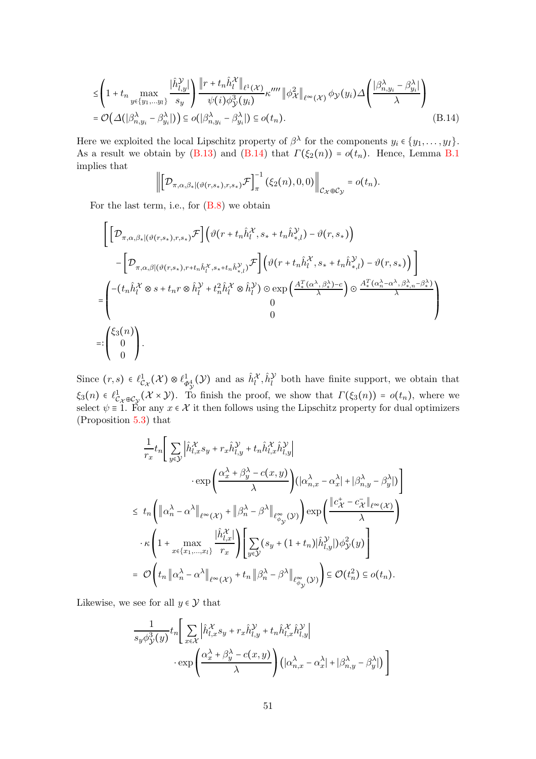$$
\begin{aligned}
&\leq \left(1 + t_n \max_{y \in \{y_1, \dots y_I\}} \frac{|\hat{h}^{\mathcal{Y}}_{l,y}|}{s_y}\right) \frac{\|r + t_n \hat{h}^{\mathcal{X}}_l\|_{\ell^1(\mathcal{X})}}{\psi(i)\phi^3_{\mathcal{Y}}(y_i)} \kappa'''' \left\|\phi^2_{\mathcal{X}}\right\|_{\ell^\infty(\mathcal{X})} \phi_{\mathcal{Y}}(y_i) \Delta\left(\frac{|\beta^\lambda_{n,y_i} - \beta^\lambda_{y_i}|}{\lambda}\right) \\
&= \mathcal{O}\big(\Delta(|\beta^\lambda_{n,y_i} - \beta^\lambda_{y_i}|)\big) \subseteq o(|\beta^\lambda_{n,y_i} - \beta^\lambda_{y_i}|) \subseteq o(t_n). \qquad \text{(B.14)}
\end{aligned}
$$

Here we exploited the local Lipschitz property of $\beta^\lambda$ for the components $y_i \in \{y_1, \dots, y_I\}$. As a result we obtain by (B.13) and (B.14) that $\Gamma(\xi_2(n)) = o(t_n)$. Hence, Lemma B.1 implies that

$$
\left\| \left[\mathcal{D}_{\pi,\alpha,\beta_*|(\vartheta(r,s_*),r,s_*)}\mathcal{F}\right]^{-1}_{\pi} (\xi_2(n), 0, 0) \right\|_{\mathcal{C}_{\mathcal{X}} \oplus \mathcal{C}_{\mathcal{Y}}} = o(t_n).
$$

For the last term, i.e., for (B.8) we obtain

$$
\begin{aligned}
&\Bigg[ \left[\mathcal{D}_{\pi,\alpha,\beta_*|(\vartheta(r,s_*),r,s_*)}\mathcal{F}\right]\left(\vartheta(r + t_n \hat{h}^{\mathcal{X}}_l, s_* + t_n \hat{h}^{\mathcal{Y}}_{*,l}) - \vartheta(r, s_*)\right) \\
&\qquad - \left[\mathcal{D}_{\pi,\alpha,\beta|(\vartheta(r,s_*),r + t_n \hat{h}^{\mathcal{X}}_l, s_* + t_n \hat{h}^{\mathcal{Y}}_{*,l})}\mathcal{F}\right]\left(\vartheta(r + t_n \hat{h}^{\mathcal{X}}_l, s_* + t_n \hat{h}^{\mathcal{Y}}_{*,l}) - \vartheta(r, s_*)\right) \Bigg] \\
&= \begin{pmatrix} -(t_n \hat{h}^{\mathcal{X}}_l \otimes s + t_n r \otimes \hat{h}^{\mathcal{Y}}_l + t_n^2 \hat{h}^{\mathcal{X}}_l \otimes \hat{h}^{\mathcal{Y}}_l) \odot \exp\left(\frac{A_*^T(\alpha^\lambda, \beta^\lambda_*) - c}{\lambda}\right) \odot \frac{A_*^T(\alpha^\lambda_n - \alpha^\lambda, \beta^\lambda_{*,n} - \beta^\lambda_*)}{\lambda} \\ 0 \\ 0 \end{pmatrix} \\
&=: \begin{pmatrix} \xi_3(n) \\ 0 \\ 0 \end{pmatrix}.
\end{aligned}
$$

Since $(r, s) \in \ell^1_{\mathcal{C}_{\mathcal{X}}}(\mathcal{X}) \otimes \ell^1_{\Phi^4_{\mathcal{Y}}}(\mathcal{Y})$ and $\hat{h}^{\mathcal{X}}_l, \hat{h}^{\mathcal{Y}}_l$ both have finite support, we obtain that $\xi_3(n) \in \ell^1_{\mathcal{C}_{\mathcal{X}} \oplus \mathcal{C}_{\mathcal{Y}}}(\mathcal{X} \times \mathcal{Y})$. To finish the proof, we show that $\Gamma(\xi_3(n)) = o(t_n)$, where we select $\psi \equiv 1$. For any $x \in \mathcal{X}$ it then follows using the Lipschitz property for dual optimizers (Proposition 5.3) that

$$
\begin{aligned}
&\frac{1}{r_x} t_n \Bigg[ \sum_{y \in \mathcal{Y}} \left|\hat{h}^{\mathcal{X}}_{l,x} s_y + r_x \hat{h}^{\mathcal{Y}}_{l,y} + t_n \hat{h}^{\mathcal{X}}_{l,x} \hat{h}^{\mathcal{Y}}_{l,y}\right| \\
&\qquad\qquad \cdot \exp\left(\frac{\alpha^\lambda_x + \beta^\lambda_y - c(x,y)}{\lambda}\right)(|\alpha^\lambda_{n,x} - \alpha^\lambda_x| + |\beta^\lambda_{n,y} - \beta^\lambda_y|)\Bigg] \\
&\leq\; t_n \left(\left\|\alpha^\lambda_n - \alpha^\lambda\right\|_{\ell^\infty(\mathcal{X})} + \left\|\beta^\lambda_n - \beta^\lambda\right\|_{\ell^\infty_{\phi_{\mathcal{Y}}}(\mathcal{Y})}\right) \exp\left(\frac{\|c^+_{\mathcal{X}} - c^-_{\mathcal{X}}\|_{\ell^\infty(\mathcal{X})}}{\lambda}\right) \\
&\quad \cdot \kappa \left(1 + \max_{x \in \{x_1, \dots, x_I\}} \frac{|\hat{h}^{\mathcal{X}}_{l,x}|}{r_x}\right)\left[\sum_{y \in \mathcal{Y}} (s_y + (1 + t_n)|\hat{h}^{\mathcal{Y}}_{l,y}|)\phi^2_{\mathcal{Y}}(y)\right] \\
&=\; \mathcal{O}\left(t_n \left\|\alpha^\lambda_n - \alpha^\lambda\right\|_{\ell^\infty(\mathcal{X})} + t_n \left\|\beta^\lambda_n - \beta^\lambda\right\|_{\ell^\infty_{\phi_{\mathcal{Y}}}(\mathcal{Y})}\right) \subseteq \mathcal{O}(t_n^2) \subseteq o(t_n).
\end{aligned}
$$

Likewise, we see for all $y \in \mathcal{Y}$ that

$$
\begin{aligned}
&\frac{1}{s_y \phi^3_{\mathcal{Y}}(y)} t_n \Bigg[ \sum_{x \in \mathcal{X}} \left|\hat{h}^{\mathcal{X}}_{l,x} s_y + r_x \hat{h}^{\mathcal{Y}}_{l,y} + t_n \hat{h}^{\mathcal{X}}_{l,x} \hat{h}^{\mathcal{Y}}_{l,y}\right| \\
&\qquad\qquad \cdot \exp\left(\frac{\alpha^\lambda_x + \beta^\lambda_y - c(x,y)}{\lambda}\right)\left(|\alpha^\lambda_{n,x} - \alpha^\lambda_x| + |\beta^\lambda_{n,y} - \beta^\lambda_y|\right)\Bigg]
\end{aligned}
$$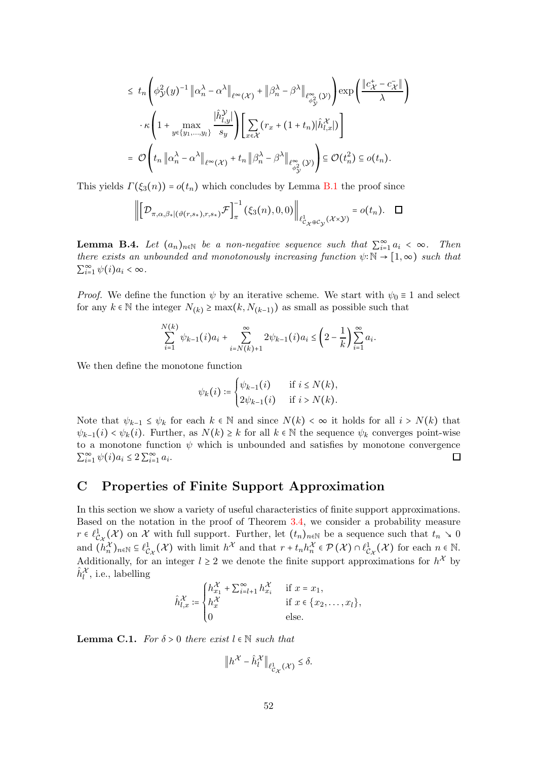$$
\begin{aligned}
&\leq t_n \left( \phi_{\mathcal{Y}}^2(y)^{-1} \left\| \alpha_n^\lambda - \alpha^\lambda \right\|_{\ell^\infty(\mathcal{X})} + \left\| \beta_n^\lambda - \beta^\lambda \right\|_{\ell^\infty_{\phi_{\mathcal{Y}}^2}(\mathcal{Y})} \right) \exp\left( \frac{\| c_{\mathcal{X}}^+ - c_{\mathcal{X}}^- \|}{\lambda} \right) \\
&\quad \cdot \kappa \left( 1 + \max_{y \in \{y_1, \ldots, y_l\}} \frac{|\hat{h}_{l,y}^{\mathcal{Y}}|}{s_y} \right) \left[ \sum_{x \in \mathcal{X}} (r_x + (1 + t_n) |\hat{h}_{l,x}^{\mathcal{X}}|) \right] \\
&= \mathcal{O}\left( t_n \left\| \alpha_n^\lambda - \alpha^\lambda \right\|_{\ell^\infty(\mathcal{X})} + t_n \left\| \beta_n^\lambda - \beta^\lambda \right\|_{\ell^\infty_{\phi_{\mathcal{Y}}^2}(\mathcal{Y})} \right) \subseteq \mathcal{O}(t_n^2) \subseteq o(t_n).
\end{aligned}
$$

This yields $\Gamma(\xi_3(n)) = o(t_n)$ which concludes by Lemma B.1 the proof since

$$
\left\| \left[ \mathcal{D}_{\pi, \alpha, \beta_* | (\vartheta(r, s_*), r, s_*)} \mathcal{F} \right]_\pi^{-1} (\xi_3(n), 0, 0) \right\|_{\ell^1_{c_{\mathcal{X}} \oplus c_{\mathcal{Y}}}(\mathcal{X} \times \mathcal{Y})} = o(t_n). \quad \square
$$

**Lemma B.4.** *Let $(a_n)_{n \in \mathbb{N}}$ be a non-negative sequence such that $\sum_{i=1}^\infty a_i < \infty$. Then there exists an unbounded and monotonously increasing function $\psi : \mathbb{N} \to [1, \infty)$ such that $\sum_{i=1}^\infty \psi(i) a_i < \infty$.*

*Proof.* We define the function $\psi$ by an iterative scheme. We start with $\psi_0 \equiv 1$ and select for any $k \in \mathbb{N}$ the integer $N_{(k)} \geq \max(k, N_{(k-1)})$ as small as possible such that

$$
\sum_{i=1}^{N(k)} \psi_{k-1}(i) a_i + \sum_{i=N(k)+1}^\infty 2\psi_{k-1}(i) a_i \leq \left( 2 - \frac{1}{k} \right) \sum_{i=1}^\infty a_i.
$$

We then define the monotone function

$$
\psi_k(i) := \begin{cases} \psi_{k-1}(i) & \text{if } i \leq N(k), \\ 2\psi_{k-1}(i) & \text{if } i > N(k). \end{cases}
$$

Note that $\psi_{k-1} \leq \psi_k$ for each $k \in \mathbb{N}$ and since $N(k) < \infty$ it holds for all $i > N(k)$ that $\psi_{k-1}(i) < \psi_k(i)$. Further, as $N(k) \geq k$ for all $k \in \mathbb{N}$ the sequence $\psi_k$ converges point-wise to a monotone function $\psi$ which is unbounded and satisfies by monotone convergence $\sum_{i=1}^\infty \psi(i) a_i \leq 2 \sum_{i=1}^\infty a_i$. $\square$

# C Properties of Finite Support Approximation

In this section we show a variety of useful characteristics of finite support approximations. Based on the notation in the proof of Theorem 3.4, we consider a probability measure $r \in \ell^1_{c_{\mathcal{X}}}(\mathcal{X})$ on $\mathcal{X}$ with full support. Further, let $(t_n)_{n \in \mathbb{N}}$ be a sequence such that $t_n \searrow 0$ and $(h_n^{\mathcal{X}})_{n \in \mathbb{N}} \subseteq \ell^1_{c_{\mathcal{X}}}(\mathcal{X})$ with limit $h^{\mathcal{X}}$ and that $r + t_n h_n^{\mathcal{X}} \in \mathcal{P}(\mathcal{X}) \cap \ell^1_{c_{\mathcal{X}}}(\mathcal{X})$ for each $n \in \mathbb{N}$. Additionally, for an integer $l \geq 2$ we denote the finite support approximations for $h^{\mathcal{X}}$ by $\hat{h}_l^{\mathcal{X}}$, i.e., labelling

$$
\hat{h}_{l,x}^{\mathcal{X}} := \begin{cases} h_{x_1}^{\mathcal{X}} + \sum_{i=l+1}^\infty h_{x_i}^{\mathcal{X}} & \text{if } x = x_1, \\ h_x^{\mathcal{X}} & \text{if } x \in \{x_2, \ldots, x_l\}, \\ 0 & \text{else.} \end{cases}
$$

**Lemma C.1.** *For $\delta > 0$ there exist $l \in \mathbb{N}$ such that*

$$
\left\| h^{\mathcal{X}} - \hat{h}_l^{\mathcal{X}} \right\|_{\ell^1_{c_{\mathcal{X}}}(\mathcal{X})} \leq \delta.
$$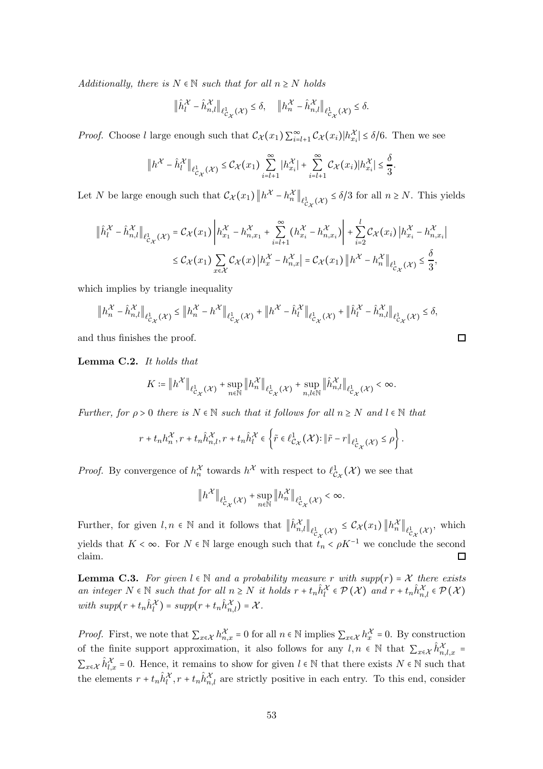*Additionally, there is $N \in \mathbb{N}$ such that for all $n \geq N$ holds*

$$\left\|\hat{h}_l^{\mathcal{X}} - \hat{h}_{n,l}^{\mathcal{X}}\right\|_{\ell^1_{\mathcal{C}_\mathcal{X}}(\mathcal{X})} \leq \delta, \quad \left\|h_n^{\mathcal{X}} - \hat{h}_{n,l}^{\mathcal{X}}\right\|_{\ell^1_{\mathcal{C}_\mathcal{X}}(\mathcal{X})} \leq \delta.$$

*Proof.* Choose $l$ large enough such that $\mathcal{C}_\mathcal{X}(x_1)\sum_{i=l+1}^{\infty}\mathcal{C}_\mathcal{X}(x_i)|h_{x_i}^{\mathcal{X}}| \leq \delta/6$. Then we see

$$\left\|h^{\mathcal{X}} - \hat{h}_l^{\mathcal{X}}\right\|_{\ell^1_{\mathcal{C}_\mathcal{X}}(\mathcal{X})} \leq \mathcal{C}_\mathcal{X}(x_1)\sum_{i=l+1}^{\infty}|h_{x_i}^{\mathcal{X}}| + \sum_{i=l+1}^{\infty}\mathcal{C}_\mathcal{X}(x_i)|h_{x_i}^{\mathcal{X}}| \leq \frac{\delta}{3}.$$

Let $N$ be large enough such that $\mathcal{C}_\mathcal{X}(x_1)\left\|h^{\mathcal{X}} - h_n^{\mathcal{X}}\right\|_{\ell^1_{\mathcal{C}_\mathcal{X}}(\mathcal{X})} \leq \delta/3$ for all $n \geq N$. This yields

$$\begin{aligned}
\left\|\hat{h}_l^{\mathcal{X}} - \hat{h}_{n,l}^{\mathcal{X}}\right\|_{\ell^1_{\mathcal{C}_\mathcal{X}}(\mathcal{X})} &= \mathcal{C}_\mathcal{X}(x_1)\left|h_{x_1}^{\mathcal{X}} - h_{n,x_1}^{\mathcal{X}} + \sum_{i=l+1}^{\infty}(h_{x_i}^{\mathcal{X}} - h_{n,x_i}^{\mathcal{X}})\right| + \sum_{i=2}^{l}\mathcal{C}_\mathcal{X}(x_i)\left|h_{x_i}^{\mathcal{X}} - h_{n,x_i}^{\mathcal{X}}\right| \\
&\leq \mathcal{C}_\mathcal{X}(x_1)\sum_{x\in\mathcal{X}}\mathcal{C}_\mathcal{X}(x)\left|h_x^{\mathcal{X}} - h_{n,x}^{\mathcal{X}}\right| = \mathcal{C}_\mathcal{X}(x_1)\left\|h^{\mathcal{X}} - h_n^{\mathcal{X}}\right\|_{\ell^1_{\mathcal{C}_\mathcal{X}}(\mathcal{X})} \leq \frac{\delta}{3},
\end{aligned}$$

which implies by triangle inequality

$$\left\|h_n^{\mathcal{X}} - \hat{h}_{n,l}^{\mathcal{X}}\right\|_{\ell^1_{\mathcal{C}_\mathcal{X}}(\mathcal{X})} \leq \left\|h_n^{\mathcal{X}} - h^{\mathcal{X}}\right\|_{\ell^1_{\mathcal{C}_\mathcal{X}}(\mathcal{X})} + \left\|h^{\mathcal{X}} - \hat{h}_l^{\mathcal{X}}\right\|_{\ell^1_{\mathcal{C}_\mathcal{X}}(\mathcal{X})} + \left\|\hat{h}_l^{\mathcal{X}} - \hat{h}_{n,l}^{\mathcal{X}}\right\|_{\ell^1_{\mathcal{C}_\mathcal{X}}(\mathcal{X})} \leq \delta,$$

and thus finishes the proof. □

**Lemma C.2.** *It holds that*

$$K := \left\|h^{\mathcal{X}}\right\|_{\ell^1_{\mathcal{C}_\mathcal{X}}(\mathcal{X})} + \sup_{n\in\mathbb{N}}\left\|h_n^{\mathcal{X}}\right\|_{\ell^1_{\mathcal{C}_\mathcal{X}}(\mathcal{X})} + \sup_{n,l\in\mathbb{N}}\left\|\hat{h}_{n,l}^{\mathcal{X}}\right\|_{\ell^1_{\mathcal{C}_\mathcal{X}}(\mathcal{X})} < \infty.$$

*Further, for $\rho > 0$ there is $N \in \mathbb{N}$ such that it follows for all $n \geq N$ and $l \in \mathbb{N}$ that*

$$r + t_n h_n^{\mathcal{X}}, r + t_n\hat{h}_{n,l}^{\mathcal{X}}, r + t_n\hat{h}_l^{\mathcal{X}} \in \left\{\tilde{r} \in \ell^1_{\mathcal{C}_\mathcal{X}}(\mathcal{X}) : \|\tilde{r} - r\|_{\ell^1_{\mathcal{C}_\mathcal{X}}(\mathcal{X})} \leq \rho\right\}.$$

*Proof.* By convergence of $h_n^{\mathcal{X}}$ towards $h^{\mathcal{X}}$ with respect to $\ell^1_{\mathcal{C}_\mathcal{X}}(\mathcal{X})$ we see that

$$\left\|h^{\mathcal{X}}\right\|_{\ell^1_{\mathcal{C}_\mathcal{X}}(\mathcal{X})} + \sup_{n\in\mathbb{N}}\left\|h_n^{\mathcal{X}}\right\|_{\ell^1_{\mathcal{C}_\mathcal{X}}(\mathcal{X})} < \infty.$$

Further, for given $l, n \in \mathbb{N}$ and it follows that $\left\|\hat{h}_{n,l}^{\mathcal{X}}\right\|_{\ell^1_{\mathcal{C}_\mathcal{X}}(\mathcal{X})} \leq \mathcal{C}_\mathcal{X}(x_1)\left\|h_n^{\mathcal{X}}\right\|_{\ell^1_{\mathcal{C}_\mathcal{X}}(\mathcal{X})}$, which yields that $K < \infty$. For $N \in \mathbb{N}$ large enough such that $t_n < \rho K^{-1}$ we conclude the second claim. □

**Lemma C.3.** *For given $l \in \mathbb{N}$ and a probability measure $r$ with $supp(r) = \mathcal{X}$ there exists an integer $N \in \mathbb{N}$ such that for all $n \geq N$ it holds $r + t_n\hat{h}_l^{\mathcal{X}} \in \mathcal{P}(\mathcal{X})$ and $r + t_n\hat{h}_{n,l}^{\mathcal{X}} \in \mathcal{P}(\mathcal{X})$ with $supp(r + t_n\hat{h}_l^{\mathcal{X}}) = supp(r + t_n\hat{h}_{n,l}^{\mathcal{X}}) = \mathcal{X}$.*

*Proof.* First, we note that $\sum_{x\in\mathcal{X}} h_{n,x}^{\mathcal{X}} = 0$ for all $n \in \mathbb{N}$ implies $\sum_{x\in\mathcal{X}} h_x^{\mathcal{X}} = 0$. By construction of the finite support approximation, it also follows for any $l, n \in \mathbb{N}$ that $\sum_{x\in\mathcal{X}}\hat{h}_{n,l,x}^{\mathcal{X}} = \sum_{x\in\mathcal{X}}\hat{h}_{l,x}^{\mathcal{X}} = 0$. Hence, it remains to show for given $l \in \mathbb{N}$ that there exists $N \in \mathbb{N}$ such that the elements $r + t_n\hat{h}_l^{\mathcal{X}}, r + t_n\hat{h}_{n,l}^{\mathcal{X}}$ are strictly positive in each entry. To this end, consider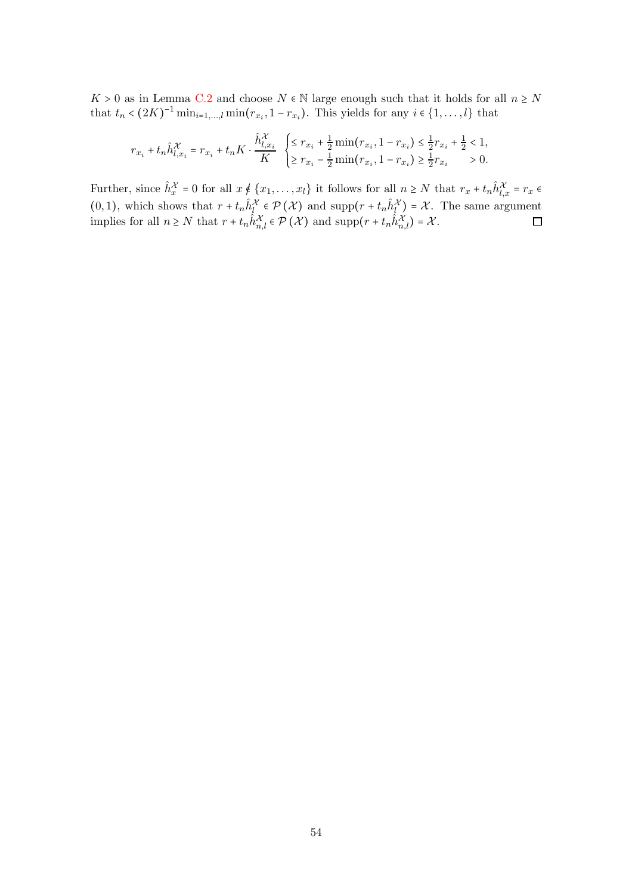$K > 0$ as in Lemma C.2 and choose $N \in \mathbb{N}$ large enough such that it holds for all $n \geq N$ that $t_n < (2K)^{-1} \min_{i=1,\ldots,l} \min(r_{x_i}, 1 - r_{x_i})$. This yields for any $i \in \{1, \ldots, l\}$ that

$$r_{x_i} + t_n \hat{h}^{\mathcal{X}}_{l,x_i} = r_{x_i} + t_n K \cdot \frac{\hat{h}^{\mathcal{X}}_{l,x_i}}{K} \begin{cases} \leq r_{x_i} + \frac{1}{2}\min(r_{x_i}, 1 - r_{x_i}) \leq \frac{1}{2} r_{x_i} + \frac{1}{2} < 1, \\ \geq r_{x_i} - \frac{1}{2}\min(r_{x_i}, 1 - r_{x_i}) \geq \frac{1}{2} r_{x_i} \qquad > 0. \end{cases}$$

Further, since $\hat{h}^{\mathcal{X}}_x = 0$ for all $x \notin \{x_1, \ldots, x_l\}$ it follows for all $n \geq N$ that $r_x + t_n \hat{h}^{\mathcal{X}}_{l,x} = r_x \in (0, 1)$, which shows that $r + t_n \hat{h}^{\mathcal{X}}_l \in \mathcal{P}(\mathcal{X})$ and $\operatorname{supp}(r + t_n \hat{h}^{\mathcal{X}}_l) = \mathcal{X}$. The same argument implies for all $n \geq N$ that $r + t_n \hat{h}^{\mathcal{X}}_{n,l} \in \mathcal{P}(\mathcal{X})$ and $\operatorname{supp}(r + t_n \hat{h}^{\mathcal{X}}_{n,l}) = \mathcal{X}$. $\square$